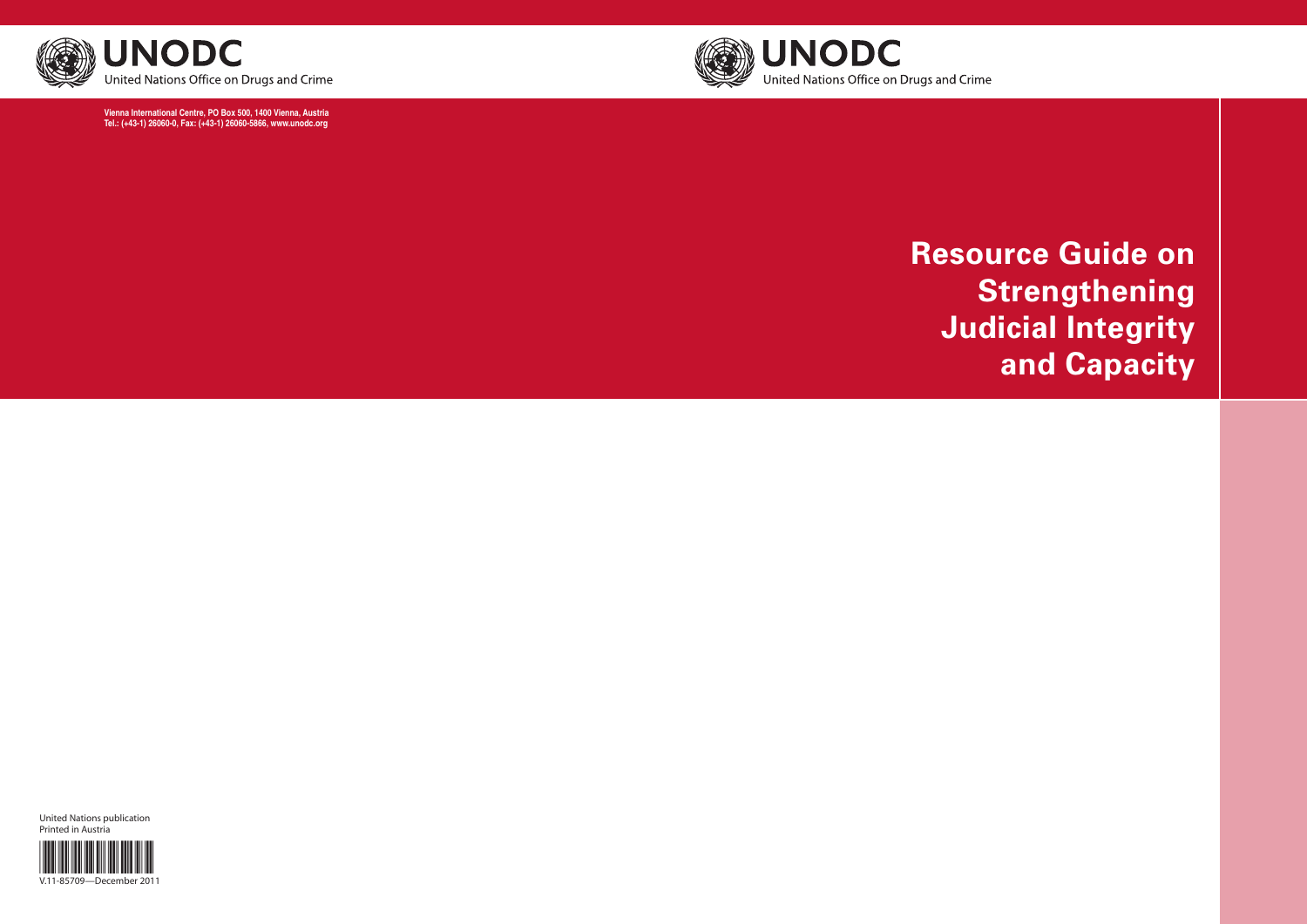UNODC
United Nations Office on Drugs and Crime

Vienna International Centre, PO Box 500, 1400 Vienna, Austria
Tel.: (+43-1) 26060-0, Fax: (+43-1) 26060-5866, www.unodc.org

United Nations publication
Printed in Austria

V.11-85709—December 2011

UNODC
United Nations Office on Drugs and Crime

# Resource Guide on Strengthening Judicial Integrity and Capacity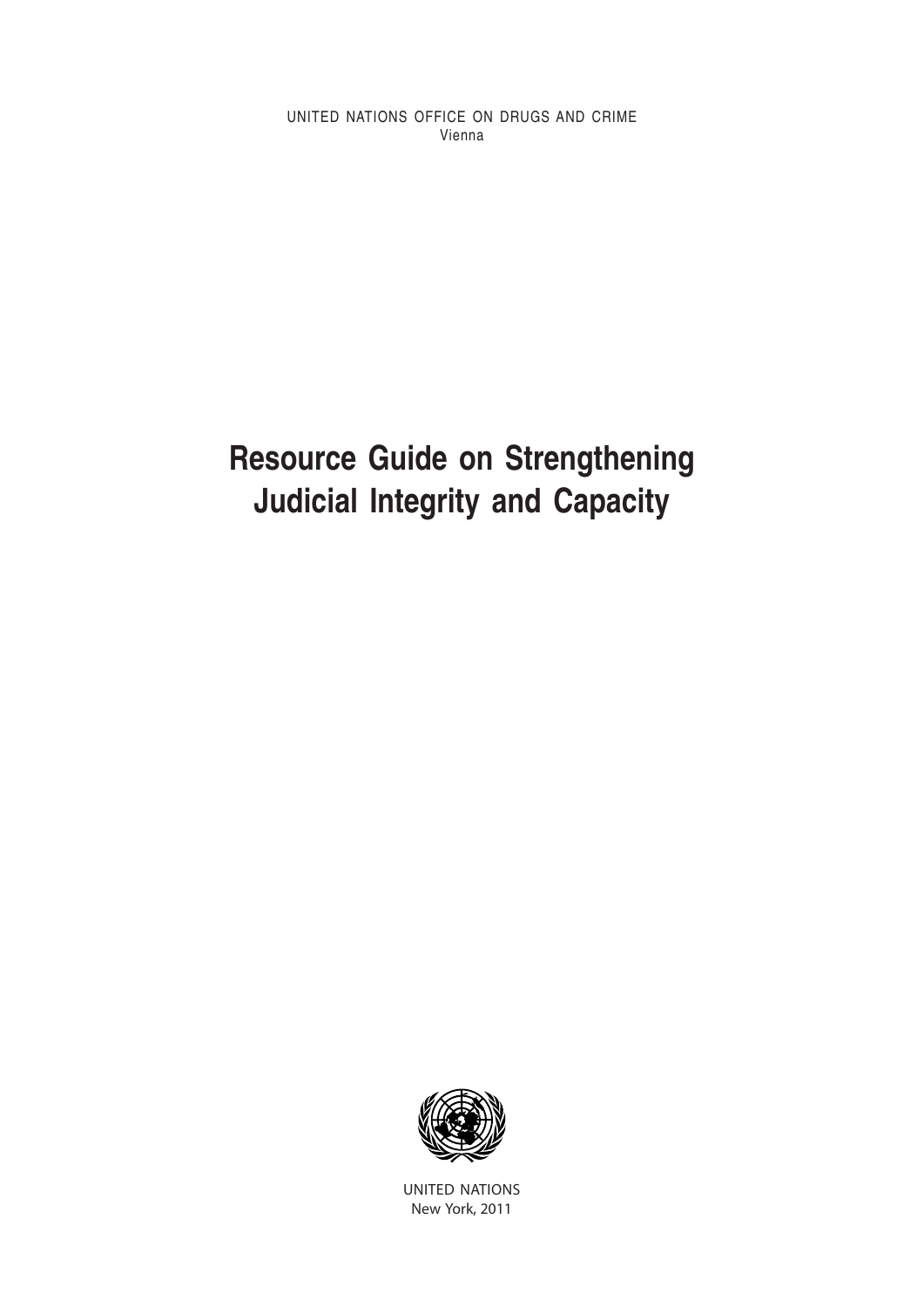UNITED NATIONS OFFICE ON DRUGS AND CRIME
Vienna

# Resource Guide on Strengthening Judicial Integrity and Capacity

UNITED NATIONS
New York, 2011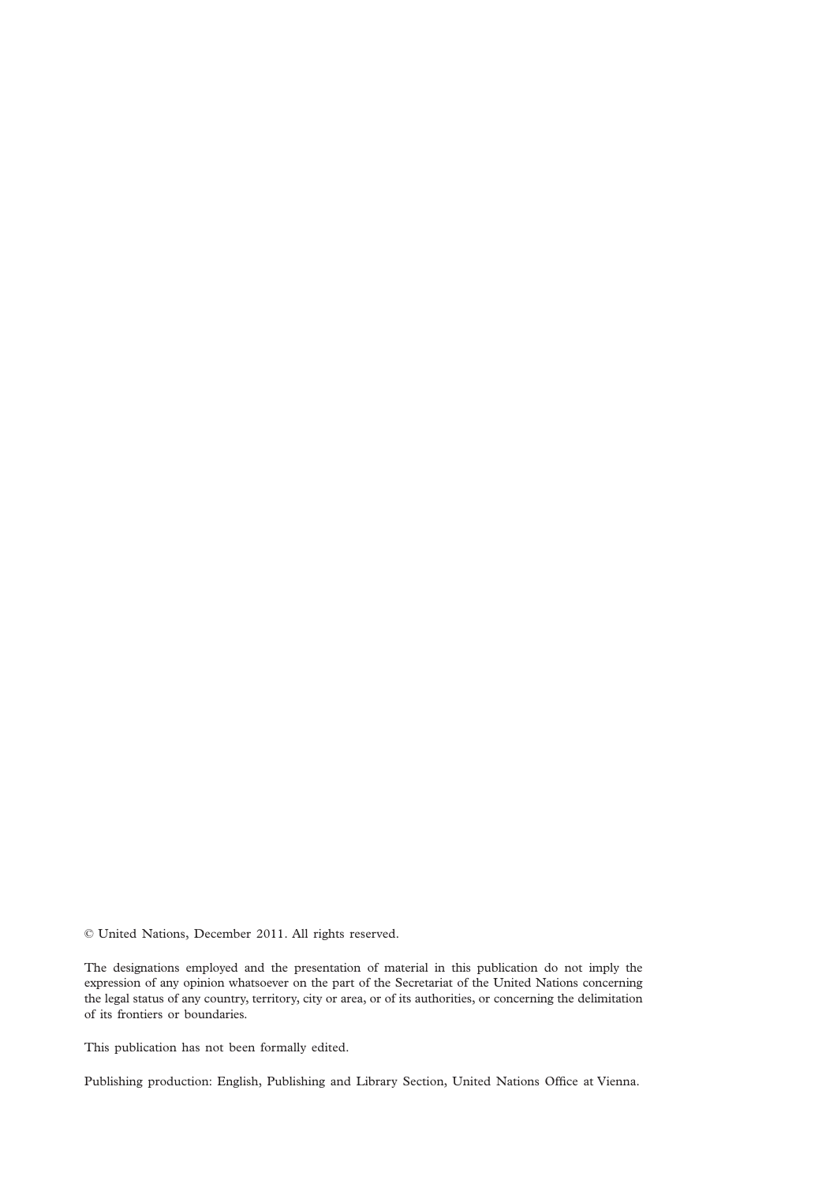© United Nations, December 2011. All rights reserved.

The designations employed and the presentation of material in this publication do not imply the expression of any opinion whatsoever on the part of the Secretariat of the United Nations concerning the legal status of any country, territory, city or area, or of its authorities, or concerning the delimitation of its frontiers or boundaries.

This publication has not been formally edited.

Publishing production: English, Publishing and Library Section, United Nations Office at Vienna.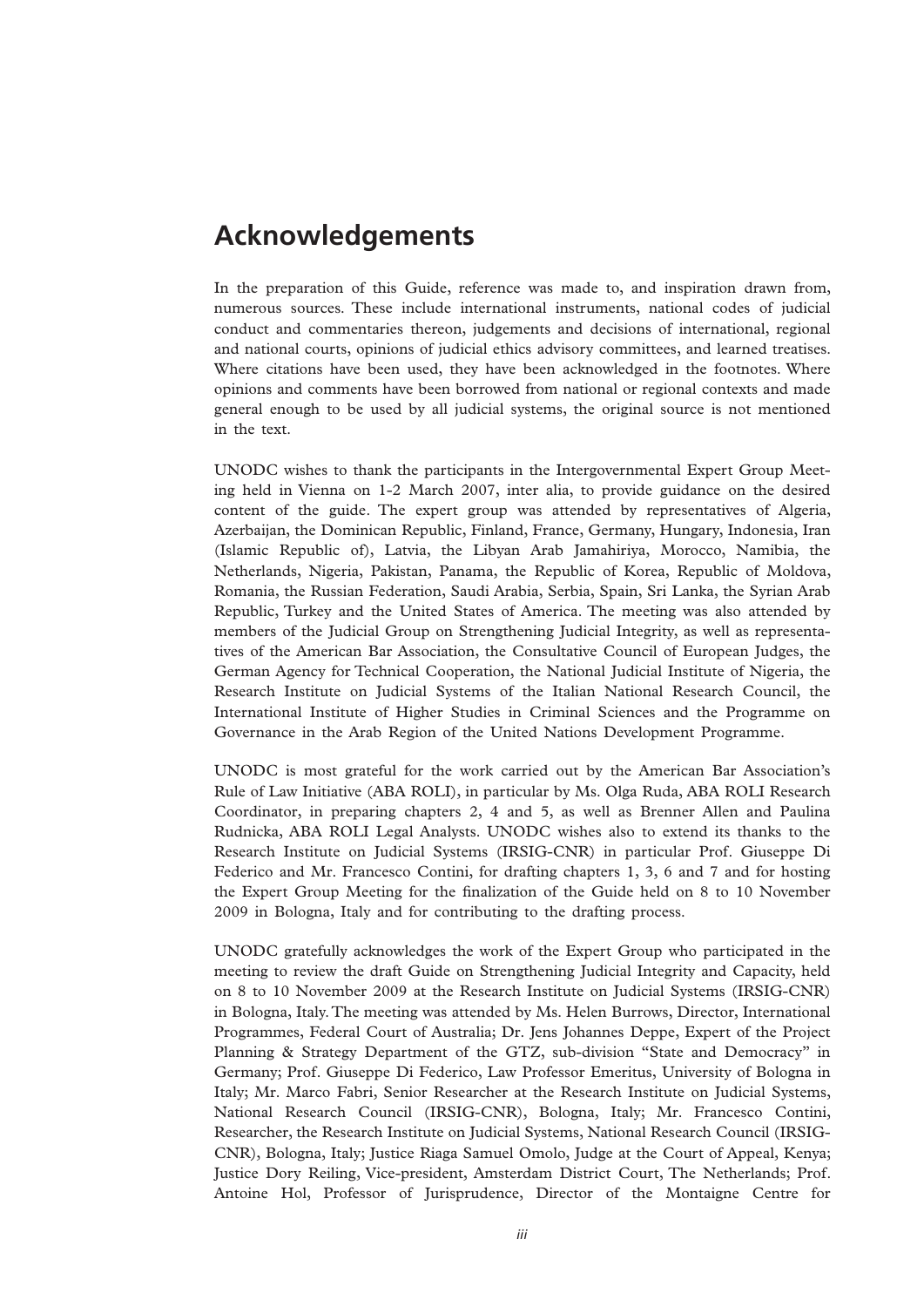# Acknowledgements

In the preparation of this Guide, reference was made to, and inspiration drawn from, numerous sources. These include international instruments, national codes of judicial conduct and commentaries thereon, judgements and decisions of international, regional and national courts, opinions of judicial ethics advisory committees, and learned treatises. Where citations have been used, they have been acknowledged in the footnotes. Where opinions and comments have been borrowed from national or regional contexts and made general enough to be used by all judicial systems, the original source is not mentioned in the text.

UNODC wishes to thank the participants in the Intergovernmental Expert Group Meeting held in Vienna on 1-2 March 2007, inter alia, to provide guidance on the desired content of the guide. The expert group was attended by representatives of Algeria, Azerbaijan, the Dominican Republic, Finland, France, Germany, Hungary, Indonesia, Iran (Islamic Republic of), Latvia, the Libyan Arab Jamahiriya, Morocco, Namibia, the Netherlands, Nigeria, Pakistan, Panama, the Republic of Korea, Republic of Moldova, Romania, the Russian Federation, Saudi Arabia, Serbia, Spain, Sri Lanka, the Syrian Arab Republic, Turkey and the United States of America. The meeting was also attended by members of the Judicial Group on Strengthening Judicial Integrity, as well as representatives of the American Bar Association, the Consultative Council of European Judges, the German Agency for Technical Cooperation, the National Judicial Institute of Nigeria, the Research Institute on Judicial Systems of the Italian National Research Council, the International Institute of Higher Studies in Criminal Sciences and the Programme on Governance in the Arab Region of the United Nations Development Programme.

UNODC is most grateful for the work carried out by the American Bar Association's Rule of Law Initiative (ABA ROLI), in particular by Ms. Olga Ruda, ABA ROLI Research Coordinator, in preparing chapters 2, 4 and 5, as well as Brenner Allen and Paulina Rudnicka, ABA ROLI Legal Analysts. UNODC wishes also to extend its thanks to the Research Institute on Judicial Systems (IRSIG-CNR) in particular Prof. Giuseppe Di Federico and Mr. Francesco Contini, for drafting chapters 1, 3, 6 and 7 and for hosting the Expert Group Meeting for the finalization of the Guide held on 8 to 10 November 2009 in Bologna, Italy and for contributing to the drafting process.

UNODC gratefully acknowledges the work of the Expert Group who participated in the meeting to review the draft Guide on Strengthening Judicial Integrity and Capacity, held on 8 to 10 November 2009 at the Research Institute on Judicial Systems (IRSIG-CNR) in Bologna, Italy. The meeting was attended by Ms. Helen Burrows, Director, International Programmes, Federal Court of Australia; Dr. Jens Johannes Deppe, Expert of the Project Planning & Strategy Department of the GTZ, sub-division "State and Democracy" in Germany; Prof. Giuseppe Di Federico, Law Professor Emeritus, University of Bologna in Italy; Mr. Marco Fabri, Senior Researcher at the Research Institute on Judicial Systems, National Research Council (IRSIG-CNR), Bologna, Italy; Mr. Francesco Contini, Researcher, the Research Institute on Judicial Systems, National Research Council (IRSIG-CNR), Bologna, Italy; Justice Riaga Samuel Omolo, Judge at the Court of Appeal, Kenya; Justice Dory Reiling, Vice-president, Amsterdam District Court, The Netherlands; Prof. Antoine Hol, Professor of Jurisprudence, Director of the Montaigne Centre for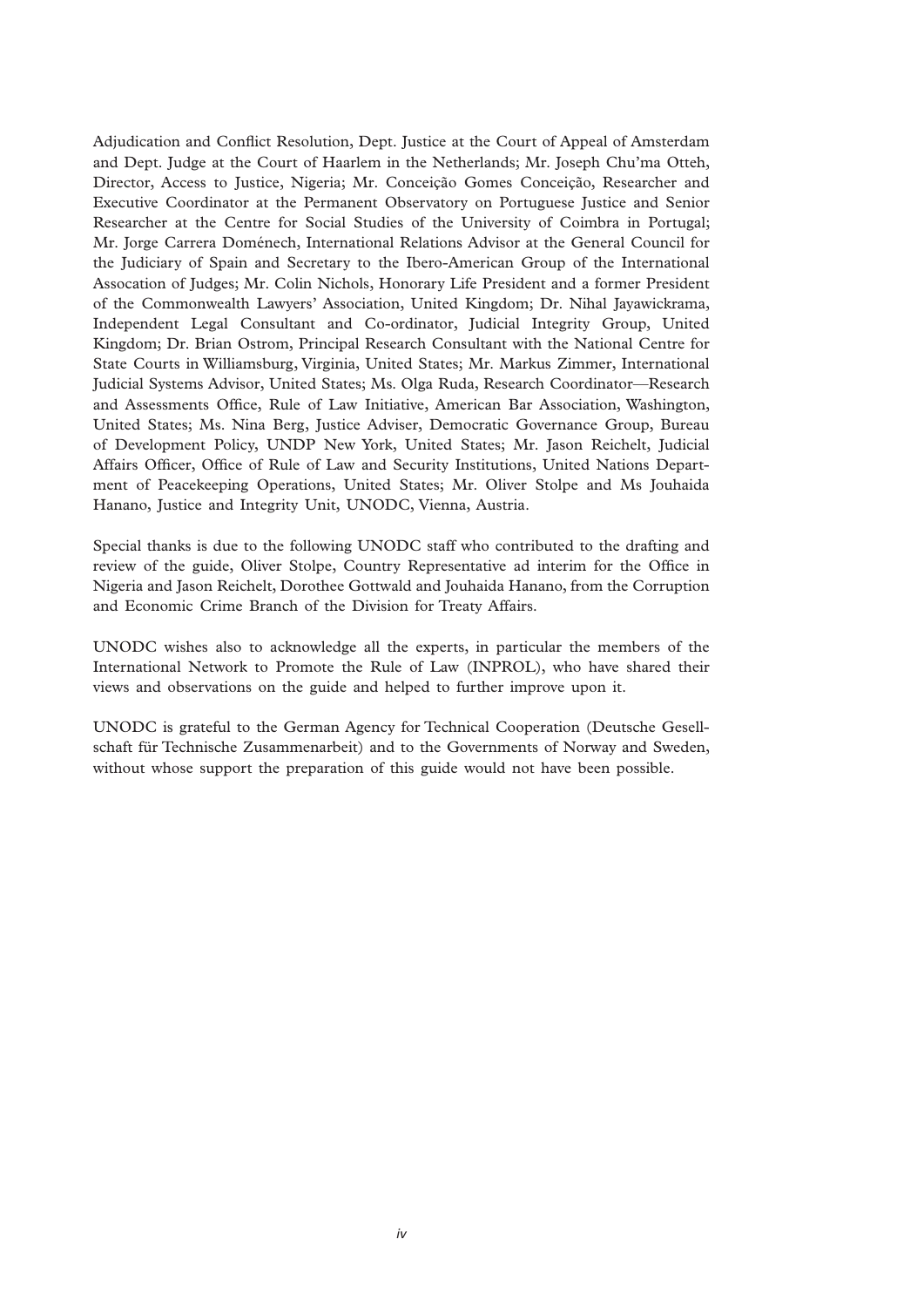Adjudication and Conflict Resolution, Dept. Justice at the Court of Appeal of Amsterdam and Dept. Judge at the Court of Haarlem in the Netherlands; Mr. Joseph Chu'ma Otteh, Director, Access to Justice, Nigeria; Mr. Conceição Gomes Conceição, Researcher and Executive Coordinator at the Permanent Observatory on Portuguese Justice and Senior Researcher at the Centre for Social Studies of the University of Coimbra in Portugal; Mr. Jorge Carrera Doménech, International Relations Advisor at the General Council for the Judiciary of Spain and Secretary to the Ibero-American Group of the International Assocation of Judges; Mr. Colin Nichols, Honorary Life President and a former President of the Commonwealth Lawyers' Association, United Kingdom; Dr. Nihal Jayawickrama, Independent Legal Consultant and Co-ordinator, Judicial Integrity Group, United Kingdom; Dr. Brian Ostrom, Principal Research Consultant with the National Centre for State Courts in Williamsburg, Virginia, United States; Mr. Markus Zimmer, International Judicial Systems Advisor, United States; Ms. Olga Ruda, Research Coordinator—Research and Assessments Office, Rule of Law Initiative, American Bar Association, Washington, United States; Ms. Nina Berg, Justice Adviser, Democratic Governance Group, Bureau of Development Policy, UNDP New York, United States; Mr. Jason Reichelt, Judicial Affairs Officer, Office of Rule of Law and Security Institutions, United Nations Department of Peacekeeping Operations, United States; Mr. Oliver Stolpe and Ms Jouhaida Hanano, Justice and Integrity Unit, UNODC, Vienna, Austria.

Special thanks is due to the following UNODC staff who contributed to the drafting and review of the guide, Oliver Stolpe, Country Representative ad interim for the Office in Nigeria and Jason Reichelt, Dorothee Gottwald and Jouhaida Hanano, from the Corruption and Economic Crime Branch of the Division for Treaty Affairs.

UNODC wishes also to acknowledge all the experts, in particular the members of the International Network to Promote the Rule of Law (INPROL), who have shared their views and observations on the guide and helped to further improve upon it.

UNODC is grateful to the German Agency for Technical Cooperation (Deutsche Gesellschaft für Technische Zusammenarbeit) and to the Governments of Norway and Sweden, without whose support the preparation of this guide would not have been possible.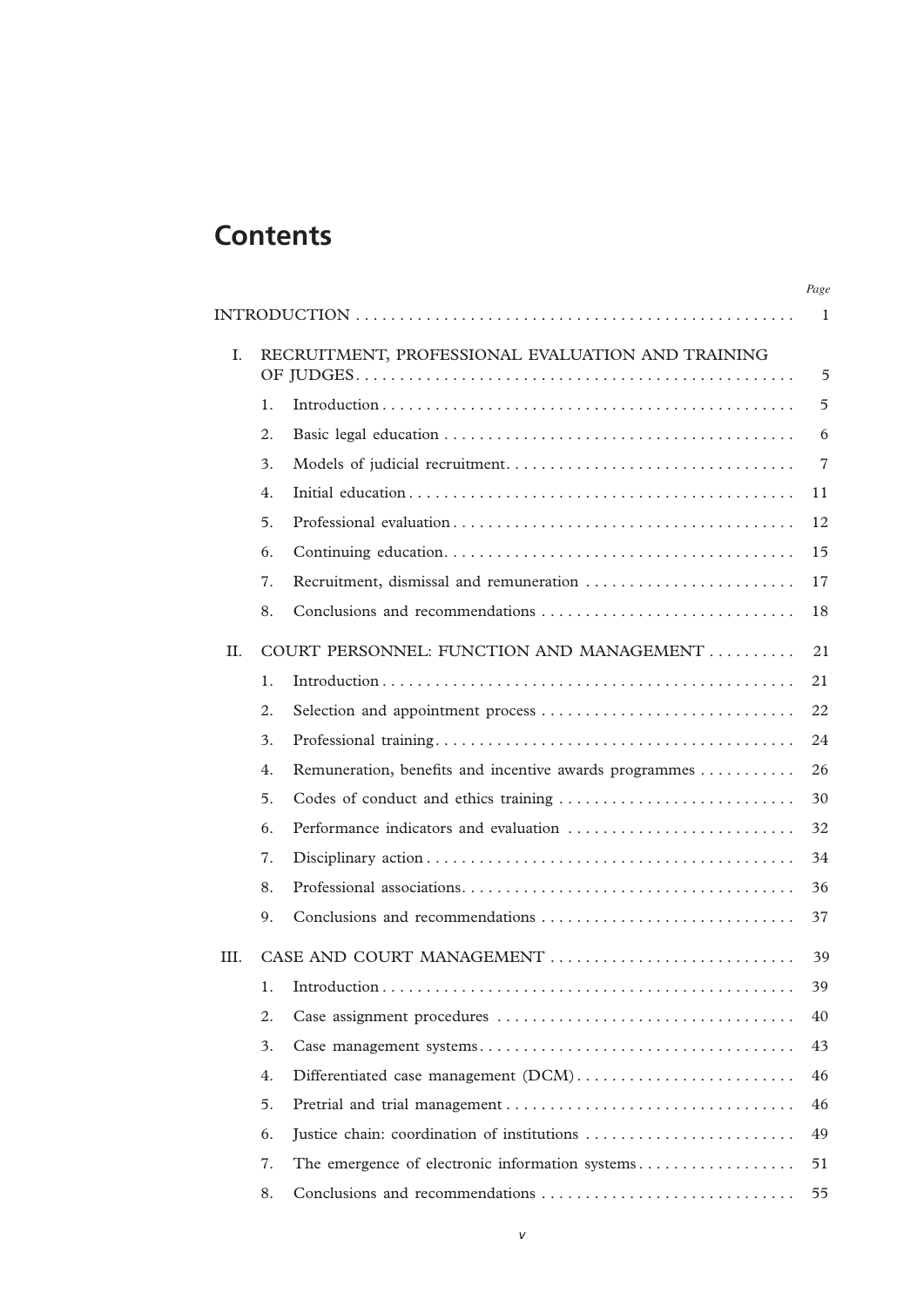# Contents

| | | | Page |
|---|---|---|---|
| INTRODUCTION | | | 1 |
| I. | RECRUITMENT, PROFESSIONAL EVALUATION AND TRAINING OF JUDGES | | 5 |
| | 1. | Introduction | 5 |
| | 2. | Basic legal education | 6 |
| | 3. | Models of judicial recruitment | 7 |
| | 4. | Initial education | 11 |
| | 5. | Professional evaluation | 12 |
| | 6. | Continuing education | 15 |
| | 7. | Recruitment, dismissal and remuneration | 17 |
| | 8. | Conclusions and recommendations | 18 |
| II. | COURT PERSONNEL: FUNCTION AND MANAGEMENT | | 21 |
| | 1. | Introduction | 21 |
| | 2. | Selection and appointment process | 22 |
| | 3. | Professional training | 24 |
| | 4. | Remuneration, benefits and incentive awards programmes | 26 |
| | 5. | Codes of conduct and ethics training | 30 |
| | 6. | Performance indicators and evaluation | 32 |
| | 7. | Disciplinary action | 34 |
| | 8. | Professional associations | 36 |
| | 9. | Conclusions and recommendations | 37 |
| III. | CASE AND COURT MANAGEMENT | | 39 |
| | 1. | Introduction | 39 |
| | 2. | Case assignment procedures | 40 |
| | 3. | Case management systems | 43 |
| | 4. | Differentiated case management (DCM) | 46 |
| | 5. | Pretrial and trial management | 46 |
| | 6. | Justice chain: coordination of institutions | 49 |
| | 7. | The emergence of electronic information systems | 51 |
| | 8. | Conclusions and recommendations | 55 |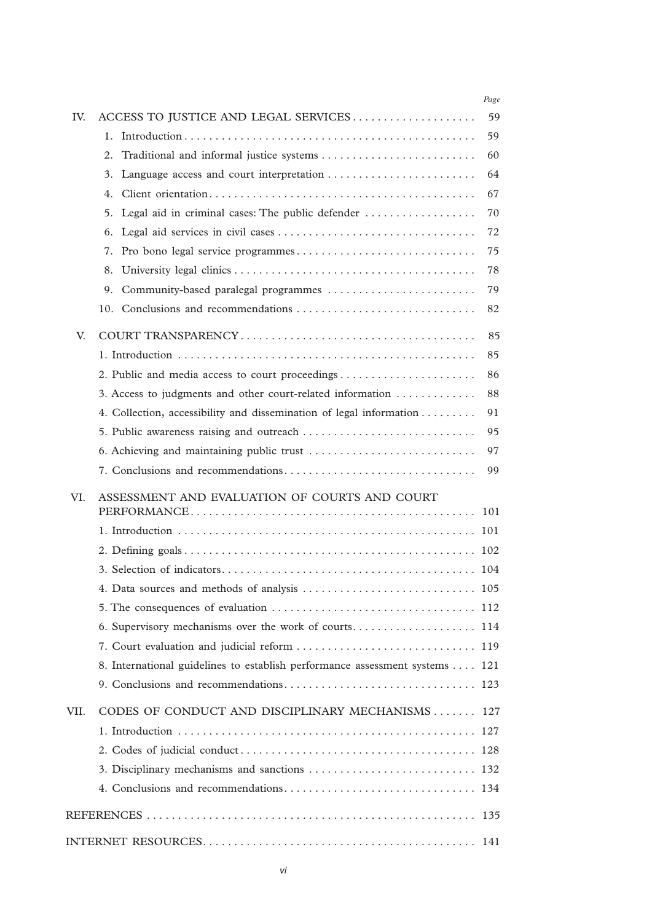| | | Page |
|---|---|---|
| IV. | ACCESS TO JUSTICE AND LEGAL SERVICES | 59 |
| | 1. Introduction | 59 |
| | 2. Traditional and informal justice systems | 60 |
| | 3. Language access and court interpretation | 64 |
| | 4. Client orientation | 67 |
| | 5. Legal aid in criminal cases: The public defender | 70 |
| | 6. Legal aid services in civil cases | 72 |
| | 7. Pro bono legal service programmes | 75 |
| | 8. University legal clinics | 78 |
| | 9. Community-based paralegal programmes | 79 |
| | 10. Conclusions and recommendations | 82 |
| V. | COURT TRANSPARENCY | 85 |
| | 1. Introduction | 85 |
| | 2. Public and media access to court proceedings | 86 |
| | 3. Access to judgments and other court-related information | 88 |
| | 4. Collection, accessibility and dissemination of legal information | 91 |
| | 5. Public awareness raising and outreach | 95 |
| | 6. Achieving and maintaining public trust | 97 |
| | 7. Conclusions and recommendations | 99 |
| VI. | ASSESSMENT AND EVALUATION OF COURTS AND COURT PERFORMANCE | 101 |
| | 1. Introduction | 101 |
| | 2. Defining goals | 102 |
| | 3. Selection of indicators | 104 |
| | 4. Data sources and methods of analysis | 105 |
| | 5. The consequences of evaluation | 112 |
| | 6. Supervisory mechanisms over the work of courts | 114 |
| | 7. Court evaluation and judicial reform | 119 |
| | 8. International guidelines to establish performance assessment systems | 121 |
| | 9. Conclusions and recommendations | 123 |
| VII. | CODES OF CONDUCT AND DISCIPLINARY MECHANISMS | 127 |
| | 1. Introduction | 127 |
| | 2. Codes of judicial conduct | 128 |
| | 3. Disciplinary mechanisms and sanctions | 132 |
| | 4. Conclusions and recommendations | 134 |
| REFERENCES | | 135 |
| INTERNET RESOURCES | | 141 |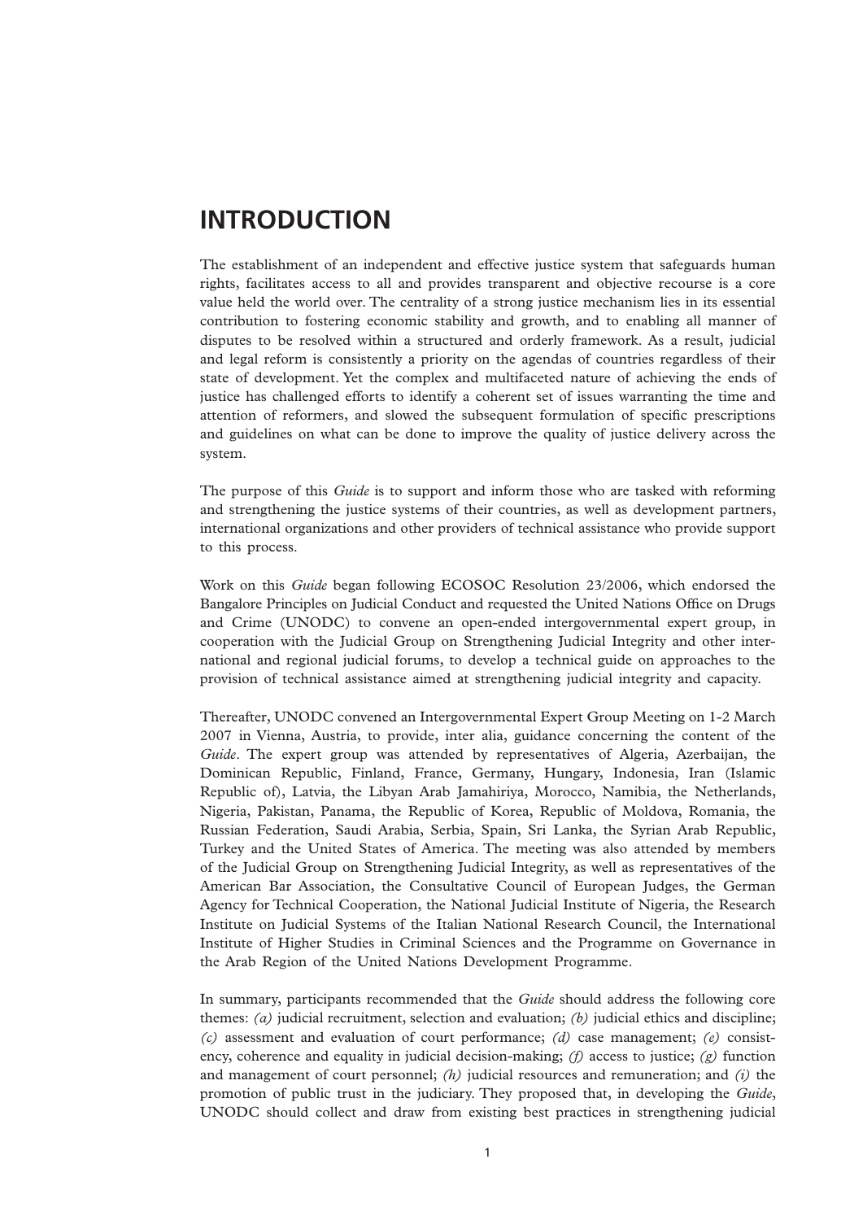# INTRODUCTION

The establishment of an independent and effective justice system that safeguards human rights, facilitates access to all and provides transparent and objective recourse is a core value held the world over. The centrality of a strong justice mechanism lies in its essential contribution to fostering economic stability and growth, and to enabling all manner of disputes to be resolved within a structured and orderly framework. As a result, judicial and legal reform is consistently a priority on the agendas of countries regardless of their state of development. Yet the complex and multifaceted nature of achieving the ends of justice has challenged efforts to identify a coherent set of issues warranting the time and attention of reformers, and slowed the subsequent formulation of specific prescriptions and guidelines on what can be done to improve the quality of justice delivery across the system.

The purpose of this *Guide* is to support and inform those who are tasked with reforming and strengthening the justice systems of their countries, as well as development partners, international organizations and other providers of technical assistance who provide support to this process.

Work on this *Guide* began following ECOSOC Resolution 23/2006, which endorsed the Bangalore Principles on Judicial Conduct and requested the United Nations Office on Drugs and Crime (UNODC) to convene an open-ended intergovernmental expert group, in cooperation with the Judicial Group on Strengthening Judicial Integrity and other international and regional judicial forums, to develop a technical guide on approaches to the provision of technical assistance aimed at strengthening judicial integrity and capacity.

Thereafter, UNODC convened an Intergovernmental Expert Group Meeting on 1-2 March 2007 in Vienna, Austria, to provide, inter alia, guidance concerning the content of the *Guide*. The expert group was attended by representatives of Algeria, Azerbaijan, the Dominican Republic, Finland, France, Germany, Hungary, Indonesia, Iran (Islamic Republic of), Latvia, the Libyan Arab Jamahiriya, Morocco, Namibia, the Netherlands, Nigeria, Pakistan, Panama, the Republic of Korea, Republic of Moldova, Romania, the Russian Federation, Saudi Arabia, Serbia, Spain, Sri Lanka, the Syrian Arab Republic, Turkey and the United States of America. The meeting was also attended by members of the Judicial Group on Strengthening Judicial Integrity, as well as representatives of the American Bar Association, the Consultative Council of European Judges, the German Agency for Technical Cooperation, the National Judicial Institute of Nigeria, the Research Institute on Judicial Systems of the Italian National Research Council, the International Institute of Higher Studies in Criminal Sciences and the Programme on Governance in the Arab Region of the United Nations Development Programme.

In summary, participants recommended that the *Guide* should address the following core themes: *(a)* judicial recruitment, selection and evaluation; *(b)* judicial ethics and discipline; *(c)* assessment and evaluation of court performance; *(d)* case management; *(e)* consistency, coherence and equality in judicial decision-making; *(f)* access to justice; *(g)* function and management of court personnel; *(h)* judicial resources and remuneration; and *(i)* the promotion of public trust in the judiciary. They proposed that, in developing the *Guide*, UNODC should collect and draw from existing best practices in strengthening judicial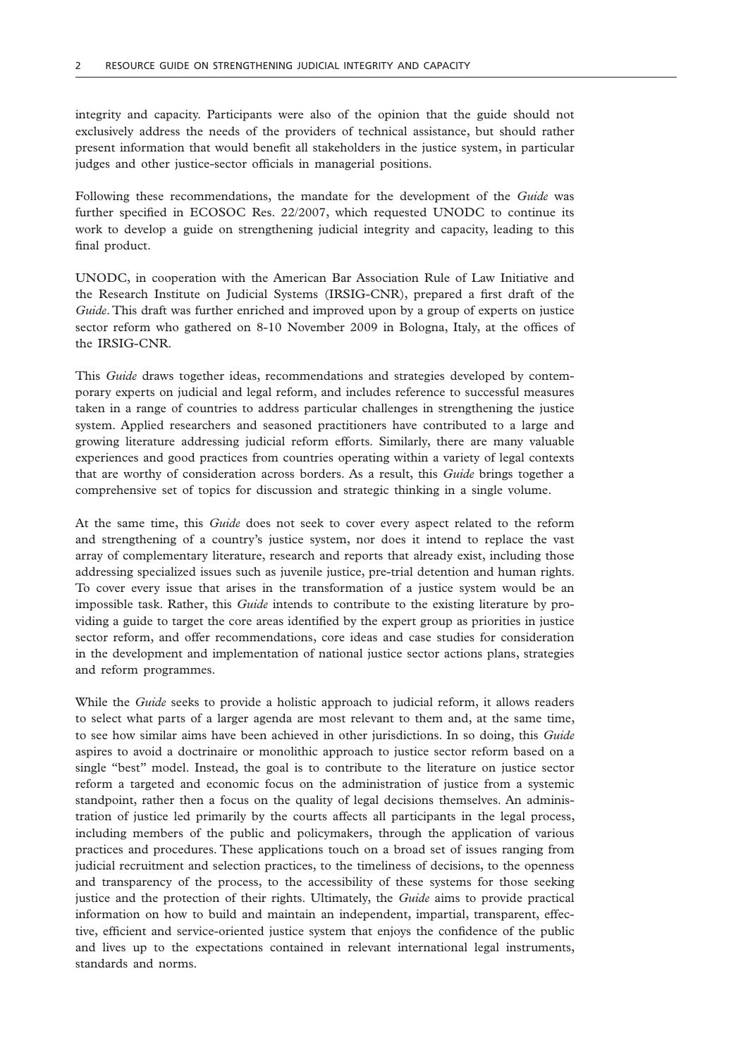integrity and capacity. Participants were also of the opinion that the guide should not exclusively address the needs of the providers of technical assistance, but should rather present information that would benefit all stakeholders in the justice system, in particular judges and other justice-sector officials in managerial positions.

Following these recommendations, the mandate for the development of the *Guide* was further specified in ECOSOC Res. 22/2007, which requested UNODC to continue its work to develop a guide on strengthening judicial integrity and capacity, leading to this final product.

UNODC, in cooperation with the American Bar Association Rule of Law Initiative and the Research Institute on Judicial Systems (IRSIG-CNR), prepared a first draft of the *Guide*. This draft was further enriched and improved upon by a group of experts on justice sector reform who gathered on 8-10 November 2009 in Bologna, Italy, at the offices of the IRSIG-CNR.

This *Guide* draws together ideas, recommendations and strategies developed by contemporary experts on judicial and legal reform, and includes reference to successful measures taken in a range of countries to address particular challenges in strengthening the justice system. Applied researchers and seasoned practitioners have contributed to a large and growing literature addressing judicial reform efforts. Similarly, there are many valuable experiences and good practices from countries operating within a variety of legal contexts that are worthy of consideration across borders. As a result, this *Guide* brings together a comprehensive set of topics for discussion and strategic thinking in a single volume.

At the same time, this *Guide* does not seek to cover every aspect related to the reform and strengthening of a country's justice system, nor does it intend to replace the vast array of complementary literature, research and reports that already exist, including those addressing specialized issues such as juvenile justice, pre-trial detention and human rights. To cover every issue that arises in the transformation of a justice system would be an impossible task. Rather, this *Guide* intends to contribute to the existing literature by providing a guide to target the core areas identified by the expert group as priorities in justice sector reform, and offer recommendations, core ideas and case studies for consideration in the development and implementation of national justice sector actions plans, strategies and reform programmes.

While the *Guide* seeks to provide a holistic approach to judicial reform, it allows readers to select what parts of a larger agenda are most relevant to them and, at the same time, to see how similar aims have been achieved in other jurisdictions. In so doing, this *Guide* aspires to avoid a doctrinaire or monolithic approach to justice sector reform based on a single "best" model. Instead, the goal is to contribute to the literature on justice sector reform a targeted and economic focus on the administration of justice from a systemic standpoint, rather then a focus on the quality of legal decisions themselves. An administration of justice led primarily by the courts affects all participants in the legal process, including members of the public and policymakers, through the application of various practices and procedures. These applications touch on a broad set of issues ranging from judicial recruitment and selection practices, to the timeliness of decisions, to the openness and transparency of the process, to the accessibility of these systems for those seeking justice and the protection of their rights. Ultimately, the *Guide* aims to provide practical information on how to build and maintain an independent, impartial, transparent, effective, efficient and service-oriented justice system that enjoys the confidence of the public and lives up to the expectations contained in relevant international legal instruments, standards and norms.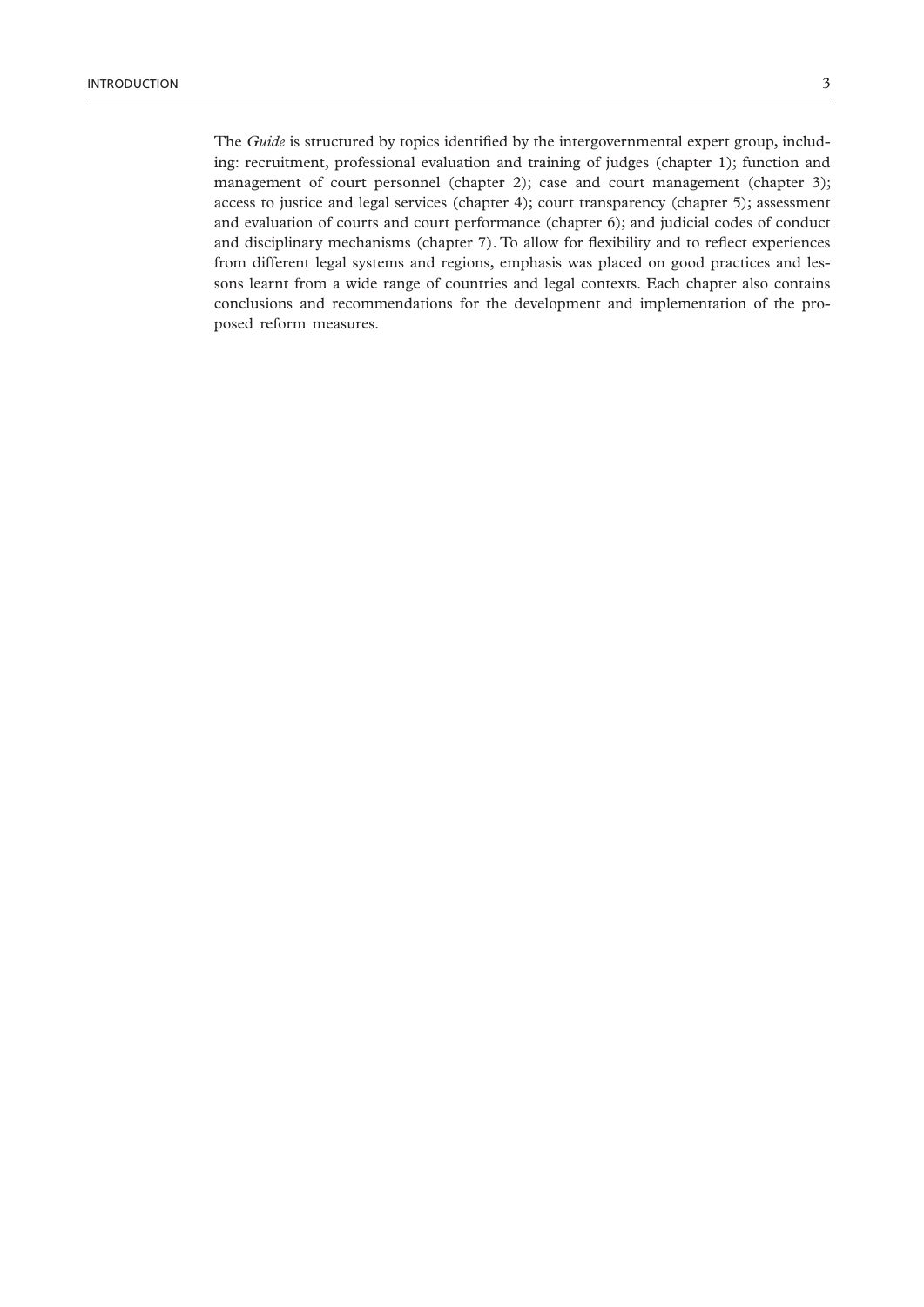The *Guide* is structured by topics identified by the intergovernmental expert group, including: recruitment, professional evaluation and training of judges (chapter 1); function and management of court personnel (chapter 2); case and court management (chapter 3); access to justice and legal services (chapter 4); court transparency (chapter 5); assessment and evaluation of courts and court performance (chapter 6); and judicial codes of conduct and disciplinary mechanisms (chapter 7). To allow for flexibility and to reflect experiences from different legal systems and regions, emphasis was placed on good practices and lessons learnt from a wide range of countries and legal contexts. Each chapter also contains conclusions and recommendations for the development and implementation of the proposed reform measures.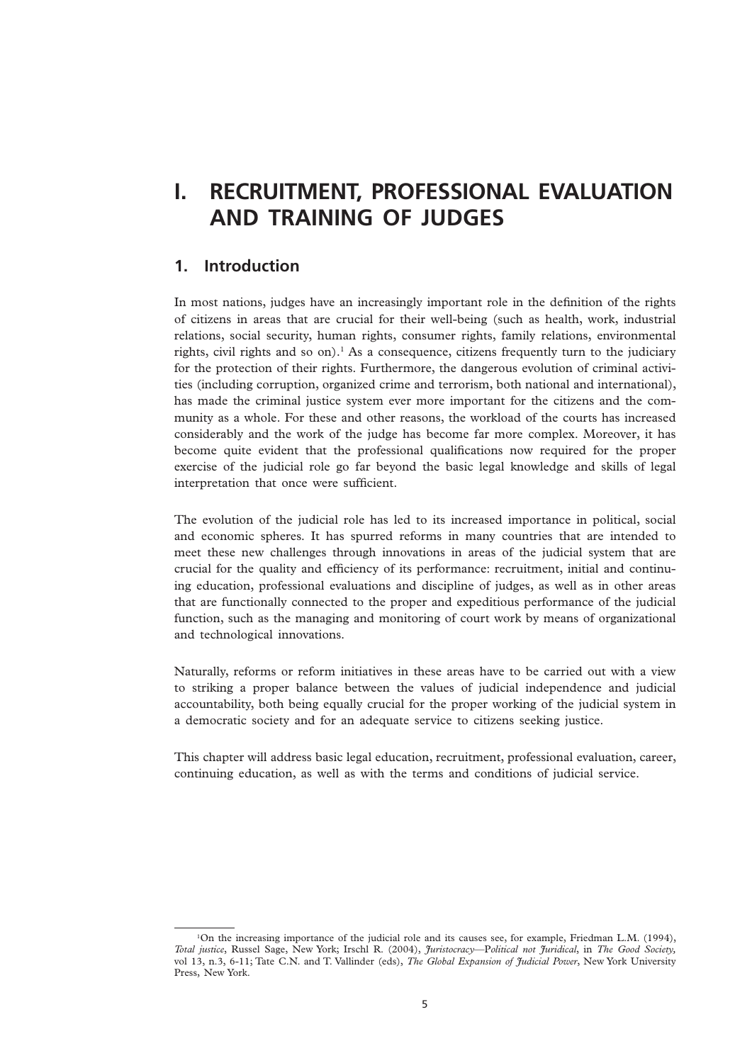# I. RECRUITMENT, PROFESSIONAL EVALUATION AND TRAINING OF JUDGES

## 1. Introduction

In most nations, judges have an increasingly important role in the definition of the rights of citizens in areas that are crucial for their well-being (such as health, work, industrial relations, social security, human rights, consumer rights, family relations, environmental rights, civil rights and so on).[1] As a consequence, citizens frequently turn to the judiciary for the protection of their rights. Furthermore, the dangerous evolution of criminal activities (including corruption, organized crime and terrorism, both national and international), has made the criminal justice system ever more important for the citizens and the community as a whole. For these and other reasons, the workload of the courts has increased considerably and the work of the judge has become far more complex. Moreover, it has become quite evident that the professional qualifications now required for the proper exercise of the judicial role go far beyond the basic legal knowledge and skills of legal interpretation that once were sufficient.

The evolution of the judicial role has led to its increased importance in political, social and economic spheres. It has spurred reforms in many countries that are intended to meet these new challenges through innovations in areas of the judicial system that are crucial for the quality and efficiency of its performance: recruitment, initial and continuing education, professional evaluations and discipline of judges, as well as in other areas that are functionally connected to the proper and expeditious performance of the judicial function, such as the managing and monitoring of court work by means of organizational and technological innovations.

Naturally, reforms or reform initiatives in these areas have to be carried out with a view to striking a proper balance between the values of judicial independence and judicial accountability, both being equally crucial for the proper working of the judicial system in a democratic society and for an adequate service to citizens seeking justice.

This chapter will address basic legal education, recruitment, professional evaluation, career, continuing education, as well as with the terms and conditions of judicial service.

---

[1] On the increasing importance of the judicial role and its causes see, for example, Friedman L.M. (1994), *Total justice*, Russel Sage, New York; Irschl R. (2004), *Juristocracy—Political not Juridical*, in *The Good Society*, vol 13, n.3, 6-11; Tate C.N. and T. Vallinder (eds), *The Global Expansion of Judicial Power*, New York University Press, New York.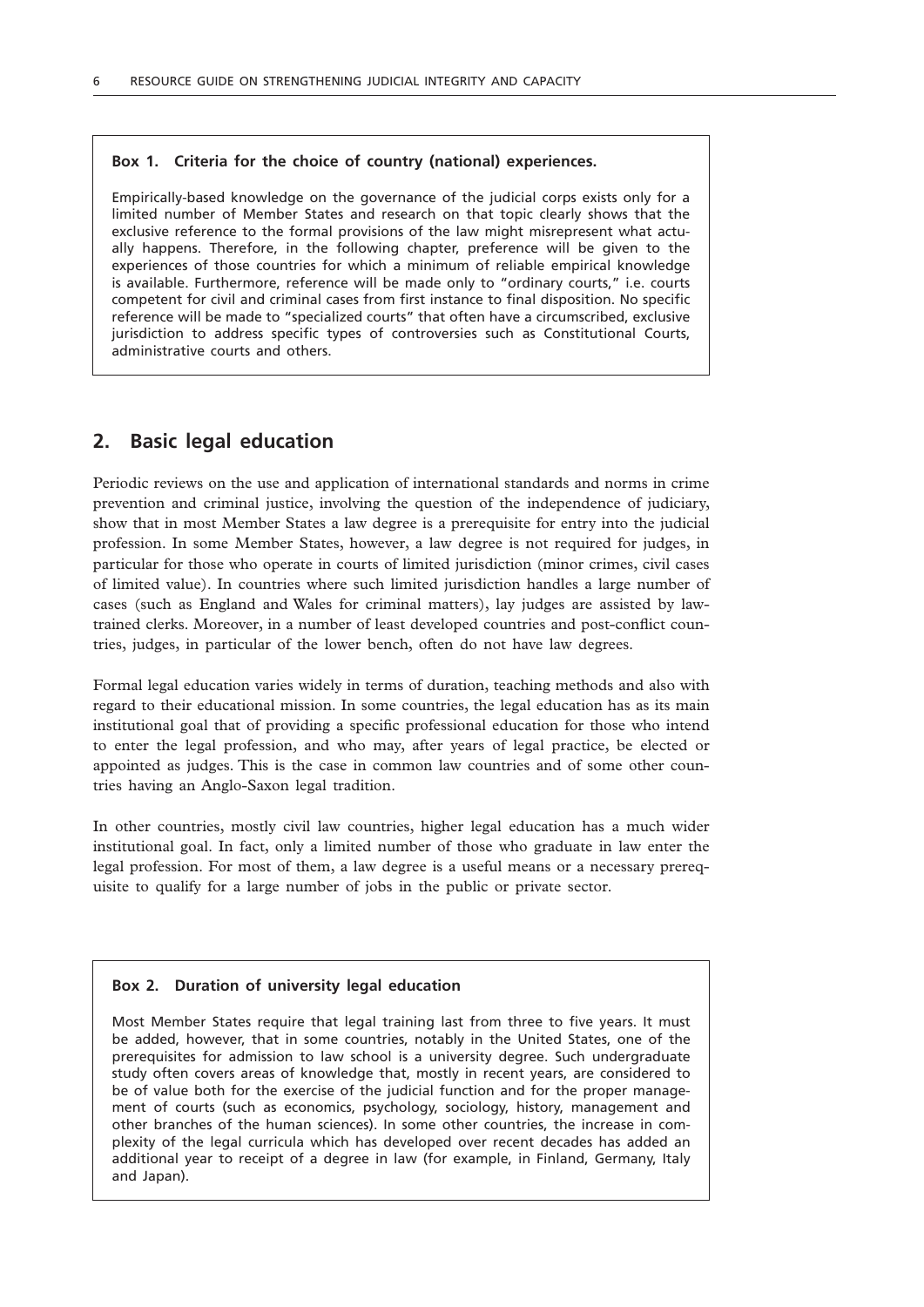**Box 1. Criteria for the choice of country (national) experiences.**

Empirically-based knowledge on the governance of the judicial corps exists only for a limited number of Member States and research on that topic clearly shows that the exclusive reference to the formal provisions of the law might misrepresent what actually happens. Therefore, in the following chapter, preference will be given to the experiences of those countries for which a minimum of reliable empirical knowledge is available. Furthermore, reference will be made only to "ordinary courts," i.e. courts competent for civil and criminal cases from first instance to final disposition. No specific reference will be made to "specialized courts" that often have a circumscribed, exclusive jurisdiction to address specific types of controversies such as Constitutional Courts, administrative courts and others.

## 2. Basic legal education

Periodic reviews on the use and application of international standards and norms in crime prevention and criminal justice, involving the question of the independence of judiciary, show that in most Member States a law degree is a prerequisite for entry into the judicial profession. In some Member States, however, a law degree is not required for judges, in particular for those who operate in courts of limited jurisdiction (minor crimes, civil cases of limited value). In countries where such limited jurisdiction handles a large number of cases (such as England and Wales for criminal matters), lay judges are assisted by law-trained clerks. Moreover, in a number of least developed countries and post-conflict countries, judges, in particular of the lower bench, often do not have law degrees.

Formal legal education varies widely in terms of duration, teaching methods and also with regard to their educational mission. In some countries, the legal education has as its main institutional goal that of providing a specific professional education for those who intend to enter the legal profession, and who may, after years of legal practice, be elected or appointed as judges. This is the case in common law countries and of some other countries having an Anglo-Saxon legal tradition.

In other countries, mostly civil law countries, higher legal education has a much wider institutional goal. In fact, only a limited number of those who graduate in law enter the legal profession. For most of them, a law degree is a useful means or a necessary prerequisite to qualify for a large number of jobs in the public or private sector.

**Box 2. Duration of university legal education**

Most Member States require that legal training last from three to five years. It must be added, however, that in some countries, notably in the United States, one of the prerequisites for admission to law school is a university degree. Such undergraduate study often covers areas of knowledge that, mostly in recent years, are considered to be of value both for the exercise of the judicial function and for the proper management of courts (such as economics, psychology, sociology, history, management and other branches of the human sciences). In some other countries, the increase in complexity of the legal curricula which has developed over recent decades has added an additional year to receipt of a degree in law (for example, in Finland, Germany, Italy and Japan).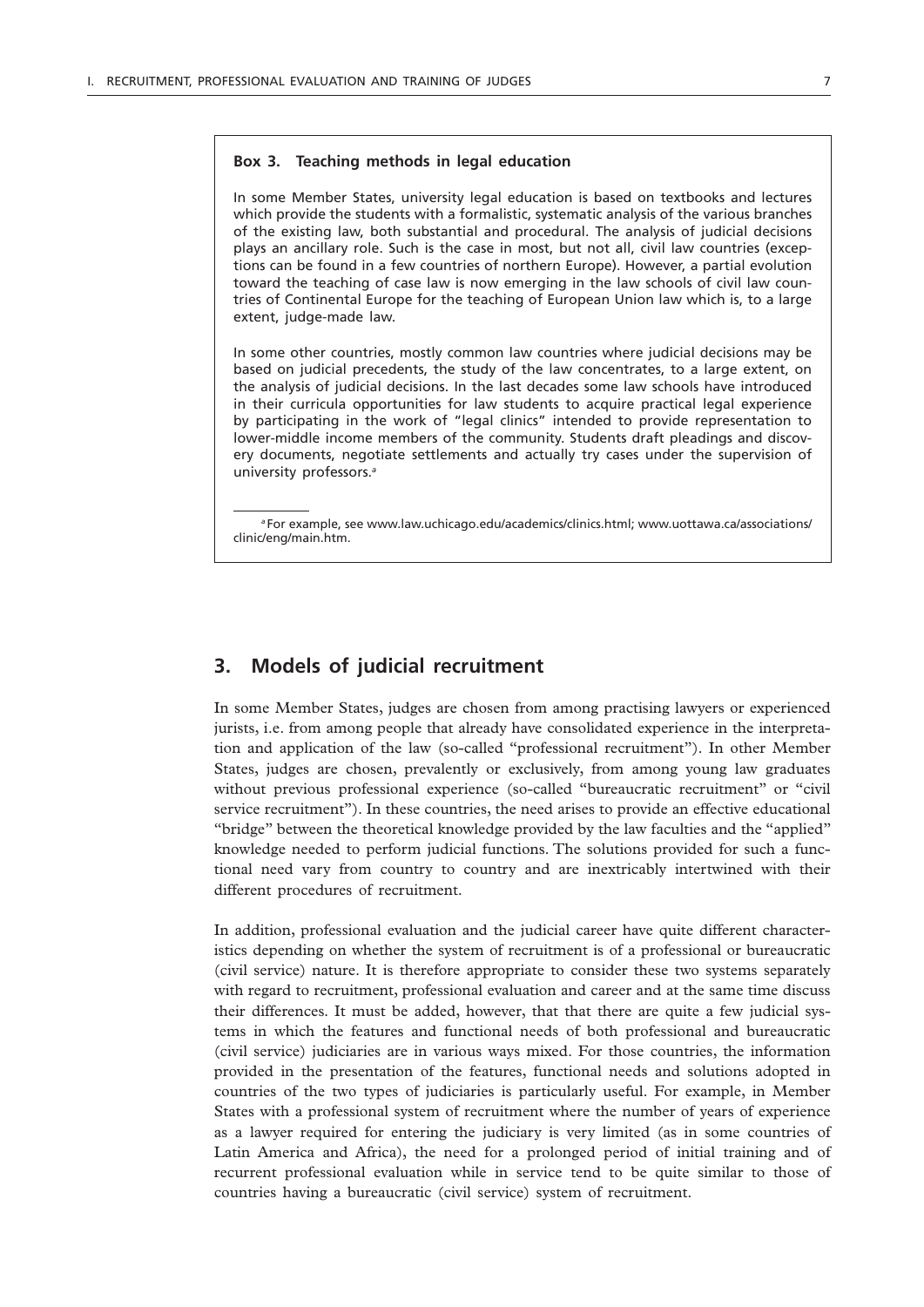**Box 3. Teaching methods in legal education**

In some Member States, university legal education is based on textbooks and lectures which provide the students with a formalistic, systematic analysis of the various branches of the existing law, both substantial and procedural. The analysis of judicial decisions plays an ancillary role. Such is the case in most, but not all, civil law countries (exceptions can be found in a few countries of northern Europe). However, a partial evolution toward the teaching of case law is now emerging in the law schools of civil law countries of Continental Europe for the teaching of European Union law which is, to a large extent, judge-made law.

In some other countries, mostly common law countries where judicial decisions may be based on judicial precedents, the study of the law concentrates, to a large extent, on the analysis of judicial decisions. In the last decades some law schools have introduced in their curricula opportunities for law students to acquire practical legal experience by participating in the work of "legal clinics" intended to provide representation to lower-middle income members of the community. Students draft pleadings and discovery documents, negotiate settlements and actually try cases under the supervision of university professors.[a]

[a] For example, see www.law.uchicago.edu/academics/clinics.html; www.uottawa.ca/associations/clinic/eng/main.htm.

## 3. Models of judicial recruitment

In some Member States, judges are chosen from among practising lawyers or experienced jurists, i.e. from among people that already have consolidated experience in the interpretation and application of the law (so-called "professional recruitment"). In other Member States, judges are chosen, prevalently or exclusively, from among young law graduates without previous professional experience (so-called "bureaucratic recruitment" or "civil service recruitment"). In these countries, the need arises to provide an effective educational "bridge" between the theoretical knowledge provided by the law faculties and the "applied" knowledge needed to perform judicial functions. The solutions provided for such a functional need vary from country to country and are inextricably intertwined with their different procedures of recruitment.

In addition, professional evaluation and the judicial career have quite different characteristics depending on whether the system of recruitment is of a professional or bureaucratic (civil service) nature. It is therefore appropriate to consider these two systems separately with regard to recruitment, professional evaluation and career and at the same time discuss their differences. It must be added, however, that that there are quite a few judicial systems in which the features and functional needs of both professional and bureaucratic (civil service) judiciaries are in various ways mixed. For those countries, the information provided in the presentation of the features, functional needs and solutions adopted in countries of the two types of judiciaries is particularly useful. For example, in Member States with a professional system of recruitment where the number of years of experience as a lawyer required for entering the judiciary is very limited (as in some countries of Latin America and Africa), the need for a prolonged period of initial training and of recurrent professional evaluation while in service tend to be quite similar to those of countries having a bureaucratic (civil service) system of recruitment.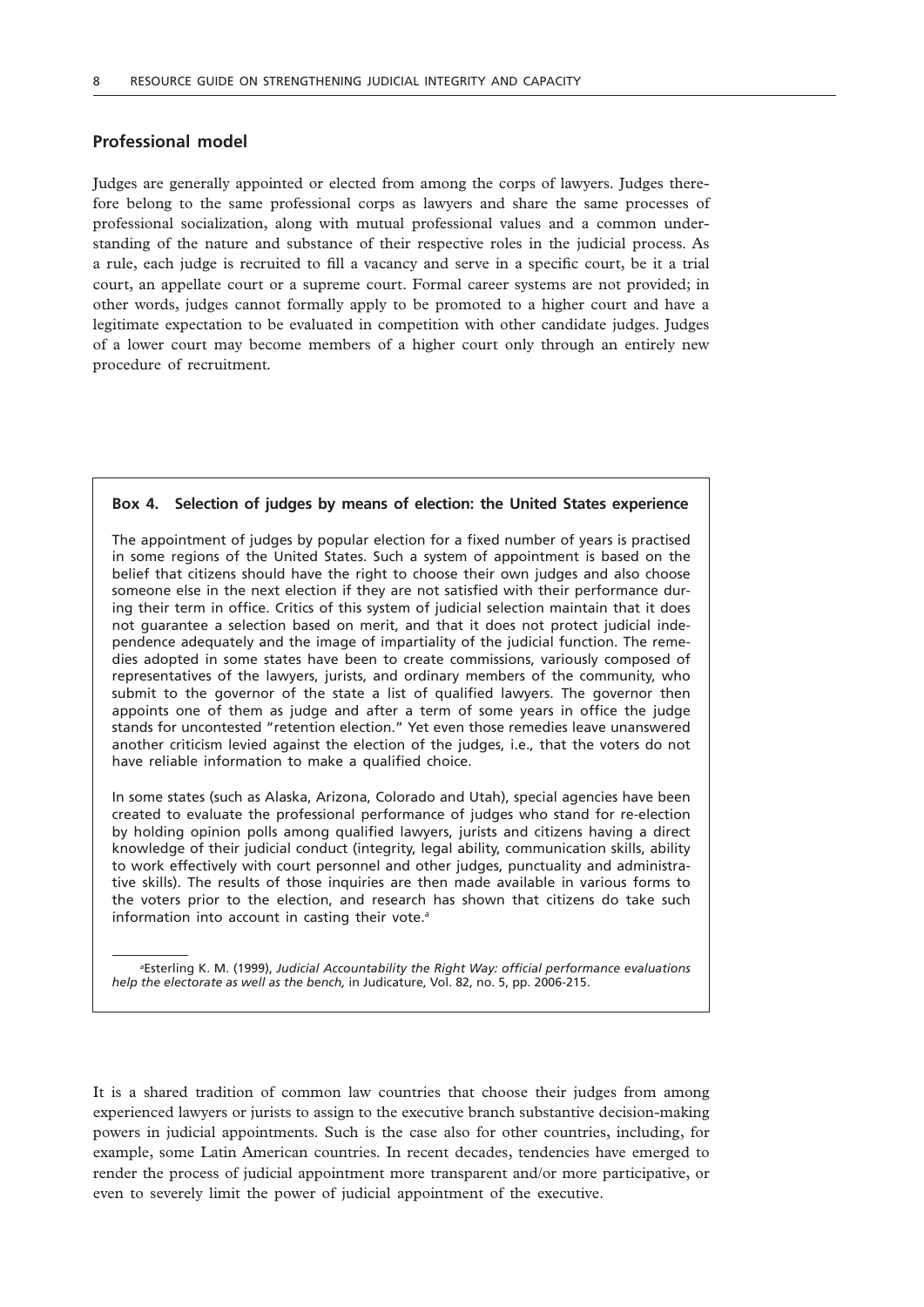## Professional model

Judges are generally appointed or elected from among the corps of lawyers. Judges therefore belong to the same professional corps as lawyers and share the same processes of professional socialization, along with mutual professional values and a common understanding of the nature and substance of their respective roles in the judicial process. As a rule, each judge is recruited to fill a vacancy and serve in a specific court, be it a trial court, an appellate court or a supreme court. Formal career systems are not provided; in other words, judges cannot formally apply to be promoted to a higher court and have a legitimate expectation to be evaluated in competition with other candidate judges. Judges of a lower court may become members of a higher court only through an entirely new procedure of recruitment.

> **Box 4. Selection of judges by means of election: the United States experience**
>
> The appointment of judges by popular election for a fixed number of years is practised in some regions of the United States. Such a system of appointment is based on the belief that citizens should have the right to choose their own judges and also choose someone else in the next election if they are not satisfied with their performance during their term in office. Critics of this system of judicial selection maintain that it does not guarantee a selection based on merit, and that it does not protect judicial independence adequately and the image of impartiality of the judicial function. The remedies adopted in some states have been to create commissions, variously composed of representatives of the lawyers, jurists, and ordinary members of the community, who submit to the governor of the state a list of qualified lawyers. The governor then appoints one of them as judge and after a term of some years in office the judge stands for uncontested "retention election." Yet even those remedies leave unanswered another criticism levied against the election of the judges, i.e., that the voters do not have reliable information to make a qualified choice.
>
> In some states (such as Alaska, Arizona, Colorado and Utah), special agencies have been created to evaluate the professional performance of judges who stand for re-election by holding opinion polls among qualified lawyers, jurists and citizens having a direct knowledge of their judicial conduct (integrity, legal ability, communication skills, ability to work effectively with court personnel and other judges, punctuality and administrative skills). The results of those inquiries are then made available in various forms to the voters prior to the election, and research has shown that citizens do take such information into account in casting their vote.[a]
>
> [a]Esterling K. M. (1999), *Judicial Accountability the Right Way: official performance evaluations help the electorate as well as the bench,* in Judicature, Vol. 82, no. 5, pp. 2006-215.

It is a shared tradition of common law countries that choose their judges from among experienced lawyers or jurists to assign to the executive branch substantive decision-making powers in judicial appointments. Such is the case also for other countries, including, for example, some Latin American countries. In recent decades, tendencies have emerged to render the process of judicial appointment more transparent and/or more participative, or even to severely limit the power of judicial appointment of the executive.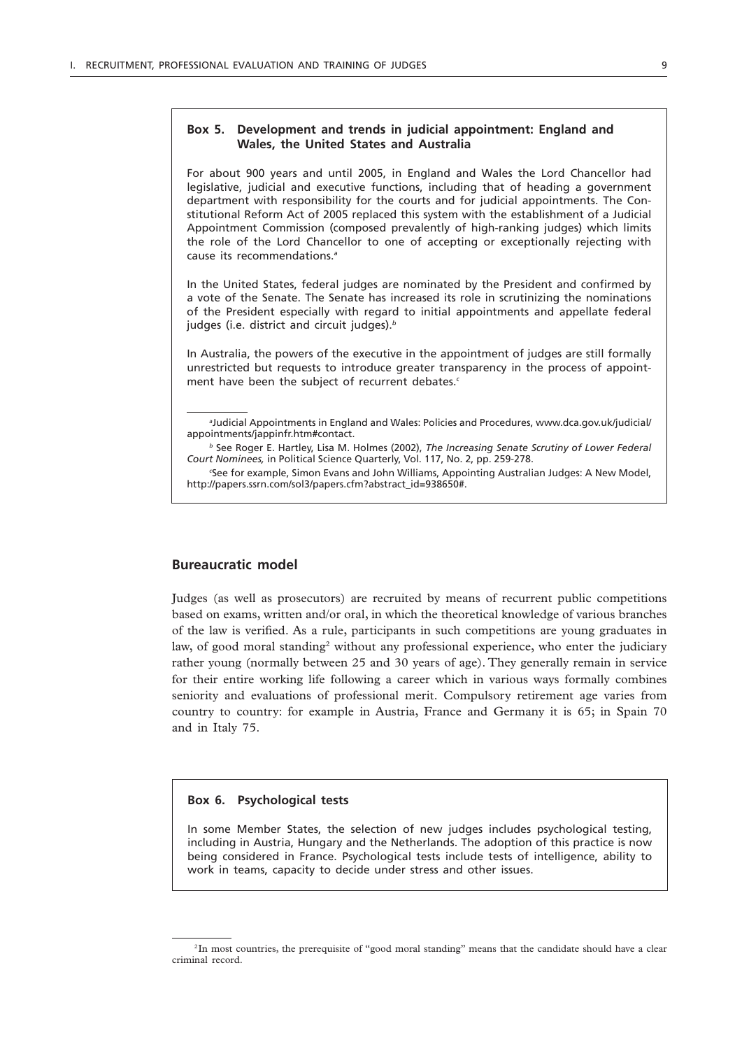**Box 5. Development and trends in judicial appointment: England and Wales, the United States and Australia**

For about 900 years and until 2005, in England and Wales the Lord Chancellor had legislative, judicial and executive functions, including that of heading a government department with responsibility for the courts and for judicial appointments. The Constitutional Reform Act of 2005 replaced this system with the establishment of a Judicial Appointment Commission (composed prevalently of high-ranking judges) which limits the role of the Lord Chancellor to one of accepting or exceptionally rejecting with cause its recommendations.[a]

In the United States, federal judges are nominated by the President and confirmed by a vote of the Senate. The Senate has increased its role in scrutinizing the nominations of the President especially with regard to initial appointments and appellate federal judges (i.e. district and circuit judges).[b]

In Australia, the powers of the executive in the appointment of judges are still formally unrestricted but requests to introduce greater transparency in the process of appointment have been the subject of recurrent debates.[c]

[a] Judicial Appointments in England and Wales: Policies and Procedures, www.dca.gov.uk/judicial/appointments/jappinfr.htm#contact.

[b] See Roger E. Hartley, Lisa M. Holmes (2002), *The Increasing Senate Scrutiny of Lower Federal Court Nominees,* in Political Science Quarterly, Vol. 117, No. 2, pp. 259-278.

[c] See for example, Simon Evans and John Williams, Appointing Australian Judges: A New Model, http://papers.ssrn.com/sol3/papers.cfm?abstract_id=938650#.

## Bureaucratic model

Judges (as well as prosecutors) are recruited by means of recurrent public competitions based on exams, written and/or oral, in which the theoretical knowledge of various branches of the law is verified. As a rule, participants in such competitions are young graduates in law, of good moral standing[2] without any professional experience, who enter the judiciary rather young (normally between 25 and 30 years of age). They generally remain in service for their entire working life following a career which in various ways formally combines seniority and evaluations of professional merit. Compulsory retirement age varies from country to country: for example in Austria, France and Germany it is 65; in Spain 70 and in Italy 75.

**Box 6. Psychological tests**

In some Member States, the selection of new judges includes psychological testing, including in Austria, Hungary and the Netherlands. The adoption of this practice is now being considered in France. Psychological tests include tests of intelligence, ability to work in teams, capacity to decide under stress and other issues.

[2] In most countries, the prerequisite of "good moral standing" means that the candidate should have a clear criminal record.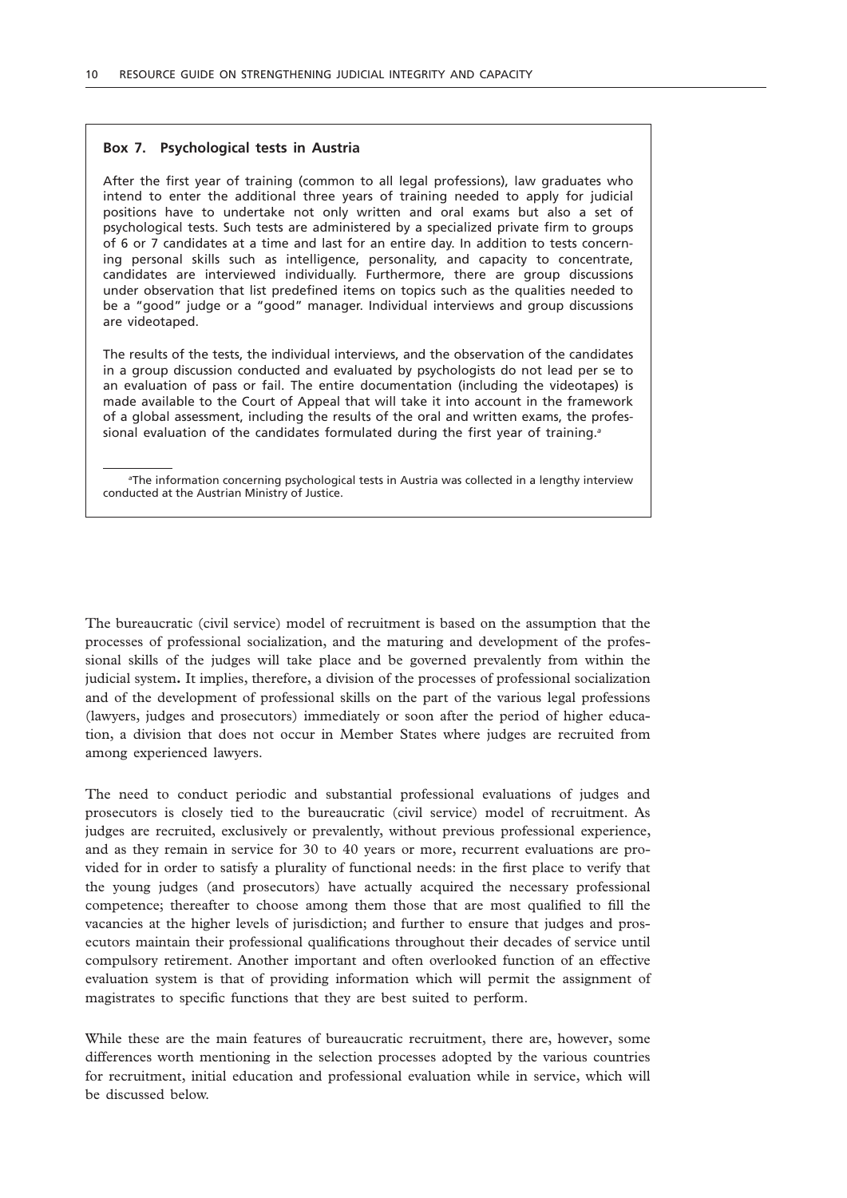**Box 7. Psychological tests in Austria**

After the first year of training (common to all legal professions), law graduates who intend to enter the additional three years of training needed to apply for judicial positions have to undertake not only written and oral exams but also a set of psychological tests. Such tests are administered by a specialized private firm to groups of 6 or 7 candidates at a time and last for an entire day. In addition to tests concerning personal skills such as intelligence, personality, and capacity to concentrate, candidates are interviewed individually. Furthermore, there are group discussions under observation that list predefined items on topics such as the qualities needed to be a "good" judge or a "good" manager. Individual interviews and group discussions are videotaped.

The results of the tests, the individual interviews, and the observation of the candidates in a group discussion conducted and evaluated by psychologists do not lead per se to an evaluation of pass or fail. The entire documentation (including the videotapes) is made available to the Court of Appeal that will take it into account in the framework of a global assessment, including the results of the oral and written exams, the professional evaluation of the candidates formulated during the first year of training.[a]

[a]The information concerning psychological tests in Austria was collected in a lengthy interview conducted at the Austrian Ministry of Justice.

The bureaucratic (civil service) model of recruitment is based on the assumption that the processes of professional socialization, and the maturing and development of the professional skills of the judges will take place and be governed prevalently from within the judicial system**.** It implies, therefore, a division of the processes of professional socialization and of the development of professional skills on the part of the various legal professions (lawyers, judges and prosecutors) immediately or soon after the period of higher education, a division that does not occur in Member States where judges are recruited from among experienced lawyers.

The need to conduct periodic and substantial professional evaluations of judges and prosecutors is closely tied to the bureaucratic (civil service) model of recruitment. As judges are recruited, exclusively or prevalently, without previous professional experience, and as they remain in service for 30 to 40 years or more, recurrent evaluations are provided for in order to satisfy a plurality of functional needs: in the first place to verify that the young judges (and prosecutors) have actually acquired the necessary professional competence; thereafter to choose among them those that are most qualified to fill the vacancies at the higher levels of jurisdiction; and further to ensure that judges and prosecutors maintain their professional qualifications throughout their decades of service until compulsory retirement. Another important and often overlooked function of an effective evaluation system is that of providing information which will permit the assignment of magistrates to specific functions that they are best suited to perform.

While these are the main features of bureaucratic recruitment, there are, however, some differences worth mentioning in the selection processes adopted by the various countries for recruitment, initial education and professional evaluation while in service, which will be discussed below.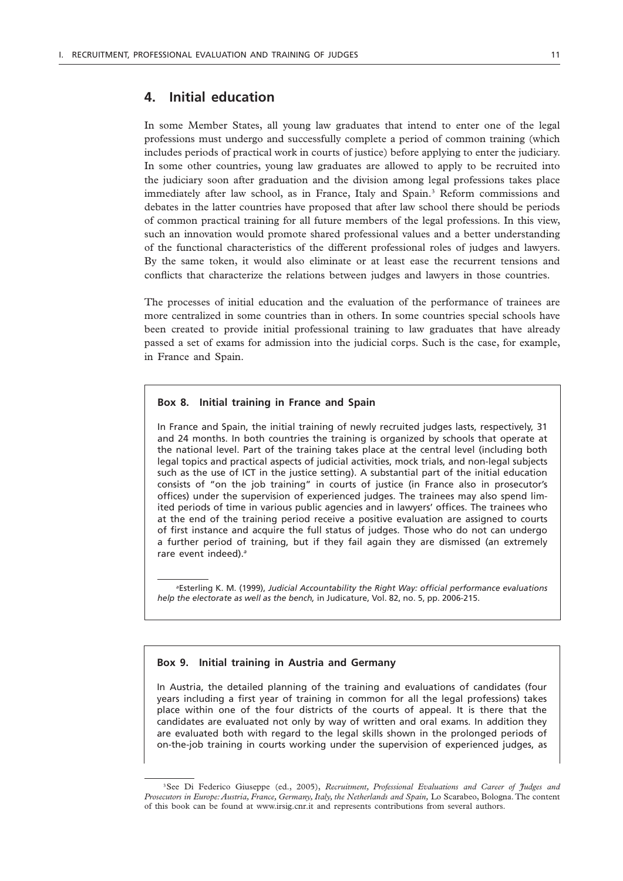## 4. Initial education

In some Member States, all young law graduates that intend to enter one of the legal professions must undergo and successfully complete a period of common training (which includes periods of practical work in courts of justice) before applying to enter the judiciary. In some other countries, young law graduates are allowed to apply to be recruited into the judiciary soon after graduation and the division among legal professions takes place immediately after law school, as in France, Italy and Spain.[3] Reform commissions and debates in the latter countries have proposed that after law school there should be periods of common practical training for all future members of the legal professions. In this view, such an innovation would promote shared professional values and a better understanding of the functional characteristics of the different professional roles of judges and lawyers. By the same token, it would also eliminate or at least ease the recurrent tensions and conflicts that characterize the relations between judges and lawyers in those countries.

The processes of initial education and the evaluation of the performance of trainees are more centralized in some countries than in others. In some countries special schools have been created to provide initial professional training to law graduates that have already passed a set of exams for admission into the judicial corps. Such is the case, for example, in France and Spain.

**Box 8. Initial training in France and Spain**

In France and Spain, the initial training of newly recruited judges lasts, respectively, 31 and 24 months. In both countries the training is organized by schools that operate at the national level. Part of the training takes place at the central level (including both legal topics and practical aspects of judicial activities, mock trials, and non-legal subjects such as the use of ICT in the justice setting). A substantial part of the initial education consists of "on the job training" in courts of justice (in France also in prosecutor's offices) under the supervision of experienced judges. The trainees may also spend limited periods of time in various public agencies and in lawyers' offices. The trainees who at the end of the training period receive a positive evaluation are assigned to courts of first instance and acquire the full status of judges. Those who do not can undergo a further period of training, but if they fail again they are dismissed (an extremely rare event indeed).[a]

[a]Esterling K. M. (1999), *Judicial Accountability the Right Way: official performance evaluations help the electorate as well as the bench,* in Judicature, Vol. 82, no. 5, pp. 2006-215.

**Box 9. Initial training in Austria and Germany**

In Austria, the detailed planning of the training and evaluations of candidates (four years including a first year of training in common for all the legal professions) takes place within one of the four districts of the courts of appeal. It is there that the candidates are evaluated not only by way of written and oral exams. In addition they are evaluated both with regard to the legal skills shown in the prolonged periods of on-the-job training in courts working under the supervision of experienced judges, as

[3]See Di Federico Giuseppe (ed., 2005), *Recruitment, Professional Evaluations and Career of Judges and Prosecutors in Europe: Austria, France, Germany, Italy, the Netherlands and Spain,* Lo Scarabeo, Bologna. The content of this book can be found at www.irsig.cnr.it and represents contributions from several authors.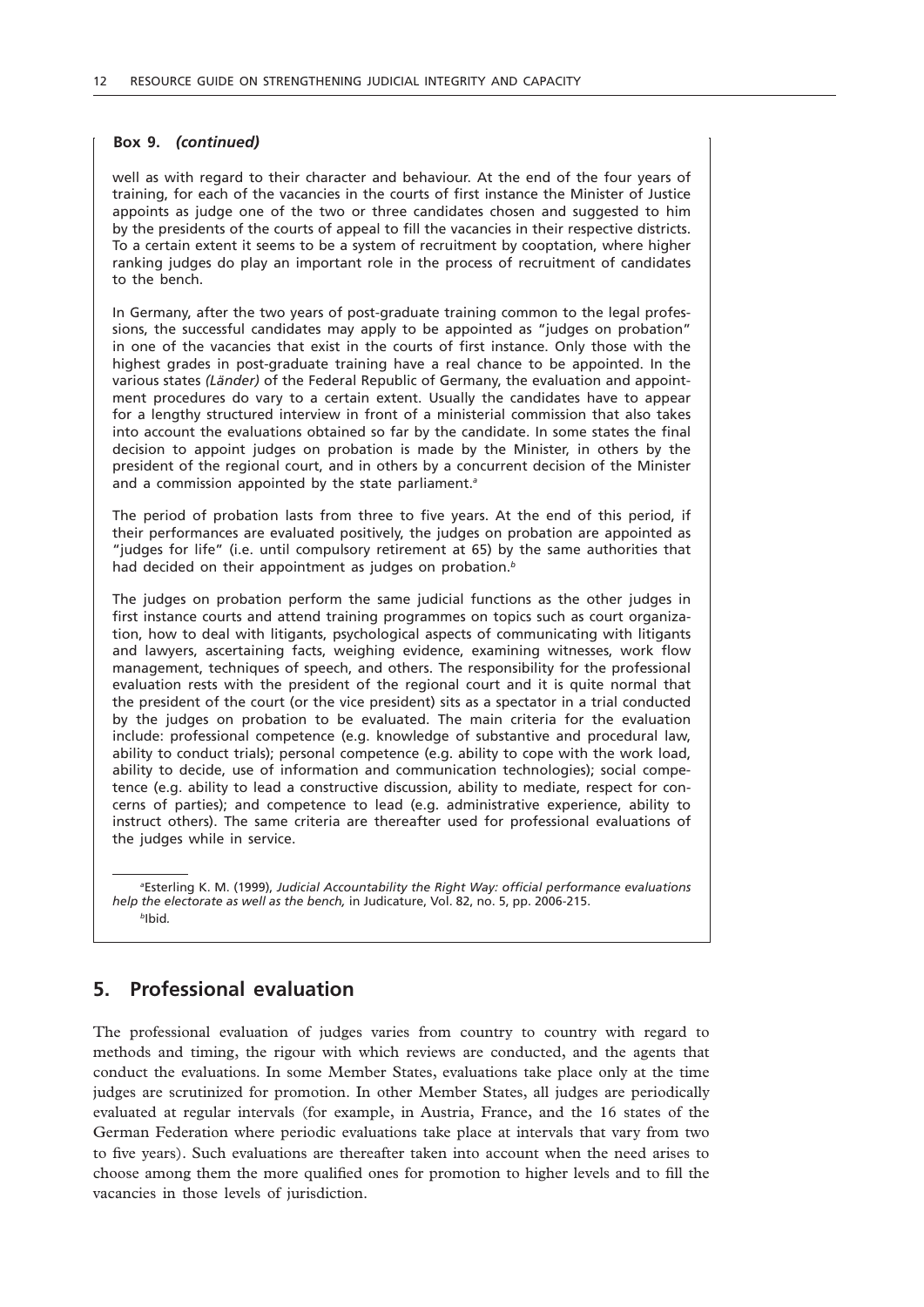**Box 9.** ***(continued)***

well as with regard to their character and behaviour. At the end of the four years of training, for each of the vacancies in the courts of first instance the Minister of Justice appoints as judge one of the two or three candidates chosen and suggested to him by the presidents of the courts of appeal to fill the vacancies in their respective districts. To a certain extent it seems to be a system of recruitment by cooptation, where higher ranking judges do play an important role in the process of recruitment of candidates to the bench.

In Germany, after the two years of post-graduate training common to the legal professions, the successful candidates may apply to be appointed as "judges on probation" in one of the vacancies that exist in the courts of first instance. Only those with the highest grades in post-graduate training have a real chance to be appointed. In the various states *(Länder)* of the Federal Republic of Germany, the evaluation and appointment procedures do vary to a certain extent. Usually the candidates have to appear for a lengthy structured interview in front of a ministerial commission that also takes into account the evaluations obtained so far by the candidate. In some states the final decision to appoint judges on probation is made by the Minister, in others by the president of the regional court, and in others by a concurrent decision of the Minister and a commission appointed by the state parliament.[a]

The period of probation lasts from three to five years. At the end of this period, if their performances are evaluated positively, the judges on probation are appointed as "judges for life" (i.e. until compulsory retirement at 65) by the same authorities that had decided on their appointment as judges on probation.[b]

The judges on probation perform the same judicial functions as the other judges in first instance courts and attend training programmes on topics such as court organization, how to deal with litigants, psychological aspects of communicating with litigants and lawyers, ascertaining facts, weighing evidence, examining witnesses, work flow management, techniques of speech, and others. The responsibility for the professional evaluation rests with the president of the regional court and it is quite normal that the president of the court (or the vice president) sits as a spectator in a trial conducted by the judges on probation to be evaluated. The main criteria for the evaluation include: professional competence (e.g. knowledge of substantive and procedural law, ability to conduct trials); personal competence (e.g. ability to cope with the work load, ability to decide, use of information and communication technologies); social competence (e.g. ability to lead a constructive discussion, ability to mediate, respect for concerns of parties); and competence to lead (e.g. administrative experience, ability to instruct others). The same criteria are thereafter used for professional evaluations of the judges while in service.

[a]Esterling K. M. (1999), *Judicial Accountability the Right Way: official performance evaluations help the electorate as well as the bench,* in Judicature, Vol. 82, no. 5, pp. 2006-215.

[b]Ibid.

## 5. Professional evaluation

The professional evaluation of judges varies from country to country with regard to methods and timing, the rigour with which reviews are conducted, and the agents that conduct the evaluations. In some Member States, evaluations take place only at the time judges are scrutinized for promotion. In other Member States, all judges are periodically evaluated at regular intervals (for example, in Austria, France, and the 16 states of the German Federation where periodic evaluations take place at intervals that vary from two to five years). Such evaluations are thereafter taken into account when the need arises to choose among them the more qualified ones for promotion to higher levels and to fill the vacancies in those levels of jurisdiction.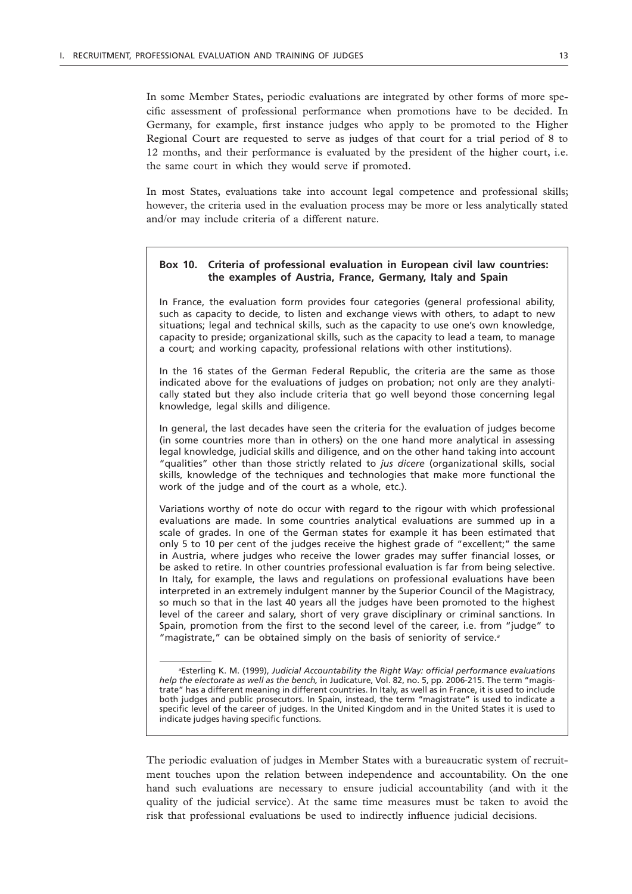In some Member States, periodic evaluations are integrated by other forms of more specific assessment of professional performance when promotions have to be decided. In Germany, for example, first instance judges who apply to be promoted to the Higher Regional Court are requested to serve as judges of that court for a trial period of 8 to 12 months, and their performance is evaluated by the president of the higher court, i.e. the same court in which they would serve if promoted.

In most States, evaluations take into account legal competence and professional skills; however, the criteria used in the evaluation process may be more or less analytically stated and/or may include criteria of a different nature.

**Box 10. Criteria of professional evaluation in European civil law countries: the examples of Austria, France, Germany, Italy and Spain**

In France, the evaluation form provides four categories (general professional ability, such as capacity to decide, to listen and exchange views with others, to adapt to new situations; legal and technical skills, such as the capacity to use one's own knowledge, capacity to preside; organizational skills, such as the capacity to lead a team, to manage a court; and working capacity, professional relations with other institutions).

In the 16 states of the German Federal Republic, the criteria are the same as those indicated above for the evaluations of judges on probation; not only are they analytically stated but they also include criteria that go well beyond those concerning legal knowledge, legal skills and diligence.

In general, the last decades have seen the criteria for the evaluation of judges become (in some countries more than in others) on the one hand more analytical in assessing legal knowledge, judicial skills and diligence, and on the other hand taking into account "qualities" other than those strictly related to *jus dicere* (organizational skills, social skills, knowledge of the techniques and technologies that make more functional the work of the judge and of the court as a whole, etc.).

Variations worthy of note do occur with regard to the rigour with which professional evaluations are made. In some countries analytical evaluations are summed up in a scale of grades. In one of the German states for example it has been estimated that only 5 to 10 per cent of the judges receive the highest grade of "excellent;" the same in Austria, where judges who receive the lower grades may suffer financial losses, or be asked to retire. In other countries professional evaluation is far from being selective. In Italy, for example, the laws and regulations on professional evaluations have been interpreted in an extremely indulgent manner by the Superior Council of the Magistracy, so much so that in the last 40 years all the judges have been promoted to the highest level of the career and salary, short of very grave disciplinary or criminal sanctions. In Spain, promotion from the first to the second level of the career, i.e. from "judge" to "magistrate," can be obtained simply on the basis of seniority of service.[a]

[a]Esterling K. M. (1999), *Judicial Accountability the Right Way: official performance evaluations help the electorate as well as the bench,* in Judicature, Vol. 82, no. 5, pp. 2006-215. The term "magistrate" has a different meaning in different countries. In Italy, as well as in France, it is used to include both judges and public prosecutors. In Spain, instead, the term "magistrate" is used to indicate a specific level of the career of judges. In the United Kingdom and in the United States it is used to indicate judges having specific functions.

The periodic evaluation of judges in Member States with a bureaucratic system of recruitment touches upon the relation between independence and accountability. On the one hand such evaluations are necessary to ensure judicial accountability (and with it the quality of the judicial service). At the same time measures must be taken to avoid the risk that professional evaluations be used to indirectly influence judicial decisions.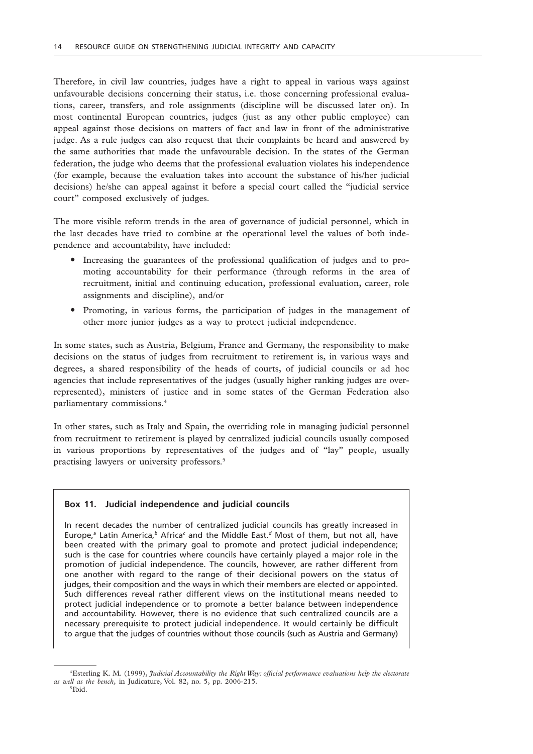Therefore, in civil law countries, judges have a right to appeal in various ways against unfavourable decisions concerning their status, i.e. those concerning professional evaluations, career, transfers, and role assignments (discipline will be discussed later on). In most continental European countries, judges (just as any other public employee) can appeal against those decisions on matters of fact and law in front of the administrative judge. As a rule judges can also request that their complaints be heard and answered by the same authorities that made the unfavourable decision. In the states of the German federation, the judge who deems that the professional evaluation violates his independence (for example, because the evaluation takes into account the substance of his/her judicial decisions) he/she can appeal against it before a special court called the "judicial service court" composed exclusively of judges.

The more visible reform trends in the area of governance of judicial personnel, which in the last decades have tried to combine at the operational level the values of both independence and accountability, have included:

- Increasing the guarantees of the professional qualification of judges and to promoting accountability for their performance (through reforms in the area of recruitment, initial and continuing education, professional evaluation, career, role assignments and discipline), and/or
- Promoting, in various forms, the participation of judges in the management of other more junior judges as a way to protect judicial independence.

In some states, such as Austria, Belgium, France and Germany, the responsibility to make decisions on the status of judges from recruitment to retirement is, in various ways and degrees, a shared responsibility of the heads of courts, of judicial councils or ad hoc agencies that include representatives of the judges (usually higher ranking judges are overrepresented), ministers of justice and in some states of the German Federation also parliamentary commissions.[4]

In other states, such as Italy and Spain, the overriding role in managing judicial personnel from recruitment to retirement is played by centralized judicial councils usually composed in various proportions by representatives of the judges and of "lay" people, usually practising lawyers or university professors.[5]

**Box 11. Judicial independence and judicial councils**

In recent decades the number of centralized judicial councils has greatly increased in Europe,[a] Latin America,[b] Africa[c] and the Middle East.[d] Most of them, but not all, have been created with the primary goal to promote and protect judicial independence; such is the case for countries where councils have certainly played a major role in the promotion of judicial independence. The councils, however, are rather different from one another with regard to the range of their decisional powers on the status of judges, their composition and the ways in which their members are elected or appointed. Such differences reveal rather different views on the institutional means needed to protect judicial independence or to promote a better balance between independence and accountability. However, there is no evidence that such centralized councils are a necessary prerequisite to protect judicial independence. It would certainly be difficult to argue that the judges of countries without those councils (such as Austria and Germany)

---

[4]Esterling K. M. (1999), *Judicial Accountability the Right Way: official performance evaluations help the electorate as well as the bench,* in Judicature, Vol. 82, no. 5, pp. 2006-215.

[5]Ibid.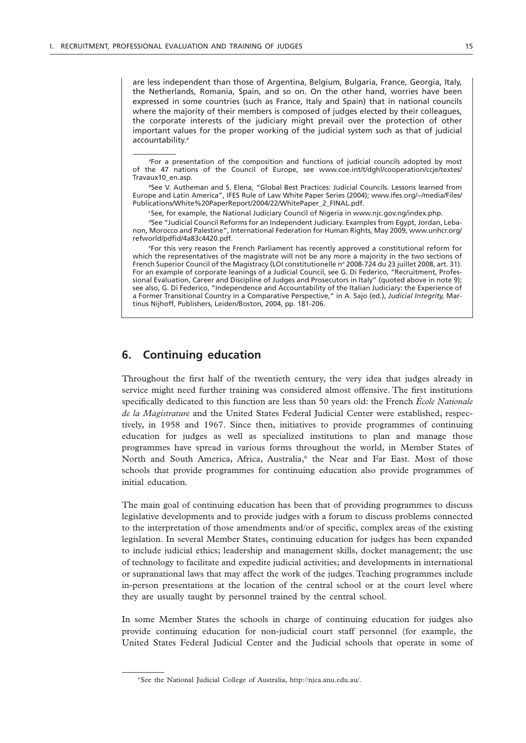are less independent than those of Argentina, Belgium, Bulgaria, France, Georgia, Italy, the Netherlands, Romania, Spain, and so on. On the other hand, worries have been expressed in some countries (such as France, Italy and Spain) that in national councils where the majority of their members is composed of judges elected by their colleagues, the corporate interests of the judiciary might prevail over the protection of other important values for the proper working of the judicial system such as that of judicial accountability.[e]

[a]For a presentation of the composition and functions of judicial councils adopted by most of the 47 nations of the Council of Europe, see www.coe.int/t/dghl/cooperation/ccje/textes/Travaux10_en.asp.

[b]See V. Autheman and S. Elena, "Global Best Practices: Judicial Councils. Lessons learned from Europe and Latin America", IFES Rule of Law White Paper Series (2004); www.ifes.org/~/media/Files/Publications/White%20PaperReport/2004/22/WhitePaper_2_FINAL.pdf.

[c]See, for example, the National Judiciary Council of Nigeria in www.njc.gov.ng/index.php.

[d]See "Judicial Council Reforms for an Independent Judiciary. Examples from Egypt, Jordan, Lebanon, Morocco and Palestine", International Federation for Human Rights, May 2009, www.unhcr.org/refworld/pdfid/4a83c4420.pdf.

[e]For this very reason the French Parliament has recently approved a constitutional reform for which the representatives of the magistrate will not be any more a majority in the two sections of French Superior Council of the Magistracy (LOI constitutionelle n° 2008-724 du 23 juillet 2008, art. 31). For an example of corporate leanings of a Judicial Council, see G. Di Federico, "Recruitment, Professional Evaluation, Career and Discipline of Judges and Prosecutors in Italy" (quoted above in note 9); see also, G. Di Federico, "Independence and Accountability of the Italian Judiciary: the Experience of a Former Transitional Country in a Comparative Perspective," in A. Sajo (ed.), *Judicial Integrity,* Martinus Nijhoff, Publishers, Leiden/Boston, 2004, pp. 181-206.

## 6. Continuing education

Throughout the first half of the twentieth century, the very idea that judges already in service might need further training was considered almost offensive. The first institutions specifically dedicated to this function are less than 50 years old: the French *École Nationale de la Magistrature* and the United States Federal Judicial Center were established, respectively, in 1958 and 1967. Since then, initiatives to provide programmes of continuing education for judges as well as specialized institutions to plan and manage those programmes have spread in various forms throughout the world, in Member States of North and South America, Africa, Australia,[6] the Near and Far East. Most of those schools that provide programmes for continuing education also provide programmes of initial education.

The main goal of continuing education has been that of providing programmes to discuss legislative developments and to provide judges with a forum to discuss problems connected to the interpretation of those amendments and/or of specific, complex areas of the existing legislation. In several Member States, continuing education for judges has been expanded to include judicial ethics; leadership and management skills, docket management; the use of technology to facilitate and expedite judicial activities; and developments in international or supranational laws that may affect the work of the judges. Teaching programmes include in-person presentations at the location of the central school or at the court level where they are usually taught by personnel trained by the central school.

In some Member States the schools in charge of continuing education for judges also provide continuing education for non-judicial court staff personnel (for example, the United States Federal Judicial Center and the Judicial schools that operate in some of

[6]See the National Judicial College of Australia, http://njca.anu.edu.au/.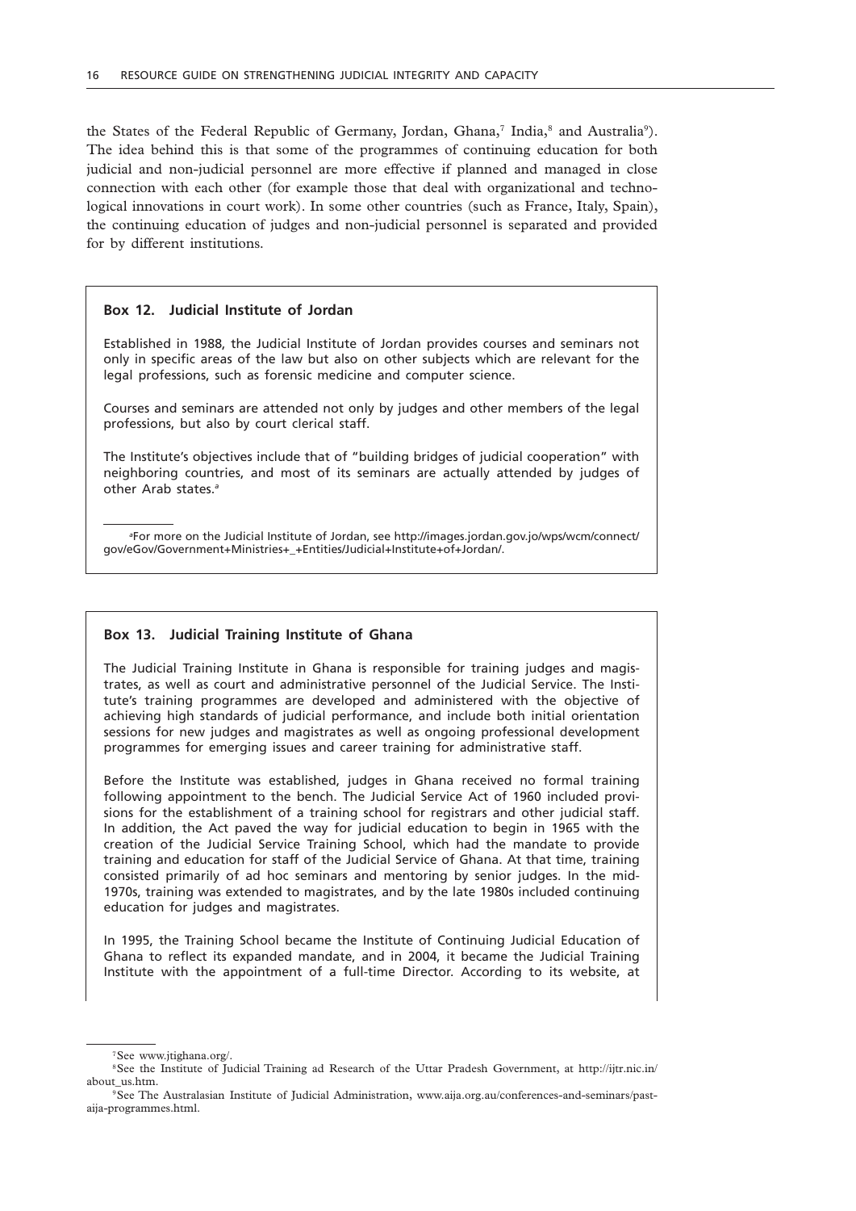the States of the Federal Republic of Germany, Jordan, Ghana,[7] India,[8] and Australia[9]). The idea behind this is that some of the programmes of continuing education for both judicial and non-judicial personnel are more effective if planned and managed in close connection with each other (for example those that deal with organizational and technological innovations in court work). In some other countries (such as France, Italy, Spain), the continuing education of judges and non-judicial personnel is separated and provided for by different institutions.

> **Box 12. Judicial Institute of Jordan**
>
> Established in 1988, the Judicial Institute of Jordan provides courses and seminars not only in specific areas of the law but also on other subjects which are relevant for the legal professions, such as forensic medicine and computer science.
>
> Courses and seminars are attended not only by judges and other members of the legal professions, but also by court clerical staff.
>
> The Institute's objectives include that of "building bridges of judicial cooperation" with neighboring countries, and most of its seminars are actually attended by judges of other Arab states.[a]
>
> [a]For more on the Judicial Institute of Jordan, see http://images.jordan.gov.jo/wps/wcm/connect/gov/eGov/Government+Ministries+_+Entities/Judicial+Institute+of+Jordan/.

> **Box 13. Judicial Training Institute of Ghana**
>
> The Judicial Training Institute in Ghana is responsible for training judges and magistrates, as well as court and administrative personnel of the Judicial Service. The Institute's training programmes are developed and administered with the objective of achieving high standards of judicial performance, and include both initial orientation sessions for new judges and magistrates as well as ongoing professional development programmes for emerging issues and career training for administrative staff.
>
> Before the Institute was established, judges in Ghana received no formal training following appointment to the bench. The Judicial Service Act of 1960 included provisions for the establishment of a training school for registrars and other judicial staff. In addition, the Act paved the way for judicial education to begin in 1965 with the creation of the Judicial Service Training School, which had the mandate to provide training and education for staff of the Judicial Service of Ghana. At that time, training consisted primarily of ad hoc seminars and mentoring by senior judges. In the mid-1970s, training was extended to magistrates, and by the late 1980s included continuing education for judges and magistrates.
>
> In 1995, the Training School became the Institute of Continuing Judicial Education of Ghana to reflect its expanded mandate, and in 2004, it became the Judicial Training Institute with the appointment of a full-time Director. According to its website, at

[7]See www.jtighana.org/.

[8]See the Institute of Judicial Training ad Research of the Uttar Pradesh Government, at http://ijtr.nic.in/about_us.htm.

[9]See The Australasian Institute of Judicial Administration, www.aija.org.au/conferences-and-seminars/past-aija-programmes.html.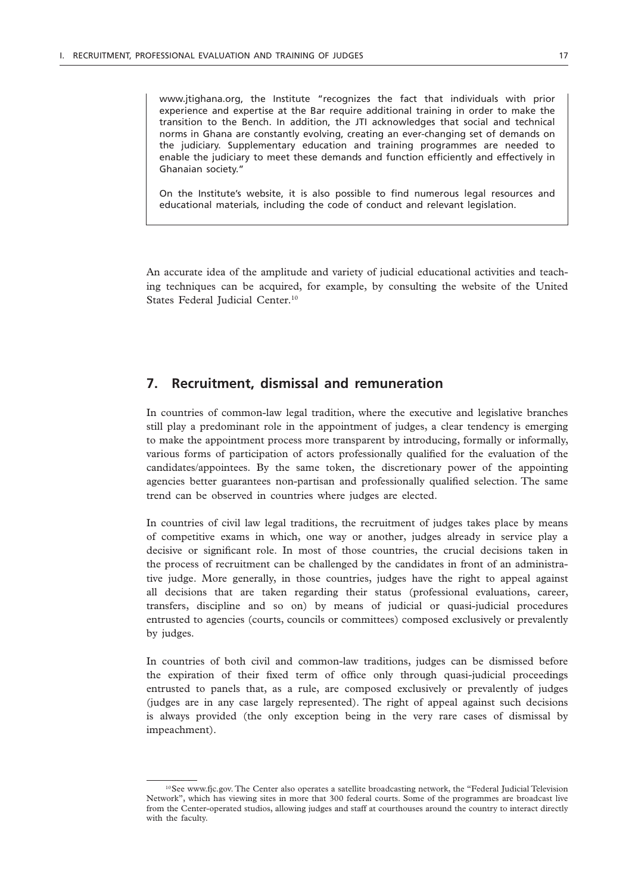www.jtighana.org, the Institute "recognizes the fact that individuals with prior experience and expertise at the Bar require additional training in order to make the transition to the Bench. In addition, the JTI acknowledges that social and technical norms in Ghana are constantly evolving, creating an ever-changing set of demands on the judiciary. Supplementary education and training programmes are needed to enable the judiciary to meet these demands and function efficiently and effectively in Ghanaian society."

On the Institute's website, it is also possible to find numerous legal resources and educational materials, including the code of conduct and relevant legislation.

An accurate idea of the amplitude and variety of judicial educational activities and teaching techniques can be acquired, for example, by consulting the website of the United States Federal Judicial Center.[10]

## 7. Recruitment, dismissal and remuneration

In countries of common-law legal tradition, where the executive and legislative branches still play a predominant role in the appointment of judges, a clear tendency is emerging to make the appointment process more transparent by introducing, formally or informally, various forms of participation of actors professionally qualified for the evaluation of the candidates/appointees. By the same token, the discretionary power of the appointing agencies better guarantees non-partisan and professionally qualified selection. The same trend can be observed in countries where judges are elected.

In countries of civil law legal traditions, the recruitment of judges takes place by means of competitive exams in which, one way or another, judges already in service play a decisive or significant role. In most of those countries, the crucial decisions taken in the process of recruitment can be challenged by the candidates in front of an administrative judge. More generally, in those countries, judges have the right to appeal against all decisions that are taken regarding their status (professional evaluations, career, transfers, discipline and so on) by means of judicial or quasi-judicial procedures entrusted to agencies (courts, councils or committees) composed exclusively or prevalently by judges.

In countries of both civil and common-law traditions, judges can be dismissed before the expiration of their fixed term of office only through quasi-judicial proceedings entrusted to panels that, as a rule, are composed exclusively or prevalently of judges (judges are in any case largely represented). The right of appeal against such decisions is always provided (the only exception being in the very rare cases of dismissal by impeachment).

---

[10] See www.fjc.gov. The Center also operates a satellite broadcasting network, the "Federal Judicial Television Network", which has viewing sites in more that 300 federal courts. Some of the programmes are broadcast live from the Center-operated studios, allowing judges and staff at courthouses around the country to interact directly with the faculty.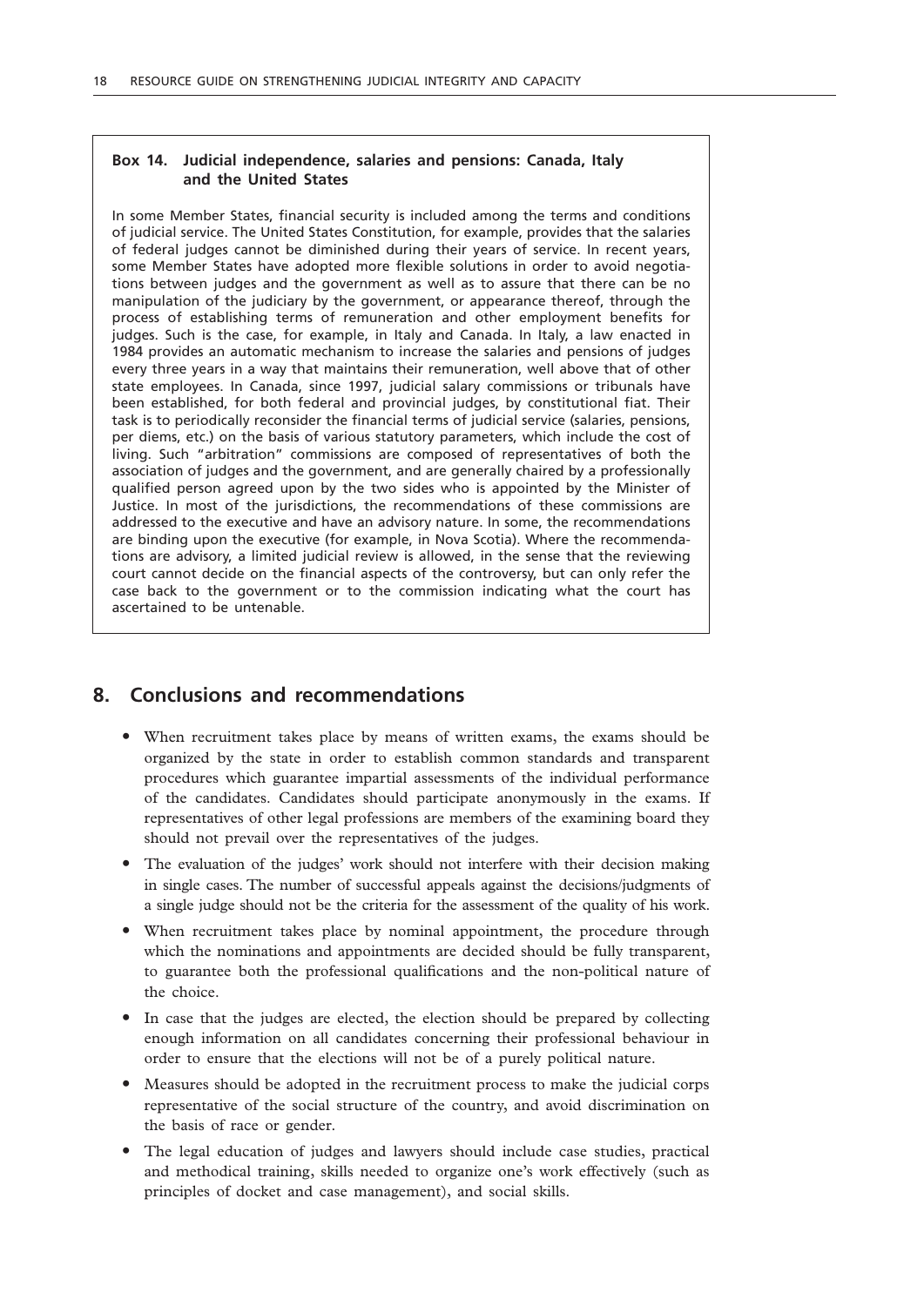**Box 14. Judicial independence, salaries and pensions: Canada, Italy and the United States**

In some Member States, financial security is included among the terms and conditions of judicial service. The United States Constitution, for example, provides that the salaries of federal judges cannot be diminished during their years of service. In recent years, some Member States have adopted more flexible solutions in order to avoid negotiations between judges and the government as well as to assure that there can be no manipulation of the judiciary by the government, or appearance thereof, through the process of establishing terms of remuneration and other employment benefits for judges. Such is the case, for example, in Italy and Canada. In Italy, a law enacted in 1984 provides an automatic mechanism to increase the salaries and pensions of judges every three years in a way that maintains their remuneration, well above that of other state employees. In Canada, since 1997, judicial salary commissions or tribunals have been established, for both federal and provincial judges, by constitutional fiat. Their task is to periodically reconsider the financial terms of judicial service (salaries, pensions, per diems, etc.) on the basis of various statutory parameters, which include the cost of living. Such "arbitration" commissions are composed of representatives of both the association of judges and the government, and are generally chaired by a professionally qualified person agreed upon by the two sides who is appointed by the Minister of Justice. In most of the jurisdictions, the recommendations of these commissions are addressed to the executive and have an advisory nature. In some, the recommendations are binding upon the executive (for example, in Nova Scotia). Where the recommendations are advisory, a limited judicial review is allowed, in the sense that the reviewing court cannot decide on the financial aspects of the controversy, but can only refer the case back to the government or to the commission indicating what the court has ascertained to be untenable.

## 8. Conclusions and recommendations

- When recruitment takes place by means of written exams, the exams should be organized by the state in order to establish common standards and transparent procedures which guarantee impartial assessments of the individual performance of the candidates. Candidates should participate anonymously in the exams. If representatives of other legal professions are members of the examining board they should not prevail over the representatives of the judges.
- The evaluation of the judges' work should not interfere with their decision making in single cases. The number of successful appeals against the decisions/judgments of a single judge should not be the criteria for the assessment of the quality of his work.
- When recruitment takes place by nominal appointment, the procedure through which the nominations and appointments are decided should be fully transparent, to guarantee both the professional qualifications and the non-political nature of the choice.
- In case that the judges are elected, the election should be prepared by collecting enough information on all candidates concerning their professional behaviour in order to ensure that the elections will not be of a purely political nature.
- Measures should be adopted in the recruitment process to make the judicial corps representative of the social structure of the country, and avoid discrimination on the basis of race or gender.
- The legal education of judges and lawyers should include case studies, practical and methodical training, skills needed to organize one's work effectively (such as principles of docket and case management), and social skills.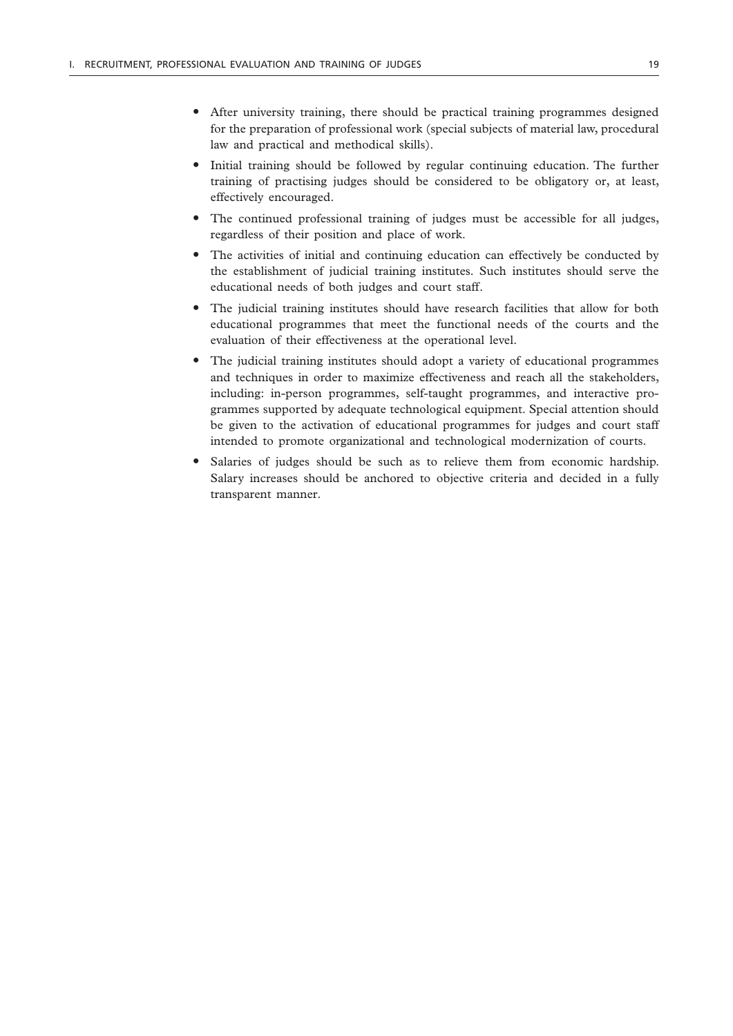- After university training, there should be practical training programmes designed for the preparation of professional work (special subjects of material law, procedural law and practical and methodical skills).
- Initial training should be followed by regular continuing education. The further training of practising judges should be considered to be obligatory or, at least, effectively encouraged.
- The continued professional training of judges must be accessible for all judges, regardless of their position and place of work.
- The activities of initial and continuing education can effectively be conducted by the establishment of judicial training institutes. Such institutes should serve the educational needs of both judges and court staff.
- The judicial training institutes should have research facilities that allow for both educational programmes that meet the functional needs of the courts and the evaluation of their effectiveness at the operational level.
- The judicial training institutes should adopt a variety of educational programmes and techniques in order to maximize effectiveness and reach all the stakeholders, including: in-person programmes, self-taught programmes, and interactive programmes supported by adequate technological equipment. Special attention should be given to the activation of educational programmes for judges and court staff intended to promote organizational and technological modernization of courts.
- Salaries of judges should be such as to relieve them from economic hardship. Salary increases should be anchored to objective criteria and decided in a fully transparent manner.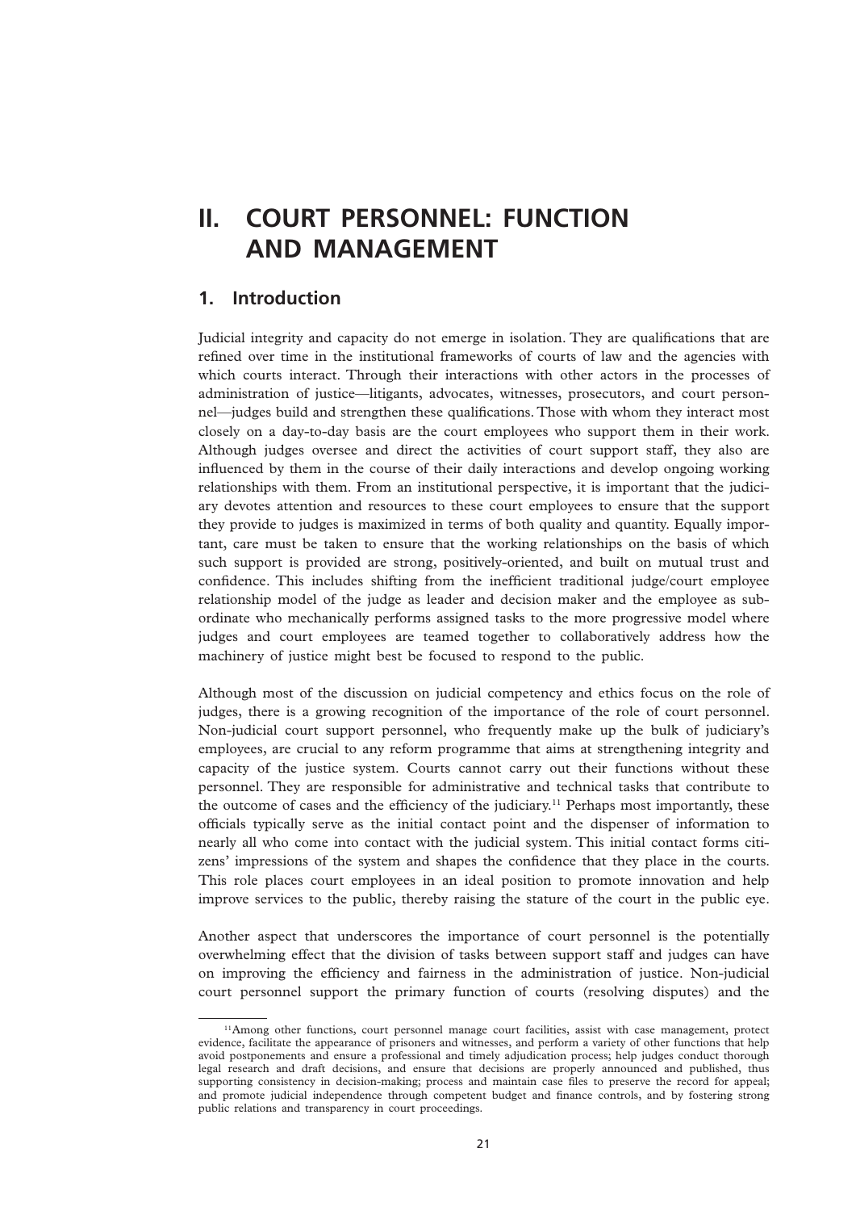# II. COURT PERSONNEL: FUNCTION AND MANAGEMENT

## 1. Introduction

Judicial integrity and capacity do not emerge in isolation. They are qualifications that are refined over time in the institutional frameworks of courts of law and the agencies with which courts interact. Through their interactions with other actors in the processes of administration of justice—litigants, advocates, witnesses, prosecutors, and court personnel—judges build and strengthen these qualifications. Those with whom they interact most closely on a day-to-day basis are the court employees who support them in their work. Although judges oversee and direct the activities of court support staff, they also are influenced by them in the course of their daily interactions and develop ongoing working relationships with them. From an institutional perspective, it is important that the judiciary devotes attention and resources to these court employees to ensure that the support they provide to judges is maximized in terms of both quality and quantity. Equally important, care must be taken to ensure that the working relationships on the basis of which such support is provided are strong, positively-oriented, and built on mutual trust and confidence. This includes shifting from the inefficient traditional judge/court employee relationship model of the judge as leader and decision maker and the employee as subordinate who mechanically performs assigned tasks to the more progressive model where judges and court employees are teamed together to collaboratively address how the machinery of justice might best be focused to respond to the public.

Although most of the discussion on judicial competency and ethics focus on the role of judges, there is a growing recognition of the importance of the role of court personnel. Non-judicial court support personnel, who frequently make up the bulk of judiciary's employees, are crucial to any reform programme that aims at strengthening integrity and capacity of the justice system. Courts cannot carry out their functions without these personnel. They are responsible for administrative and technical tasks that contribute to the outcome of cases and the efficiency of the judiciary.[11] Perhaps most importantly, these officials typically serve as the initial contact point and the dispenser of information to nearly all who come into contact with the judicial system. This initial contact forms citizens' impressions of the system and shapes the confidence that they place in the courts. This role places court employees in an ideal position to promote innovation and help improve services to the public, thereby raising the stature of the court in the public eye.

Another aspect that underscores the importance of court personnel is the potentially overwhelming effect that the division of tasks between support staff and judges can have on improving the efficiency and fairness in the administration of justice. Non-judicial court personnel support the primary function of courts (resolving disputes) and the

---

[11] Among other functions, court personnel manage court facilities, assist with case management, protect evidence, facilitate the appearance of prisoners and witnesses, and perform a variety of other functions that help avoid postponements and ensure a professional and timely adjudication process; help judges conduct thorough legal research and draft decisions, and ensure that decisions are properly announced and published, thus supporting consistency in decision-making; process and maintain case files to preserve the record for appeal; and promote judicial independence through competent budget and finance controls, and by fostering strong public relations and transparency in court proceedings.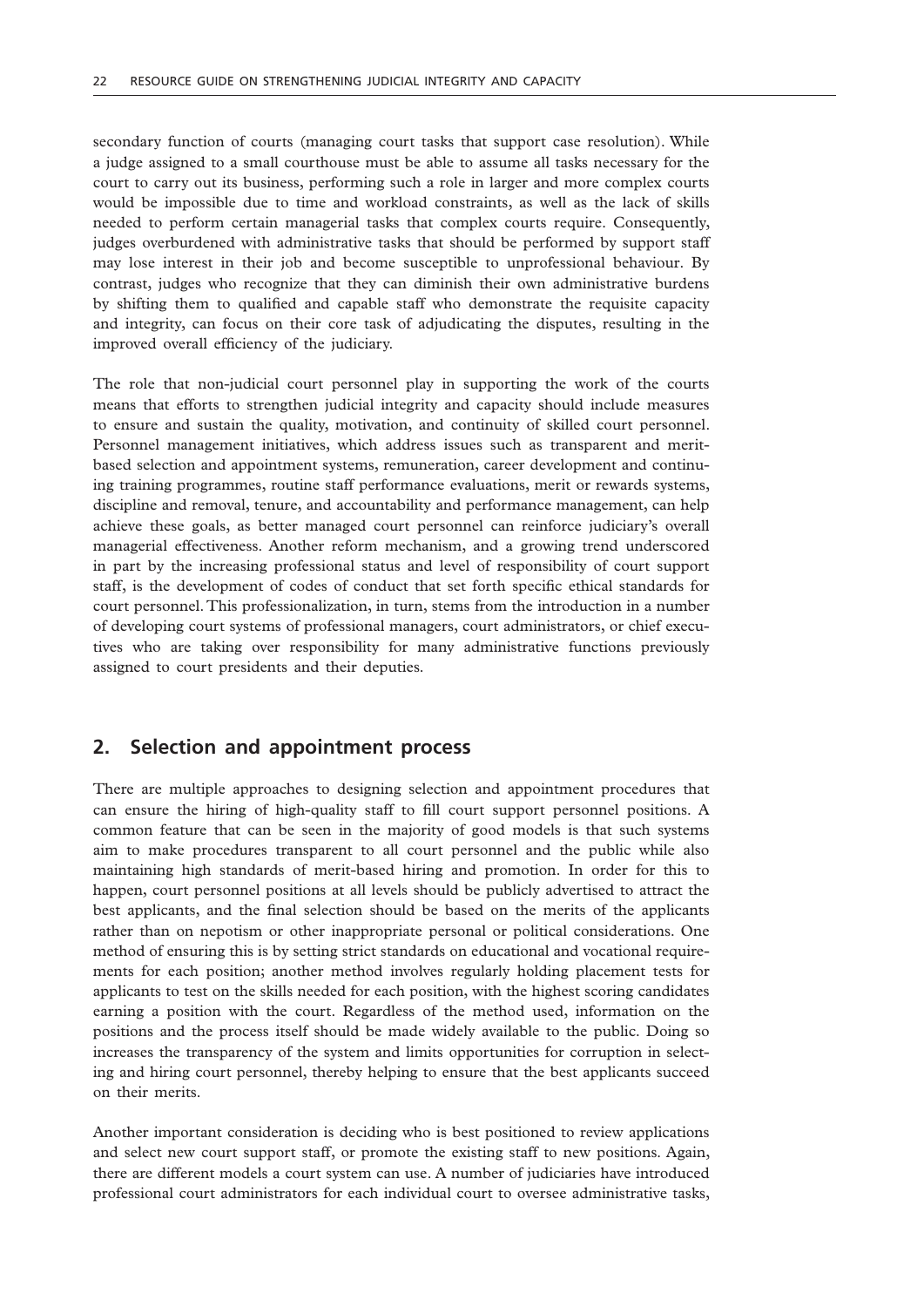secondary function of courts (managing court tasks that support case resolution). While a judge assigned to a small courthouse must be able to assume all tasks necessary for the court to carry out its business, performing such a role in larger and more complex courts would be impossible due to time and workload constraints, as well as the lack of skills needed to perform certain managerial tasks that complex courts require. Consequently, judges overburdened with administrative tasks that should be performed by support staff may lose interest in their job and become susceptible to unprofessional behaviour. By contrast, judges who recognize that they can diminish their own administrative burdens by shifting them to qualified and capable staff who demonstrate the requisite capacity and integrity, can focus on their core task of adjudicating the disputes, resulting in the improved overall efficiency of the judiciary.

The role that non-judicial court personnel play in supporting the work of the courts means that efforts to strengthen judicial integrity and capacity should include measures to ensure and sustain the quality, motivation, and continuity of skilled court personnel. Personnel management initiatives, which address issues such as transparent and merit-based selection and appointment systems, remuneration, career development and continuing training programmes, routine staff performance evaluations, merit or rewards systems, discipline and removal, tenure, and accountability and performance management, can help achieve these goals, as better managed court personnel can reinforce judiciary's overall managerial effectiveness. Another reform mechanism, and a growing trend underscored in part by the increasing professional status and level of responsibility of court support staff, is the development of codes of conduct that set forth specific ethical standards for court personnel. This professionalization, in turn, stems from the introduction in a number of developing court systems of professional managers, court administrators, or chief executives who are taking over responsibility for many administrative functions previously assigned to court presidents and their deputies.

## 2. Selection and appointment process

There are multiple approaches to designing selection and appointment procedures that can ensure the hiring of high-quality staff to fill court support personnel positions. A common feature that can be seen in the majority of good models is that such systems aim to make procedures transparent to all court personnel and the public while also maintaining high standards of merit-based hiring and promotion. In order for this to happen, court personnel positions at all levels should be publicly advertised to attract the best applicants, and the final selection should be based on the merits of the applicants rather than on nepotism or other inappropriate personal or political considerations. One method of ensuring this is by setting strict standards on educational and vocational requirements for each position; another method involves regularly holding placement tests for applicants to test on the skills needed for each position, with the highest scoring candidates earning a position with the court. Regardless of the method used, information on the positions and the process itself should be made widely available to the public. Doing so increases the transparency of the system and limits opportunities for corruption in selecting and hiring court personnel, thereby helping to ensure that the best applicants succeed on their merits.

Another important consideration is deciding who is best positioned to review applications and select new court support staff, or promote the existing staff to new positions. Again, there are different models a court system can use. A number of judiciaries have introduced professional court administrators for each individual court to oversee administrative tasks,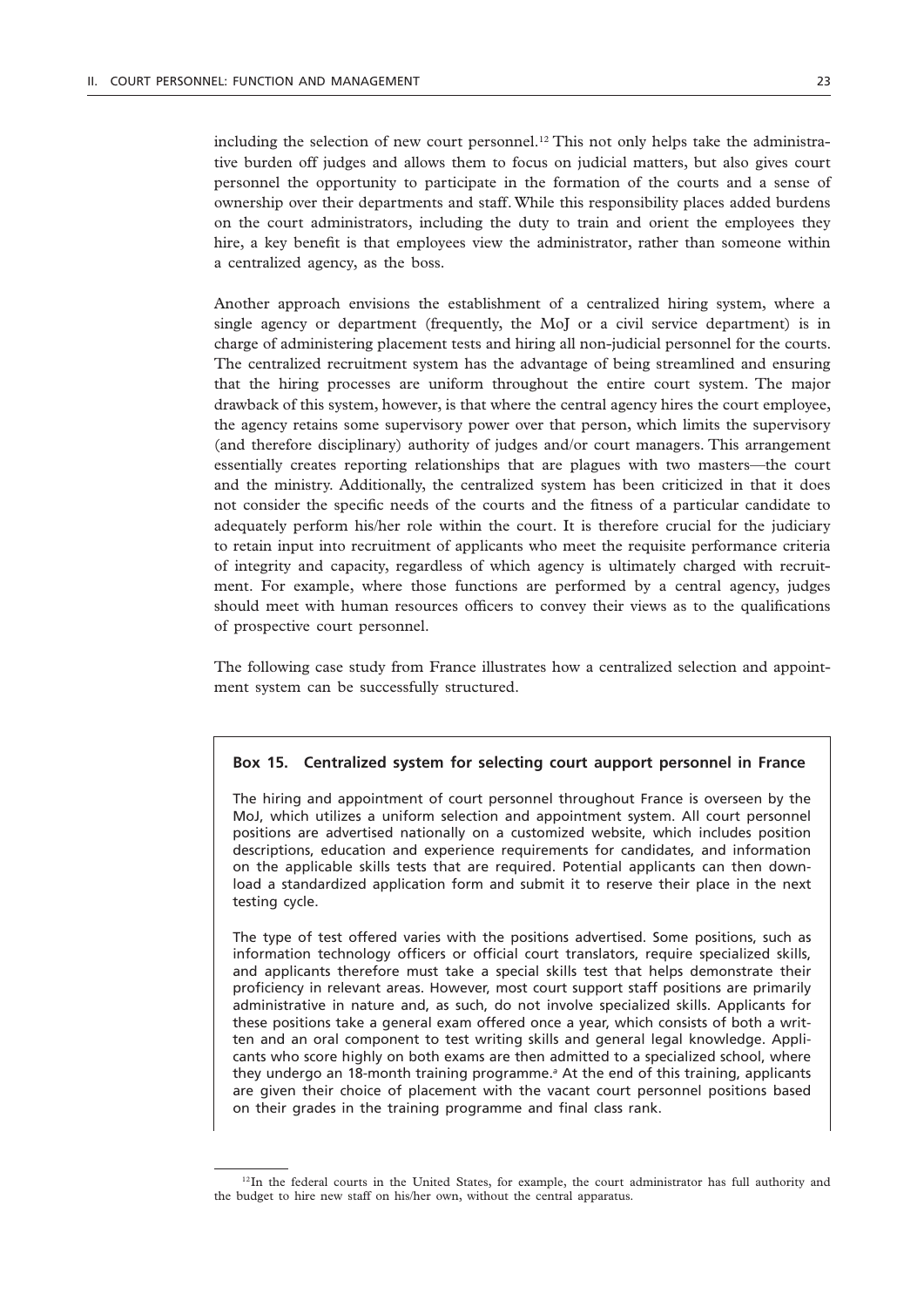including the selection of new court personnel.[12] This not only helps take the administrative burden off judges and allows them to focus on judicial matters, but also gives court personnel the opportunity to participate in the formation of the courts and a sense of ownership over their departments and staff. While this responsibility places added burdens on the court administrators, including the duty to train and orient the employees they hire, a key benefit is that employees view the administrator, rather than someone within a centralized agency, as the boss.

Another approach envisions the establishment of a centralized hiring system, where a single agency or department (frequently, the MoJ or a civil service department) is in charge of administering placement tests and hiring all non-judicial personnel for the courts. The centralized recruitment system has the advantage of being streamlined and ensuring that the hiring processes are uniform throughout the entire court system. The major drawback of this system, however, is that where the central agency hires the court employee, the agency retains some supervisory power over that person, which limits the supervisory (and therefore disciplinary) authority of judges and/or court managers. This arrangement essentially creates reporting relationships that are plagues with two masters—the court and the ministry. Additionally, the centralized system has been criticized in that it does not consider the specific needs of the courts and the fitness of a particular candidate to adequately perform his/her role within the court. It is therefore crucial for the judiciary to retain input into recruitment of applicants who meet the requisite performance criteria of integrity and capacity, regardless of which agency is ultimately charged with recruitment. For example, where those functions are performed by a central agency, judges should meet with human resources officers to convey their views as to the qualifications of prospective court personnel.

The following case study from France illustrates how a centralized selection and appointment system can be successfully structured.

**Box 15. Centralized system for selecting court aupport personnel in France**

The hiring and appointment of court personnel throughout France is overseen by the MoJ, which utilizes a uniform selection and appointment system. All court personnel positions are advertised nationally on a customized website, which includes position descriptions, education and experience requirements for candidates, and information on the applicable skills tests that are required. Potential applicants can then download a standardized application form and submit it to reserve their place in the next testing cycle.

The type of test offered varies with the positions advertised. Some positions, such as information technology officers or official court translators, require specialized skills, and applicants therefore must take a special skills test that helps demonstrate their proficiency in relevant areas. However, most court support staff positions are primarily administrative in nature and, as such, do not involve specialized skills. Applicants for these positions take a general exam offered once a year, which consists of both a written and an oral component to test writing skills and general legal knowledge. Applicants who score highly on both exams are then admitted to a specialized school, where they undergo an 18-month training programme.[a] At the end of this training, applicants are given their choice of placement with the vacant court personnel positions based on their grades in the training programme and final class rank.

---

[12] In the federal courts in the United States, for example, the court administrator has full authority and the budget to hire new staff on his/her own, without the central apparatus.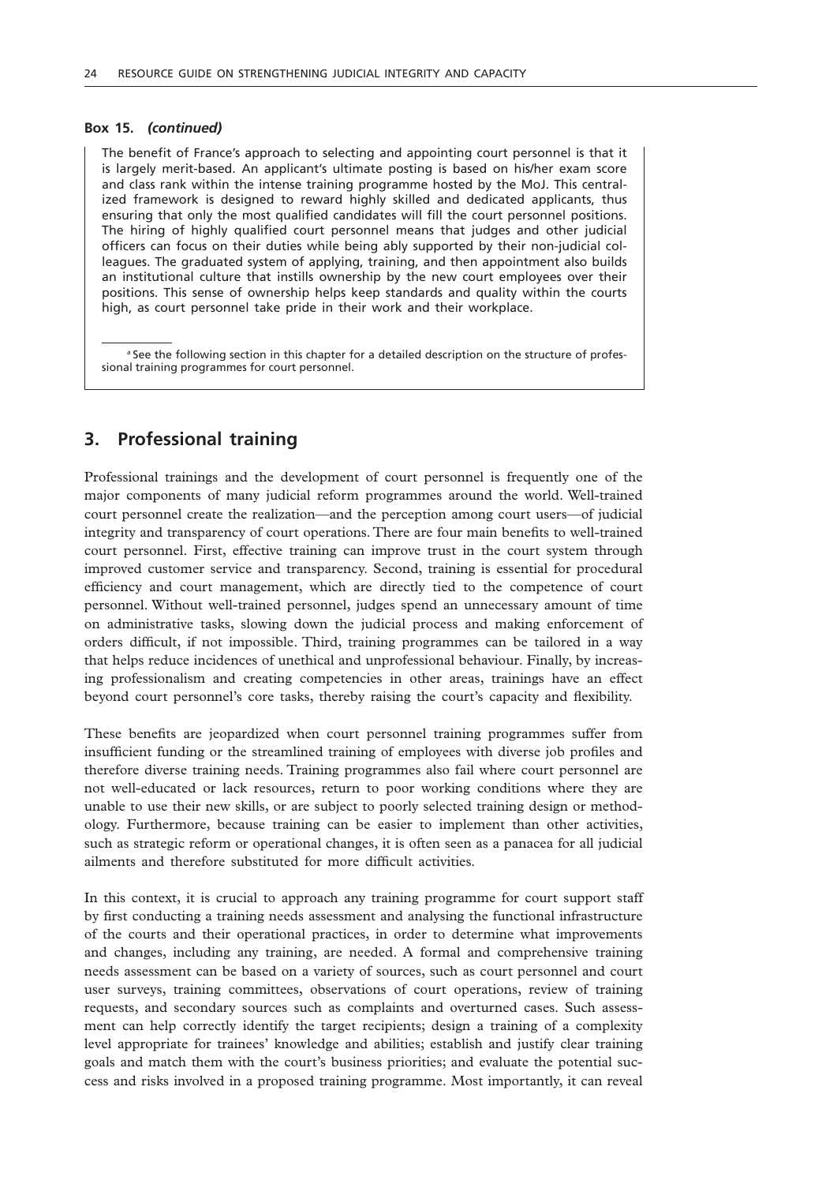**Box 15. *(continued)***

The benefit of France's approach to selecting and appointing court personnel is that it is largely merit-based. An applicant's ultimate posting is based on his/her exam score and class rank within the intense training programme hosted by the MoJ. This centralized framework is designed to reward highly skilled and dedicated applicants, thus ensuring that only the most qualified candidates will fill the court personnel positions. The hiring of highly qualified court personnel means that judges and other judicial officers can focus on their duties while being ably supported by their non-judicial colleagues. The graduated system of applying, training, and then appointment also builds an institutional culture that instills ownership by the new court employees over their positions. This sense of ownership helps keep standards and quality within the courts high, as court personnel take pride in their work and their workplace.

[a] See the following section in this chapter for a detailed description on the structure of professional training programmes for court personnel.

## 3. Professional training

Professional trainings and the development of court personnel is frequently one of the major components of many judicial reform programmes around the world. Well-trained court personnel create the realization—and the perception among court users—of judicial integrity and transparency of court operations. There are four main benefits to well-trained court personnel. First, effective training can improve trust in the court system through improved customer service and transparency. Second, training is essential for procedural efficiency and court management, which are directly tied to the competence of court personnel. Without well-trained personnel, judges spend an unnecessary amount of time on administrative tasks, slowing down the judicial process and making enforcement of orders difficult, if not impossible. Third, training programmes can be tailored in a way that helps reduce incidences of unethical and unprofessional behaviour. Finally, by increasing professionalism and creating competencies in other areas, trainings have an effect beyond court personnel's core tasks, thereby raising the court's capacity and flexibility.

These benefits are jeopardized when court personnel training programmes suffer from insufficient funding or the streamlined training of employees with diverse job profiles and therefore diverse training needs. Training programmes also fail where court personnel are not well-educated or lack resources, return to poor working conditions where they are unable to use their new skills, or are subject to poorly selected training design or methodology. Furthermore, because training can be easier to implement than other activities, such as strategic reform or operational changes, it is often seen as a panacea for all judicial ailments and therefore substituted for more difficult activities.

In this context, it is crucial to approach any training programme for court support staff by first conducting a training needs assessment and analysing the functional infrastructure of the courts and their operational practices, in order to determine what improvements and changes, including any training, are needed. A formal and comprehensive training needs assessment can be based on a variety of sources, such as court personnel and court user surveys, training committees, observations of court operations, review of training requests, and secondary sources such as complaints and overturned cases. Such assessment can help correctly identify the target recipients; design a training of a complexity level appropriate for trainees' knowledge and abilities; establish and justify clear training goals and match them with the court's business priorities; and evaluate the potential success and risks involved in a proposed training programme. Most importantly, it can reveal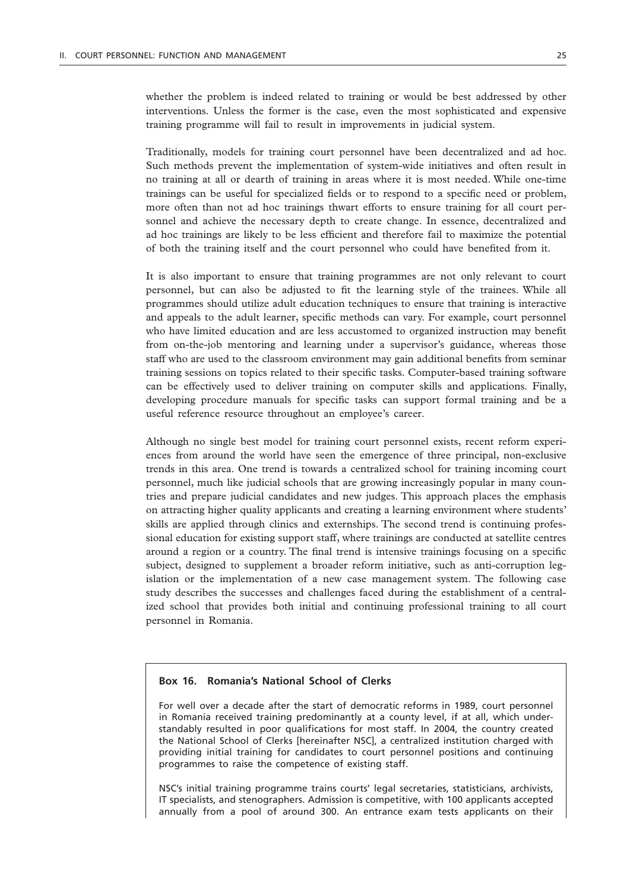whether the problem is indeed related to training or would be best addressed by other interventions. Unless the former is the case, even the most sophisticated and expensive training programme will fail to result in improvements in judicial system.

Traditionally, models for training court personnel have been decentralized and ad hoc. Such methods prevent the implementation of system-wide initiatives and often result in no training at all or dearth of training in areas where it is most needed. While one-time trainings can be useful for specialized fields or to respond to a specific need or problem, more often than not ad hoc trainings thwart efforts to ensure training for all court personnel and achieve the necessary depth to create change. In essence, decentralized and ad hoc trainings are likely to be less efficient and therefore fail to maximize the potential of both the training itself and the court personnel who could have benefited from it.

It is also important to ensure that training programmes are not only relevant to court personnel, but can also be adjusted to fit the learning style of the trainees. While all programmes should utilize adult education techniques to ensure that training is interactive and appeals to the adult learner, specific methods can vary. For example, court personnel who have limited education and are less accustomed to organized instruction may benefit from on-the-job mentoring and learning under a supervisor's guidance, whereas those staff who are used to the classroom environment may gain additional benefits from seminar training sessions on topics related to their specific tasks. Computer-based training software can be effectively used to deliver training on computer skills and applications. Finally, developing procedure manuals for specific tasks can support formal training and be a useful reference resource throughout an employee's career.

Although no single best model for training court personnel exists, recent reform experiences from around the world have seen the emergence of three principal, non-exclusive trends in this area. One trend is towards a centralized school for training incoming court personnel, much like judicial schools that are growing increasingly popular in many countries and prepare judicial candidates and new judges. This approach places the emphasis on attracting higher quality applicants and creating a learning environment where students' skills are applied through clinics and externships. The second trend is continuing professional education for existing support staff, where trainings are conducted at satellite centres around a region or a country. The final trend is intensive trainings focusing on a specific subject, designed to supplement a broader reform initiative, such as anti-corruption legislation or the implementation of a new case management system. The following case study describes the successes and challenges faced during the establishment of a centralized school that provides both initial and continuing professional training to all court personnel in Romania.

**Box 16. Romania's National School of Clerks**

For well over a decade after the start of democratic reforms in 1989, court personnel in Romania received training predominantly at a county level, if at all, which understandably resulted in poor qualifications for most staff. In 2004, the country created the National School of Clerks [hereinafter NSC], a centralized institution charged with providing initial training for candidates to court personnel positions and continuing programmes to raise the competence of existing staff.

NSC's initial training programme trains courts' legal secretaries, statisticians, archivists, IT specialists, and stenographers. Admission is competitive, with 100 applicants accepted annually from a pool of around 300. An entrance exam tests applicants on their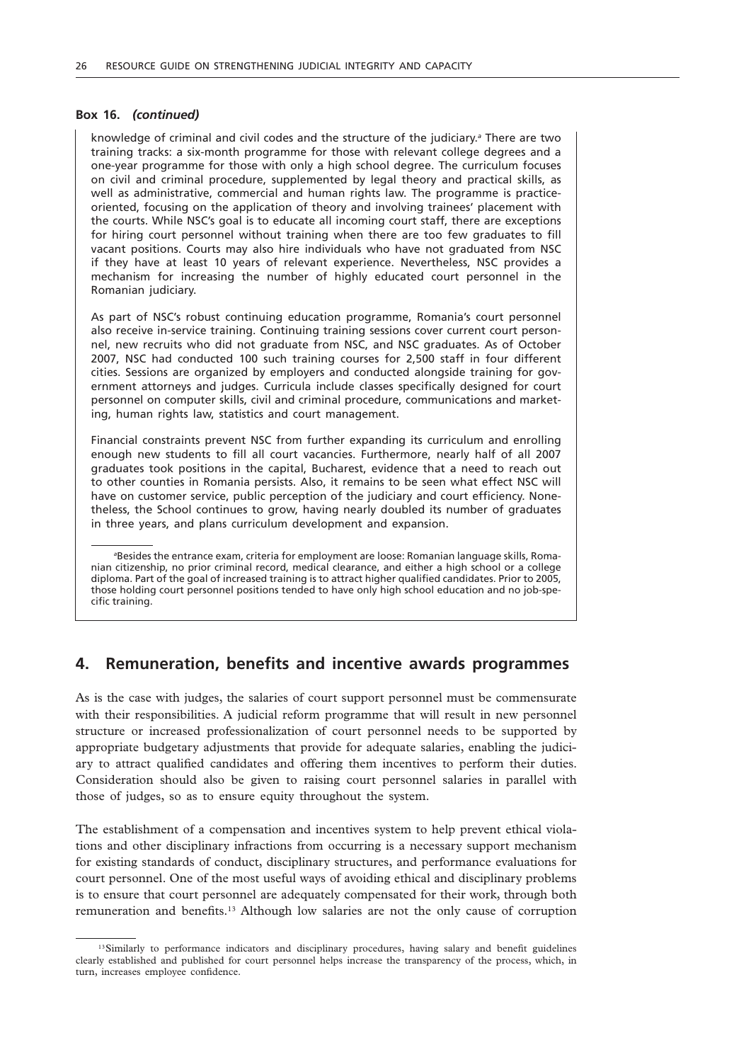**Box 16.** ***(continued)***

knowledge of criminal and civil codes and the structure of the judiciary.[a] There are two training tracks: a six-month programme for those with relevant college degrees and a one-year programme for those with only a high school degree. The curriculum focuses on civil and criminal procedure, supplemented by legal theory and practical skills, as well as administrative, commercial and human rights law. The programme is practice-oriented, focusing on the application of theory and involving trainees' placement with the courts. While NSC's goal is to educate all incoming court staff, there are exceptions for hiring court personnel without training when there are too few graduates to fill vacant positions. Courts may also hire individuals who have not graduated from NSC if they have at least 10 years of relevant experience. Nevertheless, NSC provides a mechanism for increasing the number of highly educated court personnel in the Romanian judiciary.

As part of NSC's robust continuing education programme, Romania's court personnel also receive in-service training. Continuing training sessions cover current court personnel, new recruits who did not graduate from NSC, and NSC graduates. As of October 2007, NSC had conducted 100 such training courses for 2,500 staff in four different cities. Sessions are organized by employers and conducted alongside training for government attorneys and judges. Curricula include classes specifically designed for court personnel on computer skills, civil and criminal procedure, communications and marketing, human rights law, statistics and court management.

Financial constraints prevent NSC from further expanding its curriculum and enrolling enough new students to fill all court vacancies. Furthermore, nearly half of all 2007 graduates took positions in the capital, Bucharest, evidence that a need to reach out to other counties in Romania persists. Also, it remains to be seen what effect NSC will have on customer service, public perception of the judiciary and court efficiency. Nonetheless, the School continues to grow, having nearly doubled its number of graduates in three years, and plans curriculum development and expansion.

[a]Besides the entrance exam, criteria for employment are loose: Romanian language skills, Romanian citizenship, no prior criminal record, medical clearance, and either a high school or a college diploma. Part of the goal of increased training is to attract higher qualified candidates. Prior to 2005, those holding court personnel positions tended to have only high school education and no job-specific training.

## 4. Remuneration, benefits and incentive awards programmes

As is the case with judges, the salaries of court support personnel must be commensurate with their responsibilities. A judicial reform programme that will result in new personnel structure or increased professionalization of court personnel needs to be supported by appropriate budgetary adjustments that provide for adequate salaries, enabling the judiciary to attract qualified candidates and offering them incentives to perform their duties. Consideration should also be given to raising court personnel salaries in parallel with those of judges, so as to ensure equity throughout the system.

The establishment of a compensation and incentives system to help prevent ethical violations and other disciplinary infractions from occurring is a necessary support mechanism for existing standards of conduct, disciplinary structures, and performance evaluations for court personnel. One of the most useful ways of avoiding ethical and disciplinary problems is to ensure that court personnel are adequately compensated for their work, through both remuneration and benefits.[13] Although low salaries are not the only cause of corruption

[13]Similarly to performance indicators and disciplinary procedures, having salary and benefit guidelines clearly established and published for court personnel helps increase the transparency of the process, which, in turn, increases employee confidence.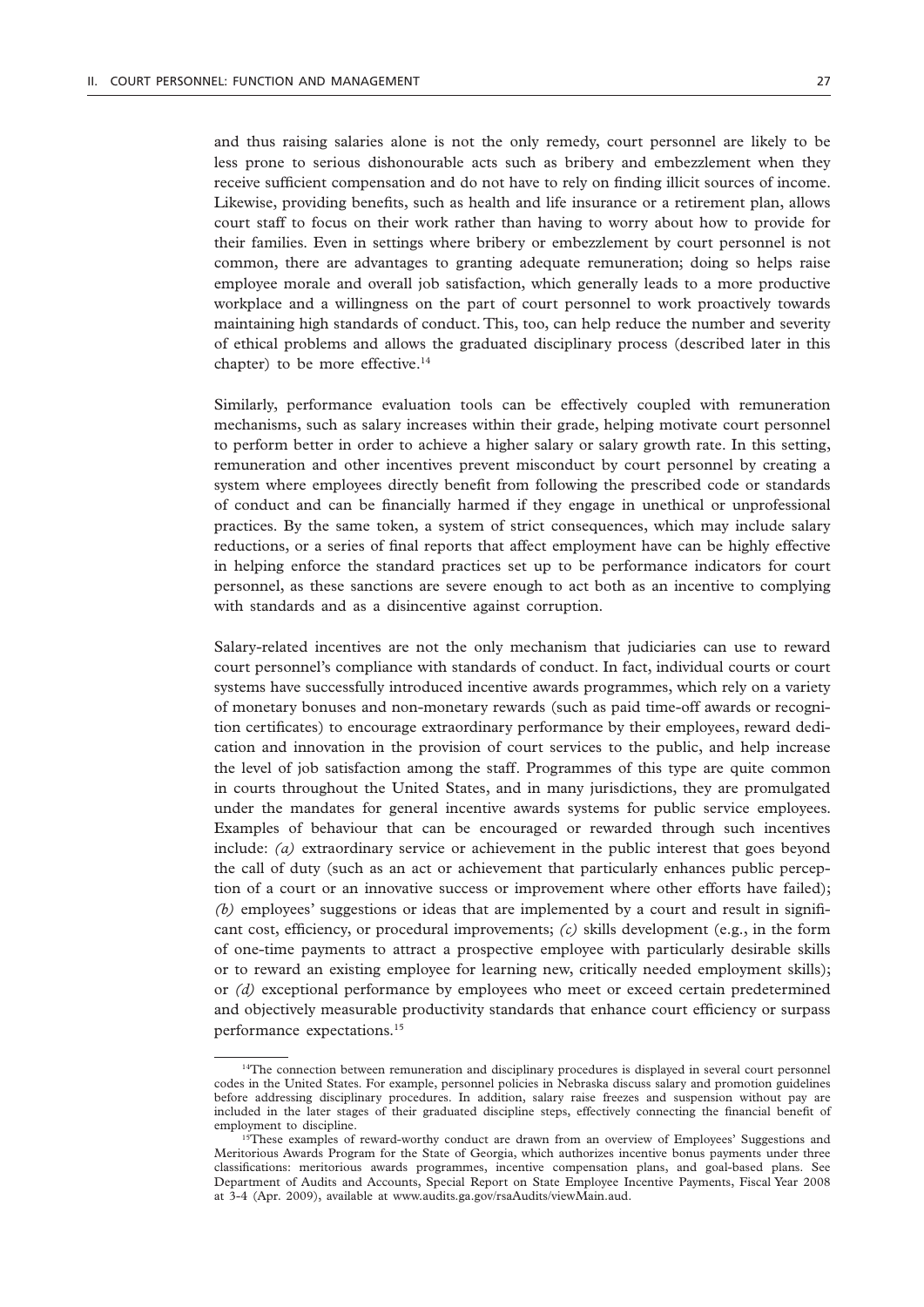and thus raising salaries alone is not the only remedy, court personnel are likely to be less prone to serious dishonourable acts such as bribery and embezzlement when they receive sufficient compensation and do not have to rely on finding illicit sources of income. Likewise, providing benefits, such as health and life insurance or a retirement plan, allows court staff to focus on their work rather than having to worry about how to provide for their families. Even in settings where bribery or embezzlement by court personnel is not common, there are advantages to granting adequate remuneration; doing so helps raise employee morale and overall job satisfaction, which generally leads to a more productive workplace and a willingness on the part of court personnel to work proactively towards maintaining high standards of conduct. This, too, can help reduce the number and severity of ethical problems and allows the graduated disciplinary process (described later in this chapter) to be more effective.[14]

Similarly, performance evaluation tools can be effectively coupled with remuneration mechanisms, such as salary increases within their grade, helping motivate court personnel to perform better in order to achieve a higher salary or salary growth rate. In this setting, remuneration and other incentives prevent misconduct by court personnel by creating a system where employees directly benefit from following the prescribed code or standards of conduct and can be financially harmed if they engage in unethical or unprofessional practices. By the same token, a system of strict consequences, which may include salary reductions, or a series of final reports that affect employment have can be highly effective in helping enforce the standard practices set up to be performance indicators for court personnel, as these sanctions are severe enough to act both as an incentive to complying with standards and as a disincentive against corruption.

Salary-related incentives are not the only mechanism that judiciaries can use to reward court personnel's compliance with standards of conduct. In fact, individual courts or court systems have successfully introduced incentive awards programmes, which rely on a variety of monetary bonuses and non-monetary rewards (such as paid time-off awards or recognition certificates) to encourage extraordinary performance by their employees, reward dedication and innovation in the provision of court services to the public, and help increase the level of job satisfaction among the staff. Programmes of this type are quite common in courts throughout the United States, and in many jurisdictions, they are promulgated under the mandates for general incentive awards systems for public service employees. Examples of behaviour that can be encouraged or rewarded through such incentives include: *(a)* extraordinary service or achievement in the public interest that goes beyond the call of duty (such as an act or achievement that particularly enhances public perception of a court or an innovative success or improvement where other efforts have failed); *(b)* employees' suggestions or ideas that are implemented by a court and result in significant cost, efficiency, or procedural improvements; *(c)* skills development (e.g., in the form of one-time payments to attract a prospective employee with particularly desirable skills or to reward an existing employee for learning new, critically needed employment skills); or *(d)* exceptional performance by employees who meet or exceed certain predetermined and objectively measurable productivity standards that enhance court efficiency or surpass performance expectations.[15]

---

[14]The connection between remuneration and disciplinary procedures is displayed in several court personnel codes in the United States. For example, personnel policies in Nebraska discuss salary and promotion guidelines before addressing disciplinary procedures. In addition, salary raise freezes and suspension without pay are included in the later stages of their graduated discipline steps, effectively connecting the financial benefit of employment to discipline.

[15]These examples of reward-worthy conduct are drawn from an overview of Employees' Suggestions and Meritorious Awards Program for the State of Georgia, which authorizes incentive bonus payments under three classifications: meritorious awards programmes, incentive compensation plans, and goal-based plans. See Department of Audits and Accounts, Special Report on State Employee Incentive Payments, Fiscal Year 2008 at 3-4 (Apr. 2009), available at www.audits.ga.gov/rsaAudits/viewMain.aud.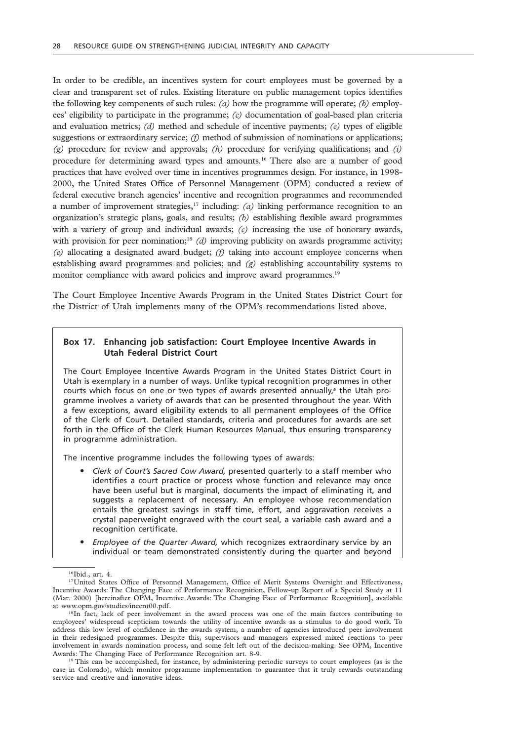In order to be credible, an incentives system for court employees must be governed by a clear and transparent set of rules. Existing literature on public management topics identifies the following key components of such rules: *(a)* how the programme will operate; *(b)* employees' eligibility to participate in the programme; *(c)* documentation of goal-based plan criteria and evaluation metrics; *(d)* method and schedule of incentive payments; *(e)* types of eligible suggestions or extraordinary service; *(f)* method of submission of nominations or applications; *(g)* procedure for review and approvals; *(h)* procedure for verifying qualifications; and *(i)* procedure for determining award types and amounts.[16] There also are a number of good practices that have evolved over time in incentives programmes design. For instance, in 1998-2000, the United States Office of Personnel Management (OPM) conducted a review of federal executive branch agencies' incentive and recognition programmes and recommended a number of improvement strategies,[17] including: *(a)* linking performance recognition to an organization's strategic plans, goals, and results; *(b)* establishing flexible award programmes with a variety of group and individual awards; *(c)* increasing the use of honorary awards, with provision for peer nomination;[18] *(d)* improving publicity on awards programme activity; *(e)* allocating a designated award budget; *(f)* taking into account employee concerns when establishing award programmes and policies; and *(g)* establishing accountability systems to monitor compliance with award policies and improve award programmes.[19]

The Court Employee Incentive Awards Program in the United States District Court for the District of Utah implements many of the OPM's recommendations listed above.

> **Box 17. Enhancing job satisfaction: Court Employee Incentive Awards in Utah Federal District Court**
>
> The Court Employee Incentive Awards Program in the United States District Court in Utah is exemplary in a number of ways. Unlike typical recognition programmes in other courts which focus on one or two types of awards presented annually,[a] the Utah programme involves a variety of awards that can be presented throughout the year. With a few exceptions, award eligibility extends to all permanent employees of the Office of the Clerk of Court. Detailed standards, criteria and procedures for awards are set forth in the Office of the Clerk Human Resources Manual, thus ensuring transparency in programme administration.
>
> The incentive programme includes the following types of awards:
>
> - *Clerk of Court's Sacred Cow Award,* presented quarterly to a staff member who identifies a court practice or process whose function and relevance may once have been useful but is marginal, documents the impact of eliminating it, and suggests a replacement of necessary. An employee whose recommendation entails the greatest savings in staff time, effort, and aggravation receives a crystal paperweight engraved with the court seal, a variable cash award and a recognition certificate.
> - *Employee of the Quarter Award,* which recognizes extraordinary service by an individual or team demonstrated consistently during the quarter and beyond

---

[16] Ibid., art. 4.

[17] United States Office of Personnel Management, Office of Merit Systems Oversight and Effectiveness, Incentive Awards: The Changing Face of Performance Recognition, Follow-up Report of a Special Study at 11 (Mar. 2000) [hereinafter OPM, Incentive Awards: The Changing Face of Performance Recognition], available at www.opm.gov/studies/incent00.pdf.

[18] In fact, lack of peer involvement in the award process was one of the main factors contributing to employees' widespread scepticism towards the utility of incentive awards as a stimulus to do good work. To address this low level of confidence in the awards system, a number of agencies introduced peer involvement in their redesigned programmes. Despite this, supervisors and managers expressed mixed reactions to peer involvement in awards nomination process, and some felt left out of the decision-making. See OPM, Incentive Awards: The Changing Face of Performance Recognition art. 8-9.

[19] This can be accomplished, for instance, by administering periodic surveys to court employees (as is the case in Colorado), which monitor programme implementation to guarantee that it truly rewards outstanding service and creative and innovative ideas.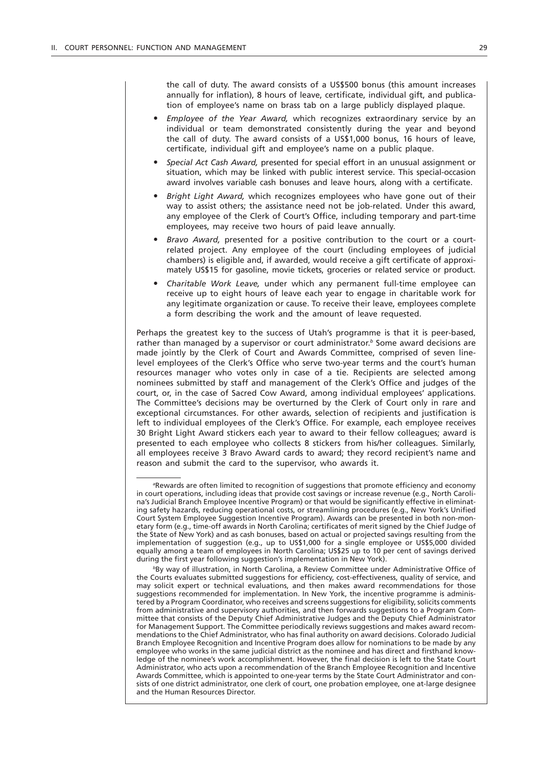the call of duty. The award consists of a US$500 bonus (this amount increases annually for inflation), 8 hours of leave, certificate, individual gift, and publication of employee's name on brass tab on a large publicly displayed plaque.

- *Employee of the Year Award,* which recognizes extraordinary service by an individual or team demonstrated consistently during the year and beyond the call of duty. The award consists of a US$1,000 bonus, 16 hours of leave, certificate, individual gift and employee's name on a public plaque.
- *Special Act Cash Award,* presented for special effort in an unusual assignment or situation, which may be linked with public interest service. This special-occasion award involves variable cash bonuses and leave hours, along with a certificate.
- *Bright Light Award,* which recognizes employees who have gone out of their way to assist others; the assistance need not be job-related. Under this award, any employee of the Clerk of Court's Office, including temporary and part-time employees, may receive two hours of paid leave annually.
- *Bravo Award,* presented for a positive contribution to the court or a court-related project. Any employee of the court (including employees of judicial chambers) is eligible and, if awarded, would receive a gift certificate of approximately US$15 for gasoline, movie tickets, groceries or related service or product.
- *Charitable Work Leave,* under which any permanent full-time employee can receive up to eight hours of leave each year to engage in charitable work for any legitimate organization or cause. To receive their leave, employees complete a form describing the work and the amount of leave requested.

Perhaps the greatest key to the success of Utah's programme is that it is peer-based, rather than managed by a supervisor or court administrator.[b] Some award decisions are made jointly by the Clerk of Court and Awards Committee, comprised of seven line-level employees of the Clerk's Office who serve two-year terms and the court's human resources manager who votes only in case of a tie. Recipients are selected among nominees submitted by staff and management of the Clerk's Office and judges of the court, or, in the case of Sacred Cow Award, among individual employees' applications. The Committee's decisions may be overturned by the Clerk of Court only in rare and exceptional circumstances. For other awards, selection of recipients and justification is left to individual employees of the Clerk's Office. For example, each employee receives 30 Bright Light Award stickers each year to award to their fellow colleagues; award is presented to each employee who collects 8 stickers from his/her colleagues. Similarly, all employees receive 3 Bravo Award cards to award; they record recipient's name and reason and submit the card to the supervisor, who awards it.

---

[a]Rewards are often limited to recognition of suggestions that promote efficiency and economy in court operations, including ideas that provide cost savings or increase revenue (e.g., North Carolina's Judicial Branch Employee Incentive Program) or that would be significantly effective in eliminating safety hazards, reducing operational costs, or streamlining procedures (e.g., New York's Unified Court System Employee Suggestion Incentive Program). Awards can be presented in both non-monetary form (e.g., time-off awards in North Carolina; certificates of merit signed by the Chief Judge of the State of New York) and as cash bonuses, based on actual or projected savings resulting from the implementation of suggestion (e.g., up to US$1,000 for a single employee or US$5,000 divided equally among a team of employees in North Carolina; US$25 up to 10 per cent of savings derived during the first year following suggestion's implementation in New York).

[b]By way of illustration, in North Carolina, a Review Committee under Administrative Office of the Courts evaluates submitted suggestions for efficiency, cost-effectiveness, quality of service, and may solicit expert or technical evaluations, and then makes award recommendations for those suggestions recommended for implementation. In New York, the incentive programme is administered by a Program Coordinator, who receives and screens suggestions for eligibility, solicits comments from administrative and supervisory authorities, and then forwards suggestions to a Program Committee that consists of the Deputy Chief Administrative Judges and the Deputy Chief Administrator for Management Support. The Committee periodically reviews suggestions and makes award recommendations to the Chief Administrator, who has final authority on award decisions. Colorado Judicial Branch Employee Recognition and Incentive Program does allow for nominations to be made by any employee who works in the same judicial district as the nominee and has direct and firsthand knowledge of the nominee's work accomplishment. However, the final decision is left to the State Court Administrator, who acts upon a recommendation of the Branch Employee Recognition and Incentive Awards Committee, which is appointed to one-year terms by the State Court Administrator and consists of one district administrator, one clerk of court, one probation employee, one at-large designee and the Human Resources Director.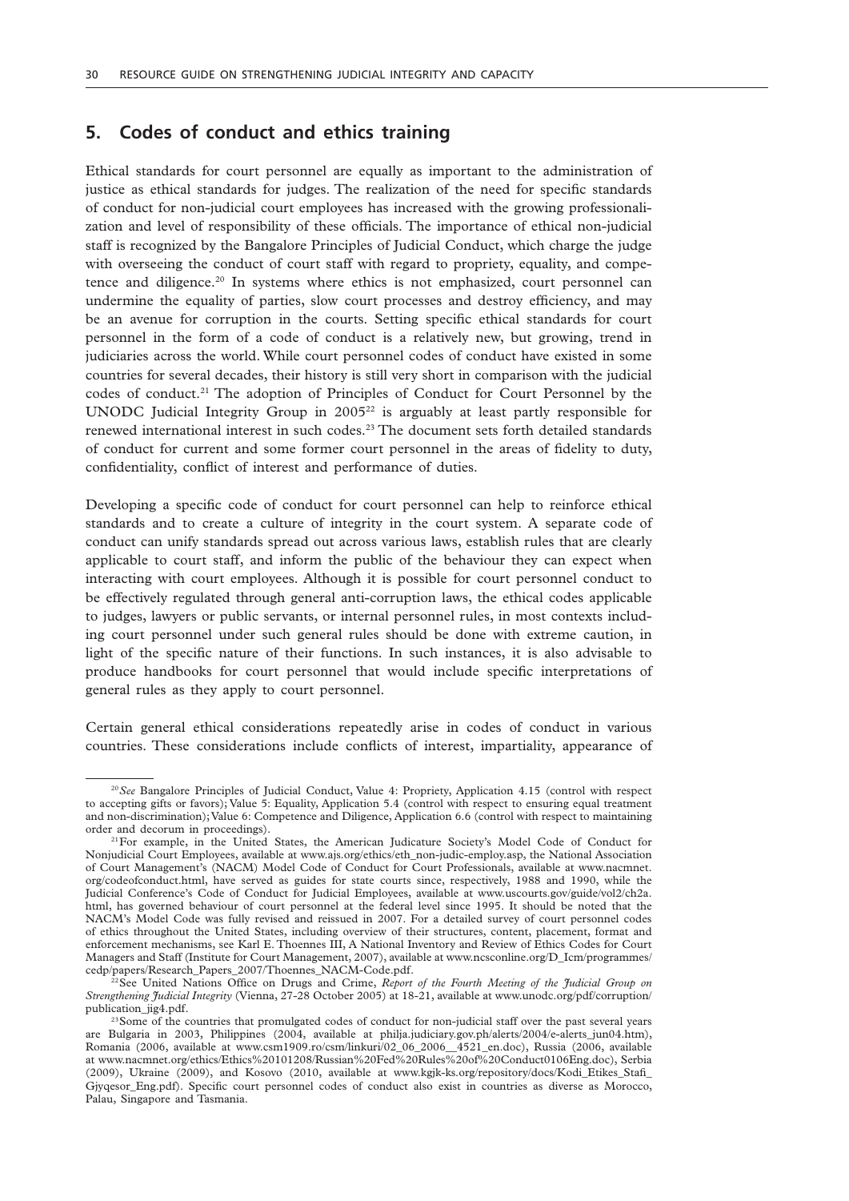## 5. Codes of conduct and ethics training

Ethical standards for court personnel are equally as important to the administration of justice as ethical standards for judges. The realization of the need for specific standards of conduct for non-judicial court employees has increased with the growing professionalization and level of responsibility of these officials. The importance of ethical non-judicial staff is recognized by the Bangalore Principles of Judicial Conduct, which charge the judge with overseeing the conduct of court staff with regard to propriety, equality, and competence and diligence.[20] In systems where ethics is not emphasized, court personnel can undermine the equality of parties, slow court processes and destroy efficiency, and may be an avenue for corruption in the courts. Setting specific ethical standards for court personnel in the form of a code of conduct is a relatively new, but growing, trend in judiciaries across the world. While court personnel codes of conduct have existed in some countries for several decades, their history is still very short in comparison with the judicial codes of conduct.[21] The adoption of Principles of Conduct for Court Personnel by the UNODC Judicial Integrity Group in 2005[22] is arguably at least partly responsible for renewed international interest in such codes.[23] The document sets forth detailed standards of conduct for current and some former court personnel in the areas of fidelity to duty, confidentiality, conflict of interest and performance of duties.

Developing a specific code of conduct for court personnel can help to reinforce ethical standards and to create a culture of integrity in the court system. A separate code of conduct can unify standards spread out across various laws, establish rules that are clearly applicable to court staff, and inform the public of the behaviour they can expect when interacting with court employees. Although it is possible for court personnel conduct to be effectively regulated through general anti-corruption laws, the ethical codes applicable to judges, lawyers or public servants, or internal personnel rules, in most contexts including court personnel under such general rules should be done with extreme caution, in light of the specific nature of their functions. In such instances, it is also advisable to produce handbooks for court personnel that would include specific interpretations of general rules as they apply to court personnel.

Certain general ethical considerations repeatedly arise in codes of conduct in various countries. These considerations include conflicts of interest, impartiality, appearance of

---

[20] *See* Bangalore Principles of Judicial Conduct, Value 4: Propriety, Application 4.15 (control with respect to accepting gifts or favors); Value 5: Equality, Application 5.4 (control with respect to ensuring equal treatment and non-discrimination); Value 6: Competence and Diligence, Application 6.6 (control with respect to maintaining order and decorum in proceedings).

[21] For example, in the United States, the American Judicature Society's Model Code of Conduct for Nonjudicial Court Employees, available at www.ajs.org/ethics/eth_non-judic-employ.asp, the National Association of Court Management's (NACM) Model Code of Conduct for Court Professionals, available at www.nacmnet.org/codeofconduct.html, have served as guides for state courts since, respectively, 1988 and 1990, while the Judicial Conference's Code of Conduct for Judicial Employees, available at www.uscourts.gov/guide/vol2/ch2a.html, has governed behaviour of court personnel at the federal level since 1995. It should be noted that the NACM's Model Code was fully revised and reissued in 2007. For a detailed survey of court personnel codes of ethics throughout the United States, including overview of their structures, content, placement, format and enforcement mechanisms, see Karl E. Thoennes III, A National Inventory and Review of Ethics Codes for Court Managers and Staff (Institute for Court Management, 2007), available at www.ncsconline.org/D_Icm/programmes/cedp/papers/Research_Papers_2007/Thoennes_NACM-Code.pdf.

[22] See United Nations Office on Drugs and Crime, *Report of the Fourth Meeting of the Judicial Group on Strengthening Judicial Integrity* (Vienna, 27-28 October 2005) at 18-21, available at www.unodc.org/pdf/corruption/publication_jig4.pdf.

[23] Some of the countries that promulgated codes of conduct for non-judicial staff over the past several years are Bulgaria in 2003, Philippines (2004, available at philja.judiciary.gov.ph/alerts/2004/e-alerts_jun04.htm), Romania (2006, available at www.csm1909.ro/csm/linkuri/02_06_2006__4521_en.doc), Russia (2006, available at www.nacmnet.org/ethics/Ethics%20101208/Russian%20Fed%20Rules%20of%20Conduct0106Eng.doc), Serbia (2009), Ukraine (2009), and Kosovo (2010, available at www.kgjk-ks.org/repository/docs/Kodi_Etikes_Stafi_Gjyqesor_Eng.pdf). Specific court personnel codes of conduct also exist in countries as diverse as Morocco, Palau, Singapore and Tasmania.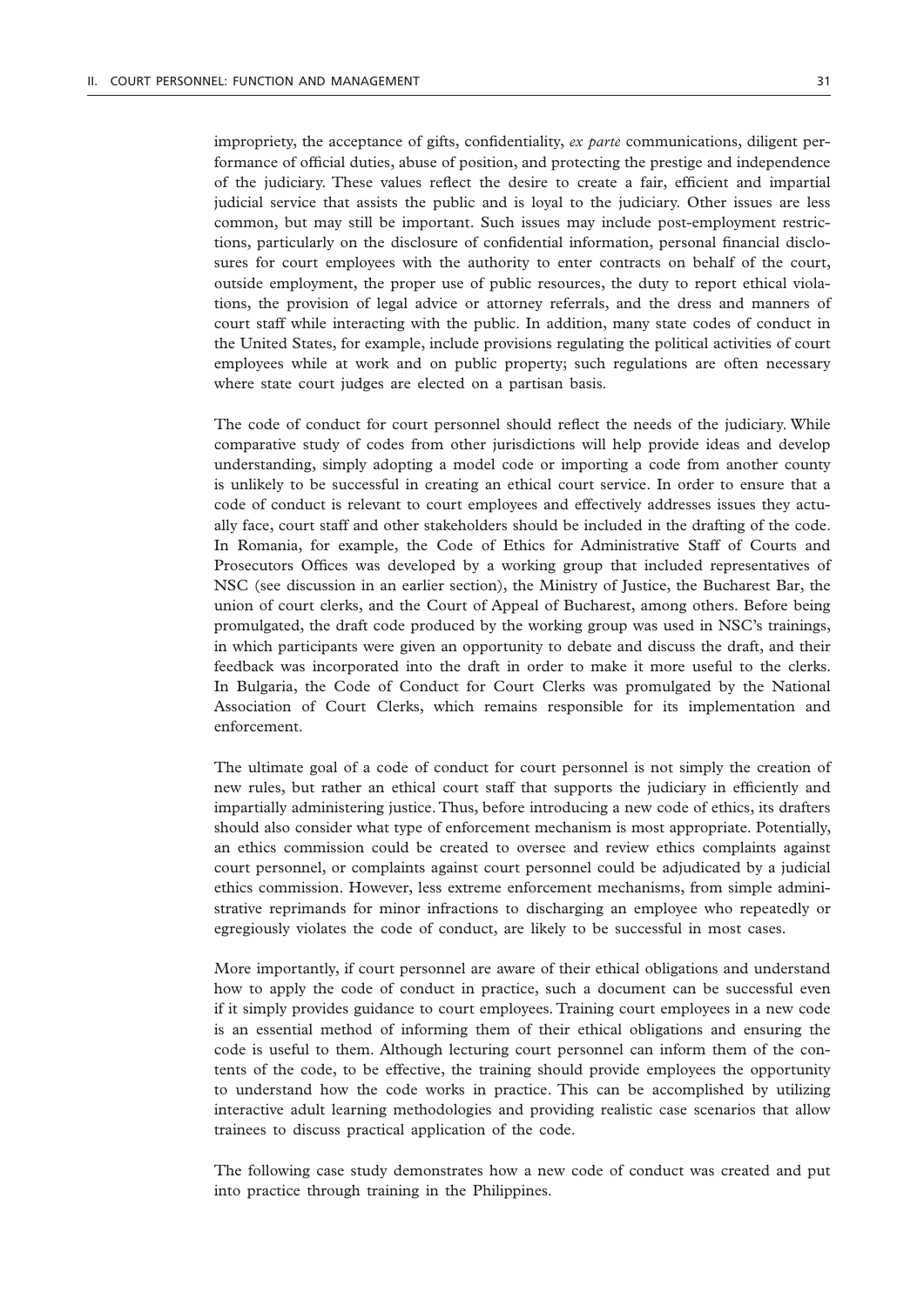impropriety, the acceptance of gifts, confidentiality, *ex parte* communications, diligent performance of official duties, abuse of position, and protecting the prestige and independence of the judiciary. These values reflect the desire to create a fair, efficient and impartial judicial service that assists the public and is loyal to the judiciary. Other issues are less common, but may still be important. Such issues may include post-employment restrictions, particularly on the disclosure of confidential information, personal financial disclosures for court employees with the authority to enter contracts on behalf of the court, outside employment, the proper use of public resources, the duty to report ethical violations, the provision of legal advice or attorney referrals, and the dress and manners of court staff while interacting with the public. In addition, many state codes of conduct in the United States, for example, include provisions regulating the political activities of court employees while at work and on public property; such regulations are often necessary where state court judges are elected on a partisan basis.

The code of conduct for court personnel should reflect the needs of the judiciary. While comparative study of codes from other jurisdictions will help provide ideas and develop understanding, simply adopting a model code or importing a code from another county is unlikely to be successful in creating an ethical court service. In order to ensure that a code of conduct is relevant to court employees and effectively addresses issues they actually face, court staff and other stakeholders should be included in the drafting of the code. In Romania, for example, the Code of Ethics for Administrative Staff of Courts and Prosecutors Offices was developed by a working group that included representatives of NSC (see discussion in an earlier section), the Ministry of Justice, the Bucharest Bar, the union of court clerks, and the Court of Appeal of Bucharest, among others. Before being promulgated, the draft code produced by the working group was used in NSC's trainings, in which participants were given an opportunity to debate and discuss the draft, and their feedback was incorporated into the draft in order to make it more useful to the clerks. In Bulgaria, the Code of Conduct for Court Clerks was promulgated by the National Association of Court Clerks, which remains responsible for its implementation and enforcement.

The ultimate goal of a code of conduct for court personnel is not simply the creation of new rules, but rather an ethical court staff that supports the judiciary in efficiently and impartially administering justice. Thus, before introducing a new code of ethics, its drafters should also consider what type of enforcement mechanism is most appropriate. Potentially, an ethics commission could be created to oversee and review ethics complaints against court personnel, or complaints against court personnel could be adjudicated by a judicial ethics commission. However, less extreme enforcement mechanisms, from simple administrative reprimands for minor infractions to discharging an employee who repeatedly or egregiously violates the code of conduct, are likely to be successful in most cases.

More importantly, if court personnel are aware of their ethical obligations and understand how to apply the code of conduct in practice, such a document can be successful even if it simply provides guidance to court employees. Training court employees in a new code is an essential method of informing them of their ethical obligations and ensuring the code is useful to them. Although lecturing court personnel can inform them of the contents of the code, to be effective, the training should provide employees the opportunity to understand how the code works in practice. This can be accomplished by utilizing interactive adult learning methodologies and providing realistic case scenarios that allow trainees to discuss practical application of the code.

The following case study demonstrates how a new code of conduct was created and put into practice through training in the Philippines.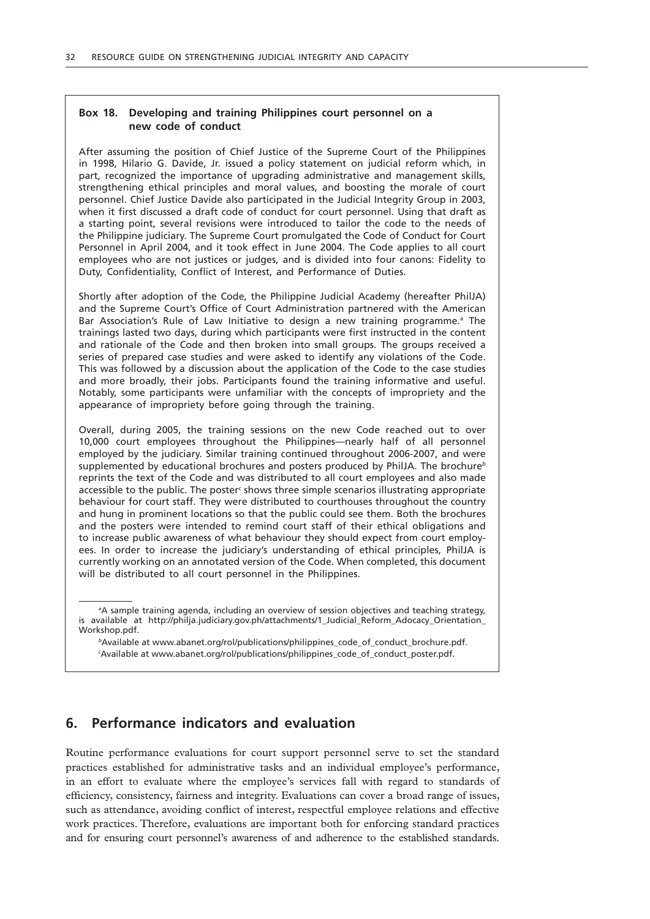**Box 18. Developing and training Philippines court personnel on a new code of conduct**

After assuming the position of Chief Justice of the Supreme Court of the Philippines in 1998, Hilario G. Davide, Jr. issued a policy statement on judicial reform which, in part, recognized the importance of upgrading administrative and management skills, strengthening ethical principles and moral values, and boosting the morale of court personnel. Chief Justice Davide also participated in the Judicial Integrity Group in 2003, when it first discussed a draft code of conduct for court personnel. Using that draft as a starting point, several revisions were introduced to tailor the code to the needs of the Philippine judiciary. The Supreme Court promulgated the Code of Conduct for Court Personnel in April 2004, and it took effect in June 2004. The Code applies to all court employees who are not justices or judges, and is divided into four canons: Fidelity to Duty, Confidentiality, Conflict of Interest, and Performance of Duties.

Shortly after adoption of the Code, the Philippine Judicial Academy (hereafter PhilJA) and the Supreme Court's Office of Court Administration partnered with the American Bar Association's Rule of Law Initiative to design a new training programme.[a] The trainings lasted two days, during which participants were first instructed in the content and rationale of the Code and then broken into small groups. The groups received a series of prepared case studies and were asked to identify any violations of the Code. This was followed by a discussion about the application of the Code to the case studies and more broadly, their jobs. Participants found the training informative and useful. Notably, some participants were unfamiliar with the concepts of impropriety and the appearance of impropriety before going through the training.

Overall, during 2005, the training sessions on the new Code reached out to over 10,000 court employees throughout the Philippines—nearly half of all personnel employed by the judiciary. Similar training continued throughout 2006-2007, and were supplemented by educational brochures and posters produced by PhilJA. The brochure[b] reprints the text of the Code and was distributed to all court employees and also made accessible to the public. The poster[c] shows three simple scenarios illustrating appropriate behaviour for court staff. They were distributed to courthouses throughout the country and hung in prominent locations so that the public could see them. Both the brochures and the posters were intended to remind court staff of their ethical obligations and to increase public awareness of what behaviour they should expect from court employees. In order to increase the judiciary's understanding of ethical principles, PhilJA is currently working on an annotated version of the Code. When completed, this document will be distributed to all court personnel in the Philippines.

[a]A sample training agenda, including an overview of session objectives and teaching strategy, is available at http://philja.judiciary.gov.ph/attachments/1_Judicial_Reform_Adocacy_Orientation_Workshop.pdf.

[b]Available at www.abanet.org/rol/publications/philippines_code_of_conduct_brochure.pdf.

[c]Available at www.abanet.org/rol/publications/philippines_code_of_conduct_poster.pdf.

## 6. Performance indicators and evaluation

Routine performance evaluations for court support personnel serve to set the standard practices established for administrative tasks and an individual employee's performance, in an effort to evaluate where the employee's services fall with regard to standards of efficiency, consistency, fairness and integrity. Evaluations can cover a broad range of issues, such as attendance, avoiding conflict of interest, respectful employee relations and effective work practices. Therefore, evaluations are important both for enforcing standard practices and for ensuring court personnel's awareness of and adherence to the established standards.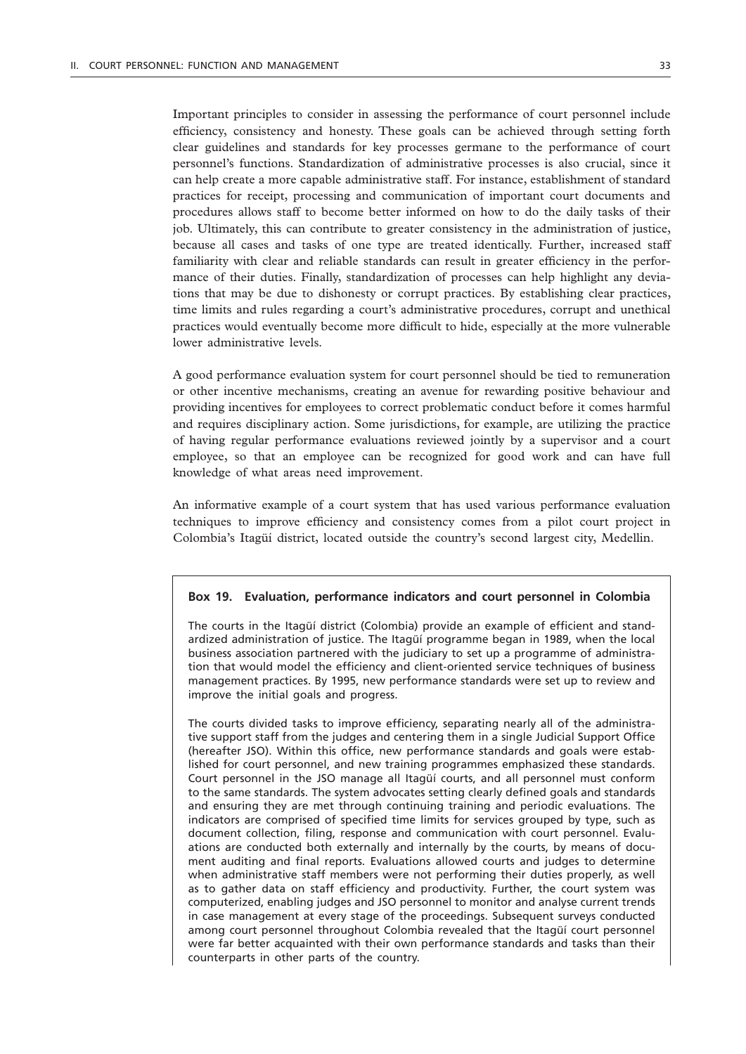Important principles to consider in assessing the performance of court personnel include efficiency, consistency and honesty. These goals can be achieved through setting forth clear guidelines and standards for key processes germane to the performance of court personnel's functions. Standardization of administrative processes is also crucial, since it can help create a more capable administrative staff. For instance, establishment of standard practices for receipt, processing and communication of important court documents and procedures allows staff to become better informed on how to do the daily tasks of their job. Ultimately, this can contribute to greater consistency in the administration of justice, because all cases and tasks of one type are treated identically. Further, increased staff familiarity with clear and reliable standards can result in greater efficiency in the performance of their duties. Finally, standardization of processes can help highlight any deviations that may be due to dishonesty or corrupt practices. By establishing clear practices, time limits and rules regarding a court's administrative procedures, corrupt and unethical practices would eventually become more difficult to hide, especially at the more vulnerable lower administrative levels.

A good performance evaluation system for court personnel should be tied to remuneration or other incentive mechanisms, creating an avenue for rewarding positive behaviour and providing incentives for employees to correct problematic conduct before it comes harmful and requires disciplinary action. Some jurisdictions, for example, are utilizing the practice of having regular performance evaluations reviewed jointly by a supervisor and a court employee, so that an employee can be recognized for good work and can have full knowledge of what areas need improvement.

An informative example of a court system that has used various performance evaluation techniques to improve efficiency and consistency comes from a pilot court project in Colombia's Itagüí district, located outside the country's second largest city, Medellin.

**Box 19. Evaluation, performance indicators and court personnel in Colombia**

The courts in the Itagüí district (Colombia) provide an example of efficient and standardized administration of justice. The Itagüí programme began in 1989, when the local business association partnered with the judiciary to set up a programme of administration that would model the efficiency and client-oriented service techniques of business management practices. By 1995, new performance standards were set up to review and improve the initial goals and progress.

The courts divided tasks to improve efficiency, separating nearly all of the administrative support staff from the judges and centering them in a single Judicial Support Office (hereafter JSO). Within this office, new performance standards and goals were established for court personnel, and new training programmes emphasized these standards. Court personnel in the JSO manage all Itagüí courts, and all personnel must conform to the same standards. The system advocates setting clearly defined goals and standards and ensuring they are met through continuing training and periodic evaluations. The indicators are comprised of specified time limits for services grouped by type, such as document collection, filing, response and communication with court personnel. Evaluations are conducted both externally and internally by the courts, by means of document auditing and final reports. Evaluations allowed courts and judges to determine when administrative staff members were not performing their duties properly, as well as to gather data on staff efficiency and productivity. Further, the court system was computerized, enabling judges and JSO personnel to monitor and analyse current trends in case management at every stage of the proceedings. Subsequent surveys conducted among court personnel throughout Colombia revealed that the Itagüí court personnel were far better acquainted with their own performance standards and tasks than their counterparts in other parts of the country.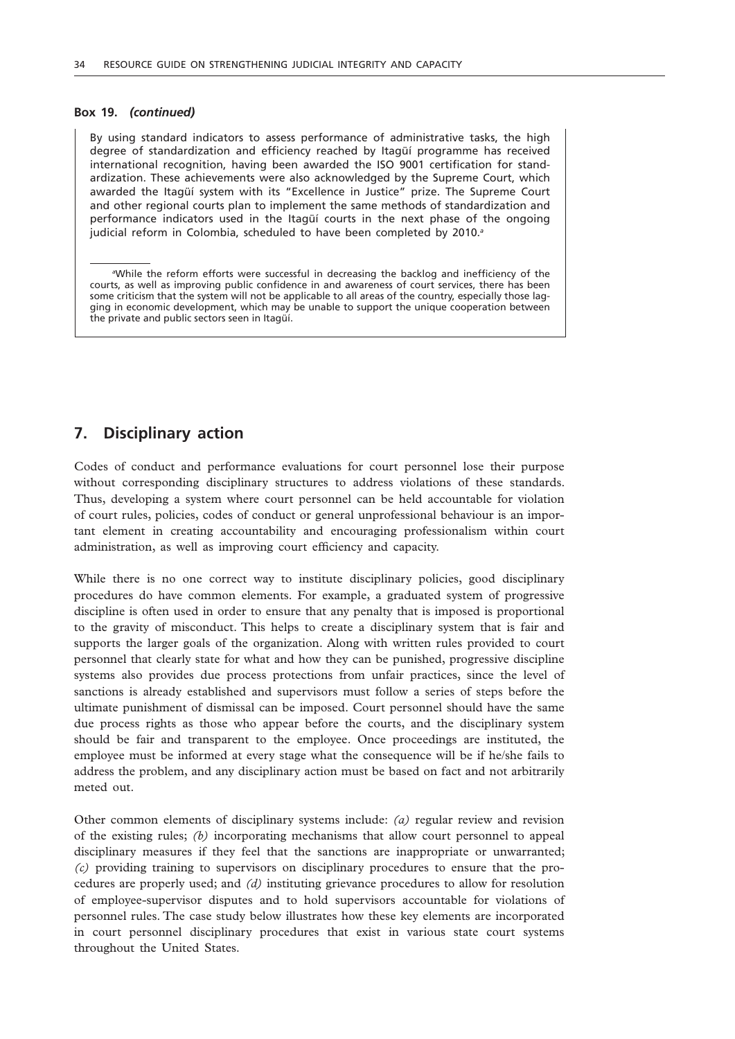**Box 19.** ***(continued)***

By using standard indicators to assess performance of administrative tasks, the high degree of standardization and efficiency reached by Itagüí programme has received international recognition, having been awarded the ISO 9001 certification for standardization. These achievements were also acknowledged by the Supreme Court, which awarded the Itagüí system with its "Excellence in Justice" prize. The Supreme Court and other regional courts plan to implement the same methods of standardization and performance indicators used in the Itagüí courts in the next phase of the ongoing judicial reform in Colombia, scheduled to have been completed by 2010.[a]

[a]While the reform efforts were successful in decreasing the backlog and inefficiency of the courts, as well as improving public confidence in and awareness of court services, there has been some criticism that the system will not be applicable to all areas of the country, especially those lagging in economic development, which may be unable to support the unique cooperation between the private and public sectors seen in Itagüí.

## 7. Disciplinary action

Codes of conduct and performance evaluations for court personnel lose their purpose without corresponding disciplinary structures to address violations of these standards. Thus, developing a system where court personnel can be held accountable for violation of court rules, policies, codes of conduct or general unprofessional behaviour is an important element in creating accountability and encouraging professionalism within court administration, as well as improving court efficiency and capacity.

While there is no one correct way to institute disciplinary policies, good disciplinary procedures do have common elements. For example, a graduated system of progressive discipline is often used in order to ensure that any penalty that is imposed is proportional to the gravity of misconduct. This helps to create a disciplinary system that is fair and supports the larger goals of the organization. Along with written rules provided to court personnel that clearly state for what and how they can be punished, progressive discipline systems also provides due process protections from unfair practices, since the level of sanctions is already established and supervisors must follow a series of steps before the ultimate punishment of dismissal can be imposed. Court personnel should have the same due process rights as those who appear before the courts, and the disciplinary system should be fair and transparent to the employee. Once proceedings are instituted, the employee must be informed at every stage what the consequence will be if he/she fails to address the problem, and any disciplinary action must be based on fact and not arbitrarily meted out.

Other common elements of disciplinary systems include: *(a)* regular review and revision of the existing rules; *(b)* incorporating mechanisms that allow court personnel to appeal disciplinary measures if they feel that the sanctions are inappropriate or unwarranted; *(c)* providing training to supervisors on disciplinary procedures to ensure that the procedures are properly used; and *(d)* instituting grievance procedures to allow for resolution of employee-supervisor disputes and to hold supervisors accountable for violations of personnel rules. The case study below illustrates how these key elements are incorporated in court personnel disciplinary procedures that exist in various state court systems throughout the United States.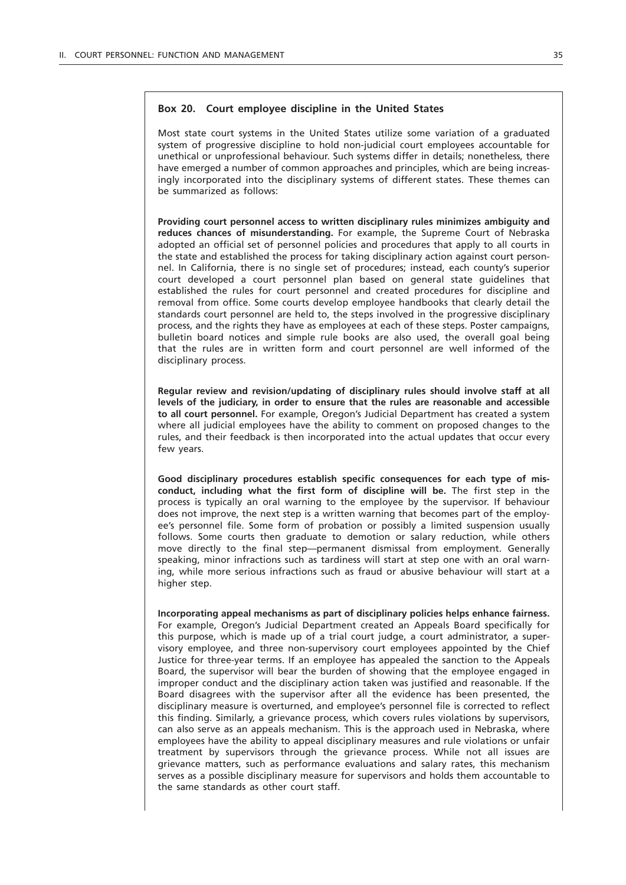**Box 20. Court employee discipline in the United States**

Most state court systems in the United States utilize some variation of a graduated system of progressive discipline to hold non-judicial court employees accountable for unethical or unprofessional behaviour. Such systems differ in details; nonetheless, there have emerged a number of common approaches and principles, which are being increasingly incorporated into the disciplinary systems of different states. These themes can be summarized as follows:

**Providing court personnel access to written disciplinary rules minimizes ambiguity and reduces chances of misunderstanding.** For example, the Supreme Court of Nebraska adopted an official set of personnel policies and procedures that apply to all courts in the state and established the process for taking disciplinary action against court personnel. In California, there is no single set of procedures; instead, each county's superior court developed a court personnel plan based on general state guidelines that established the rules for court personnel and created procedures for discipline and removal from office. Some courts develop employee handbooks that clearly detail the standards court personnel are held to, the steps involved in the progressive disciplinary process, and the rights they have as employees at each of these steps. Poster campaigns, bulletin board notices and simple rule books are also used, the overall goal being that the rules are in written form and court personnel are well informed of the disciplinary process.

**Regular review and revision/updating of disciplinary rules should involve staff at all levels of the judiciary, in order to ensure that the rules are reasonable and accessible to all court personnel.** For example, Oregon's Judicial Department has created a system where all judicial employees have the ability to comment on proposed changes to the rules, and their feedback is then incorporated into the actual updates that occur every few years.

**Good disciplinary procedures establish specific consequences for each type of misconduct, including what the first form of discipline will be.** The first step in the process is typically an oral warning to the employee by the supervisor. If behaviour does not improve, the next step is a written warning that becomes part of the employee's personnel file. Some form of probation or possibly a limited suspension usually follows. Some courts then graduate to demotion or salary reduction, while others move directly to the final step—permanent dismissal from employment. Generally speaking, minor infractions such as tardiness will start at step one with an oral warning, while more serious infractions such as fraud or abusive behaviour will start at a higher step.

**Incorporating appeal mechanisms as part of disciplinary policies helps enhance fairness.** For example, Oregon's Judicial Department created an Appeals Board specifically for this purpose, which is made up of a trial court judge, a court administrator, a supervisory employee, and three non-supervisory court employees appointed by the Chief Justice for three-year terms. If an employee has appealed the sanction to the Appeals Board, the supervisor will bear the burden of showing that the employee engaged in improper conduct and the disciplinary action taken was justified and reasonable. If the Board disagrees with the supervisor after all the evidence has been presented, the disciplinary measure is overturned, and employee's personnel file is corrected to reflect this finding. Similarly, a grievance process, which covers rules violations by supervisors, can also serve as an appeals mechanism. This is the approach used in Nebraska, where employees have the ability to appeal disciplinary measures and rule violations or unfair treatment by supervisors through the grievance process. While not all issues are grievance matters, such as performance evaluations and salary rates, this mechanism serves as a possible disciplinary measure for supervisors and holds them accountable to the same standards as other court staff.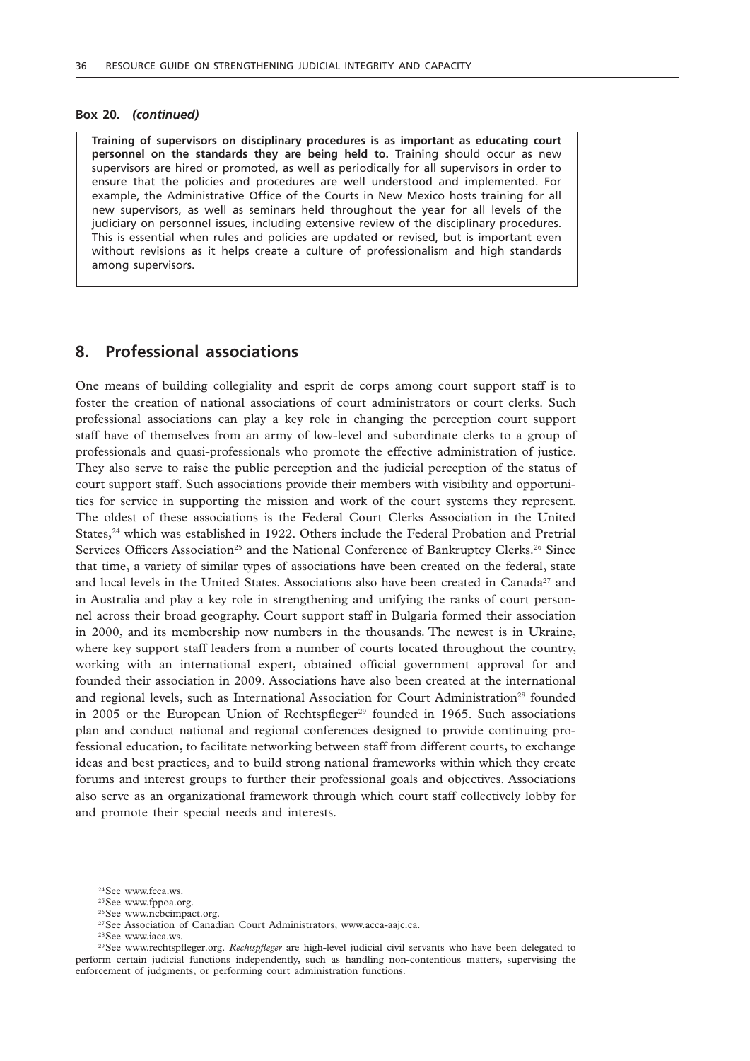**Box 20.** ***(continued)***

**Training of supervisors on disciplinary procedures is as important as educating court personnel on the standards they are being held to.** Training should occur as new supervisors are hired or promoted, as well as periodically for all supervisors in order to ensure that the policies and procedures are well understood and implemented. For example, the Administrative Office of the Courts in New Mexico hosts training for all new supervisors, as well as seminars held throughout the year for all levels of the judiciary on personnel issues, including extensive review of the disciplinary procedures. This is essential when rules and policies are updated or revised, but is important even without revisions as it helps create a culture of professionalism and high standards among supervisors.

## 8. Professional associations

One means of building collegiality and esprit de corps among court support staff is to foster the creation of national associations of court administrators or court clerks. Such professional associations can play a key role in changing the perception court support staff have of themselves from an army of low-level and subordinate clerks to a group of professionals and quasi-professionals who promote the effective administration of justice. They also serve to raise the public perception and the judicial perception of the status of court support staff. Such associations provide their members with visibility and opportunities for service in supporting the mission and work of the court systems they represent. The oldest of these associations is the Federal Court Clerks Association in the United States,[24] which was established in 1922. Others include the Federal Probation and Pretrial Services Officers Association[25] and the National Conference of Bankruptcy Clerks.[26] Since that time, a variety of similar types of associations have been created on the federal, state and local levels in the United States. Associations also have been created in Canada[27] and in Australia and play a key role in strengthening and unifying the ranks of court personnel across their broad geography. Court support staff in Bulgaria formed their association in 2000, and its membership now numbers in the thousands. The newest is in Ukraine, where key support staff leaders from a number of courts located throughout the country, working with an international expert, obtained official government approval for and founded their association in 2009. Associations have also been created at the international and regional levels, such as International Association for Court Administration[28] founded in 2005 or the European Union of Rechtspfleger[29] founded in 1965. Such associations plan and conduct national and regional conferences designed to provide continuing professional education, to facilitate networking between staff from different courts, to exchange ideas and best practices, and to build strong national frameworks within which they create forums and interest groups to further their professional goals and objectives. Associations also serve as an organizational framework through which court staff collectively lobby for and promote their special needs and interests.

---

[24] See www.fcca.ws.

[25] See www.fppoa.org.

[26] See www.ncbcimpact.org.

[27] See Association of Canadian Court Administrators, www.acca-aajc.ca.

[28] See www.iaca.ws.

[29] See www.rechtspfleger.org. *Rechtspfleger* are high-level judicial civil servants who have been delegated to perform certain judicial functions independently, such as handling non-contentious matters, supervising the enforcement of judgments, or performing court administration functions.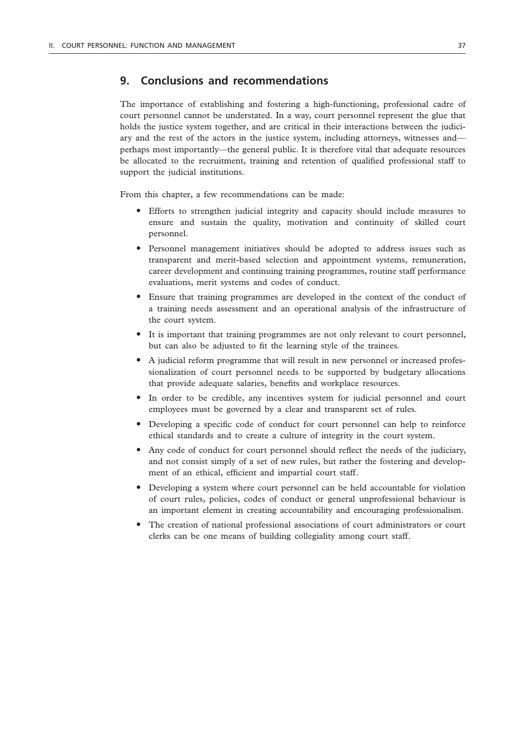## 9. Conclusions and recommendations

The importance of establishing and fostering a high-functioning, professional cadre of court personnel cannot be understated. In a way, court personnel represent the glue that holds the justice system together, and are critical in their interactions between the judiciary and the rest of the actors in the justice system, including attorneys, witnesses and—perhaps most importantly—the general public. It is therefore vital that adequate resources be allocated to the recruitment, training and retention of qualified professional staff to support the judicial institutions.

From this chapter, a few recommendations can be made:

- Efforts to strengthen judicial integrity and capacity should include measures to ensure and sustain the quality, motivation and continuity of skilled court personnel.
- Personnel management initiatives should be adopted to address issues such as transparent and merit-based selection and appointment systems, remuneration, career development and continuing training programmes, routine staff performance evaluations, merit systems and codes of conduct.
- Ensure that training programmes are developed in the context of the conduct of a training needs assessment and an operational analysis of the infrastructure of the court system.
- It is important that training programmes are not only relevant to court personnel, but can also be adjusted to fit the learning style of the trainees.
- A judicial reform programme that will result in new personnel or increased professionalization of court personnel needs to be supported by budgetary allocations that provide adequate salaries, benefits and workplace resources.
- In order to be credible, any incentives system for judicial personnel and court employees must be governed by a clear and transparent set of rules.
- Developing a specific code of conduct for court personnel can help to reinforce ethical standards and to create a culture of integrity in the court system.
- Any code of conduct for court personnel should reflect the needs of the judiciary, and not consist simply of a set of new rules, but rather the fostering and development of an ethical, efficient and impartial court staff.
- Developing a system where court personnel can be held accountable for violation of court rules, policies, codes of conduct or general unprofessional behaviour is an important element in creating accountability and encouraging professionalism.
- The creation of national professional associations of court administrators or court clerks can be one means of building collegiality among court staff.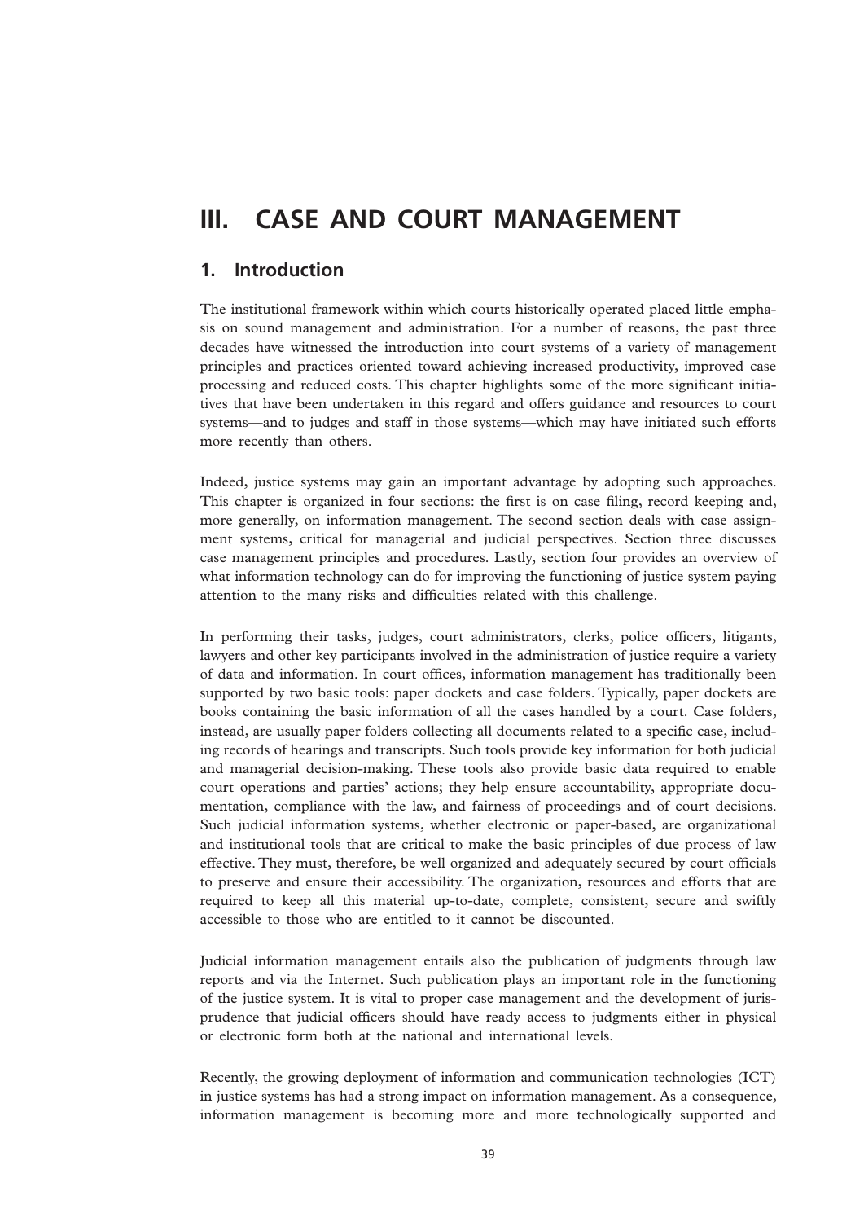# III. CASE AND COURT MANAGEMENT

## 1. Introduction

The institutional framework within which courts historically operated placed little emphasis on sound management and administration. For a number of reasons, the past three decades have witnessed the introduction into court systems of a variety of management principles and practices oriented toward achieving increased productivity, improved case processing and reduced costs. This chapter highlights some of the more significant initiatives that have been undertaken in this regard and offers guidance and resources to court systems—and to judges and staff in those systems—which may have initiated such efforts more recently than others.

Indeed, justice systems may gain an important advantage by adopting such approaches. This chapter is organized in four sections: the first is on case filing, record keeping and, more generally, on information management. The second section deals with case assignment systems, critical for managerial and judicial perspectives. Section three discusses case management principles and procedures. Lastly, section four provides an overview of what information technology can do for improving the functioning of justice system paying attention to the many risks and difficulties related with this challenge.

In performing their tasks, judges, court administrators, clerks, police officers, litigants, lawyers and other key participants involved in the administration of justice require a variety of data and information. In court offices, information management has traditionally been supported by two basic tools: paper dockets and case folders. Typically, paper dockets are books containing the basic information of all the cases handled by a court. Case folders, instead, are usually paper folders collecting all documents related to a specific case, including records of hearings and transcripts. Such tools provide key information for both judicial and managerial decision-making. These tools also provide basic data required to enable court operations and parties' actions; they help ensure accountability, appropriate documentation, compliance with the law, and fairness of proceedings and of court decisions. Such judicial information systems, whether electronic or paper-based, are organizational and institutional tools that are critical to make the basic principles of due process of law effective. They must, therefore, be well organized and adequately secured by court officials to preserve and ensure their accessibility. The organization, resources and efforts that are required to keep all this material up-to-date, complete, consistent, secure and swiftly accessible to those who are entitled to it cannot be discounted.

Judicial information management entails also the publication of judgments through law reports and via the Internet. Such publication plays an important role in the functioning of the justice system. It is vital to proper case management and the development of jurisprudence that judicial officers should have ready access to judgments either in physical or electronic form both at the national and international levels.

Recently, the growing deployment of information and communication technologies (ICT) in justice systems has had a strong impact on information management. As a consequence, information management is becoming more and more technologically supported and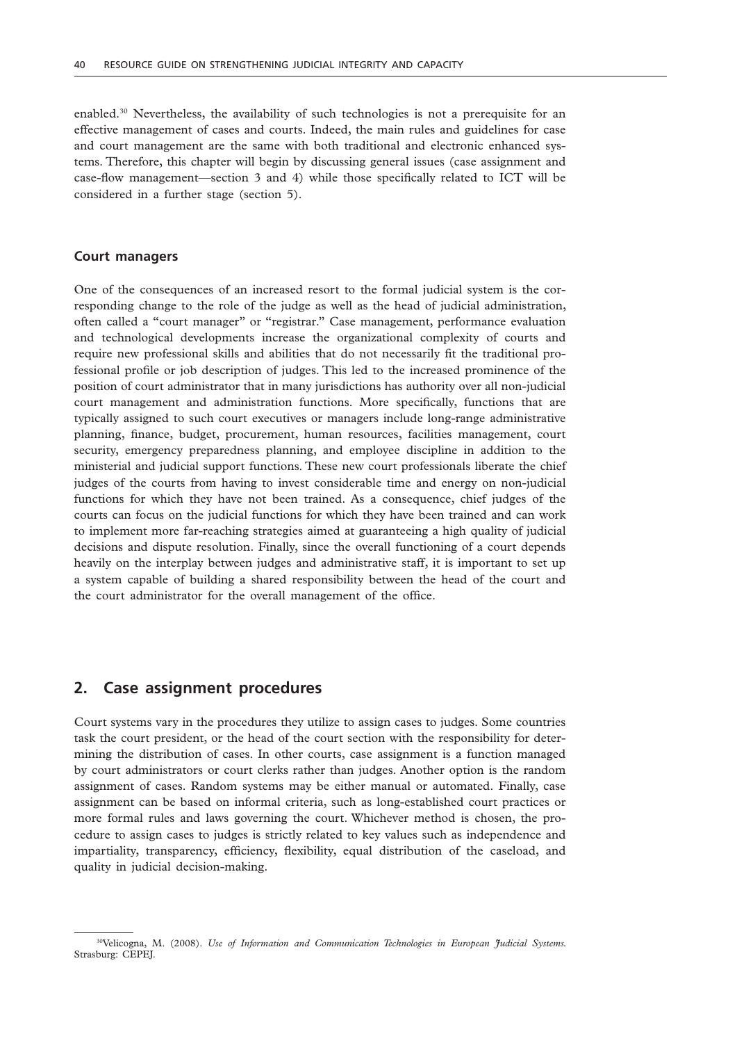enabled.[30] Nevertheless, the availability of such technologies is not a prerequisite for an effective management of cases and courts. Indeed, the main rules and guidelines for case and court management are the same with both traditional and electronic enhanced systems. Therefore, this chapter will begin by discussing general issues (case assignment and case-flow management—section 3 and 4) while those specifically related to ICT will be considered in a further stage (section 5).

### Court managers

One of the consequences of an increased resort to the formal judicial system is the corresponding change to the role of the judge as well as the head of judicial administration, often called a "court manager" or "registrar." Case management, performance evaluation and technological developments increase the organizational complexity of courts and require new professional skills and abilities that do not necessarily fit the traditional professional profile or job description of judges. This led to the increased prominence of the position of court administrator that in many jurisdictions has authority over all non-judicial court management and administration functions. More specifically, functions that are typically assigned to such court executives or managers include long-range administrative planning, finance, budget, procurement, human resources, facilities management, court security, emergency preparedness planning, and employee discipline in addition to the ministerial and judicial support functions. These new court professionals liberate the chief judges of the courts from having to invest considerable time and energy on non-judicial functions for which they have not been trained. As a consequence, chief judges of the courts can focus on the judicial functions for which they have been trained and can work to implement more far-reaching strategies aimed at guaranteeing a high quality of judicial decisions and dispute resolution. Finally, since the overall functioning of a court depends heavily on the interplay between judges and administrative staff, it is important to set up a system capable of building a shared responsibility between the head of the court and the court administrator for the overall management of the office.

## 2. Case assignment procedures

Court systems vary in the procedures they utilize to assign cases to judges. Some countries task the court president, or the head of the court section with the responsibility for determining the distribution of cases. In other courts, case assignment is a function managed by court administrators or court clerks rather than judges. Another option is the random assignment of cases. Random systems may be either manual or automated. Finally, case assignment can be based on informal criteria, such as long-established court practices or more formal rules and laws governing the court. Whichever method is chosen, the procedure to assign cases to judges is strictly related to key values such as independence and impartiality, transparency, efficiency, flexibility, equal distribution of the caseload, and quality in judicial decision-making.

---

[30] Velicogna, M. (2008). *Use of Information and Communication Technologies in European Judicial Systems.* Strasburg: CEPEJ.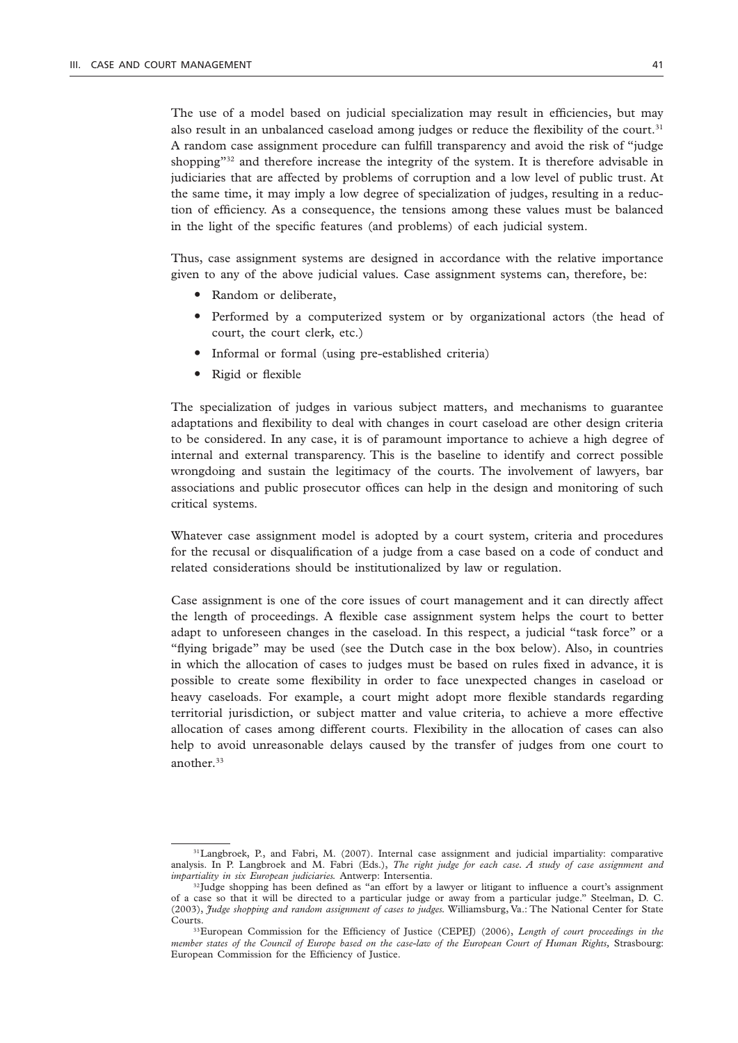The use of a model based on judicial specialization may result in efficiencies, but may also result in an unbalanced caseload among judges or reduce the flexibility of the court.[31] A random case assignment procedure can fulfill transparency and avoid the risk of "judge shopping"[32] and therefore increase the integrity of the system. It is therefore advisable in judiciaries that are affected by problems of corruption and a low level of public trust. At the same time, it may imply a low degree of specialization of judges, resulting in a reduction of efficiency. As a consequence, the tensions among these values must be balanced in the light of the specific features (and problems) of each judicial system.

Thus, case assignment systems are designed in accordance with the relative importance given to any of the above judicial values. Case assignment systems can, therefore, be:

- Random or deliberate,
- Performed by a computerized system or by organizational actors (the head of court, the court clerk, etc.)
- Informal or formal (using pre-established criteria)
- Rigid or flexible

The specialization of judges in various subject matters, and mechanisms to guarantee adaptations and flexibility to deal with changes in court caseload are other design criteria to be considered. In any case, it is of paramount importance to achieve a high degree of internal and external transparency. This is the baseline to identify and correct possible wrongdoing and sustain the legitimacy of the courts. The involvement of lawyers, bar associations and public prosecutor offices can help in the design and monitoring of such critical systems.

Whatever case assignment model is adopted by a court system, criteria and procedures for the recusal or disqualification of a judge from a case based on a code of conduct and related considerations should be institutionalized by law or regulation.

Case assignment is one of the core issues of court management and it can directly affect the length of proceedings. A flexible case assignment system helps the court to better adapt to unforeseen changes in the caseload. In this respect, a judicial "task force" or a "flying brigade" may be used (see the Dutch case in the box below). Also, in countries in which the allocation of cases to judges must be based on rules fixed in advance, it is possible to create some flexibility in order to face unexpected changes in caseload or heavy caseloads. For example, a court might adopt more flexible standards regarding territorial jurisdiction, or subject matter and value criteria, to achieve a more effective allocation of cases among different courts. Flexibility in the allocation of cases can also help to avoid unreasonable delays caused by the transfer of judges from one court to another.[33]

---

[31] Langbroek, P., and Fabri, M. (2007). Internal case assignment and judicial impartiality: comparative analysis. In P. Langbroek and M. Fabri (Eds.), *The right judge for each case. A study of case assignment and impartiality in six European judiciaries.* Antwerp: Intersentia.

[32] Judge shopping has been defined as "an effort by a lawyer or litigant to influence a court's assignment of a case so that it will be directed to a particular judge or away from a particular judge." Steelman, D. C. (2003), *Judge shopping and random assignment of cases to judges.* Williamsburg, Va.: The National Center for State Courts.

[33] European Commission for the Efficiency of Justice (CEPEJ) (2006), *Length of court proceedings in the member states of the Council of Europe based on the case-law of the European Court of Human Rights,* Strasbourg: European Commission for the Efficiency of Justice.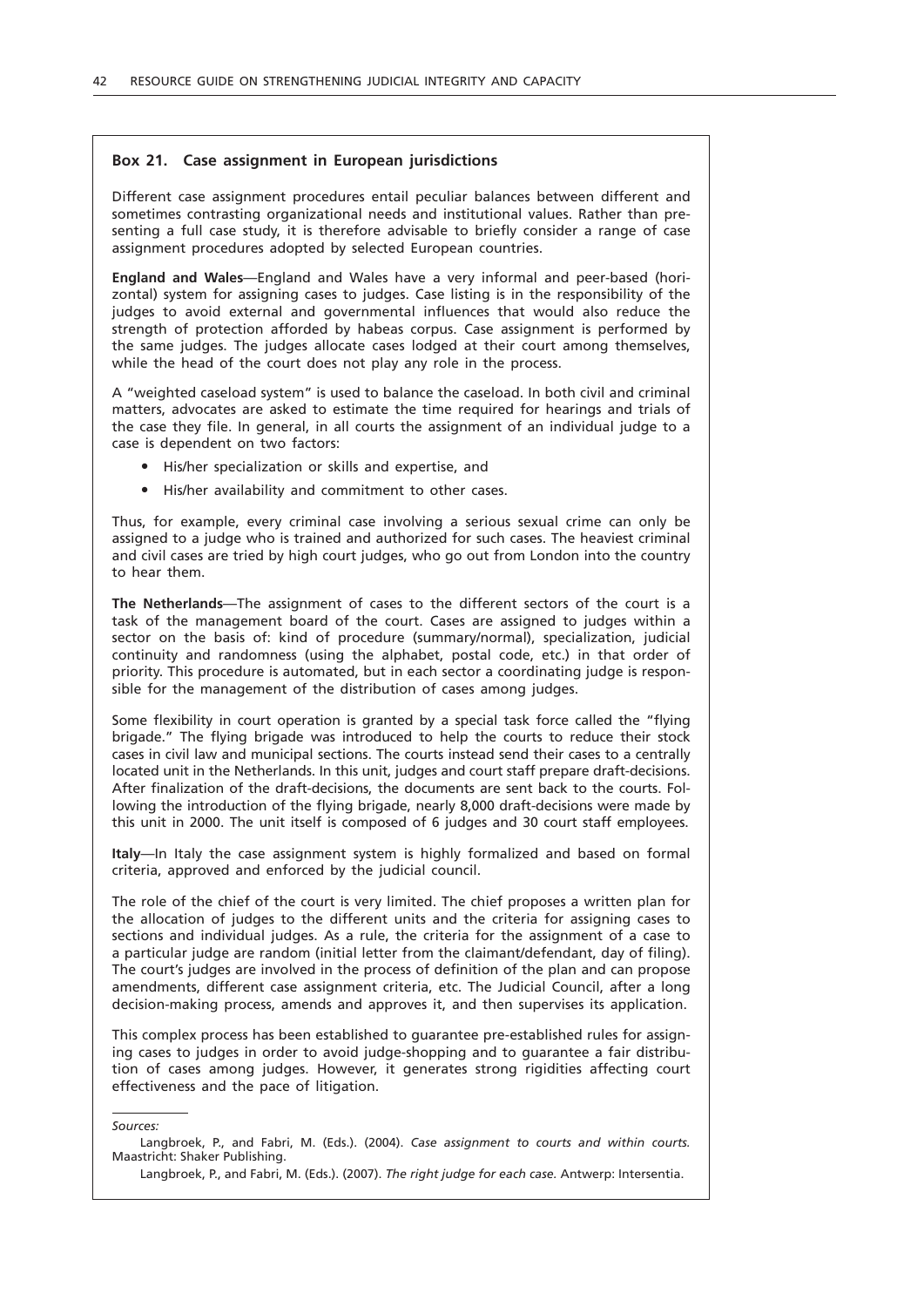### Box 21. Case assignment in European jurisdictions

Different case assignment procedures entail peculiar balances between different and sometimes contrasting organizational needs and institutional values. Rather than presenting a full case study, it is therefore advisable to briefly consider a range of case assignment procedures adopted by selected European countries.

**England and Wales**—England and Wales have a very informal and peer-based (horizontal) system for assigning cases to judges. Case listing is in the responsibility of the judges to avoid external and governmental influences that would also reduce the strength of protection afforded by habeas corpus. Case assignment is performed by the same judges. The judges allocate cases lodged at their court among themselves, while the head of the court does not play any role in the process.

A "weighted caseload system" is used to balance the caseload. In both civil and criminal matters, advocates are asked to estimate the time required for hearings and trials of the case they file. In general, in all courts the assignment of an individual judge to a case is dependent on two factors:

- His/her specialization or skills and expertise, and
- His/her availability and commitment to other cases.

Thus, for example, every criminal case involving a serious sexual crime can only be assigned to a judge who is trained and authorized for such cases. The heaviest criminal and civil cases are tried by high court judges, who go out from London into the country to hear them.

**The Netherlands**—The assignment of cases to the different sectors of the court is a task of the management board of the court. Cases are assigned to judges within a sector on the basis of: kind of procedure (summary/normal), specialization, judicial continuity and randomness (using the alphabet, postal code, etc.) in that order of priority. This procedure is automated, but in each sector a coordinating judge is responsible for the management of the distribution of cases among judges.

Some flexibility in court operation is granted by a special task force called the "flying brigade." The flying brigade was introduced to help the courts to reduce their stock cases in civil law and municipal sections. The courts instead send their cases to a centrally located unit in the Netherlands. In this unit, judges and court staff prepare draft-decisions. After finalization of the draft-decisions, the documents are sent back to the courts. Following the introduction of the flying brigade, nearly 8,000 draft-decisions were made by this unit in 2000. The unit itself is composed of 6 judges and 30 court staff employees.

**Italy**—In Italy the case assignment system is highly formalized and based on formal criteria, approved and enforced by the judicial council.

The role of the chief of the court is very limited. The chief proposes a written plan for the allocation of judges to the different units and the criteria for assigning cases to sections and individual judges. As a rule, the criteria for the assignment of a case to a particular judge are random (initial letter from the claimant/defendant, day of filing). The court's judges are involved in the process of definition of the plan and can propose amendments, different case assignment criteria, etc. The Judicial Council, after a long decision-making process, amends and approves it, and then supervises its application.

This complex process has been established to guarantee pre-established rules for assigning cases to judges in order to avoid judge-shopping and to guarantee a fair distribution of cases among judges. However, it generates strong rigidities affecting court effectiveness and the pace of litigation.

---

*Sources:*

Langbroek, P., and Fabri, M. (Eds.). (2004). *Case assignment to courts and within courts.* Maastricht: Shaker Publishing.

Langbroek, P., and Fabri, M. (Eds.). (2007). *The right judge for each case.* Antwerp: Intersentia.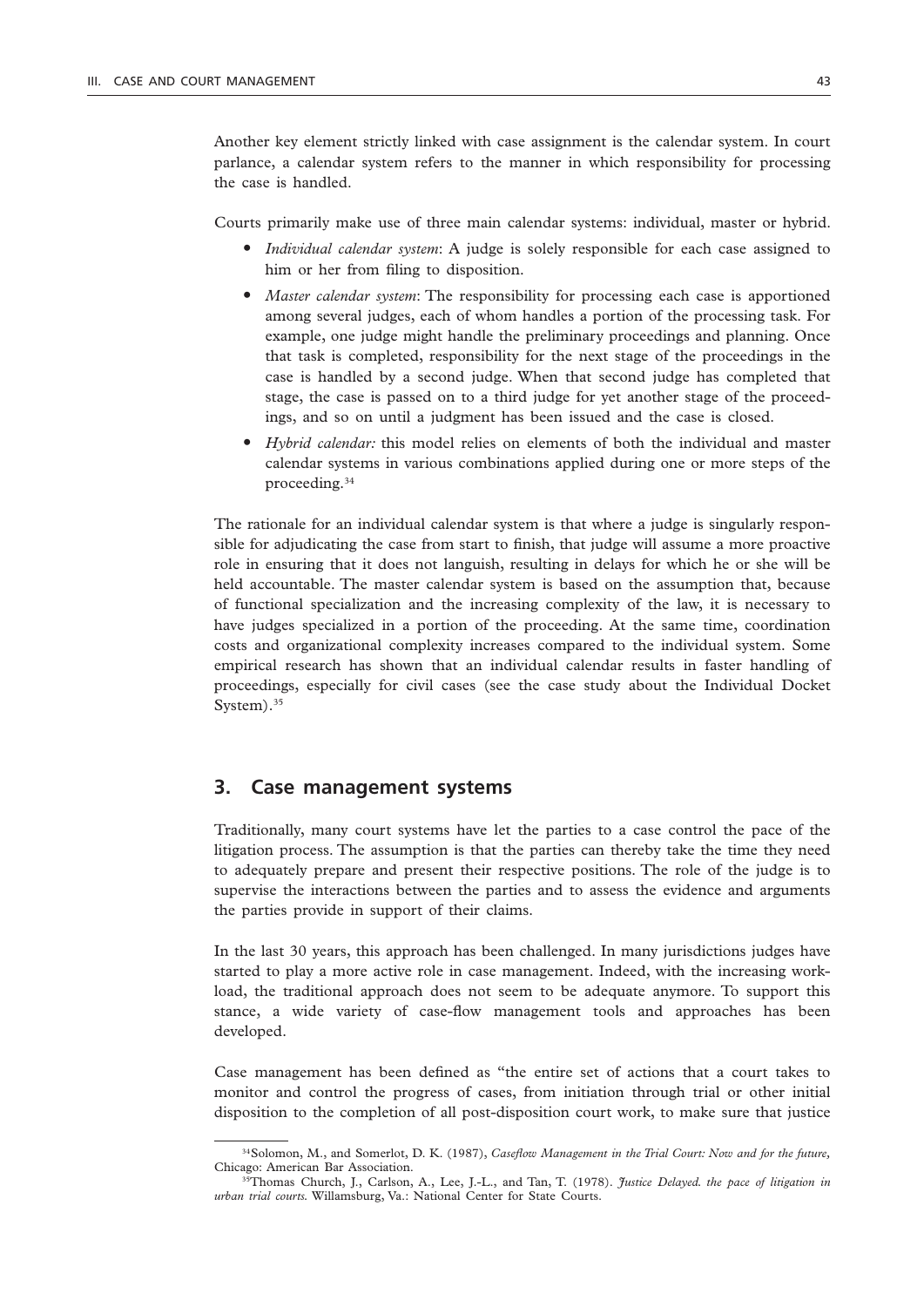Another key element strictly linked with case assignment is the calendar system. In court parlance, a calendar system refers to the manner in which responsibility for processing the case is handled.

Courts primarily make use of three main calendar systems: individual, master or hybrid.

- *Individual calendar system*: A judge is solely responsible for each case assigned to him or her from filing to disposition.
- *Master calendar system*: The responsibility for processing each case is apportioned among several judges, each of whom handles a portion of the processing task. For example, one judge might handle the preliminary proceedings and planning. Once that task is completed, responsibility for the next stage of the proceedings in the case is handled by a second judge. When that second judge has completed that stage, the case is passed on to a third judge for yet another stage of the proceedings, and so on until a judgment has been issued and the case is closed.
- *Hybrid calendar:* this model relies on elements of both the individual and master calendar systems in various combinations applied during one or more steps of the proceeding.[34]

The rationale for an individual calendar system is that where a judge is singularly responsible for adjudicating the case from start to finish, that judge will assume a more proactive role in ensuring that it does not languish, resulting in delays for which he or she will be held accountable. The master calendar system is based on the assumption that, because of functional specialization and the increasing complexity of the law, it is necessary to have judges specialized in a portion of the proceeding. At the same time, coordination costs and organizational complexity increases compared to the individual system. Some empirical research has shown that an individual calendar results in faster handling of proceedings, especially for civil cases (see the case study about the Individual Docket System).[35]

## 3. Case management systems

Traditionally, many court systems have let the parties to a case control the pace of the litigation process. The assumption is that the parties can thereby take the time they need to adequately prepare and present their respective positions. The role of the judge is to supervise the interactions between the parties and to assess the evidence and arguments the parties provide in support of their claims.

In the last 30 years, this approach has been challenged. In many jurisdictions judges have started to play a more active role in case management. Indeed, with the increasing workload, the traditional approach does not seem to be adequate anymore. To support this stance, a wide variety of case-flow management tools and approaches has been developed.

Case management has been defined as "the entire set of actions that a court takes to monitor and control the progress of cases, from initiation through trial or other initial disposition to the completion of all post-disposition court work, to make sure that justice

---

[34] Solomon, M., and Somerlot, D. K. (1987), *Caseflow Management in the Trial Court: Now and for the future,* Chicago: American Bar Association.

[35] Thomas Church, J., Carlson, A., Lee, J.-L., and Tan, T. (1978). *Justice Delayed. the pace of litigation in urban trial courts.* Willamsburg, Va.: National Center for State Courts.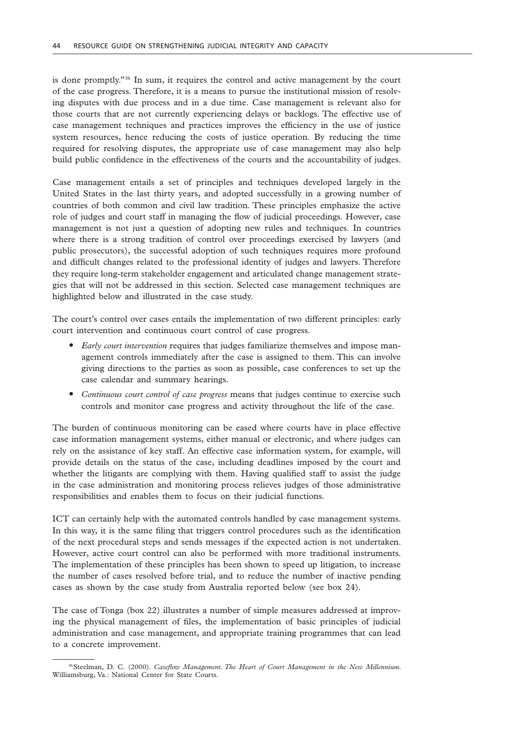is done promptly."[36] In sum, it requires the control and active management by the court of the case progress. Therefore, it is a means to pursue the institutional mission of resolving disputes with due process and in a due time. Case management is relevant also for those courts that are not currently experiencing delays or backlogs. The effective use of case management techniques and practices improves the efficiency in the use of justice system resources, hence reducing the costs of justice operation. By reducing the time required for resolving disputes, the appropriate use of case management may also help build public confidence in the effectiveness of the courts and the accountability of judges.

Case management entails a set of principles and techniques developed largely in the United States in the last thirty years, and adopted successfully in a growing number of countries of both common and civil law tradition. These principles emphasize the active role of judges and court staff in managing the flow of judicial proceedings. However, case management is not just a question of adopting new rules and techniques. In countries where there is a strong tradition of control over proceedings exercised by lawyers (and public prosecutors), the successful adoption of such techniques requires more profound and difficult changes related to the professional identity of judges and lawyers. Therefore they require long-term stakeholder engagement and articulated change management strategies that will not be addressed in this section. Selected case management techniques are highlighted below and illustrated in the case study.

The court's control over cases entails the implementation of two different principles: early court intervention and continuous court control of case progress.

- *Early court intervention* requires that judges familiarize themselves and impose management controls immediately after the case is assigned to them. This can involve giving directions to the parties as soon as possible, case conferences to set up the case calendar and summary hearings.
- *Continuous court control of case progress* means that judges continue to exercise such controls and monitor case progress and activity throughout the life of the case.

The burden of continuous monitoring can be eased where courts have in place effective case information management systems, either manual or electronic, and where judges can rely on the assistance of key staff. An effective case information system, for example, will provide details on the status of the case, including deadlines imposed by the court and whether the litigants are complying with them. Having qualified staff to assist the judge in the case administration and monitoring process relieves judges of those administrative responsibilities and enables them to focus on their judicial functions.

ICT can certainly help with the automated controls handled by case management systems. In this way, it is the same filing that triggers control procedures such as the identification of the next procedural steps and sends messages if the expected action is not undertaken. However, active court control can also be performed with more traditional instruments. The implementation of these principles has been shown to speed up litigation, to increase the number of cases resolved before trial, and to reduce the number of inactive pending cases as shown by the case study from Australia reported below (see box 24).

The case of Tonga (box 22) illustrates a number of simple measures addressed at improving the physical management of files, the implementation of basic principles of judicial administration and case management, and appropriate training programmes that can lead to a concrete improvement.

[36] Steelman, D. C. (2000). *Caseflow Management. The Heart of Court Management in the New Millennium.* Williamsburg, Va.: National Center for State Courts.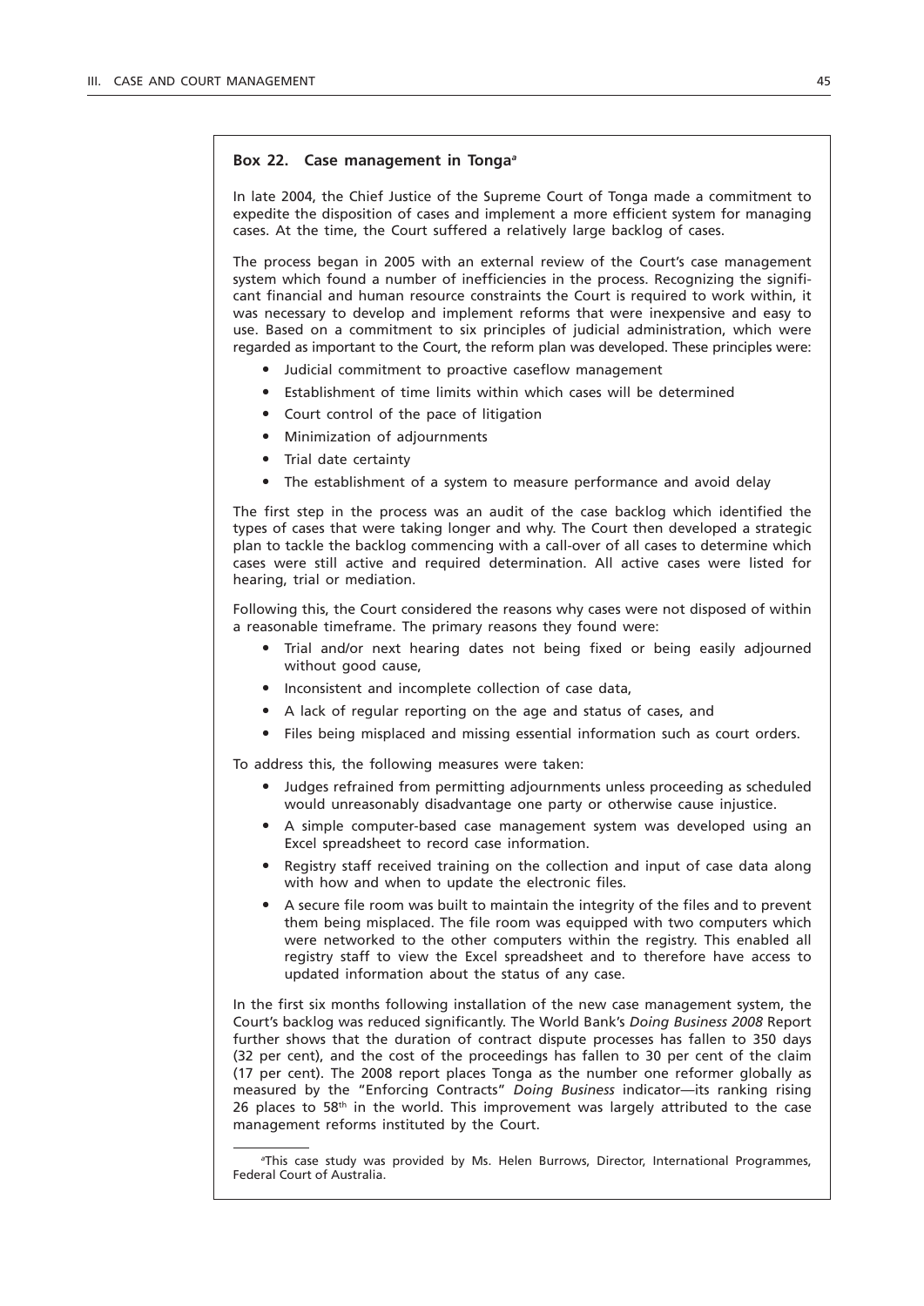### Box 22. Case management in Tonga[a]

In late 2004, the Chief Justice of the Supreme Court of Tonga made a commitment to expedite the disposition of cases and implement a more efficient system for managing cases. At the time, the Court suffered a relatively large backlog of cases.

The process began in 2005 with an external review of the Court's case management system which found a number of inefficiencies in the process. Recognizing the significant financial and human resource constraints the Court is required to work within, it was necessary to develop and implement reforms that were inexpensive and easy to use. Based on a commitment to six principles of judicial administration, which were regarded as important to the Court, the reform plan was developed. These principles were:

- Judicial commitment to proactive caseflow management
- Establishment of time limits within which cases will be determined
- Court control of the pace of litigation
- Minimization of adjournments
- Trial date certainty
- The establishment of a system to measure performance and avoid delay

The first step in the process was an audit of the case backlog which identified the types of cases that were taking longer and why. The Court then developed a strategic plan to tackle the backlog commencing with a call-over of all cases to determine which cases were still active and required determination. All active cases were listed for hearing, trial or mediation.

Following this, the Court considered the reasons why cases were not disposed of within a reasonable timeframe. The primary reasons they found were:

- Trial and/or next hearing dates not being fixed or being easily adjourned without good cause,
- Inconsistent and incomplete collection of case data,
- A lack of regular reporting on the age and status of cases, and
- Files being misplaced and missing essential information such as court orders.

To address this, the following measures were taken:

- Judges refrained from permitting adjournments unless proceeding as scheduled would unreasonably disadvantage one party or otherwise cause injustice.
- A simple computer-based case management system was developed using an Excel spreadsheet to record case information.
- Registry staff received training on the collection and input of case data along with how and when to update the electronic files.
- A secure file room was built to maintain the integrity of the files and to prevent them being misplaced. The file room was equipped with two computers which were networked to the other computers within the registry. This enabled all registry staff to view the Excel spreadsheet and to therefore have access to updated information about the status of any case.

In the first six months following installation of the new case management system, the Court's backlog was reduced significantly. The World Bank's *Doing Business 2008* Report further shows that the duration of contract dispute processes has fallen to 350 days (32 per cent), and the cost of the proceedings has fallen to 30 per cent of the claim (17 per cent). The 2008 report places Tonga as the number one reformer globally as measured by the "Enforcing Contracts" *Doing Business* indicator—its ranking rising 26 places to 58th in the world. This improvement was largely attributed to the case management reforms instituted by the Court.

[a] This case study was provided by Ms. Helen Burrows, Director, International Programmes, Federal Court of Australia.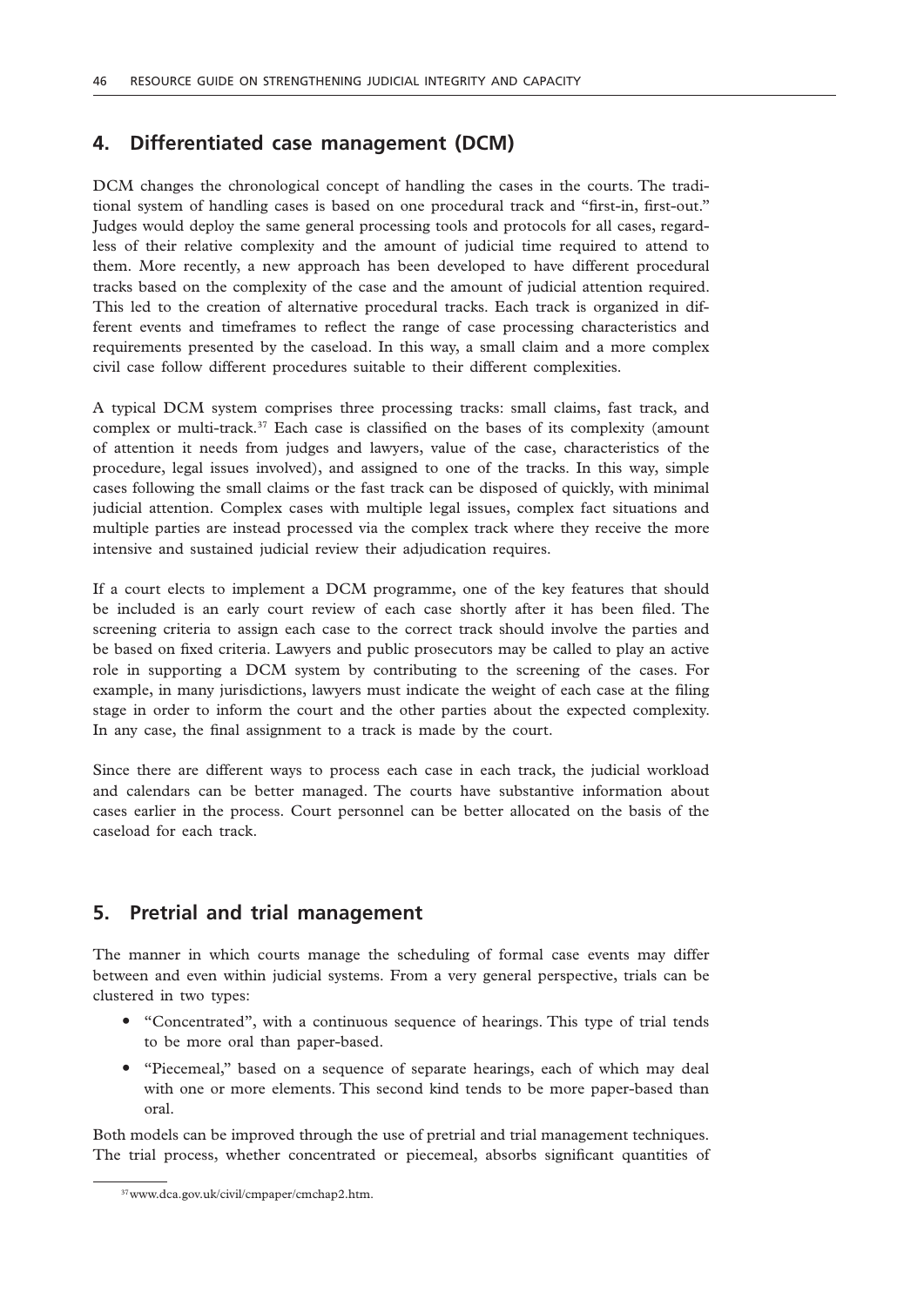## 4. Differentiated case management (DCM)

DCM changes the chronological concept of handling the cases in the courts. The traditional system of handling cases is based on one procedural track and "first-in, first-out." Judges would deploy the same general processing tools and protocols for all cases, regardless of their relative complexity and the amount of judicial time required to attend to them. More recently, a new approach has been developed to have different procedural tracks based on the complexity of the case and the amount of judicial attention required. This led to the creation of alternative procedural tracks. Each track is organized in different events and timeframes to reflect the range of case processing characteristics and requirements presented by the caseload. In this way, a small claim and a more complex civil case follow different procedures suitable to their different complexities.

A typical DCM system comprises three processing tracks: small claims, fast track, and complex or multi-track.[37] Each case is classified on the bases of its complexity (amount of attention it needs from judges and lawyers, value of the case, characteristics of the procedure, legal issues involved), and assigned to one of the tracks. In this way, simple cases following the small claims or the fast track can be disposed of quickly, with minimal judicial attention. Complex cases with multiple legal issues, complex fact situations and multiple parties are instead processed via the complex track where they receive the more intensive and sustained judicial review their adjudication requires.

If a court elects to implement a DCM programme, one of the key features that should be included is an early court review of each case shortly after it has been filed. The screening criteria to assign each case to the correct track should involve the parties and be based on fixed criteria. Lawyers and public prosecutors may be called to play an active role in supporting a DCM system by contributing to the screening of the cases. For example, in many jurisdictions, lawyers must indicate the weight of each case at the filing stage in order to inform the court and the other parties about the expected complexity. In any case, the final assignment to a track is made by the court.

Since there are different ways to process each case in each track, the judicial workload and calendars can be better managed. The courts have substantive information about cases earlier in the process. Court personnel can be better allocated on the basis of the caseload for each track.

## 5. Pretrial and trial management

The manner in which courts manage the scheduling of formal case events may differ between and even within judicial systems. From a very general perspective, trials can be clustered in two types:

- "Concentrated", with a continuous sequence of hearings. This type of trial tends to be more oral than paper-based.
- "Piecemeal," based on a sequence of separate hearings, each of which may deal with one or more elements. This second kind tends to be more paper-based than oral.

Both models can be improved through the use of pretrial and trial management techniques. The trial process, whether concentrated or piecemeal, absorbs significant quantities of

[37] www.dca.gov.uk/civil/cmpaper/cmchap2.htm.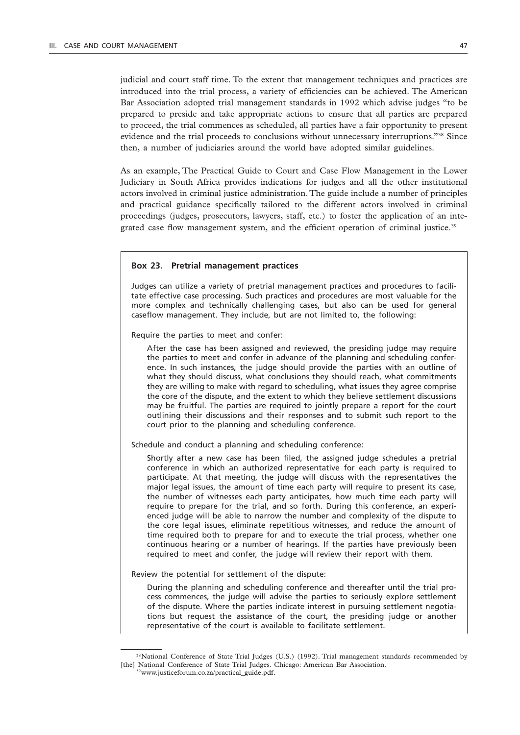judicial and court staff time. To the extent that management techniques and practices are introduced into the trial process, a variety of efficiencies can be achieved. The American Bar Association adopted trial management standards in 1992 which advise judges "to be prepared to preside and take appropriate actions to ensure that all parties are prepared to proceed, the trial commences as scheduled, all parties have a fair opportunity to present evidence and the trial proceeds to conclusions without unnecessary interruptions."[38] Since then, a number of judiciaries around the world have adopted similar guidelines.

As an example, The Practical Guide to Court and Case Flow Management in the Lower Judiciary in South Africa provides indications for judges and all the other institutional actors involved in criminal justice administration. The guide include a number of principles and practical guidance specifically tailored to the different actors involved in criminal proceedings (judges, prosecutors, lawyers, staff, etc.) to foster the application of an integrated case flow management system, and the efficient operation of criminal justice.[39]

> **Box 23. Pretrial management practices**
>
> Judges can utilize a variety of pretrial management practices and procedures to facilitate effective case processing. Such practices and procedures are most valuable for the more complex and technically challenging cases, but also can be used for general caseflow management. They include, but are not limited to, the following:
>
> Require the parties to meet and confer:
>
> After the case has been assigned and reviewed, the presiding judge may require the parties to meet and confer in advance of the planning and scheduling conference. In such instances, the judge should provide the parties with an outline of what they should discuss, what conclusions they should reach, what commitments they are willing to make with regard to scheduling, what issues they agree comprise the core of the dispute, and the extent to which they believe settlement discussions may be fruitful. The parties are required to jointly prepare a report for the court outlining their discussions and their responses and to submit such report to the court prior to the planning and scheduling conference.
>
> Schedule and conduct a planning and scheduling conference:
>
> Shortly after a new case has been filed, the assigned judge schedules a pretrial conference in which an authorized representative for each party is required to participate. At that meeting, the judge will discuss with the representatives the major legal issues, the amount of time each party will require to present its case, the number of witnesses each party anticipates, how much time each party will require to prepare for the trial, and so forth. During this conference, an experienced judge will be able to narrow the number and complexity of the dispute to the core legal issues, eliminate repetitious witnesses, and reduce the amount of time required both to prepare for and to execute the trial process, whether one continuous hearing or a number of hearings. If the parties have previously been required to meet and confer, the judge will review their report with them.
>
> Review the potential for settlement of the dispute:
>
> During the planning and scheduling conference and thereafter until the trial process commences, the judge will advise the parties to seriously explore settlement of the dispute. Where the parties indicate interest in pursuing settlement negotiations but request the assistance of the court, the presiding judge or another representative of the court is available to facilitate settlement.

---

[38] National Conference of State Trial Judges (U.S.) (1992). Trial management standards recommended by [the] National Conference of State Trial Judges. Chicago: American Bar Association.

[39] www.justiceforum.co.za/practical_guide.pdf.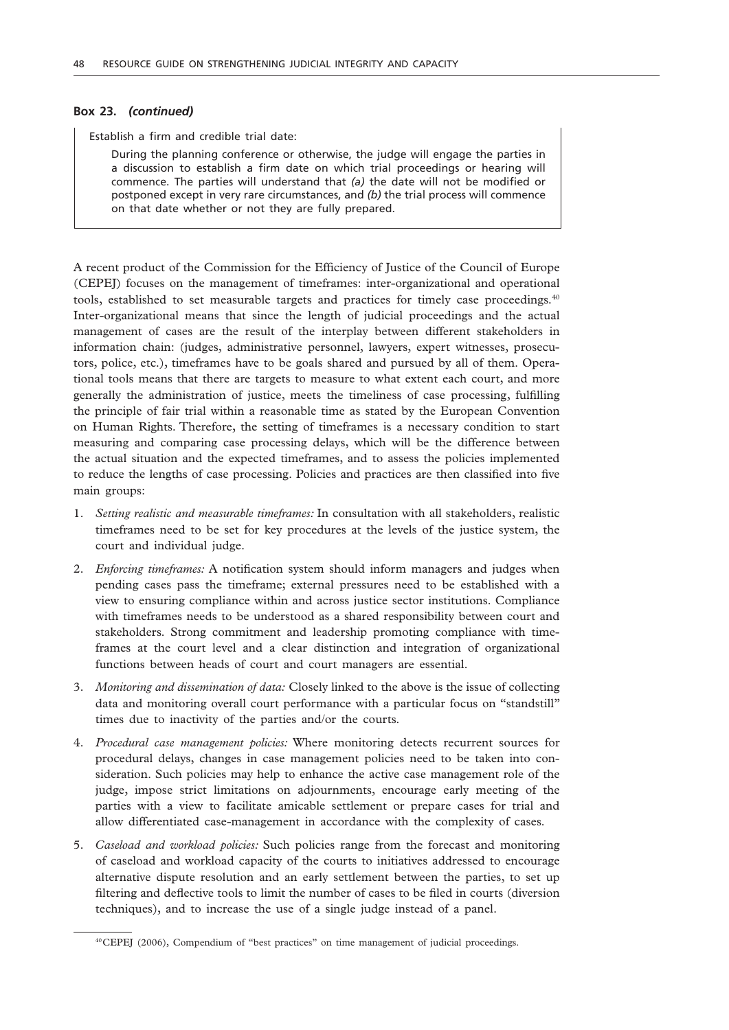**Box 23. *(continued)***

> Establish a firm and credible trial date:
>
> During the planning conference or otherwise, the judge will engage the parties in a discussion to establish a firm date on which trial proceedings or hearing will commence. The parties will understand that *(a)* the date will not be modified or postponed except in very rare circumstances, and *(b)* the trial process will commence on that date whether or not they are fully prepared.

A recent product of the Commission for the Efficiency of Justice of the Council of Europe (CEPEJ) focuses on the management of timeframes: inter-organizational and operational tools, established to set measurable targets and practices for timely case proceedings.[40] Inter-organizational means that since the length of judicial proceedings and the actual management of cases are the result of the interplay between different stakeholders in information chain: (judges, administrative personnel, lawyers, expert witnesses, prosecutors, police, etc.), timeframes have to be goals shared and pursued by all of them. Operational tools means that there are targets to measure to what extent each court, and more generally the administration of justice, meets the timeliness of case processing, fulfilling the principle of fair trial within a reasonable time as stated by the European Convention on Human Rights. Therefore, the setting of timeframes is a necessary condition to start measuring and comparing case processing delays, which will be the difference between the actual situation and the expected timeframes, and to assess the policies implemented to reduce the lengths of case processing. Policies and practices are then classified into five main groups:

1. *Setting realistic and measurable timeframes:* In consultation with all stakeholders, realistic timeframes need to be set for key procedures at the levels of the justice system, the court and individual judge.
2. *Enforcing timeframes:* A notification system should inform managers and judges when pending cases pass the timeframe; external pressures need to be established with a view to ensuring compliance within and across justice sector institutions. Compliance with timeframes needs to be understood as a shared responsibility between court and stakeholders. Strong commitment and leadership promoting compliance with timeframes at the court level and a clear distinction and integration of organizational functions between heads of court and court managers are essential.
3. *Monitoring and dissemination of data:* Closely linked to the above is the issue of collecting data and monitoring overall court performance with a particular focus on "standstill" times due to inactivity of the parties and/or the courts.
4. *Procedural case management policies:* Where monitoring detects recurrent sources for procedural delays, changes in case management policies need to be taken into consideration. Such policies may help to enhance the active case management role of the judge, impose strict limitations on adjournments, encourage early meeting of the parties with a view to facilitate amicable settlement or prepare cases for trial and allow differentiated case-management in accordance with the complexity of cases.
5. *Caseload and workload policies:* Such policies range from the forecast and monitoring of caseload and workload capacity of the courts to initiatives addressed to encourage alternative dispute resolution and an early settlement between the parties, to set up filtering and deflective tools to limit the number of cases to be filed in courts (diversion techniques), and to increase the use of a single judge instead of a panel.

---

[40] CEPEJ (2006), Compendium of "best practices" on time management of judicial proceedings.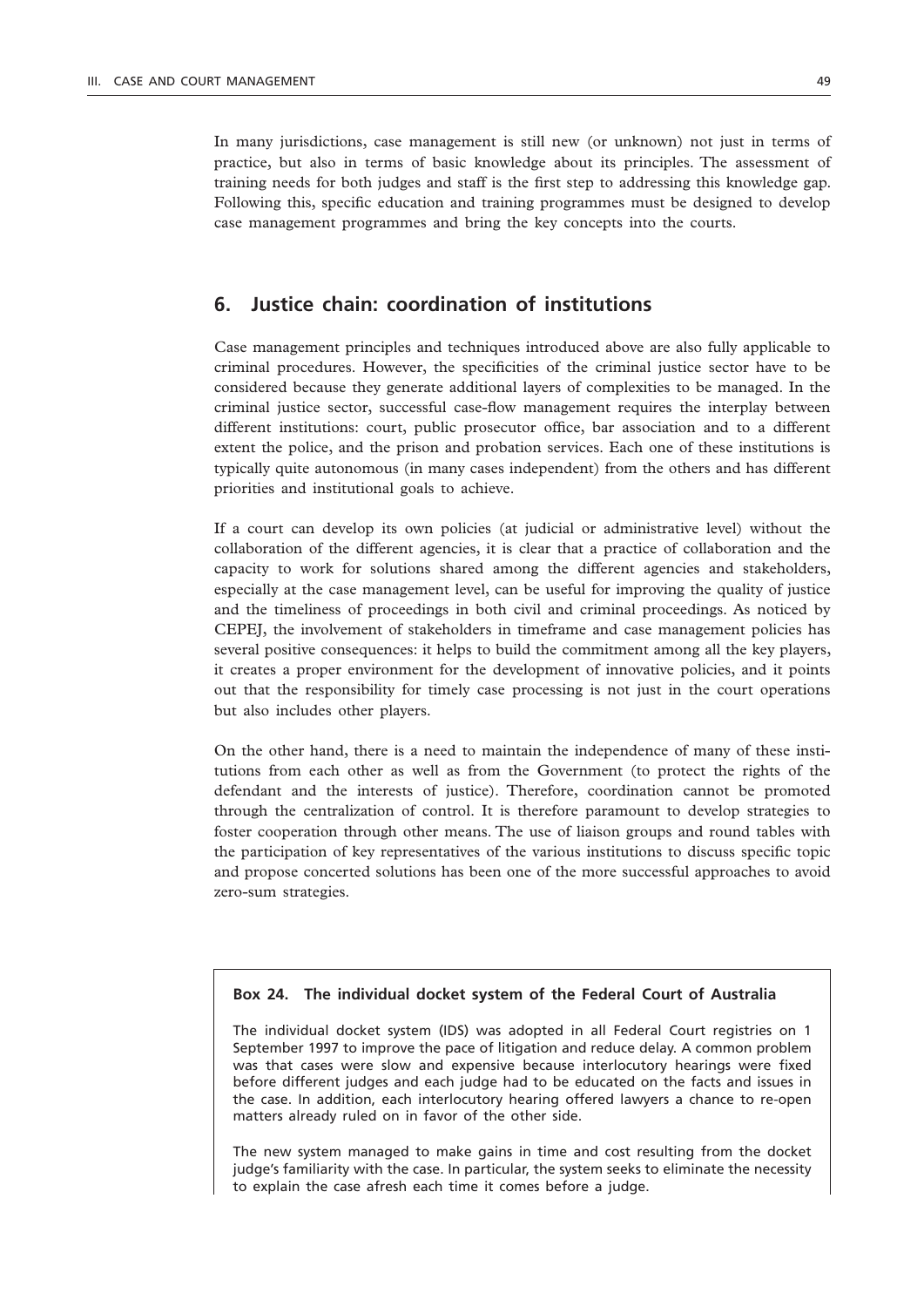In many jurisdictions, case management is still new (or unknown) not just in terms of practice, but also in terms of basic knowledge about its principles. The assessment of training needs for both judges and staff is the first step to addressing this knowledge gap. Following this, specific education and training programmes must be designed to develop case management programmes and bring the key concepts into the courts.

## 6. Justice chain: coordination of institutions

Case management principles and techniques introduced above are also fully applicable to criminal procedures. However, the specificities of the criminal justice sector have to be considered because they generate additional layers of complexities to be managed. In the criminal justice sector, successful case-flow management requires the interplay between different institutions: court, public prosecutor office, bar association and to a different extent the police, and the prison and probation services. Each one of these institutions is typically quite autonomous (in many cases independent) from the others and has different priorities and institutional goals to achieve.

If a court can develop its own policies (at judicial or administrative level) without the collaboration of the different agencies, it is clear that a practice of collaboration and the capacity to work for solutions shared among the different agencies and stakeholders, especially at the case management level, can be useful for improving the quality of justice and the timeliness of proceedings in both civil and criminal proceedings. As noticed by CEPEJ, the involvement of stakeholders in timeframe and case management policies has several positive consequences: it helps to build the commitment among all the key players, it creates a proper environment for the development of innovative policies, and it points out that the responsibility for timely case processing is not just in the court operations but also includes other players.

On the other hand, there is a need to maintain the independence of many of these institutions from each other as well as from the Government (to protect the rights of the defendant and the interests of justice). Therefore, coordination cannot be promoted through the centralization of control. It is therefore paramount to develop strategies to foster cooperation through other means. The use of liaison groups and round tables with the participation of key representatives of the various institutions to discuss specific topic and propose concerted solutions has been one of the more successful approaches to avoid zero-sum strategies.

**Box 24. The individual docket system of the Federal Court of Australia**

The individual docket system (IDS) was adopted in all Federal Court registries on 1 September 1997 to improve the pace of litigation and reduce delay. A common problem was that cases were slow and expensive because interlocutory hearings were fixed before different judges and each judge had to be educated on the facts and issues in the case. In addition, each interlocutory hearing offered lawyers a chance to re-open matters already ruled on in favor of the other side.

The new system managed to make gains in time and cost resulting from the docket judge's familiarity with the case. In particular, the system seeks to eliminate the necessity to explain the case afresh each time it comes before a judge.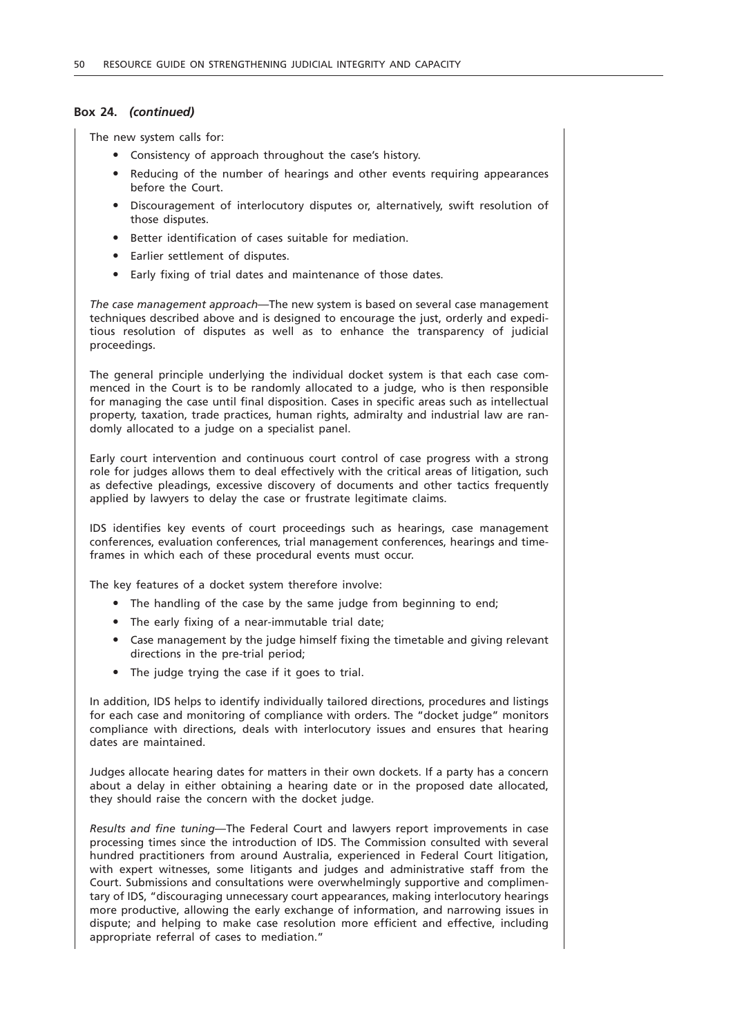**Box 24.** ***(continued)***

The new system calls for:

- Consistency of approach throughout the case's history.
- Reducing of the number of hearings and other events requiring appearances before the Court.
- Discouragement of interlocutory disputes or, alternatively, swift resolution of those disputes.
- Better identification of cases suitable for mediation.
- Earlier settlement of disputes.
- Early fixing of trial dates and maintenance of those dates.

*The case management approach*—The new system is based on several case management techniques described above and is designed to encourage the just, orderly and expeditious resolution of disputes as well as to enhance the transparency of judicial proceedings.

The general principle underlying the individual docket system is that each case commenced in the Court is to be randomly allocated to a judge, who is then responsible for managing the case until final disposition. Cases in specific areas such as intellectual property, taxation, trade practices, human rights, admiralty and industrial law are randomly allocated to a judge on a specialist panel.

Early court intervention and continuous court control of case progress with a strong role for judges allows them to deal effectively with the critical areas of litigation, such as defective pleadings, excessive discovery of documents and other tactics frequently applied by lawyers to delay the case or frustrate legitimate claims.

IDS identifies key events of court proceedings such as hearings, case management conferences, evaluation conferences, trial management conferences, hearings and timeframes in which each of these procedural events must occur.

The key features of a docket system therefore involve:

- The handling of the case by the same judge from beginning to end;
- The early fixing of a near-immutable trial date;
- Case management by the judge himself fixing the timetable and giving relevant directions in the pre-trial period;
- The judge trying the case if it goes to trial.

In addition, IDS helps to identify individually tailored directions, procedures and listings for each case and monitoring of compliance with orders. The "docket judge" monitors compliance with directions, deals with interlocutory issues and ensures that hearing dates are maintained.

Judges allocate hearing dates for matters in their own dockets. If a party has a concern about a delay in either obtaining a hearing date or in the proposed date allocated, they should raise the concern with the docket judge.

*Results and fine tuning*—The Federal Court and lawyers report improvements in case processing times since the introduction of IDS. The Commission consulted with several hundred practitioners from around Australia, experienced in Federal Court litigation, with expert witnesses, some litigants and judges and administrative staff from the Court. Submissions and consultations were overwhelmingly supportive and complimentary of IDS, "discouraging unnecessary court appearances, making interlocutory hearings more productive, allowing the early exchange of information, and narrowing issues in dispute; and helping to make case resolution more efficient and effective, including appropriate referral of cases to mediation."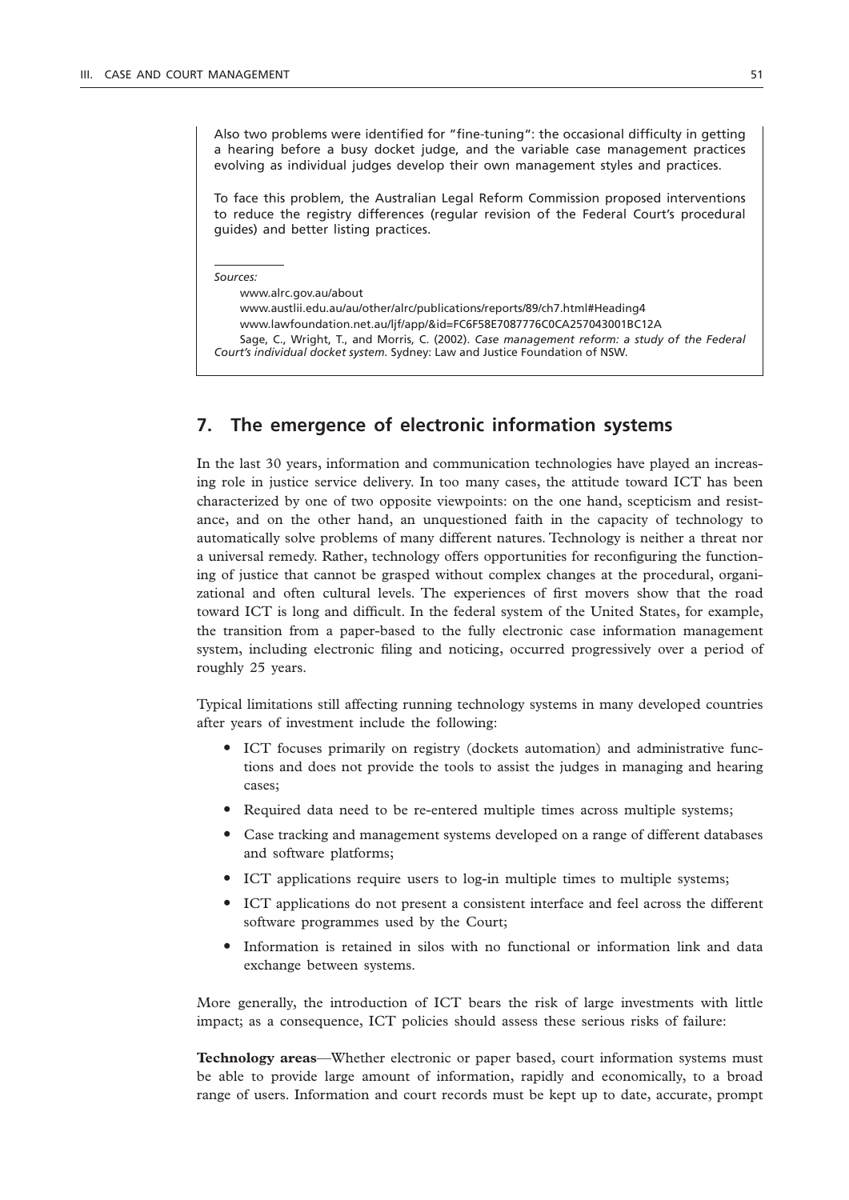Also two problems were identified for "fine-tuning": the occasional difficulty in getting a hearing before a busy docket judge, and the variable case management practices evolving as individual judges develop their own management styles and practices.

To face this problem, the Australian Legal Reform Commission proposed interventions to reduce the registry differences (regular revision of the Federal Court's procedural guides) and better listing practices.

---

*Sources:*

www.alrc.gov.au/about

www.austlii.edu.au/au/other/alrc/publications/reports/89/ch7.html#Heading4

www.lawfoundation.net.au/ljf/app/&id=FC6F58E7087776C0CA257043001BC12A

Sage, C., Wright, T., and Morris, C. (2002). *Case management reform: a study of the Federal Court's individual docket system.* Sydney: Law and Justice Foundation of NSW.

## 7. The emergence of electronic information systems

In the last 30 years, information and communication technologies have played an increasing role in justice service delivery. In too many cases, the attitude toward ICT has been characterized by one of two opposite viewpoints: on the one hand, scepticism and resistance, and on the other hand, an unquestioned faith in the capacity of technology to automatically solve problems of many different natures. Technology is neither a threat nor a universal remedy. Rather, technology offers opportunities for reconfiguring the functioning of justice that cannot be grasped without complex changes at the procedural, organizational and often cultural levels. The experiences of first movers show that the road toward ICT is long and difficult. In the federal system of the United States, for example, the transition from a paper-based to the fully electronic case information management system, including electronic filing and noticing, occurred progressively over a period of roughly 25 years.

Typical limitations still affecting running technology systems in many developed countries after years of investment include the following:

- ICT focuses primarily on registry (dockets automation) and administrative functions and does not provide the tools to assist the judges in managing and hearing cases;
- Required data need to be re-entered multiple times across multiple systems;
- Case tracking and management systems developed on a range of different databases and software platforms;
- ICT applications require users to log-in multiple times to multiple systems;
- ICT applications do not present a consistent interface and feel across the different software programmes used by the Court;
- Information is retained in silos with no functional or information link and data exchange between systems.

More generally, the introduction of ICT bears the risk of large investments with little impact; as a consequence, ICT policies should assess these serious risks of failure:

**Technology areas**—Whether electronic or paper based, court information systems must be able to provide large amount of information, rapidly and economically, to a broad range of users. Information and court records must be kept up to date, accurate, prompt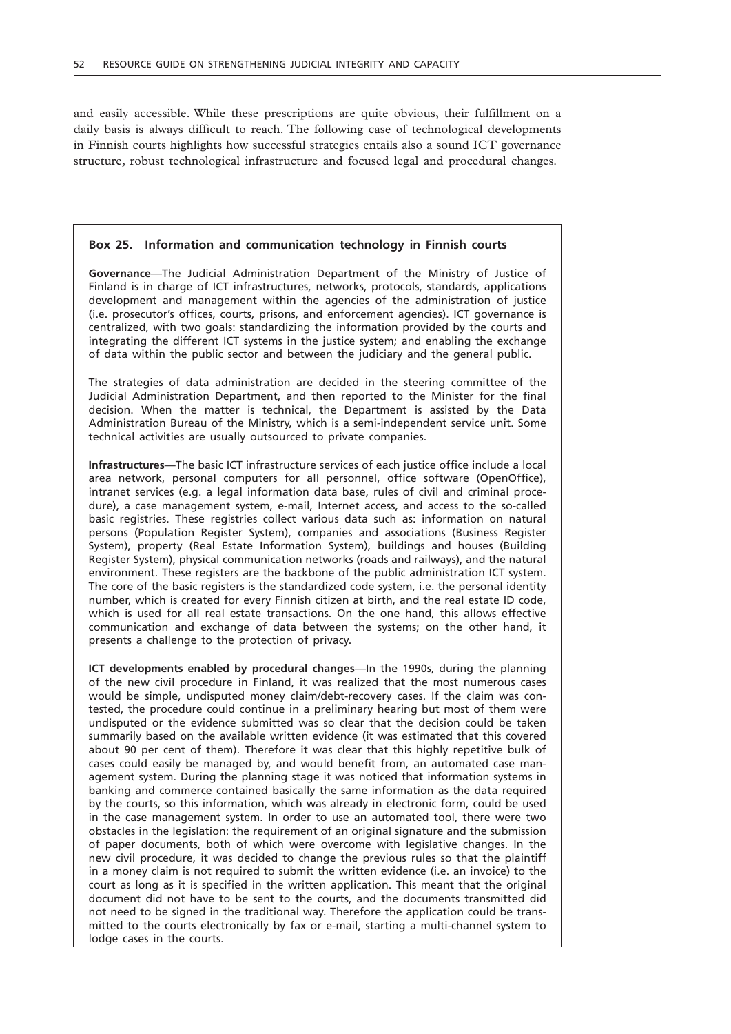and easily accessible. While these prescriptions are quite obvious, their fulfillment on a daily basis is always difficult to reach. The following case of technological developments in Finnish courts highlights how successful strategies entails also a sound ICT governance structure, robust technological infrastructure and focused legal and procedural changes.

**Box 25. Information and communication technology in Finnish courts**

**Governance**—The Judicial Administration Department of the Ministry of Justice of Finland is in charge of ICT infrastructures, networks, protocols, standards, applications development and management within the agencies of the administration of justice (i.e. prosecutor's offices, courts, prisons, and enforcement agencies). ICT governance is centralized, with two goals: standardizing the information provided by the courts and integrating the different ICT systems in the justice system; and enabling the exchange of data within the public sector and between the judiciary and the general public.

The strategies of data administration are decided in the steering committee of the Judicial Administration Department, and then reported to the Minister for the final decision. When the matter is technical, the Department is assisted by the Data Administration Bureau of the Ministry, which is a semi-independent service unit. Some technical activities are usually outsourced to private companies.

**Infrastructures**—The basic ICT infrastructure services of each justice office include a local area network, personal computers for all personnel, office software (OpenOffice), intranet services (e.g. a legal information data base, rules of civil and criminal procedure), a case management system, e-mail, Internet access, and access to the so-called basic registries. These registries collect various data such as: information on natural persons (Population Register System), companies and associations (Business Register System), property (Real Estate Information System), buildings and houses (Building Register System), physical communication networks (roads and railways), and the natural environment. These registers are the backbone of the public administration ICT system. The core of the basic registers is the standardized code system, i.e. the personal identity number, which is created for every Finnish citizen at birth, and the real estate ID code, which is used for all real estate transactions. On the one hand, this allows effective communication and exchange of data between the systems; on the other hand, it presents a challenge to the protection of privacy.

**ICT developments enabled by procedural changes**—In the 1990s, during the planning of the new civil procedure in Finland, it was realized that the most numerous cases would be simple, undisputed money claim/debt-recovery cases. If the claim was contested, the procedure could continue in a preliminary hearing but most of them were undisputed or the evidence submitted was so clear that the decision could be taken summarily based on the available written evidence (it was estimated that this covered about 90 per cent of them). Therefore it was clear that this highly repetitive bulk of cases could easily be managed by, and would benefit from, an automated case management system. During the planning stage it was noticed that information systems in banking and commerce contained basically the same information as the data required by the courts, so this information, which was already in electronic form, could be used in the case management system. In order to use an automated tool, there were two obstacles in the legislation: the requirement of an original signature and the submission of paper documents, both of which were overcome with legislative changes. In the new civil procedure, it was decided to change the previous rules so that the plaintiff in a money claim is not required to submit the written evidence (i.e. an invoice) to the court as long as it is specified in the written application. This meant that the original document did not have to be sent to the courts, and the documents transmitted did not need to be signed in the traditional way. Therefore the application could be transmitted to the courts electronically by fax or e-mail, starting a multi-channel system to lodge cases in the courts.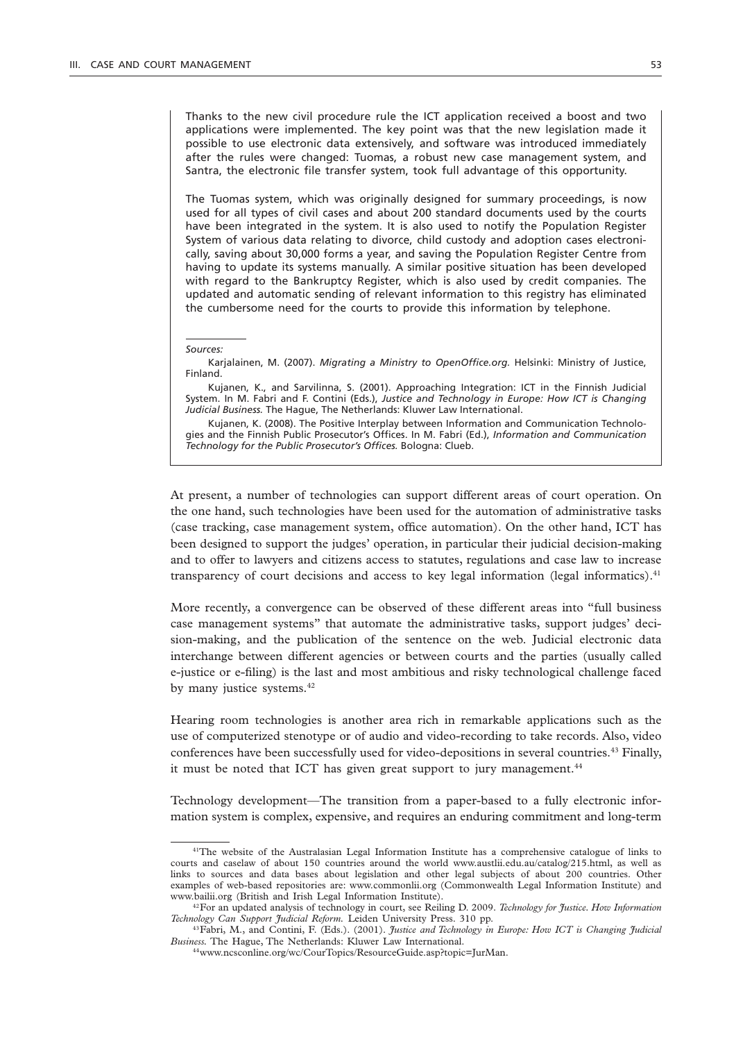Thanks to the new civil procedure rule the ICT application received a boost and two applications were implemented. The key point was that the new legislation made it possible to use electronic data extensively, and software was introduced immediately after the rules were changed: Tuomas, a robust new case management system, and Santra, the electronic file transfer system, took full advantage of this opportunity.

The Tuomas system, which was originally designed for summary proceedings, is now used for all types of civil cases and about 200 standard documents used by the courts have been integrated in the system. It is also used to notify the Population Register System of various data relating to divorce, child custody and adoption cases electronically, saving about 30,000 forms a year, and saving the Population Register Centre from having to update its systems manually. A similar positive situation has been developed with regard to the Bankruptcy Register, which is also used by credit companies. The updated and automatic sending of relevant information to this registry has eliminated the cumbersome need for the courts to provide this information by telephone.

*Sources:*

Karjalainen, M. (2007). *Migrating a Ministry to OpenOffice.org.* Helsinki: Ministry of Justice, Finland.

Kujanen, K., and Sarvilinna, S. (2001). Approaching Integration: ICT in the Finnish Judicial System. In M. Fabri and F. Contini (Eds.), *Justice and Technology in Europe: How ICT is Changing Judicial Business.* The Hague, The Netherlands: Kluwer Law International.

Kujanen, K. (2008). The Positive Interplay between Information and Communication Technologies and the Finnish Public Prosecutor's Offices. In M. Fabri (Ed.), *Information and Communication Technology for the Public Prosecutor's Offices.* Bologna: Clueb.

At present, a number of technologies can support different areas of court operation. On the one hand, such technologies have been used for the automation of administrative tasks (case tracking, case management system, office automation). On the other hand, ICT has been designed to support the judges' operation, in particular their judicial decision-making and to offer to lawyers and citizens access to statutes, regulations and case law to increase transparency of court decisions and access to key legal information (legal informatics).[41]

More recently, a convergence can be observed of these different areas into "full business case management systems" that automate the administrative tasks, support judges' decision-making, and the publication of the sentence on the web. Judicial electronic data interchange between different agencies or between courts and the parties (usually called e-justice or e-filing) is the last and most ambitious and risky technological challenge faced by many justice systems.[42]

Hearing room technologies is another area rich in remarkable applications such as the use of computerized stenotype or of audio and video-recording to take records. Also, video conferences have been successfully used for video-depositions in several countries.[43] Finally, it must be noted that ICT has given great support to jury management.[44]

Technology development—The transition from a paper-based to a fully electronic information system is complex, expensive, and requires an enduring commitment and long-term

[41]The website of the Australasian Legal Information Institute has a comprehensive catalogue of links to courts and caselaw of about 150 countries around the world www.austlii.edu.au/catalog/215.html, as well as links to sources and data bases about legislation and other legal subjects of about 200 countries. Other examples of web-based repositories are: www.commonlii.org (Commonwealth Legal Information Institute) and www.bailii.org (British and Irish Legal Information Institute).

[42]For an updated analysis of technology in court, see Reiling D. 2009. *Technology for Justice. How Information Technology Can Support Judicial Reform.* Leiden University Press. 310 pp.

[43]Fabri, M., and Contini, F. (Eds.). (2001). *Justice and Technology in Europe: How ICT is Changing Judicial Business.* The Hague, The Netherlands: Kluwer Law International.

[44]www.ncsconline.org/wc/CourTopics/ResourceGuide.asp?topic=JurMan.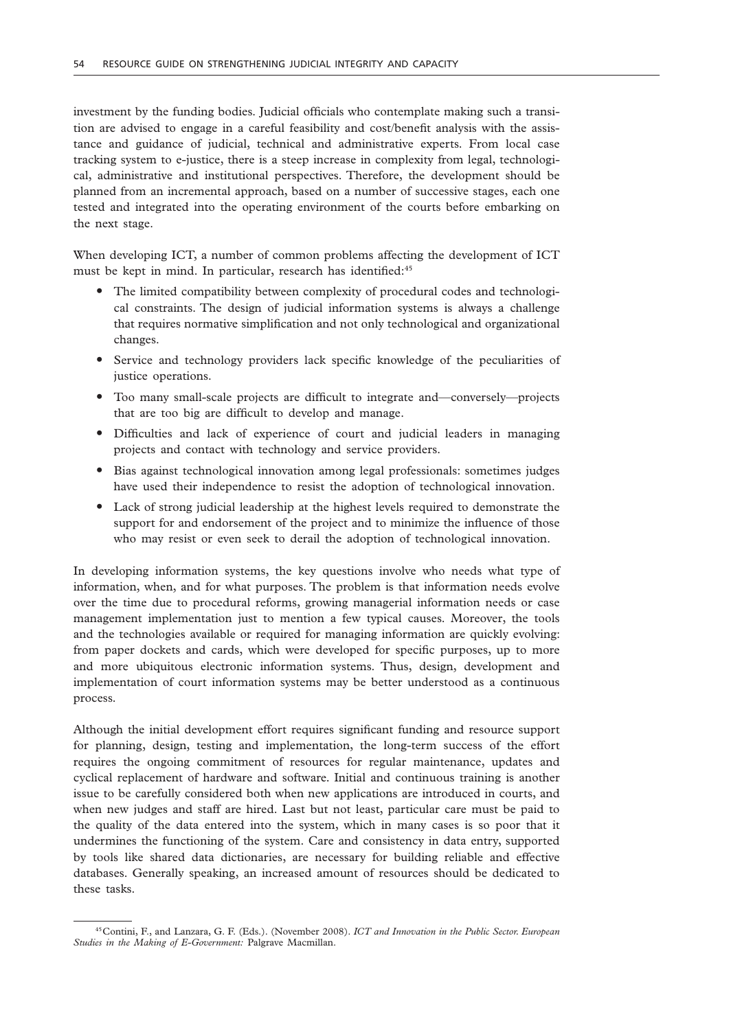investment by the funding bodies. Judicial officials who contemplate making such a transition are advised to engage in a careful feasibility and cost/benefit analysis with the assistance and guidance of judicial, technical and administrative experts. From local case tracking system to e-justice, there is a steep increase in complexity from legal, technological, administrative and institutional perspectives. Therefore, the development should be planned from an incremental approach, based on a number of successive stages, each one tested and integrated into the operating environment of the courts before embarking on the next stage.

When developing ICT, a number of common problems affecting the development of ICT must be kept in mind. In particular, research has identified:[45]

- The limited compatibility between complexity of procedural codes and technological constraints. The design of judicial information systems is always a challenge that requires normative simplification and not only technological and organizational changes.
- Service and technology providers lack specific knowledge of the peculiarities of justice operations.
- Too many small-scale projects are difficult to integrate and—conversely—projects that are too big are difficult to develop and manage.
- Difficulties and lack of experience of court and judicial leaders in managing projects and contact with technology and service providers.
- Bias against technological innovation among legal professionals: sometimes judges have used their independence to resist the adoption of technological innovation.
- Lack of strong judicial leadership at the highest levels required to demonstrate the support for and endorsement of the project and to minimize the influence of those who may resist or even seek to derail the adoption of technological innovation.

In developing information systems, the key questions involve who needs what type of information, when, and for what purposes. The problem is that information needs evolve over the time due to procedural reforms, growing managerial information needs or case management implementation just to mention a few typical causes. Moreover, the tools and the technologies available or required for managing information are quickly evolving: from paper dockets and cards, which were developed for specific purposes, up to more and more ubiquitous electronic information systems. Thus, design, development and implementation of court information systems may be better understood as a continuous process.

Although the initial development effort requires significant funding and resource support for planning, design, testing and implementation, the long-term success of the effort requires the ongoing commitment of resources for regular maintenance, updates and cyclical replacement of hardware and software. Initial and continuous training is another issue to be carefully considered both when new applications are introduced in courts, and when new judges and staff are hired. Last but not least, particular care must be paid to the quality of the data entered into the system, which in many cases is so poor that it undermines the functioning of the system. Care and consistency in data entry, supported by tools like shared data dictionaries, are necessary for building reliable and effective databases. Generally speaking, an increased amount of resources should be dedicated to these tasks.

---

[45] Contini, F., and Lanzara, G. F. (Eds.). (November 2008). *ICT and Innovation in the Public Sector. European Studies in the Making of E-Government:* Palgrave Macmillan.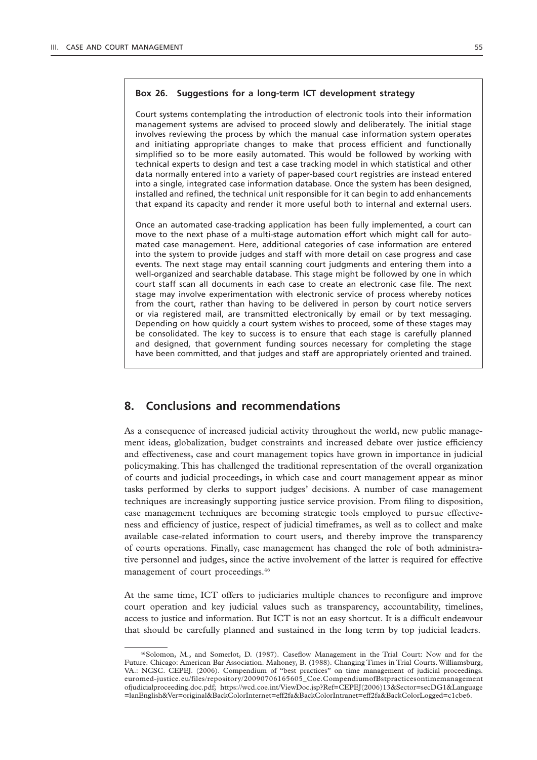**Box 26. Suggestions for a long-term ICT development strategy**

Court systems contemplating the introduction of electronic tools into their information management systems are advised to proceed slowly and deliberately. The initial stage involves reviewing the process by which the manual case information system operates and initiating appropriate changes to make that process efficient and functionally simplified so to be more easily automated. This would be followed by working with technical experts to design and test a case tracking model in which statistical and other data normally entered into a variety of paper-based court registries are instead entered into a single, integrated case information database. Once the system has been designed, installed and refined, the technical unit responsible for it can begin to add enhancements that expand its capacity and render it more useful both to internal and external users.

Once an automated case-tracking application has been fully implemented, a court can move to the next phase of a multi-stage automation effort which might call for automated case management. Here, additional categories of case information are entered into the system to provide judges and staff with more detail on case progress and case events. The next stage may entail scanning court judgments and entering them into a well-organized and searchable database. This stage might be followed by one in which court staff scan all documents in each case to create an electronic case file. The next stage may involve experimentation with electronic service of process whereby notices from the court, rather than having to be delivered in person by court notice servers or via registered mail, are transmitted electronically by email or by text messaging. Depending on how quickly a court system wishes to proceed, some of these stages may be consolidated. The key to success is to ensure that each stage is carefully planned and designed, that government funding sources necessary for completing the stage have been committed, and that judges and staff are appropriately oriented and trained.

## 8. Conclusions and recommendations

As a consequence of increased judicial activity throughout the world, new public management ideas, globalization, budget constraints and increased debate over justice efficiency and effectiveness, case and court management topics have grown in importance in judicial policymaking. This has challenged the traditional representation of the overall organization of courts and judicial proceedings, in which case and court management appear as minor tasks performed by clerks to support judges' decisions. A number of case management techniques are increasingly supporting justice service provision. From filing to disposition, case management techniques are becoming strategic tools employed to pursue effectiveness and efficiency of justice, respect of judicial timeframes, as well as to collect and make available case-related information to court users, and thereby improve the transparency of courts operations. Finally, case management has changed the role of both administrative personnel and judges, since the active involvement of the latter is required for effective management of court proceedings.[46]

At the same time, ICT offers to judiciaries multiple chances to reconfigure and improve court operation and key judicial values such as transparency, accountability, timelines, access to justice and information. But ICT is not an easy shortcut. It is a difficult endeavour that should be carefully planned and sustained in the long term by top judicial leaders.

[46] Solomon, M., and Somerlot, D. (1987). Caseflow Management in the Trial Court: Now and for the Future. Chicago: American Bar Association. Mahoney, B. (1988). Changing Times in Trial Courts. Williamsburg, VA.: NCSC. CEPEJ. (2006). Compendium of "best practices" on time management of judicial proceedings. euromed-justice.eu/files/repository/20090706165605_Coe.CompendiumofBstpracticesontimemanagement ofjudicialproceeding.doc.pdf; https://wcd.coe.int/ViewDoc.jsp?Ref=CEPEJ(2006)13&Sector=secDG1&Language =lanEnglish&Ver=original&BackColorInternet=eff2fa&BackColorIntranet=eff2fa&BackColorLogged=c1cbe6.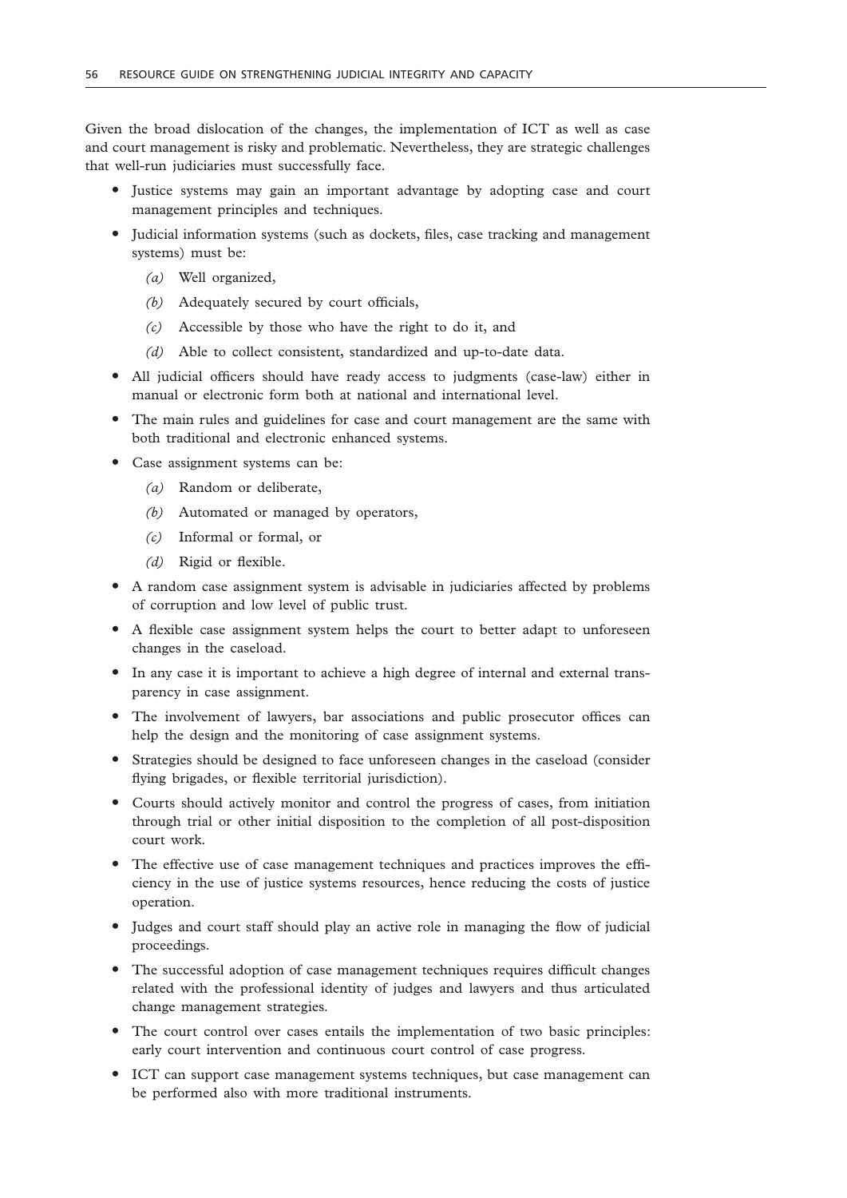Given the broad dislocation of the changes, the implementation of ICT as well as case and court management is risky and problematic. Nevertheless, they are strategic challenges that well-run judiciaries must successfully face.

- Justice systems may gain an important advantage by adopting case and court management principles and techniques.
- Judicial information systems (such as dockets, files, case tracking and management systems) must be:
  - *(a)* Well organized,
  - *(b)* Adequately secured by court officials,
  - *(c)* Accessible by those who have the right to do it, and
  - *(d)* Able to collect consistent, standardized and up-to-date data.
- All judicial officers should have ready access to judgments (case-law) either in manual or electronic form both at national and international level.
- The main rules and guidelines for case and court management are the same with both traditional and electronic enhanced systems.
- Case assignment systems can be:
  - *(a)* Random or deliberate,
  - *(b)* Automated or managed by operators,
  - *(c)* Informal or formal, or
  - *(d)* Rigid or flexible.
- A random case assignment system is advisable in judiciaries affected by problems of corruption and low level of public trust.
- A flexible case assignment system helps the court to better adapt to unforeseen changes in the caseload.
- In any case it is important to achieve a high degree of internal and external transparency in case assignment.
- The involvement of lawyers, bar associations and public prosecutor offices can help the design and the monitoring of case assignment systems.
- Strategies should be designed to face unforeseen changes in the caseload (consider flying brigades, or flexible territorial jurisdiction).
- Courts should actively monitor and control the progress of cases, from initiation through trial or other initial disposition to the completion of all post-disposition court work.
- The effective use of case management techniques and practices improves the efficiency in the use of justice systems resources, hence reducing the costs of justice operation.
- Judges and court staff should play an active role in managing the flow of judicial proceedings.
- The successful adoption of case management techniques requires difficult changes related with the professional identity of judges and lawyers and thus articulated change management strategies.
- The court control over cases entails the implementation of two basic principles: early court intervention and continuous court control of case progress.
- ICT can support case management systems techniques, but case management can be performed also with more traditional instruments.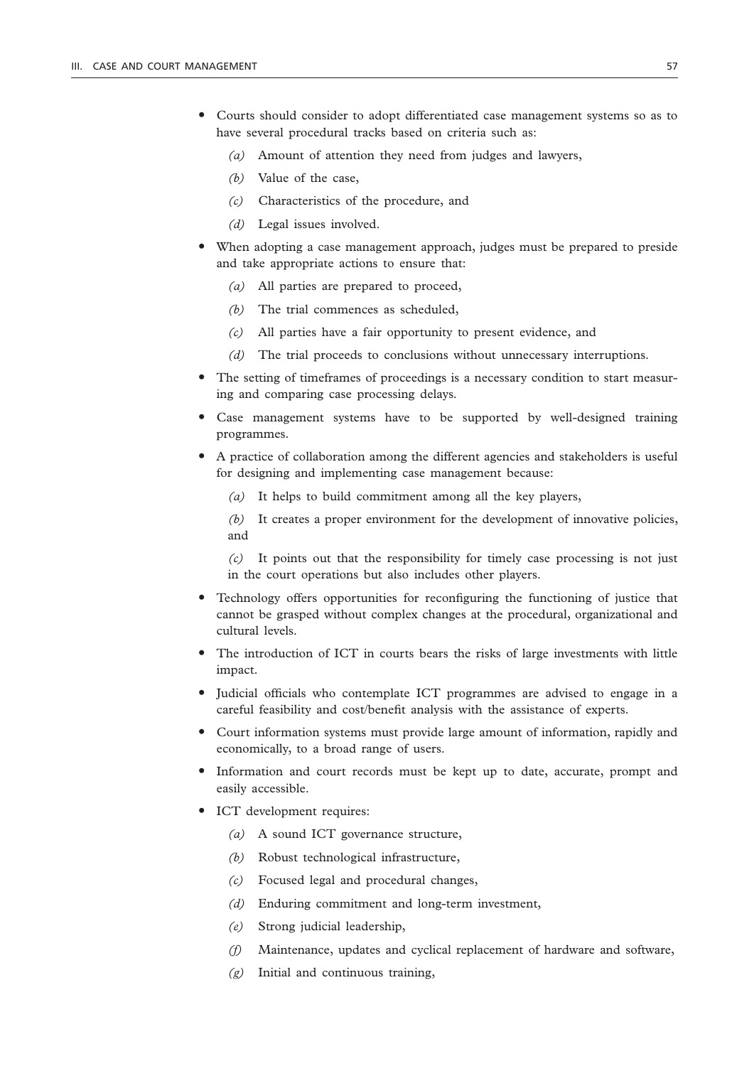- Courts should consider to adopt differentiated case management systems so as to have several procedural tracks based on criteria such as:

  *(a)* Amount of attention they need from judges and lawyers,

  *(b)* Value of the case,

  *(c)* Characteristics of the procedure, and

  *(d)* Legal issues involved.

- When adopting a case management approach, judges must be prepared to preside and take appropriate actions to ensure that:

  *(a)* All parties are prepared to proceed,

  *(b)* The trial commences as scheduled,

  *(c)* All parties have a fair opportunity to present evidence, and

  *(d)* The trial proceeds to conclusions without unnecessary interruptions.

- The setting of timeframes of proceedings is a necessary condition to start measuring and comparing case processing delays.

- Case management systems have to be supported by well-designed training programmes.

- A practice of collaboration among the different agencies and stakeholders is useful for designing and implementing case management because:

  *(a)* It helps to build commitment among all the key players,

  *(b)* It creates a proper environment for the development of innovative policies, and

  *(c)* It points out that the responsibility for timely case processing is not just in the court operations but also includes other players.

- Technology offers opportunities for reconfiguring the functioning of justice that cannot be grasped without complex changes at the procedural, organizational and cultural levels.

- The introduction of ICT in courts bears the risks of large investments with little impact.

- Judicial officials who contemplate ICT programmes are advised to engage in a careful feasibility and cost/benefit analysis with the assistance of experts.

- Court information systems must provide large amount of information, rapidly and economically, to a broad range of users.

- Information and court records must be kept up to date, accurate, prompt and easily accessible.

- ICT development requires:

  *(a)* A sound ICT governance structure,

  *(b)* Robust technological infrastructure,

  *(c)* Focused legal and procedural changes,

  *(d)* Enduring commitment and long-term investment,

  *(e)* Strong judicial leadership,

  *(f)* Maintenance, updates and cyclical replacement of hardware and software,

  *(g)* Initial and continuous training,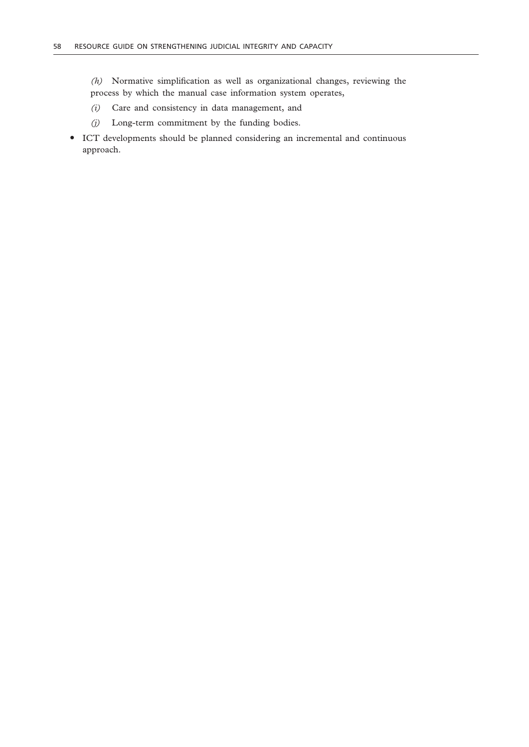*(h)* Normative simplification as well as organizational changes, reviewing the process by which the manual case information system operates,

*(i)* Care and consistency in data management, and

*(j)* Long-term commitment by the funding bodies.

- ICT developments should be planned considering an incremental and continuous approach.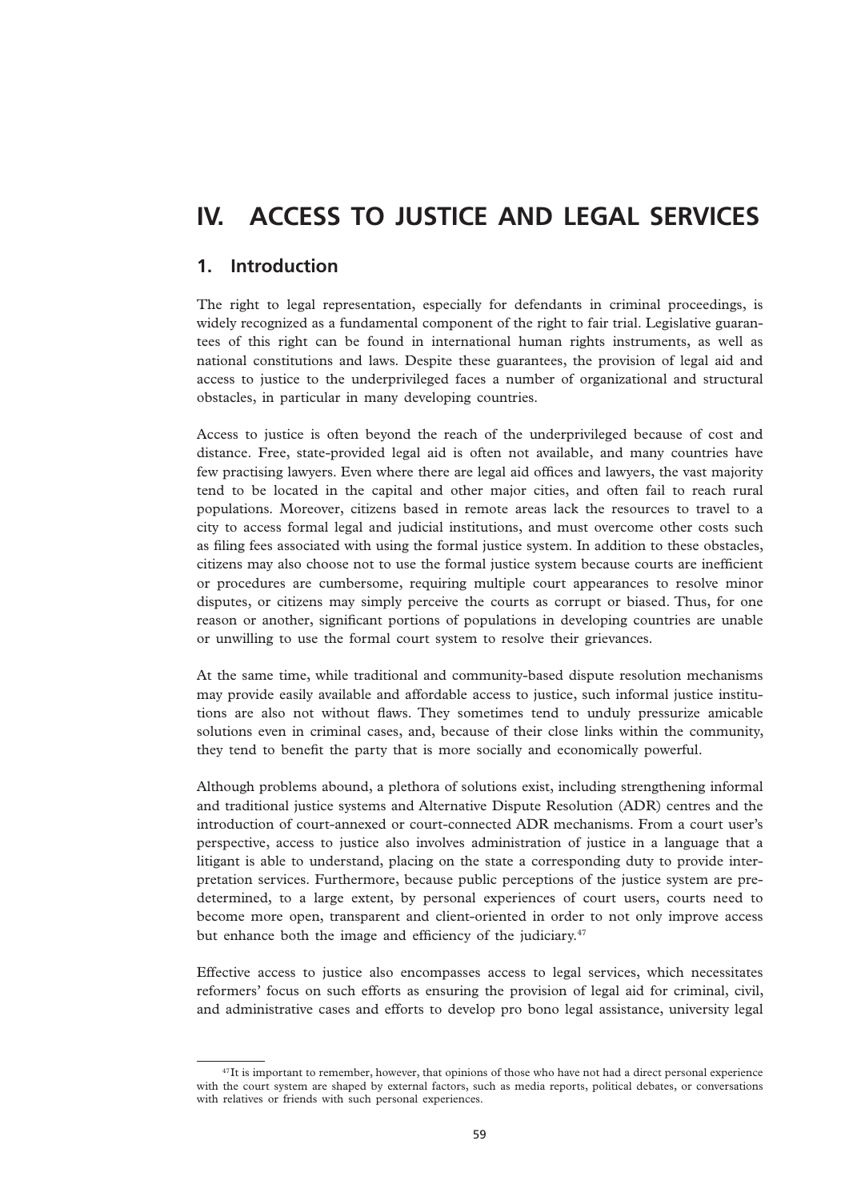# IV. ACCESS TO JUSTICE AND LEGAL SERVICES

## 1. Introduction

The right to legal representation, especially for defendants in criminal proceedings, is widely recognized as a fundamental component of the right to fair trial. Legislative guarantees of this right can be found in international human rights instruments, as well as national constitutions and laws. Despite these guarantees, the provision of legal aid and access to justice to the underprivileged faces a number of organizational and structural obstacles, in particular in many developing countries.

Access to justice is often beyond the reach of the underprivileged because of cost and distance. Free, state-provided legal aid is often not available, and many countries have few practising lawyers. Even where there are legal aid offices and lawyers, the vast majority tend to be located in the capital and other major cities, and often fail to reach rural populations. Moreover, citizens based in remote areas lack the resources to travel to a city to access formal legal and judicial institutions, and must overcome other costs such as filing fees associated with using the formal justice system. In addition to these obstacles, citizens may also choose not to use the formal justice system because courts are inefficient or procedures are cumbersome, requiring multiple court appearances to resolve minor disputes, or citizens may simply perceive the courts as corrupt or biased. Thus, for one reason or another, significant portions of populations in developing countries are unable or unwilling to use the formal court system to resolve their grievances.

At the same time, while traditional and community-based dispute resolution mechanisms may provide easily available and affordable access to justice, such informal justice institutions are also not without flaws. They sometimes tend to unduly pressurize amicable solutions even in criminal cases, and, because of their close links within the community, they tend to benefit the party that is more socially and economically powerful.

Although problems abound, a plethora of solutions exist, including strengthening informal and traditional justice systems and Alternative Dispute Resolution (ADR) centres and the introduction of court-annexed or court-connected ADR mechanisms. From a court user's perspective, access to justice also involves administration of justice in a language that a litigant is able to understand, placing on the state a corresponding duty to provide interpretation services. Furthermore, because public perceptions of the justice system are predetermined, to a large extent, by personal experiences of court users, courts need to become more open, transparent and client-oriented in order to not only improve access but enhance both the image and efficiency of the judiciary.[47]

Effective access to justice also encompasses access to legal services, which necessitates reformers' focus on such efforts as ensuring the provision of legal aid for criminal, civil, and administrative cases and efforts to develop pro bono legal assistance, university legal

---

[47] It is important to remember, however, that opinions of those who have not had a direct personal experience with the court system are shaped by external factors, such as media reports, political debates, or conversations with relatives or friends with such personal experiences.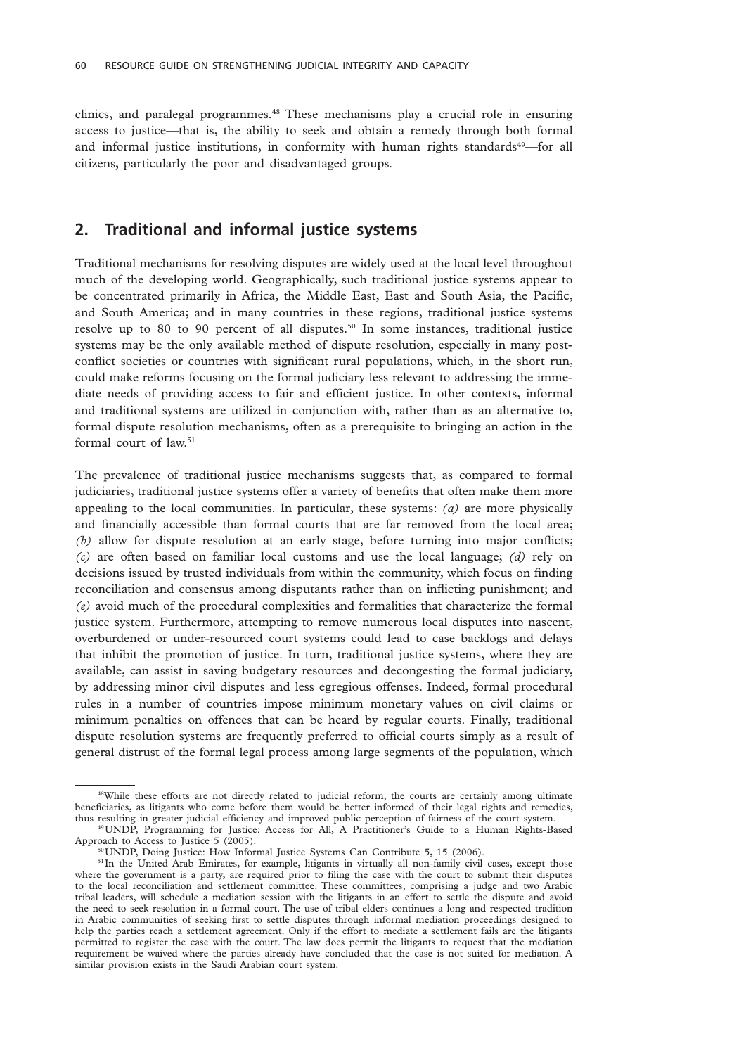clinics, and paralegal programmes.[48] These mechanisms play a crucial role in ensuring access to justice—that is, the ability to seek and obtain a remedy through both formal and informal justice institutions, in conformity with human rights standards[49]—for all citizens, particularly the poor and disadvantaged groups.

## 2. Traditional and informal justice systems

Traditional mechanisms for resolving disputes are widely used at the local level throughout much of the developing world. Geographically, such traditional justice systems appear to be concentrated primarily in Africa, the Middle East, East and South Asia, the Pacific, and South America; and in many countries in these regions, traditional justice systems resolve up to 80 to 90 percent of all disputes.[50] In some instances, traditional justice systems may be the only available method of dispute resolution, especially in many post-conflict societies or countries with significant rural populations, which, in the short run, could make reforms focusing on the formal judiciary less relevant to addressing the immediate needs of providing access to fair and efficient justice. In other contexts, informal and traditional systems are utilized in conjunction with, rather than as an alternative to, formal dispute resolution mechanisms, often as a prerequisite to bringing an action in the formal court of law.[51]

The prevalence of traditional justice mechanisms suggests that, as compared to formal judiciaries, traditional justice systems offer a variety of benefits that often make them more appealing to the local communities. In particular, these systems: *(a)* are more physically and financially accessible than formal courts that are far removed from the local area; *(b)* allow for dispute resolution at an early stage, before turning into major conflicts; *(c)* are often based on familiar local customs and use the local language; *(d)* rely on decisions issued by trusted individuals from within the community, which focus on finding reconciliation and consensus among disputants rather than on inflicting punishment; and *(e)* avoid much of the procedural complexities and formalities that characterize the formal justice system. Furthermore, attempting to remove numerous local disputes into nascent, overburdened or under-resourced court systems could lead to case backlogs and delays that inhibit the promotion of justice. In turn, traditional justice systems, where they are available, can assist in saving budgetary resources and decongesting the formal judiciary, by addressing minor civil disputes and less egregious offenses. Indeed, formal procedural rules in a number of countries impose minimum monetary values on civil claims or minimum penalties on offences that can be heard by regular courts. Finally, traditional dispute resolution systems are frequently preferred to official courts simply as a result of general distrust of the formal legal process among large segments of the population, which

---

[48] While these efforts are not directly related to judicial reform, the courts are certainly among ultimate beneficiaries, as litigants who come before them would be better informed of their legal rights and remedies, thus resulting in greater judicial efficiency and improved public perception of fairness of the court system.

[49] UNDP, Programming for Justice: Access for All, A Practitioner's Guide to a Human Rights-Based Approach to Access to Justice 5 (2005).

[50] UNDP, Doing Justice: How Informal Justice Systems Can Contribute 5, 15 (2006).

[51] In the United Arab Emirates, for example, litigants in virtually all non-family civil cases, except those where the government is a party, are required prior to filing the case with the court to submit their disputes to the local reconciliation and settlement committee. These committees, comprising a judge and two Arabic tribal leaders, will schedule a mediation session with the litigants in an effort to settle the dispute and avoid the need to seek resolution in a formal court. The use of tribal elders continues a long and respected tradition in Arabic communities of seeking first to settle disputes through informal mediation proceedings designed to help the parties reach a settlement agreement. Only if the effort to mediate a settlement fails are the litigants permitted to register the case with the court. The law does permit the litigants to request that the mediation requirement be waived where the parties already have concluded that the case is not suited for mediation. A similar provision exists in the Saudi Arabian court system.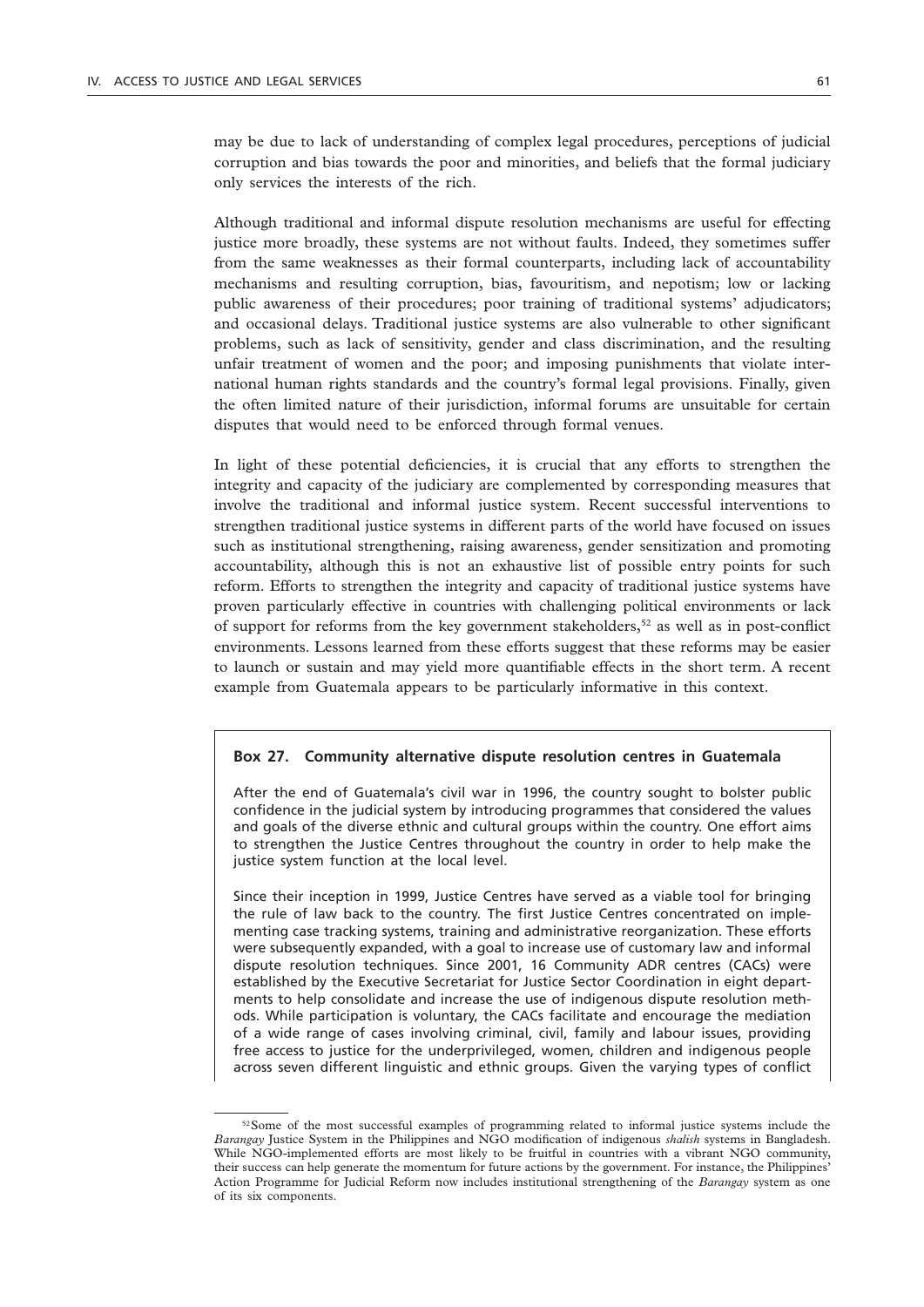may be due to lack of understanding of complex legal procedures, perceptions of judicial corruption and bias towards the poor and minorities, and beliefs that the formal judiciary only services the interests of the rich.

Although traditional and informal dispute resolution mechanisms are useful for effecting justice more broadly, these systems are not without faults. Indeed, they sometimes suffer from the same weaknesses as their formal counterparts, including lack of accountability mechanisms and resulting corruption, bias, favouritism, and nepotism; low or lacking public awareness of their procedures; poor training of traditional systems' adjudicators; and occasional delays. Traditional justice systems are also vulnerable to other significant problems, such as lack of sensitivity, gender and class discrimination, and the resulting unfair treatment of women and the poor; and imposing punishments that violate international human rights standards and the country's formal legal provisions. Finally, given the often limited nature of their jurisdiction, informal forums are unsuitable for certain disputes that would need to be enforced through formal venues.

In light of these potential deficiencies, it is crucial that any efforts to strengthen the integrity and capacity of the judiciary are complemented by corresponding measures that involve the traditional and informal justice system. Recent successful interventions to strengthen traditional justice systems in different parts of the world have focused on issues such as institutional strengthening, raising awareness, gender sensitization and promoting accountability, although this is not an exhaustive list of possible entry points for such reform. Efforts to strengthen the integrity and capacity of traditional justice systems have proven particularly effective in countries with challenging political environments or lack of support for reforms from the key government stakeholders,[52] as well as in post-conflict environments. Lessons learned from these efforts suggest that these reforms may be easier to launch or sustain and may yield more quantifiable effects in the short term. A recent example from Guatemala appears to be particularly informative in this context.

**Box 27. Community alternative dispute resolution centres in Guatemala**

After the end of Guatemala's civil war in 1996, the country sought to bolster public confidence in the judicial system by introducing programmes that considered the values and goals of the diverse ethnic and cultural groups within the country. One effort aims to strengthen the Justice Centres throughout the country in order to help make the justice system function at the local level.

Since their inception in 1999, Justice Centres have served as a viable tool for bringing the rule of law back to the country. The first Justice Centres concentrated on implementing case tracking systems, training and administrative reorganization. These efforts were subsequently expanded, with a goal to increase use of customary law and informal dispute resolution techniques. Since 2001, 16 Community ADR centres (CACs) were established by the Executive Secretariat for Justice Sector Coordination in eight departments to help consolidate and increase the use of indigenous dispute resolution methods. While participation is voluntary, the CACs facilitate and encourage the mediation of a wide range of cases involving criminal, civil, family and labour issues, providing free access to justice for the underprivileged, women, children and indigenous people across seven different linguistic and ethnic groups. Given the varying types of conflict

---

[52] Some of the most successful examples of programming related to informal justice systems include the *Barangay* Justice System in the Philippines and NGO modification of indigenous *shalish* systems in Bangladesh. While NGO-implemented efforts are most likely to be fruitful in countries with a vibrant NGO community, their success can help generate the momentum for future actions by the government. For instance, the Philippines' Action Programme for Judicial Reform now includes institutional strengthening of the *Barangay* system as one of its six components.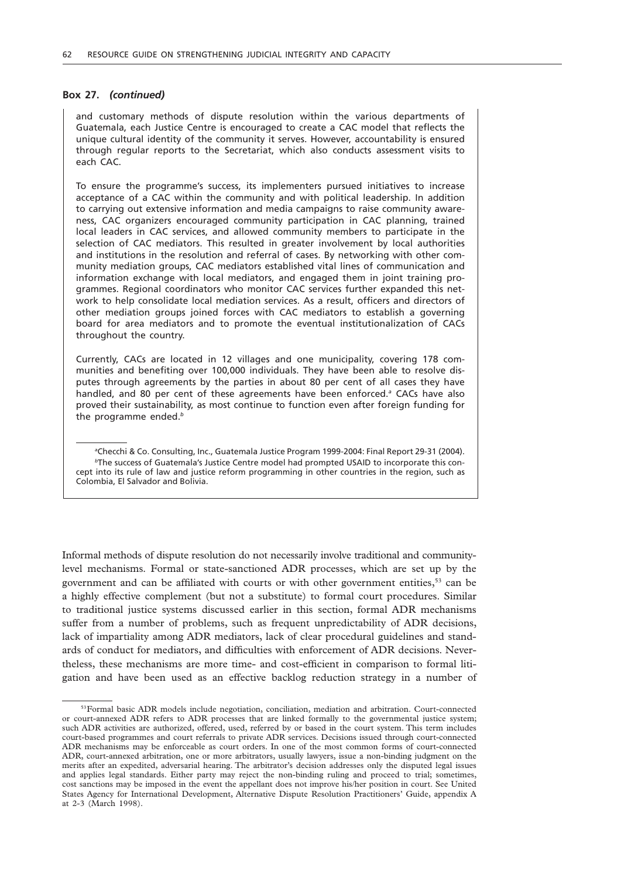**Box 27.** ***(continued)***

and customary methods of dispute resolution within the various departments of Guatemala, each Justice Centre is encouraged to create a CAC model that reflects the unique cultural identity of the community it serves. However, accountability is ensured through regular reports to the Secretariat, which also conducts assessment visits to each CAC.

To ensure the programme's success, its implementers pursued initiatives to increase acceptance of a CAC within the community and with political leadership. In addition to carrying out extensive information and media campaigns to raise community awareness, CAC organizers encouraged community participation in CAC planning, trained local leaders in CAC services, and allowed community members to participate in the selection of CAC mediators. This resulted in greater involvement by local authorities and institutions in the resolution and referral of cases. By networking with other community mediation groups, CAC mediators established vital lines of communication and information exchange with local mediators, and engaged them in joint training programmes. Regional coordinators who monitor CAC services further expanded this network to help consolidate local mediation services. As a result, officers and directors of other mediation groups joined forces with CAC mediators to establish a governing board for area mediators and to promote the eventual institutionalization of CACs throughout the country.

Currently, CACs are located in 12 villages and one municipality, covering 178 communities and benefiting over 100,000 individuals. They have been able to resolve disputes through agreements by the parties in about 80 per cent of all cases they have handled, and 80 per cent of these agreements have been enforced.[a] CACs have also proved their sustainability, as most continue to function even after foreign funding for the programme ended.[b]

[a]Checchi & Co. Consulting, Inc., Guatemala Justice Program 1999-2004: Final Report 29-31 (2004).

[b]The success of Guatemala's Justice Centre model had prompted USAID to incorporate this concept into its rule of law and justice reform programming in other countries in the region, such as Colombia, El Salvador and Bolivia.

Informal methods of dispute resolution do not necessarily involve traditional and community-level mechanisms. Formal or state-sanctioned ADR processes, which are set up by the government and can be affiliated with courts or with other government entities,[53] can be a highly effective complement (but not a substitute) to formal court procedures. Similar to traditional justice systems discussed earlier in this section, formal ADR mechanisms suffer from a number of problems, such as frequent unpredictability of ADR decisions, lack of impartiality among ADR mediators, lack of clear procedural guidelines and standards of conduct for mediators, and difficulties with enforcement of ADR decisions. Nevertheless, these mechanisms are more time- and cost-efficient in comparison to formal litigation and have been used as an effective backlog reduction strategy in a number of

[53]Formal basic ADR models include negotiation, conciliation, mediation and arbitration. Court-connected or court-annexed ADR refers to ADR processes that are linked formally to the governmental justice system; such ADR activities are authorized, offered, used, referred by or based in the court system. This term includes court-based programmes and court referrals to private ADR services. Decisions issued through court-connected ADR mechanisms may be enforceable as court orders. In one of the most common forms of court-connected ADR, court-annexed arbitration, one or more arbitrators, usually lawyers, issue a non-binding judgment on the merits after an expedited, adversarial hearing. The arbitrator's decision addresses only the disputed legal issues and applies legal standards. Either party may reject the non-binding ruling and proceed to trial; sometimes, cost sanctions may be imposed in the event the appellant does not improve his/her position in court. See United States Agency for International Development, Alternative Dispute Resolution Practitioners' Guide, appendix A at 2-3 (March 1998).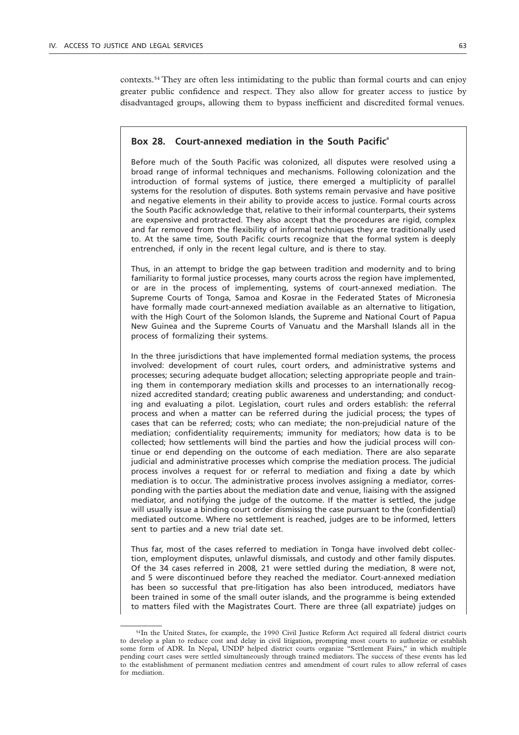contexts.[54] They are often less intimidating to the public than formal courts and can enjoy greater public confidence and respect. They also allow for greater access to justice by disadvantaged groups, allowing them to bypass inefficient and discredited formal venues.

### Box 28. Court-annexed mediation in the South Pacific[a]

Before much of the South Pacific was colonized, all disputes were resolved using a broad range of informal techniques and mechanisms. Following colonization and the introduction of formal systems of justice, there emerged a multiplicity of parallel systems for the resolution of disputes. Both systems remain pervasive and have positive and negative elements in their ability to provide access to justice. Formal courts across the South Pacific acknowledge that, relative to their informal counterparts, their systems are expensive and protracted. They also accept that the procedures are rigid, complex and far removed from the flexibility of informal techniques they are traditionally used to. At the same time, South Pacific courts recognize that the formal system is deeply entrenched, if only in the recent legal culture, and is there to stay.

Thus, in an attempt to bridge the gap between tradition and modernity and to bring familiarity to formal justice processes, many courts across the region have implemented, or are in the process of implementing, systems of court-annexed mediation. The Supreme Courts of Tonga, Samoa and Kosrae in the Federated States of Micronesia have formally made court-annexed mediation available as an alternative to litigation, with the High Court of the Solomon Islands, the Supreme and National Court of Papua New Guinea and the Supreme Courts of Vanuatu and the Marshall Islands all in the process of formalizing their systems.

In the three jurisdictions that have implemented formal mediation systems, the process involved: development of court rules, court orders, and administrative systems and processes; securing adequate budget allocation; selecting appropriate people and training them in contemporary mediation skills and processes to an internationally recognized accredited standard; creating public awareness and understanding; and conducting and evaluating a pilot. Legislation, court rules and orders establish: the referral process and when a matter can be referred during the judicial process; the types of cases that can be referred; costs; who can mediate; the non-prejudicial nature of the mediation; confidentiality requirements; immunity for mediators; how data is to be collected; how settlements will bind the parties and how the judicial process will continue or end depending on the outcome of each mediation. There are also separate judicial and administrative processes which comprise the mediation process. The judicial process involves a request for or referral to mediation and fixing a date by which mediation is to occur. The administrative process involves assigning a mediator, corresponding with the parties about the mediation date and venue, liaising with the assigned mediator, and notifying the judge of the outcome. If the matter is settled, the judge will usually issue a binding court order dismissing the case pursuant to the (confidential) mediated outcome. Where no settlement is reached, judges are to be informed, letters sent to parties and a new trial date set.

Thus far, most of the cases referred to mediation in Tonga have involved debt collection, employment disputes, unlawful dismissals, and custody and other family disputes. Of the 34 cases referred in 2008, 21 were settled during the mediation, 8 were not, and 5 were discontinued before they reached the mediator. Court-annexed mediation has been so successful that pre-litigation has also been introduced, mediators have been trained in some of the small outer islands, and the programme is being extended to matters filed with the Magistrates Court. There are three (all expatriate) judges on

---

[54] In the United States, for example, the 1990 Civil Justice Reform Act required all federal district courts to develop a plan to reduce cost and delay in civil litigation, prompting most courts to authorize or establish some form of ADR. In Nepal, UNDP helped district courts organize "Settlement Fairs," in which multiple pending court cases were settled simultaneously through trained mediators. The success of these events has led to the establishment of permanent mediation centres and amendment of court rules to allow referral of cases for mediation.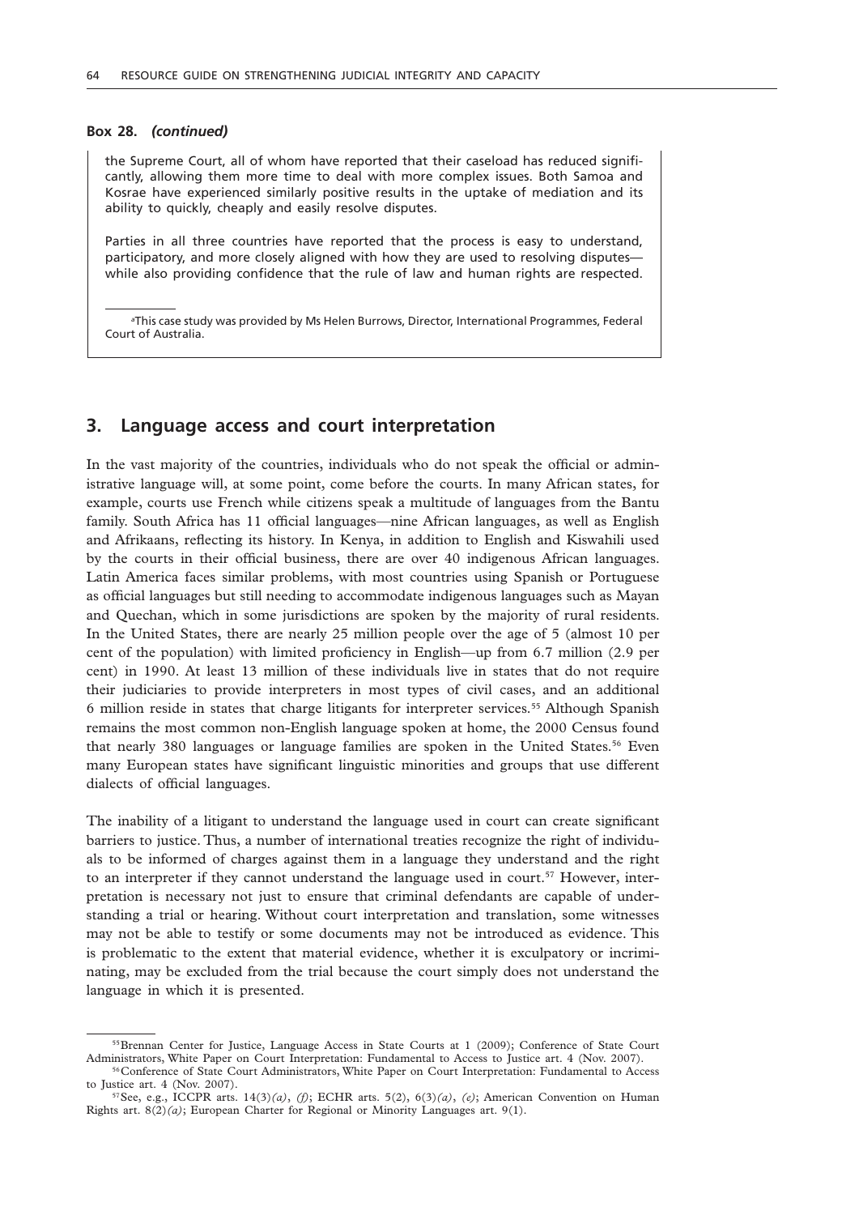**Box 28. *(continued)***

the Supreme Court, all of whom have reported that their caseload has reduced significantly, allowing them more time to deal with more complex issues. Both Samoa and Kosrae have experienced similarly positive results in the uptake of mediation and its ability to quickly, cheaply and easily resolve disputes.

Parties in all three countries have reported that the process is easy to understand, participatory, and more closely aligned with how they are used to resolving disputes—while also providing confidence that the rule of law and human rights are respected.

[a]This case study was provided by Ms Helen Burrows, Director, International Programmes, Federal Court of Australia.

## 3. Language access and court interpretation

In the vast majority of the countries, individuals who do not speak the official or administrative language will, at some point, come before the courts. In many African states, for example, courts use French while citizens speak a multitude of languages from the Bantu family. South Africa has 11 official languages—nine African languages, as well as English and Afrikaans, reflecting its history. In Kenya, in addition to English and Kiswahili used by the courts in their official business, there are over 40 indigenous African languages. Latin America faces similar problems, with most countries using Spanish or Portuguese as official languages but still needing to accommodate indigenous languages such as Mayan and Quechan, which in some jurisdictions are spoken by the majority of rural residents. In the United States, there are nearly 25 million people over the age of 5 (almost 10 per cent of the population) with limited proficiency in English—up from 6.7 million (2.9 per cent) in 1990. At least 13 million of these individuals live in states that do not require their judiciaries to provide interpreters in most types of civil cases, and an additional 6 million reside in states that charge litigants for interpreter services.[55] Although Spanish remains the most common non-English language spoken at home, the 2000 Census found that nearly 380 languages or language families are spoken in the United States.[56] Even many European states have significant linguistic minorities and groups that use different dialects of official languages.

The inability of a litigant to understand the language used in court can create significant barriers to justice. Thus, a number of international treaties recognize the right of individuals to be informed of charges against them in a language they understand and the right to an interpreter if they cannot understand the language used in court.[57] However, interpretation is necessary not just to ensure that criminal defendants are capable of understanding a trial or hearing. Without court interpretation and translation, some witnesses may not be able to testify or some documents may not be introduced as evidence. This is problematic to the extent that material evidence, whether it is exculpatory or incriminating, may be excluded from the trial because the court simply does not understand the language in which it is presented.

[55]Brennan Center for Justice, Language Access in State Courts at 1 (2009); Conference of State Court Administrators, White Paper on Court Interpretation: Fundamental to Access to Justice art. 4 (Nov. 2007).

[56]Conference of State Court Administrators, White Paper on Court Interpretation: Fundamental to Access to Justice art. 4 (Nov. 2007).

[57]See, e.g., ICCPR arts. 14(3)*(a)*, *(f)*; ECHR arts. 5(2), 6(3)*(a)*, *(e)*; American Convention on Human Rights art. 8(2)*(a)*; European Charter for Regional or Minority Languages art. 9(1).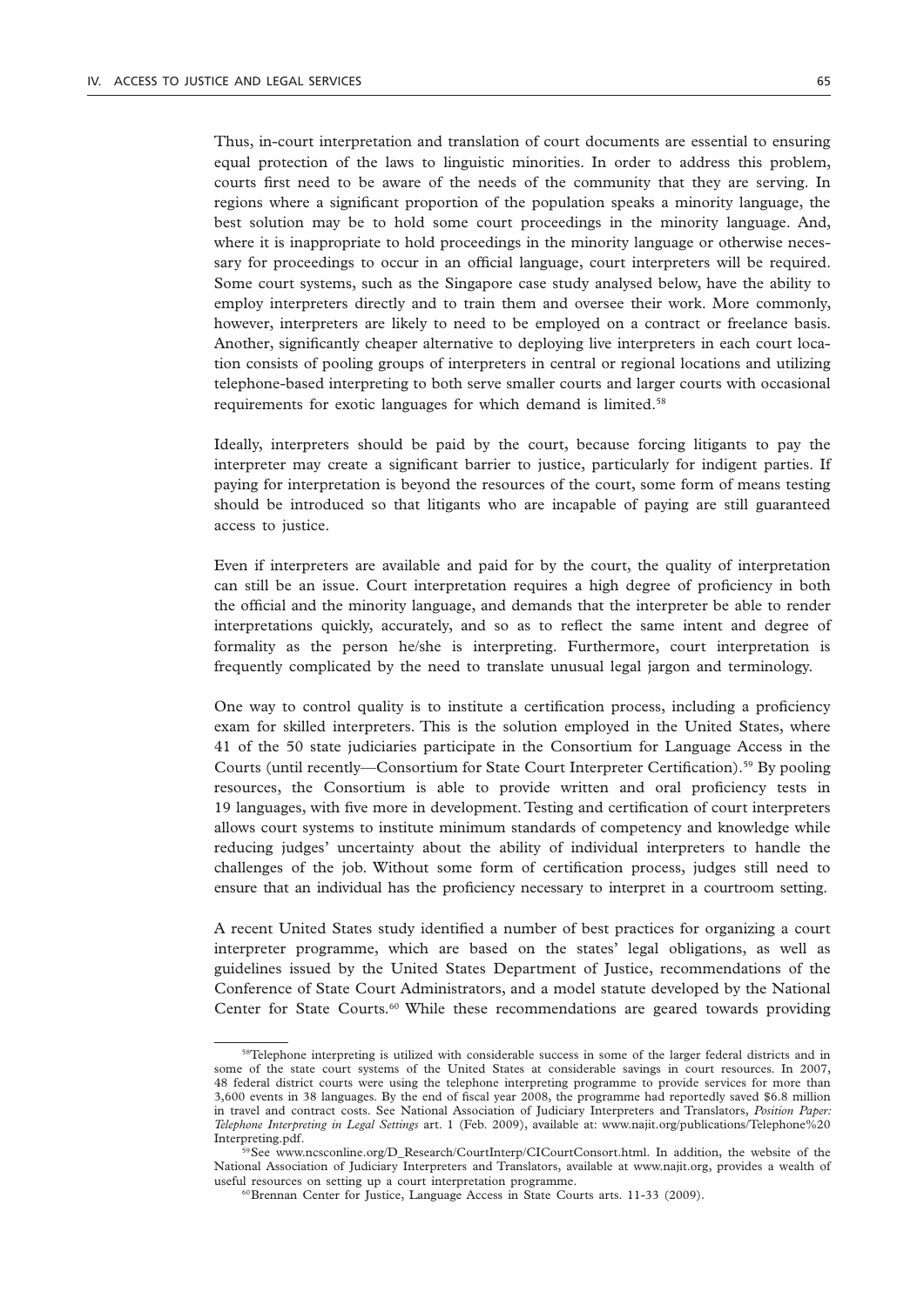Thus, in-court interpretation and translation of court documents are essential to ensuring equal protection of the laws to linguistic minorities. In order to address this problem, courts first need to be aware of the needs of the community that they are serving. In regions where a significant proportion of the population speaks a minority language, the best solution may be to hold some court proceedings in the minority language. And, where it is inappropriate to hold proceedings in the minority language or otherwise necessary for proceedings to occur in an official language, court interpreters will be required. Some court systems, such as the Singapore case study analysed below, have the ability to employ interpreters directly and to train them and oversee their work. More commonly, however, interpreters are likely to need to be employed on a contract or freelance basis. Another, significantly cheaper alternative to deploying live interpreters in each court location consists of pooling groups of interpreters in central or regional locations and utilizing telephone-based interpreting to both serve smaller courts and larger courts with occasional requirements for exotic languages for which demand is limited.[58]

Ideally, interpreters should be paid by the court, because forcing litigants to pay the interpreter may create a significant barrier to justice, particularly for indigent parties. If paying for interpretation is beyond the resources of the court, some form of means testing should be introduced so that litigants who are incapable of paying are still guaranteed access to justice.

Even if interpreters are available and paid for by the court, the quality of interpretation can still be an issue. Court interpretation requires a high degree of proficiency in both the official and the minority language, and demands that the interpreter be able to render interpretations quickly, accurately, and so as to reflect the same intent and degree of formality as the person he/she is interpreting. Furthermore, court interpretation is frequently complicated by the need to translate unusual legal jargon and terminology.

One way to control quality is to institute a certification process, including a proficiency exam for skilled interpreters. This is the solution employed in the United States, where 41 of the 50 state judiciaries participate in the Consortium for Language Access in the Courts (until recently—Consortium for State Court Interpreter Certification).[59] By pooling resources, the Consortium is able to provide written and oral proficiency tests in 19 languages, with five more in development. Testing and certification of court interpreters allows court systems to institute minimum standards of competency and knowledge while reducing judges' uncertainty about the ability of individual interpreters to handle the challenges of the job. Without some form of certification process, judges still need to ensure that an individual has the proficiency necessary to interpret in a courtroom setting.

A recent United States study identified a number of best practices for organizing a court interpreter programme, which are based on the states' legal obligations, as well as guidelines issued by the United States Department of Justice, recommendations of the Conference of State Court Administrators, and a model statute developed by the National Center for State Courts.[60] While these recommendations are geared towards providing

---

[58] Telephone interpreting is utilized with considerable success in some of the larger federal districts and in some of the state court systems of the United States at considerable savings in court resources. In 2007, 48 federal district courts were using the telephone interpreting programme to provide services for more than 3,600 events in 38 languages. By the end of fiscal year 2008, the programme had reportedly saved $6.8 million in travel and contract costs. See National Association of Judiciary Interpreters and Translators, *Position Paper: Telephone Interpreting in Legal Settings* art. 1 (Feb. 2009), available at: www.najit.org/publications/Telephone%20 Interpreting.pdf.

[59] See www.ncsconline.org/D_Research/CourtInterp/CICourtConsort.html. In addition, the website of the National Association of Judiciary Interpreters and Translators, available at www.najit.org, provides a wealth of useful resources on setting up a court interpretation programme.

[60] Brennan Center for Justice, Language Access in State Courts arts. 11-33 (2009).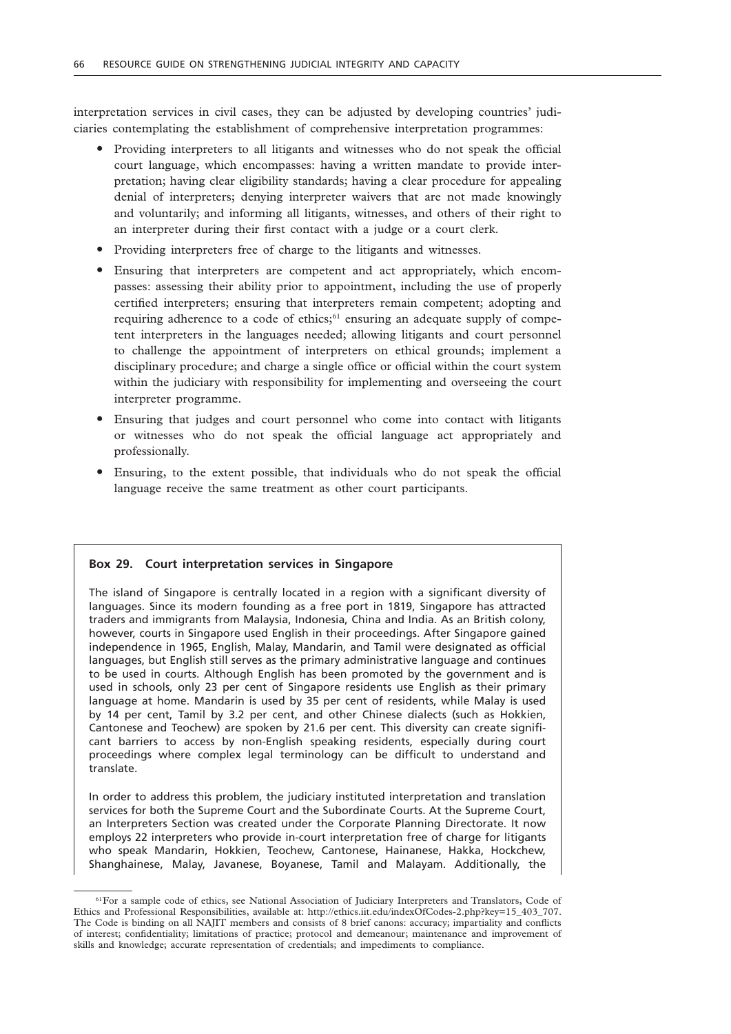interpretation services in civil cases, they can be adjusted by developing countries' judiciaries contemplating the establishment of comprehensive interpretation programmes:

- Providing interpreters to all litigants and witnesses who do not speak the official court language, which encompasses: having a written mandate to provide interpretation; having clear eligibility standards; having a clear procedure for appealing denial of interpreters; denying interpreter waivers that are not made knowingly and voluntarily; and informing all litigants, witnesses, and others of their right to an interpreter during their first contact with a judge or a court clerk.
- Providing interpreters free of charge to the litigants and witnesses.
- Ensuring that interpreters are competent and act appropriately, which encompasses: assessing their ability prior to appointment, including the use of properly certified interpreters; ensuring that interpreters remain competent; adopting and requiring adherence to a code of ethics;[61] ensuring an adequate supply of competent interpreters in the languages needed; allowing litigants and court personnel to challenge the appointment of interpreters on ethical grounds; implement a disciplinary procedure; and charge a single office or official within the court system within the judiciary with responsibility for implementing and overseeing the court interpreter programme.
- Ensuring that judges and court personnel who come into contact with litigants or witnesses who do not speak the official language act appropriately and professionally.
- Ensuring, to the extent possible, that individuals who do not speak the official language receive the same treatment as other court participants.

**Box 29. Court interpretation services in Singapore**

The island of Singapore is centrally located in a region with a significant diversity of languages. Since its modern founding as a free port in 1819, Singapore has attracted traders and immigrants from Malaysia, Indonesia, China and India. As an British colony, however, courts in Singapore used English in their proceedings. After Singapore gained independence in 1965, English, Malay, Mandarin, and Tamil were designated as official languages, but English still serves as the primary administrative language and continues to be used in courts. Although English has been promoted by the government and is used in schools, only 23 per cent of Singapore residents use English as their primary language at home. Mandarin is used by 35 per cent of residents, while Malay is used by 14 per cent, Tamil by 3.2 per cent, and other Chinese dialects (such as Hokkien, Cantonese and Teochew) are spoken by 21.6 per cent. This diversity can create significant barriers to access by non-English speaking residents, especially during court proceedings where complex legal terminology can be difficult to understand and translate.

In order to address this problem, the judiciary instituted interpretation and translation services for both the Supreme Court and the Subordinate Courts. At the Supreme Court, an Interpreters Section was created under the Corporate Planning Directorate. It now employs 22 interpreters who provide in-court interpretation free of charge for litigants who speak Mandarin, Hokkien, Teochew, Cantonese, Hainanese, Hakka, Hockchew, Shanghainese, Malay, Javanese, Boyanese, Tamil and Malayam. Additionally, the

[61] For a sample code of ethics, see National Association of Judiciary Interpreters and Translators, Code of Ethics and Professional Responsibilities, available at: http://ethics.iit.edu/indexOfCodes-2.php?key=15_403_707. The Code is binding on all NAJIT members and consists of 8 brief canons: accuracy; impartiality and conflicts of interest; confidentiality; limitations of practice; protocol and demeanour; maintenance and improvement of skills and knowledge; accurate representation of credentials; and impediments to compliance.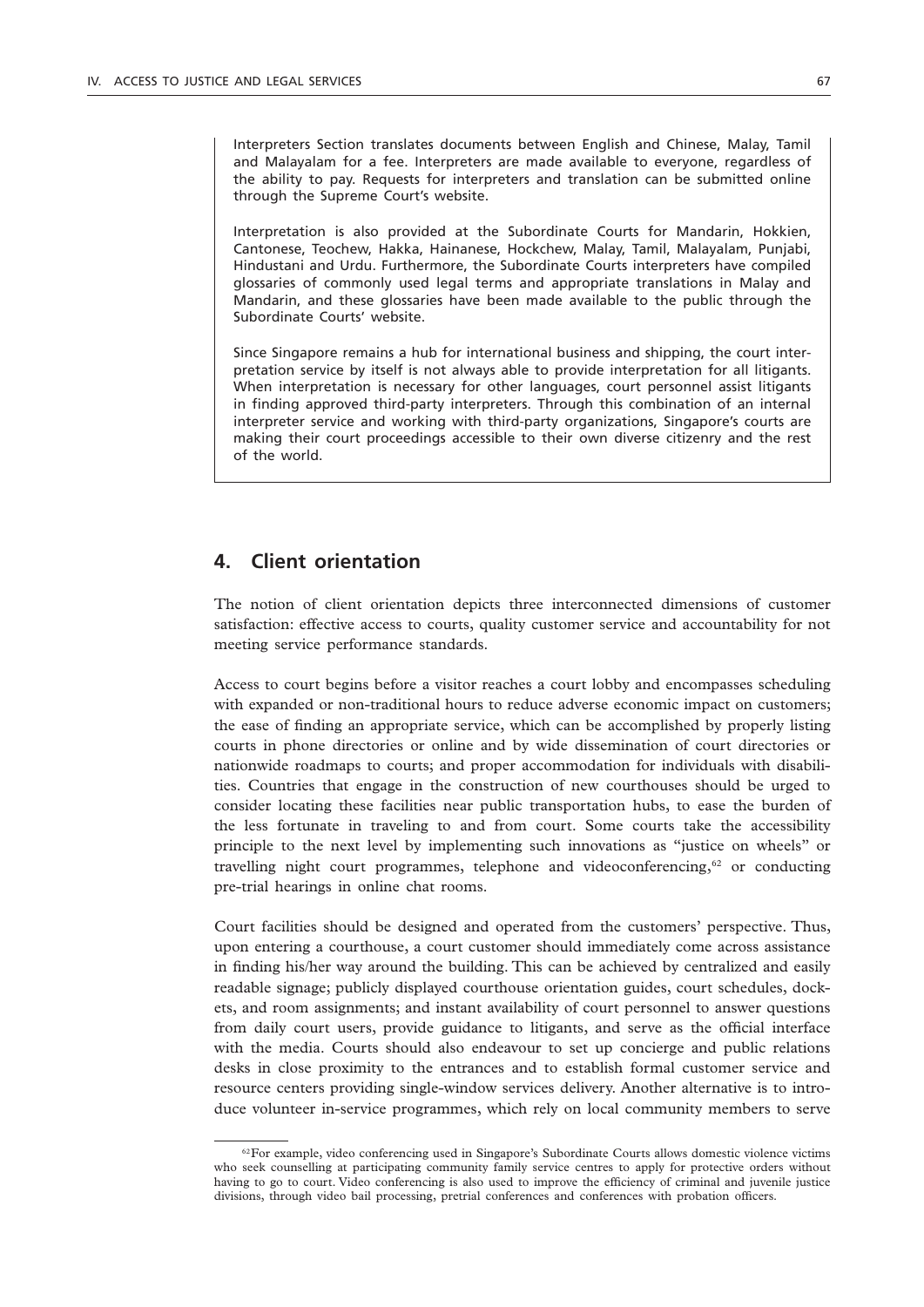Interpreters Section translates documents between English and Chinese, Malay, Tamil and Malayalam for a fee. Interpreters are made available to everyone, regardless of the ability to pay. Requests for interpreters and translation can be submitted online through the Supreme Court's website.

Interpretation is also provided at the Subordinate Courts for Mandarin, Hokkien, Cantonese, Teochew, Hakka, Hainanese, Hockchew, Malay, Tamil, Malayalam, Punjabi, Hindustani and Urdu. Furthermore, the Subordinate Courts interpreters have compiled glossaries of commonly used legal terms and appropriate translations in Malay and Mandarin, and these glossaries have been made available to the public through the Subordinate Courts' website.

Since Singapore remains a hub for international business and shipping, the court interpretation service by itself is not always able to provide interpretation for all litigants. When interpretation is necessary for other languages, court personnel assist litigants in finding approved third-party interpreters. Through this combination of an internal interpreter service and working with third-party organizations, Singapore's courts are making their court proceedings accessible to their own diverse citizenry and the rest of the world.

## 4. Client orientation

The notion of client orientation depicts three interconnected dimensions of customer satisfaction: effective access to courts, quality customer service and accountability for not meeting service performance standards.

Access to court begins before a visitor reaches a court lobby and encompasses scheduling with expanded or non-traditional hours to reduce adverse economic impact on customers; the ease of finding an appropriate service, which can be accomplished by properly listing courts in phone directories or online and by wide dissemination of court directories or nationwide roadmaps to courts; and proper accommodation for individuals with disabilities. Countries that engage in the construction of new courthouses should be urged to consider locating these facilities near public transportation hubs, to ease the burden of the less fortunate in traveling to and from court. Some courts take the accessibility principle to the next level by implementing such innovations as "justice on wheels" or travelling night court programmes, telephone and videoconferencing,[62] or conducting pre-trial hearings in online chat rooms.

Court facilities should be designed and operated from the customers' perspective. Thus, upon entering a courthouse, a court customer should immediately come across assistance in finding his/her way around the building. This can be achieved by centralized and easily readable signage; publicly displayed courthouse orientation guides, court schedules, dockets, and room assignments; and instant availability of court personnel to answer questions from daily court users, provide guidance to litigants, and serve as the official interface with the media. Courts should also endeavour to set up concierge and public relations desks in close proximity to the entrances and to establish formal customer service and resource centers providing single-window services delivery. Another alternative is to introduce volunteer in-service programmes, which rely on local community members to serve

[62] For example, video conferencing used in Singapore's Subordinate Courts allows domestic violence victims who seek counselling at participating community family service centres to apply for protective orders without having to go to court. Video conferencing is also used to improve the efficiency of criminal and juvenile justice divisions, through video bail processing, pretrial conferences and conferences with probation officers.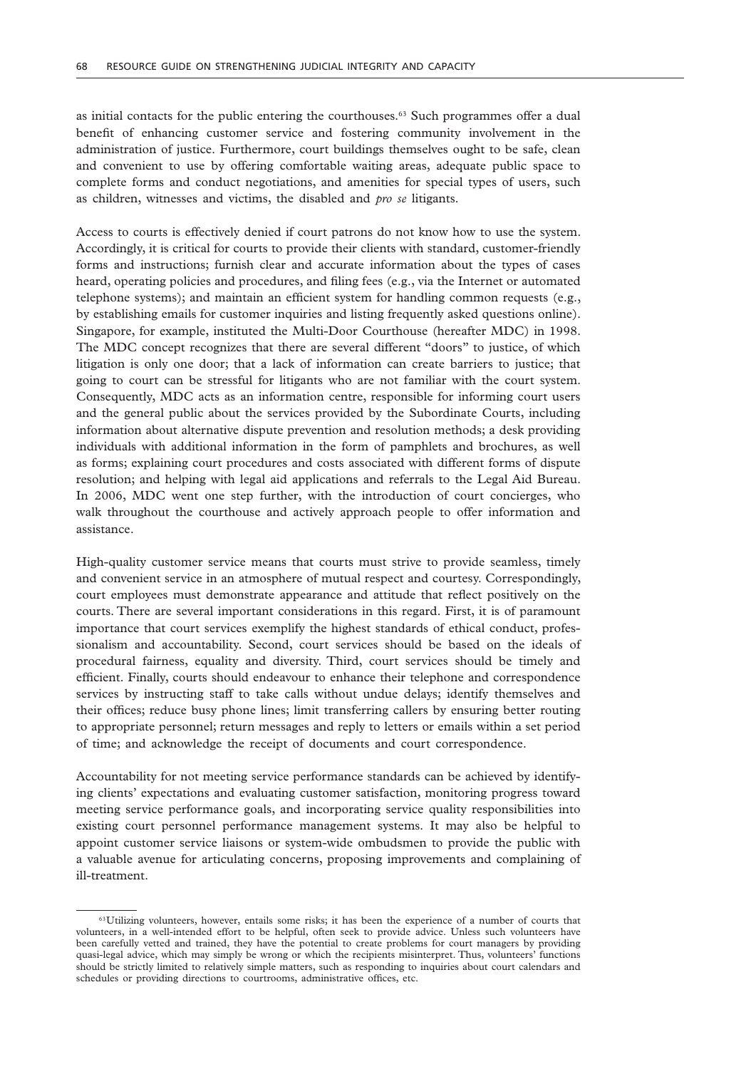as initial contacts for the public entering the courthouses.[63] Such programmes offer a dual benefit of enhancing customer service and fostering community involvement in the administration of justice. Furthermore, court buildings themselves ought to be safe, clean and convenient to use by offering comfortable waiting areas, adequate public space to complete forms and conduct negotiations, and amenities for special types of users, such as children, witnesses and victims, the disabled and *pro se* litigants.

Access to courts is effectively denied if court patrons do not know how to use the system. Accordingly, it is critical for courts to provide their clients with standard, customer-friendly forms and instructions; furnish clear and accurate information about the types of cases heard, operating policies and procedures, and filing fees (e.g., via the Internet or automated telephone systems); and maintain an efficient system for handling common requests (e.g., by establishing emails for customer inquiries and listing frequently asked questions online). Singapore, for example, instituted the Multi-Door Courthouse (hereafter MDC) in 1998. The MDC concept recognizes that there are several different "doors" to justice, of which litigation is only one door; that a lack of information can create barriers to justice; that going to court can be stressful for litigants who are not familiar with the court system. Consequently, MDC acts as an information centre, responsible for informing court users and the general public about the services provided by the Subordinate Courts, including information about alternative dispute prevention and resolution methods; a desk providing individuals with additional information in the form of pamphlets and brochures, as well as forms; explaining court procedures and costs associated with different forms of dispute resolution; and helping with legal aid applications and referrals to the Legal Aid Bureau. In 2006, MDC went one step further, with the introduction of court concierges, who walk throughout the courthouse and actively approach people to offer information and assistance.

High-quality customer service means that courts must strive to provide seamless, timely and convenient service in an atmosphere of mutual respect and courtesy. Correspondingly, court employees must demonstrate appearance and attitude that reflect positively on the courts. There are several important considerations in this regard. First, it is of paramount importance that court services exemplify the highest standards of ethical conduct, professionalism and accountability. Second, court services should be based on the ideals of procedural fairness, equality and diversity. Third, court services should be timely and efficient. Finally, courts should endeavour to enhance their telephone and correspondence services by instructing staff to take calls without undue delays; identify themselves and their offices; reduce busy phone lines; limit transferring callers by ensuring better routing to appropriate personnel; return messages and reply to letters or emails within a set period of time; and acknowledge the receipt of documents and court correspondence.

Accountability for not meeting service performance standards can be achieved by identifying clients' expectations and evaluating customer satisfaction, monitoring progress toward meeting service performance goals, and incorporating service quality responsibilities into existing court personnel performance management systems. It may also be helpful to appoint customer service liaisons or system-wide ombudsmen to provide the public with a valuable avenue for articulating concerns, proposing improvements and complaining of ill-treatment.

---

[63] Utilizing volunteers, however, entails some risks; it has been the experience of a number of courts that volunteers, in a well-intended effort to be helpful, often seek to provide advice. Unless such volunteers have been carefully vetted and trained, they have the potential to create problems for court managers by providing quasi-legal advice, which may simply be wrong or which the recipients misinterpret. Thus, volunteers' functions should be strictly limited to relatively simple matters, such as responding to inquiries about court calendars and schedules or providing directions to courtrooms, administrative offices, etc.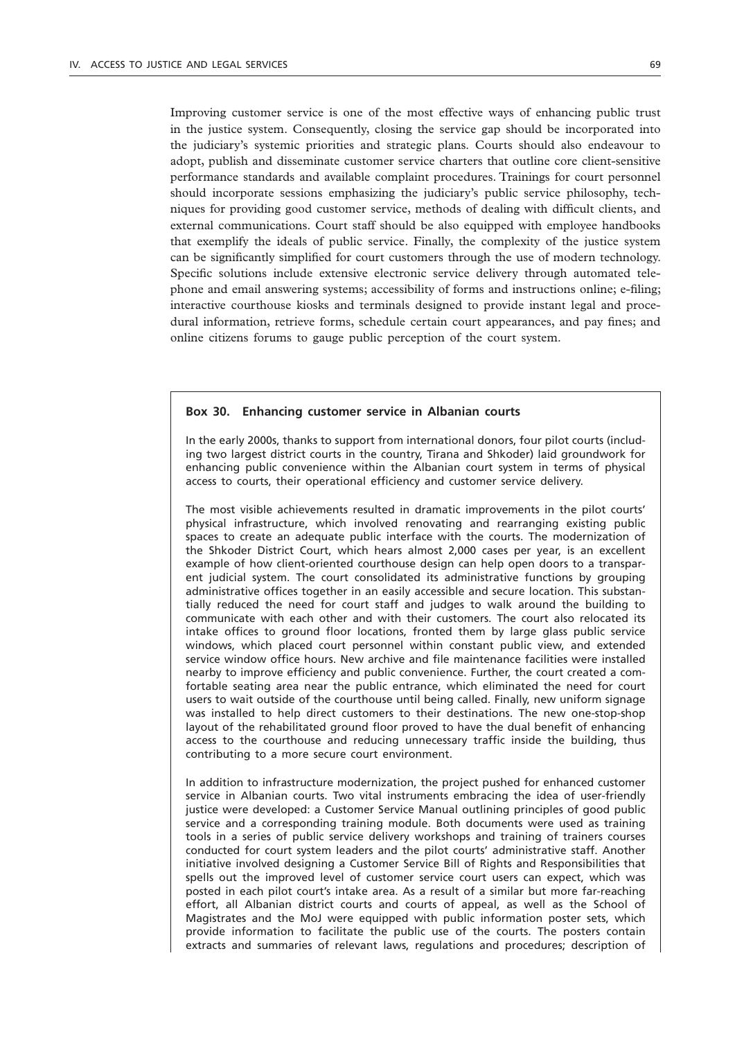Improving customer service is one of the most effective ways of enhancing public trust in the justice system. Consequently, closing the service gap should be incorporated into the judiciary's systemic priorities and strategic plans. Courts should also endeavour to adopt, publish and disseminate customer service charters that outline core client-sensitive performance standards and available complaint procedures. Trainings for court personnel should incorporate sessions emphasizing the judiciary's public service philosophy, techniques for providing good customer service, methods of dealing with difficult clients, and external communications. Court staff should be also equipped with employee handbooks that exemplify the ideals of public service. Finally, the complexity of the justice system can be significantly simplified for court customers through the use of modern technology. Specific solutions include extensive electronic service delivery through automated telephone and email answering systems; accessibility of forms and instructions online; e-filing; interactive courthouse kiosks and terminals designed to provide instant legal and procedural information, retrieve forms, schedule certain court appearances, and pay fines; and online citizens forums to gauge public perception of the court system.

**Box 30. Enhancing customer service in Albanian courts**

In the early 2000s, thanks to support from international donors, four pilot courts (including two largest district courts in the country, Tirana and Shkoder) laid groundwork for enhancing public convenience within the Albanian court system in terms of physical access to courts, their operational efficiency and customer service delivery.

The most visible achievements resulted in dramatic improvements in the pilot courts' physical infrastructure, which involved renovating and rearranging existing public spaces to create an adequate public interface with the courts. The modernization of the Shkoder District Court, which hears almost 2,000 cases per year, is an excellent example of how client-oriented courthouse design can help open doors to a transparent judicial system. The court consolidated its administrative functions by grouping administrative offices together in an easily accessible and secure location. This substantially reduced the need for court staff and judges to walk around the building to communicate with each other and with their customers. The court also relocated its intake offices to ground floor locations, fronted them by large glass public service windows, which placed court personnel within constant public view, and extended service window office hours. New archive and file maintenance facilities were installed nearby to improve efficiency and public convenience. Further, the court created a comfortable seating area near the public entrance, which eliminated the need for court users to wait outside of the courthouse until being called. Finally, new uniform signage was installed to help direct customers to their destinations. The new one-stop-shop layout of the rehabilitated ground floor proved to have the dual benefit of enhancing access to the courthouse and reducing unnecessary traffic inside the building, thus contributing to a more secure court environment.

In addition to infrastructure modernization, the project pushed for enhanced customer service in Albanian courts. Two vital instruments embracing the idea of user-friendly justice were developed: a Customer Service Manual outlining principles of good public service and a corresponding training module. Both documents were used as training tools in a series of public service delivery workshops and training of trainers courses conducted for court system leaders and the pilot courts' administrative staff. Another initiative involved designing a Customer Service Bill of Rights and Responsibilities that spells out the improved level of customer service court users can expect, which was posted in each pilot court's intake area. As a result of a similar but more far-reaching effort, all Albanian district courts and courts of appeal, as well as the School of Magistrates and the MoJ were equipped with public information poster sets, which provide information to facilitate the public use of the courts. The posters contain extracts and summaries of relevant laws, regulations and procedures; description of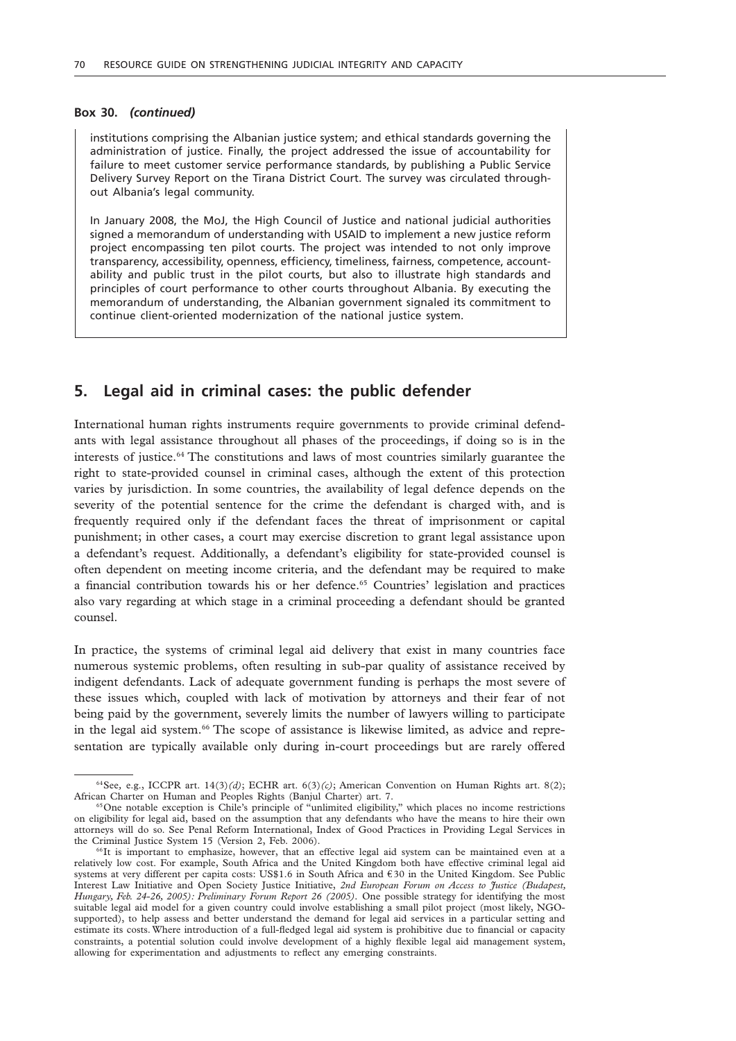**Box 30.** ***(continued)***

institutions comprising the Albanian justice system; and ethical standards governing the administration of justice. Finally, the project addressed the issue of accountability for failure to meet customer service performance standards, by publishing a Public Service Delivery Survey Report on the Tirana District Court. The survey was circulated throughout Albania's legal community.

In January 2008, the MoJ, the High Council of Justice and national judicial authorities signed a memorandum of understanding with USAID to implement a new justice reform project encompassing ten pilot courts. The project was intended to not only improve transparency, accessibility, openness, efficiency, timeliness, fairness, competence, accountability and public trust in the pilot courts, but also to illustrate high standards and principles of court performance to other courts throughout Albania. By executing the memorandum of understanding, the Albanian government signaled its commitment to continue client-oriented modernization of the national justice system.

## 5. Legal aid in criminal cases: the public defender

International human rights instruments require governments to provide criminal defendants with legal assistance throughout all phases of the proceedings, if doing so is in the interests of justice.[64] The constitutions and laws of most countries similarly guarantee the right to state-provided counsel in criminal cases, although the extent of this protection varies by jurisdiction. In some countries, the availability of legal defence depends on the severity of the potential sentence for the crime the defendant is charged with, and is frequently required only if the defendant faces the threat of imprisonment or capital punishment; in other cases, a court may exercise discretion to grant legal assistance upon a defendant's request. Additionally, a defendant's eligibility for state-provided counsel is often dependent on meeting income criteria, and the defendant may be required to make a financial contribution towards his or her defence.[65] Countries' legislation and practices also vary regarding at which stage in a criminal proceeding a defendant should be granted counsel.

In practice, the systems of criminal legal aid delivery that exist in many countries face numerous systemic problems, often resulting in sub-par quality of assistance received by indigent defendants. Lack of adequate government funding is perhaps the most severe of these issues which, coupled with lack of motivation by attorneys and their fear of not being paid by the government, severely limits the number of lawyers willing to participate in the legal aid system.[66] The scope of assistance is likewise limited, as advice and representation are typically available only during in-court proceedings but are rarely offered

---

[64] See, e.g., ICCPR art. 14(3)*(d)*; ECHR art. 6(3)*(c)*; American Convention on Human Rights art. 8(2); African Charter on Human and Peoples Rights (Banjul Charter) art. 7.

[65] One notable exception is Chile's principle of "unlimited eligibility," which places no income restrictions on eligibility for legal aid, based on the assumption that any defendants who have the means to hire their own attorneys will do so. See Penal Reform International, Index of Good Practices in Providing Legal Services in the Criminal Justice System 15 (Version 2, Feb. 2006).

[66] It is important to emphasize, however, that an effective legal aid system can be maintained even at a relatively low cost. For example, South Africa and the United Kingdom both have effective criminal legal aid systems at very different per capita costs: US$1.6 in South Africa and €30 in the United Kingdom. See Public Interest Law Initiative and Open Society Justice Initiative, *2nd European Forum on Access to Justice (Budapest, Hungary, Feb. 24-26, 2005): Preliminary Forum Report 26 (2005)*. One possible strategy for identifying the most suitable legal aid model for a given country could involve establishing a small pilot project (most likely, NGO-supported), to help assess and better understand the demand for legal aid services in a particular setting and estimate its costs. Where introduction of a full-fledged legal aid system is prohibitive due to financial or capacity constraints, a potential solution could involve development of a highly flexible legal aid management system, allowing for experimentation and adjustments to reflect any emerging constraints.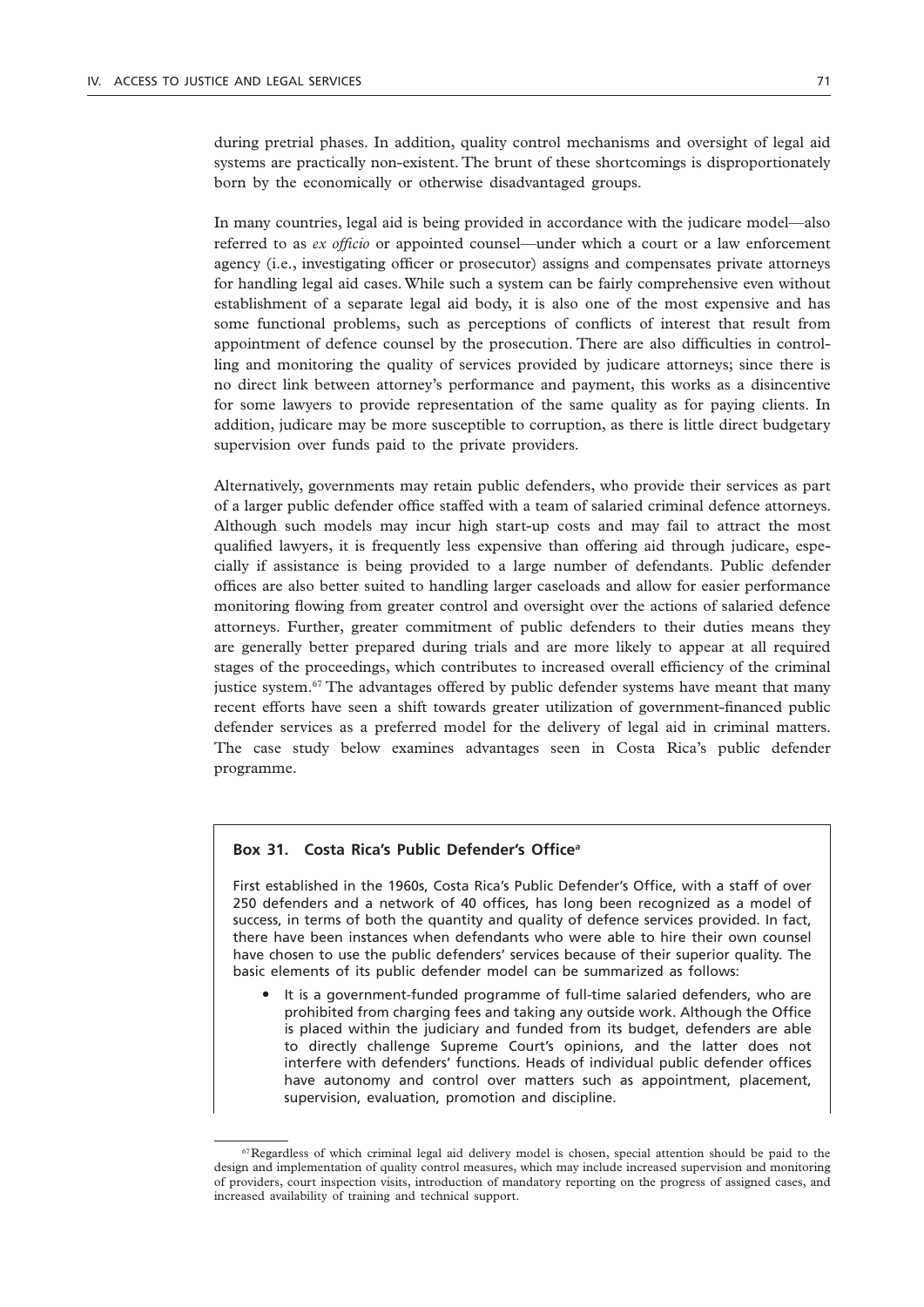during pretrial phases. In addition, quality control mechanisms and oversight of legal aid systems are practically non-existent. The brunt of these shortcomings is disproportionately born by the economically or otherwise disadvantaged groups.

In many countries, legal aid is being provided in accordance with the judicare model—also referred to as *ex officio* or appointed counsel—under which a court or a law enforcement agency (i.e., investigating officer or prosecutor) assigns and compensates private attorneys for handling legal aid cases. While such a system can be fairly comprehensive even without establishment of a separate legal aid body, it is also one of the most expensive and has some functional problems, such as perceptions of conflicts of interest that result from appointment of defence counsel by the prosecution. There are also difficulties in controlling and monitoring the quality of services provided by judicare attorneys; since there is no direct link between attorney's performance and payment, this works as a disincentive for some lawyers to provide representation of the same quality as for paying clients. In addition, judicare may be more susceptible to corruption, as there is little direct budgetary supervision over funds paid to the private providers.

Alternatively, governments may retain public defenders, who provide their services as part of a larger public defender office staffed with a team of salaried criminal defence attorneys. Although such models may incur high start-up costs and may fail to attract the most qualified lawyers, it is frequently less expensive than offering aid through judicare, especially if assistance is being provided to a large number of defendants. Public defender offices are also better suited to handling larger caseloads and allow for easier performance monitoring flowing from greater control and oversight over the actions of salaried defence attorneys. Further, greater commitment of public defenders to their duties means they are generally better prepared during trials and are more likely to appear at all required stages of the proceedings, which contributes to increased overall efficiency of the criminal justice system.[67] The advantages offered by public defender systems have meant that many recent efforts have seen a shift towards greater utilization of government-financed public defender services as a preferred model for the delivery of legal aid in criminal matters. The case study below examines advantages seen in Costa Rica's public defender programme.

**Box 31. Costa Rica's Public Defender's Office[a]**

First established in the 1960s, Costa Rica's Public Defender's Office, with a staff of over 250 defenders and a network of 40 offices, has long been recognized as a model of success, in terms of both the quantity and quality of defence services provided. In fact, there have been instances when defendants who were able to hire their own counsel have chosen to use the public defenders' services because of their superior quality. The basic elements of its public defender model can be summarized as follows:

- It is a government-funded programme of full-time salaried defenders, who are prohibited from charging fees and taking any outside work. Although the Office is placed within the judiciary and funded from its budget, defenders are able to directly challenge Supreme Court's opinions, and the latter does not interfere with defenders' functions. Heads of individual public defender offices have autonomy and control over matters such as appointment, placement, supervision, evaluation, promotion and discipline.

[67] Regardless of which criminal legal aid delivery model is chosen, special attention should be paid to the design and implementation of quality control measures, which may include increased supervision and monitoring of providers, court inspection visits, introduction of mandatory reporting on the progress of assigned cases, and increased availability of training and technical support.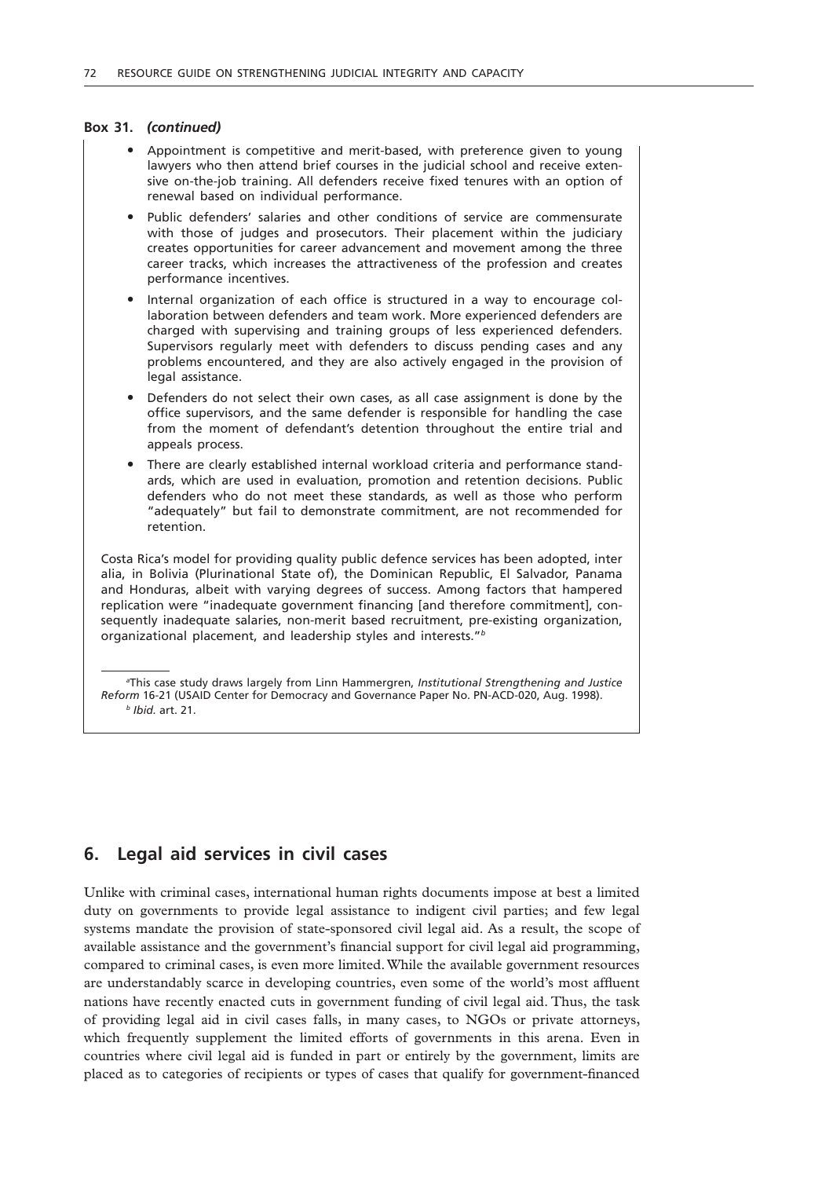**Box 31.** ***(continued)***

- Appointment is competitive and merit-based, with preference given to young lawyers who then attend brief courses in the judicial school and receive extensive on-the-job training. All defenders receive fixed tenures with an option of renewal based on individual performance.
- Public defenders' salaries and other conditions of service are commensurate with those of judges and prosecutors. Their placement within the judiciary creates opportunities for career advancement and movement among the three career tracks, which increases the attractiveness of the profession and creates performance incentives.
- Internal organization of each office is structured in a way to encourage collaboration between defenders and team work. More experienced defenders are charged with supervising and training groups of less experienced defenders. Supervisors regularly meet with defenders to discuss pending cases and any problems encountered, and they are also actively engaged in the provision of legal assistance.
- Defenders do not select their own cases, as all case assignment is done by the office supervisors, and the same defender is responsible for handling the case from the moment of defendant's detention throughout the entire trial and appeals process.
- There are clearly established internal workload criteria and performance standards, which are used in evaluation, promotion and retention decisions. Public defenders who do not meet these standards, as well as those who perform "adequately" but fail to demonstrate commitment, are not recommended for retention.

Costa Rica's model for providing quality public defence services has been adopted, inter alia, in Bolivia (Plurinational State of), the Dominican Republic, El Salvador, Panama and Honduras, albeit with varying degrees of success. Among factors that hampered replication were "inadequate government financing [and therefore commitment], consequently inadequate salaries, non-merit based recruitment, pre-existing organization, organizational placement, and leadership styles and interests."[b]

[a]This case study draws largely from Linn Hammergren, *Institutional Strengthening and Justice Reform* 16-21 (USAID Center for Democracy and Governance Paper No. PN-ACD-020, Aug. 1998).

[b] *Ibid.* art. 21.

## 6. Legal aid services in civil cases

Unlike with criminal cases, international human rights documents impose at best a limited duty on governments to provide legal assistance to indigent civil parties; and few legal systems mandate the provision of state-sponsored civil legal aid. As a result, the scope of available assistance and the government's financial support for civil legal aid programming, compared to criminal cases, is even more limited. While the available government resources are understandably scarce in developing countries, even some of the world's most affluent nations have recently enacted cuts in government funding of civil legal aid. Thus, the task of providing legal aid in civil cases falls, in many cases, to NGOs or private attorneys, which frequently supplement the limited efforts of governments in this arena. Even in countries where civil legal aid is funded in part or entirely by the government, limits are placed as to categories of recipients or types of cases that qualify for government-financed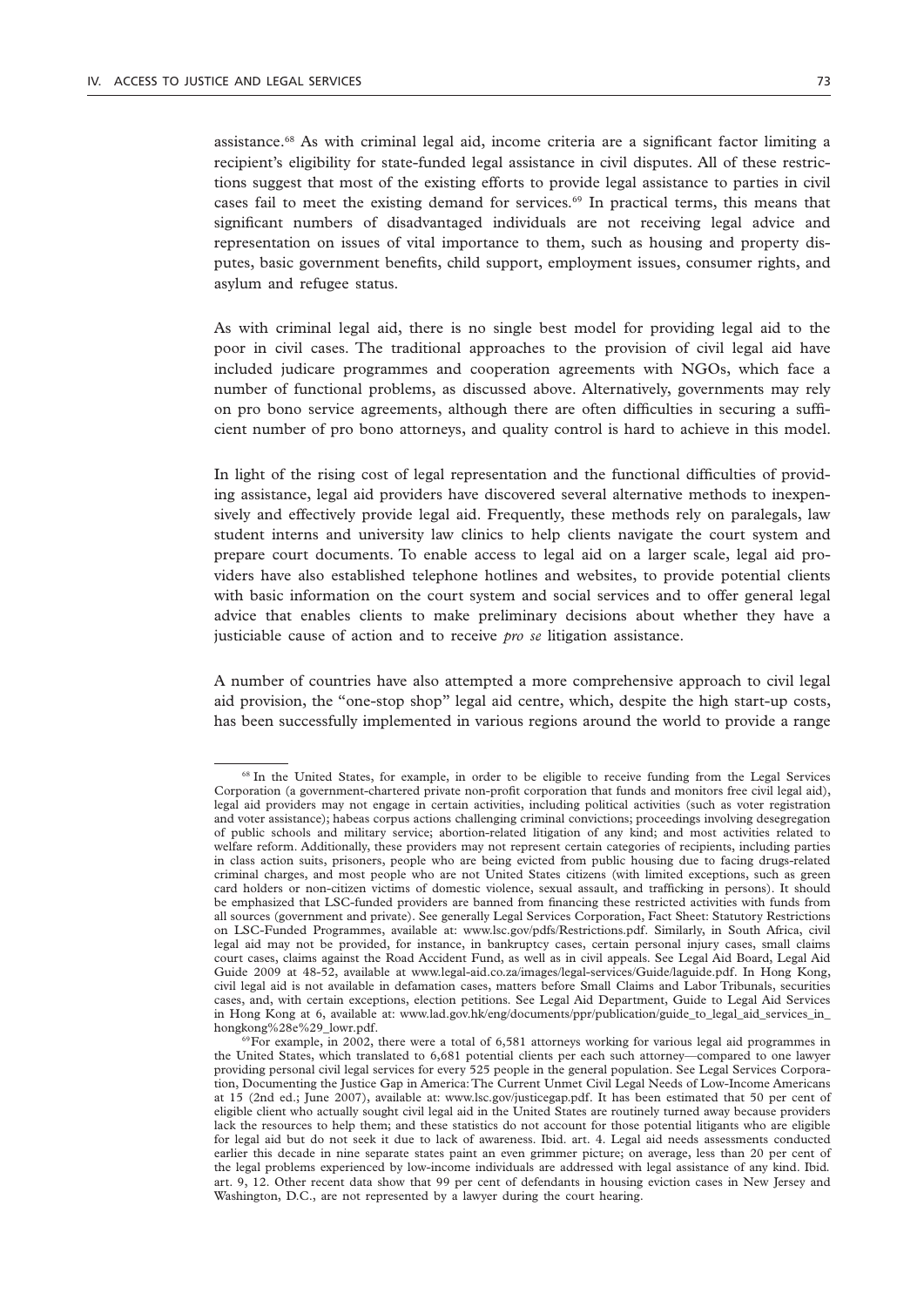assistance.[68] As with criminal legal aid, income criteria are a significant factor limiting a recipient's eligibility for state-funded legal assistance in civil disputes. All of these restrictions suggest that most of the existing efforts to provide legal assistance to parties in civil cases fail to meet the existing demand for services.[69] In practical terms, this means that significant numbers of disadvantaged individuals are not receiving legal advice and representation on issues of vital importance to them, such as housing and property disputes, basic government benefits, child support, employment issues, consumer rights, and asylum and refugee status.

As with criminal legal aid, there is no single best model for providing legal aid to the poor in civil cases. The traditional approaches to the provision of civil legal aid have included judicare programmes and cooperation agreements with NGOs, which face a number of functional problems, as discussed above. Alternatively, governments may rely on pro bono service agreements, although there are often difficulties in securing a sufficient number of pro bono attorneys, and quality control is hard to achieve in this model.

In light of the rising cost of legal representation and the functional difficulties of providing assistance, legal aid providers have discovered several alternative methods to inexpensively and effectively provide legal aid. Frequently, these methods rely on paralegals, law student interns and university law clinics to help clients navigate the court system and prepare court documents. To enable access to legal aid on a larger scale, legal aid providers have also established telephone hotlines and websites, to provide potential clients with basic information on the court system and social services and to offer general legal advice that enables clients to make preliminary decisions about whether they have a justiciable cause of action and to receive *pro se* litigation assistance.

A number of countries have also attempted a more comprehensive approach to civil legal aid provision, the "one-stop shop" legal aid centre, which, despite the high start-up costs, has been successfully implemented in various regions around the world to provide a range

---

[68] In the United States, for example, in order to be eligible to receive funding from the Legal Services Corporation (a government-chartered private non-profit corporation that funds and monitors free civil legal aid), legal aid providers may not engage in certain activities, including political activities (such as voter registration and voter assistance); habeas corpus actions challenging criminal convictions; proceedings involving desegregation of public schools and military service; abortion-related litigation of any kind; and most activities related to welfare reform. Additionally, these providers may not represent certain categories of recipients, including parties in class action suits, prisoners, people who are being evicted from public housing due to facing drugs-related criminal charges, and most people who are not United States citizens (with limited exceptions, such as green card holders or non-citizen victims of domestic violence, sexual assault, and trafficking in persons). It should be emphasized that LSC-funded providers are banned from financing these restricted activities with funds from all sources (government and private). See generally Legal Services Corporation, Fact Sheet: Statutory Restrictions on LSC-Funded Programmes, available at: www.lsc.gov/pdfs/Restrictions.pdf. Similarly, in South Africa, civil legal aid may not be provided, for instance, in bankruptcy cases, certain personal injury cases, small claims court cases, claims against the Road Accident Fund, as well as in civil appeals. See Legal Aid Board, Legal Aid Guide 2009 at 48-52, available at www.legal-aid.co.za/images/legal-services/Guide/laguide.pdf. In Hong Kong, civil legal aid is not available in defamation cases, matters before Small Claims and Labor Tribunals, securities cases, and, with certain exceptions, election petitions. See Legal Aid Department, Guide to Legal Aid Services in Hong Kong at 6, available at: www.lad.gov.hk/eng/documents/ppr/publication/guide_to_legal_aid_services_in_hongkong%28e%29_lowr.pdf.

[69] For example, in 2002, there were a total of 6,581 attorneys working for various legal aid programmes in the United States, which translated to 6,681 potential clients per each such attorney—compared to one lawyer providing personal civil legal services for every 525 people in the general population. See Legal Services Corporation, Documenting the Justice Gap in America: The Current Unmet Civil Legal Needs of Low-Income Americans at 15 (2nd ed.; June 2007), available at: www.lsc.gov/justicegap.pdf. It has been estimated that 50 per cent of eligible client who actually sought civil legal aid in the United States are routinely turned away because providers lack the resources to help them; and these statistics do not account for those potential litigants who are eligible for legal aid but do not seek it due to lack of awareness. Ibid. art. 4. Legal aid needs assessments conducted earlier this decade in nine separate states paint an even grimmer picture; on average, less than 20 per cent of the legal problems experienced by low-income individuals are addressed with legal assistance of any kind. Ibid. art. 9, 12. Other recent data show that 99 per cent of defendants in housing eviction cases in New Jersey and Washington, D.C., are not represented by a lawyer during the court hearing.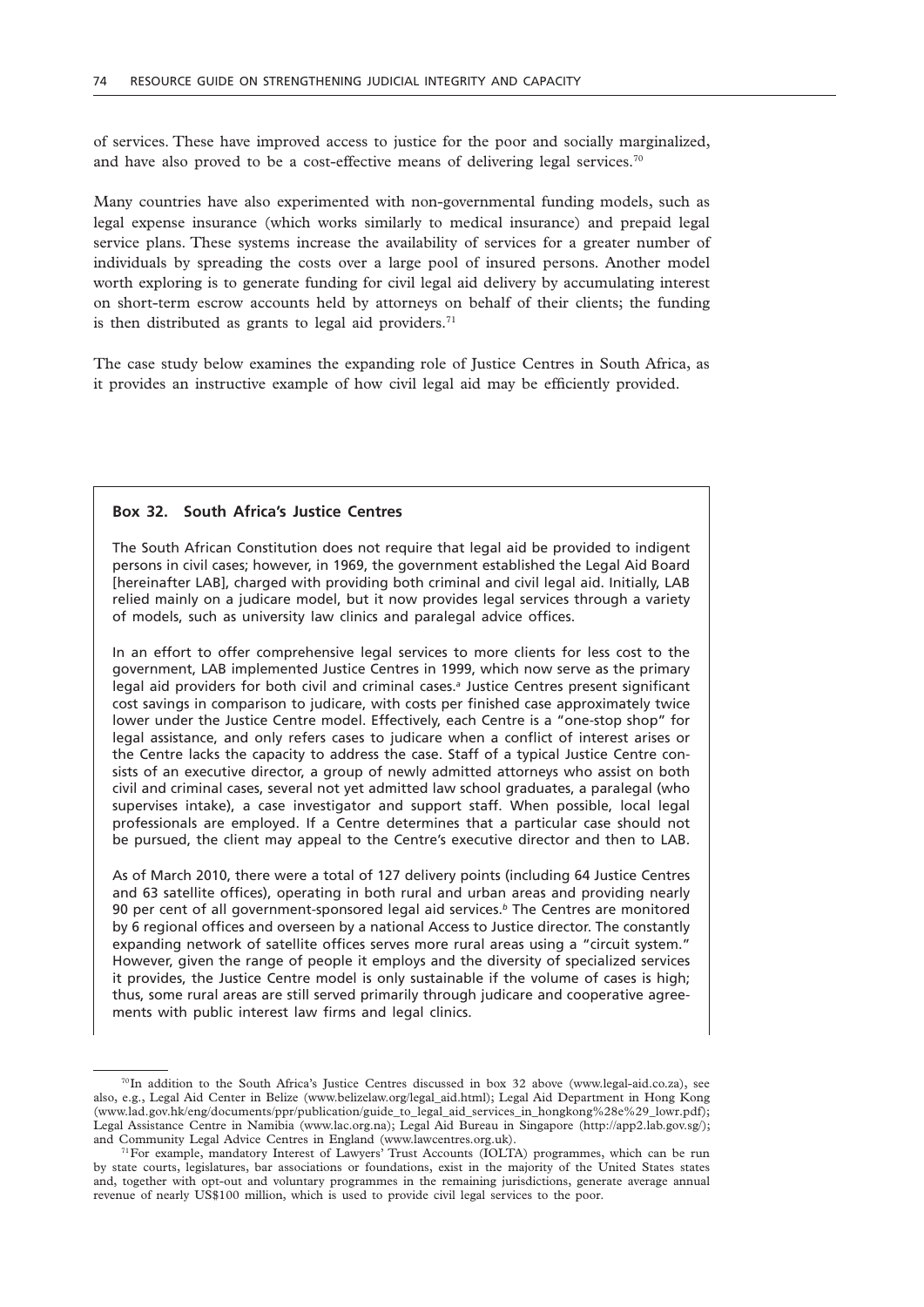of services. These have improved access to justice for the poor and socially marginalized, and have also proved to be a cost-effective means of delivering legal services.[70]

Many countries have also experimented with non-governmental funding models, such as legal expense insurance (which works similarly to medical insurance) and prepaid legal service plans. These systems increase the availability of services for a greater number of individuals by spreading the costs over a large pool of insured persons. Another model worth exploring is to generate funding for civil legal aid delivery by accumulating interest on short-term escrow accounts held by attorneys on behalf of their clients; the funding is then distributed as grants to legal aid providers.[71]

The case study below examines the expanding role of Justice Centres in South Africa, as it provides an instructive example of how civil legal aid may be efficiently provided.

**Box 32. South Africa's Justice Centres**

The South African Constitution does not require that legal aid be provided to indigent persons in civil cases; however, in 1969, the government established the Legal Aid Board [hereinafter LAB], charged with providing both criminal and civil legal aid. Initially, LAB relied mainly on a judicare model, but it now provides legal services through a variety of models, such as university law clinics and paralegal advice offices.

In an effort to offer comprehensive legal services to more clients for less cost to the government, LAB implemented Justice Centres in 1999, which now serve as the primary legal aid providers for both civil and criminal cases.[a] Justice Centres present significant cost savings in comparison to judicare, with costs per finished case approximately twice lower under the Justice Centre model. Effectively, each Centre is a "one-stop shop" for legal assistance, and only refers cases to judicare when a conflict of interest arises or the Centre lacks the capacity to address the case. Staff of a typical Justice Centre consists of an executive director, a group of newly admitted attorneys who assist on both civil and criminal cases, several not yet admitted law school graduates, a paralegal (who supervises intake), a case investigator and support staff. When possible, local legal professionals are employed. If a Centre determines that a particular case should not be pursued, the client may appeal to the Centre's executive director and then to LAB.

As of March 2010, there were a total of 127 delivery points (including 64 Justice Centres and 63 satellite offices), operating in both rural and urban areas and providing nearly 90 per cent of all government-sponsored legal aid services.[b] The Centres are monitored by 6 regional offices and overseen by a national Access to Justice director. The constantly expanding network of satellite offices serves more rural areas using a "circuit system." However, given the range of people it employs and the diversity of specialized services it provides, the Justice Centre model is only sustainable if the volume of cases is high; thus, some rural areas are still served primarily through judicare and cooperative agreements with public interest law firms and legal clinics.

---

[70] In addition to the South Africa's Justice Centres discussed in box 32 above (www.legal-aid.co.za), see also, e.g., Legal Aid Center in Belize (www.belizelaw.org/legal_aid.html); Legal Aid Department in Hong Kong (www.lad.gov.hk/eng/documents/ppr/publication/guide_to_legal_aid_services_in_hongkong%28e%29_lowr.pdf); Legal Assistance Centre in Namibia (www.lac.org.na); Legal Aid Bureau in Singapore (http://app2.lab.gov.sg/); and Community Legal Advice Centres in England (www.lawcentres.org.uk).

[71] For example, mandatory Interest of Lawyers' Trust Accounts (IOLTA) programmes, which can be run by state courts, legislatures, bar associations or foundations, exist in the majority of the United States states and, together with opt-out and voluntary programmes in the remaining jurisdictions, generate average annual revenue of nearly US$100 million, which is used to provide civil legal services to the poor.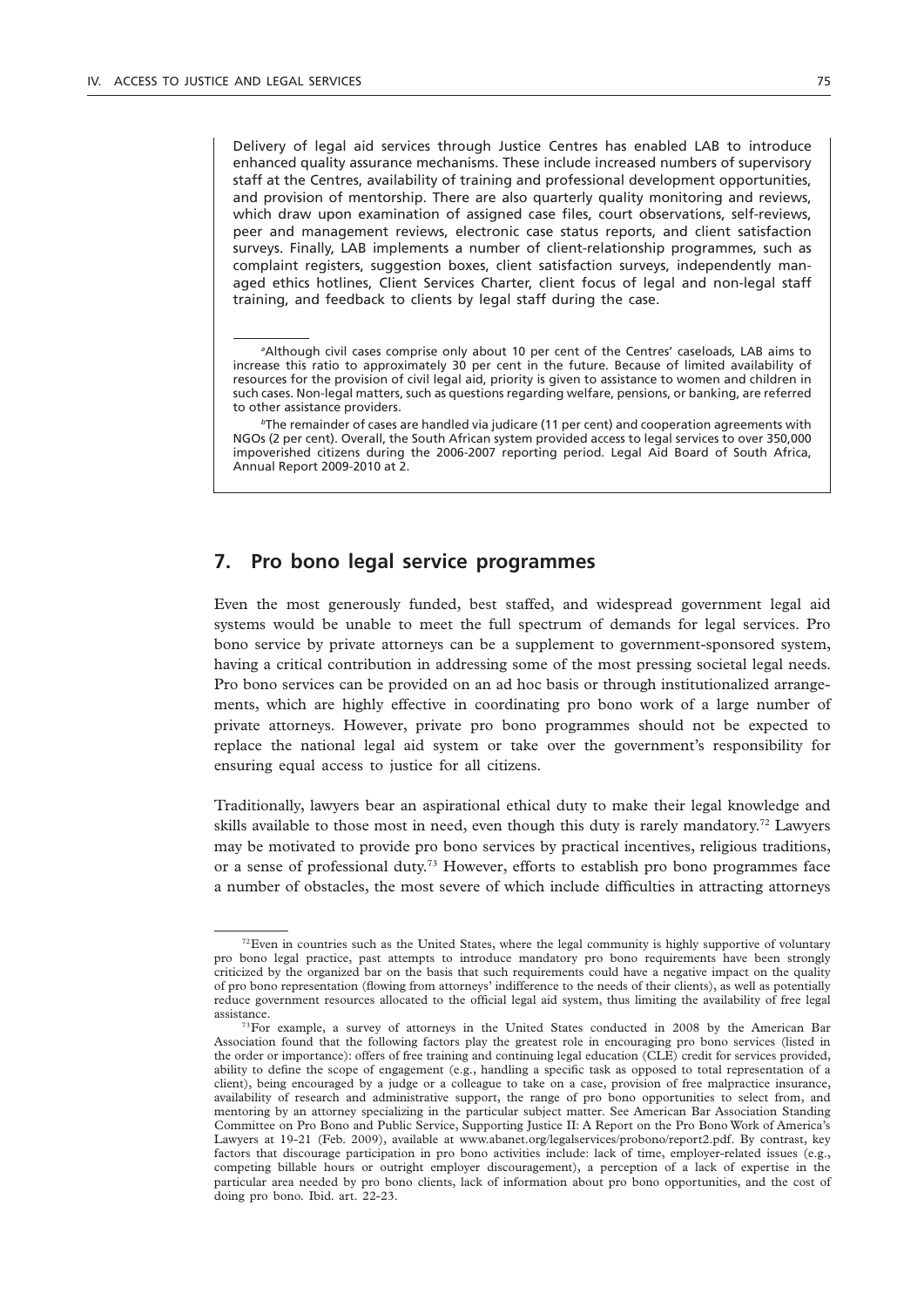Delivery of legal aid services through Justice Centres has enabled LAB to introduce enhanced quality assurance mechanisms. These include increased numbers of supervisory staff at the Centres, availability of training and professional development opportunities, and provision of mentorship. There are also quarterly quality monitoring and reviews, which draw upon examination of assigned case files, court observations, self-reviews, peer and management reviews, electronic case status reports, and client satisfaction surveys. Finally, LAB implements a number of client-relationship programmes, such as complaint registers, suggestion boxes, client satisfaction surveys, independently managed ethics hotlines, Client Services Charter, client focus of legal and non-legal staff training, and feedback to clients by legal staff during the case.

[a]Although civil cases comprise only about 10 per cent of the Centres' caseloads, LAB aims to increase this ratio to approximately 30 per cent in the future. Because of limited availability of resources for the provision of civil legal aid, priority is given to assistance to women and children in such cases. Non-legal matters, such as questions regarding welfare, pensions, or banking, are referred to other assistance providers.

[b]The remainder of cases are handled via judicare (11 per cent) and cooperation agreements with NGOs (2 per cent). Overall, the South African system provided access to legal services to over 350,000 impoverished citizens during the 2006-2007 reporting period. Legal Aid Board of South Africa, Annual Report 2009-2010 at 2.

## 7. Pro bono legal service programmes

Even the most generously funded, best staffed, and widespread government legal aid systems would be unable to meet the full spectrum of demands for legal services. Pro bono service by private attorneys can be a supplement to government-sponsored system, having a critical contribution in addressing some of the most pressing societal legal needs. Pro bono services can be provided on an ad hoc basis or through institutionalized arrangements, which are highly effective in coordinating pro bono work of a large number of private attorneys. However, private pro bono programmes should not be expected to replace the national legal aid system or take over the government's responsibility for ensuring equal access to justice for all citizens.

Traditionally, lawyers bear an aspirational ethical duty to make their legal knowledge and skills available to those most in need, even though this duty is rarely mandatory.[72] Lawyers may be motivated to provide pro bono services by practical incentives, religious traditions, or a sense of professional duty.[73] However, efforts to establish pro bono programmes face a number of obstacles, the most severe of which include difficulties in attracting attorneys

[72]Even in countries such as the United States, where the legal community is highly supportive of voluntary pro bono legal practice, past attempts to introduce mandatory pro bono requirements have been strongly criticized by the organized bar on the basis that such requirements could have a negative impact on the quality of pro bono representation (flowing from attorneys' indifference to the needs of their clients), as well as potentially reduce government resources allocated to the official legal aid system, thus limiting the availability of free legal assistance.

[73]For example, a survey of attorneys in the United States conducted in 2008 by the American Bar Association found that the following factors play the greatest role in encouraging pro bono services (listed in the order or importance): offers of free training and continuing legal education (CLE) credit for services provided, ability to define the scope of engagement (e.g., handling a specific task as opposed to total representation of a client), being encouraged by a judge or a colleague to take on a case, provision of free malpractice insurance, availability of research and administrative support, the range of pro bono opportunities to select from, and mentoring by an attorney specializing in the particular subject matter. See American Bar Association Standing Committee on Pro Bono and Public Service, Supporting Justice II: A Report on the Pro Bono Work of America's Lawyers at 19-21 (Feb. 2009), available at www.abanet.org/legalservices/probono/report2.pdf. By contrast, key factors that discourage participation in pro bono activities include: lack of time, employer-related issues (e.g., competing billable hours or outright employer discouragement), a perception of a lack of expertise in the particular area needed by pro bono clients, lack of information about pro bono opportunities, and the cost of doing pro bono. Ibid. art. 22-23.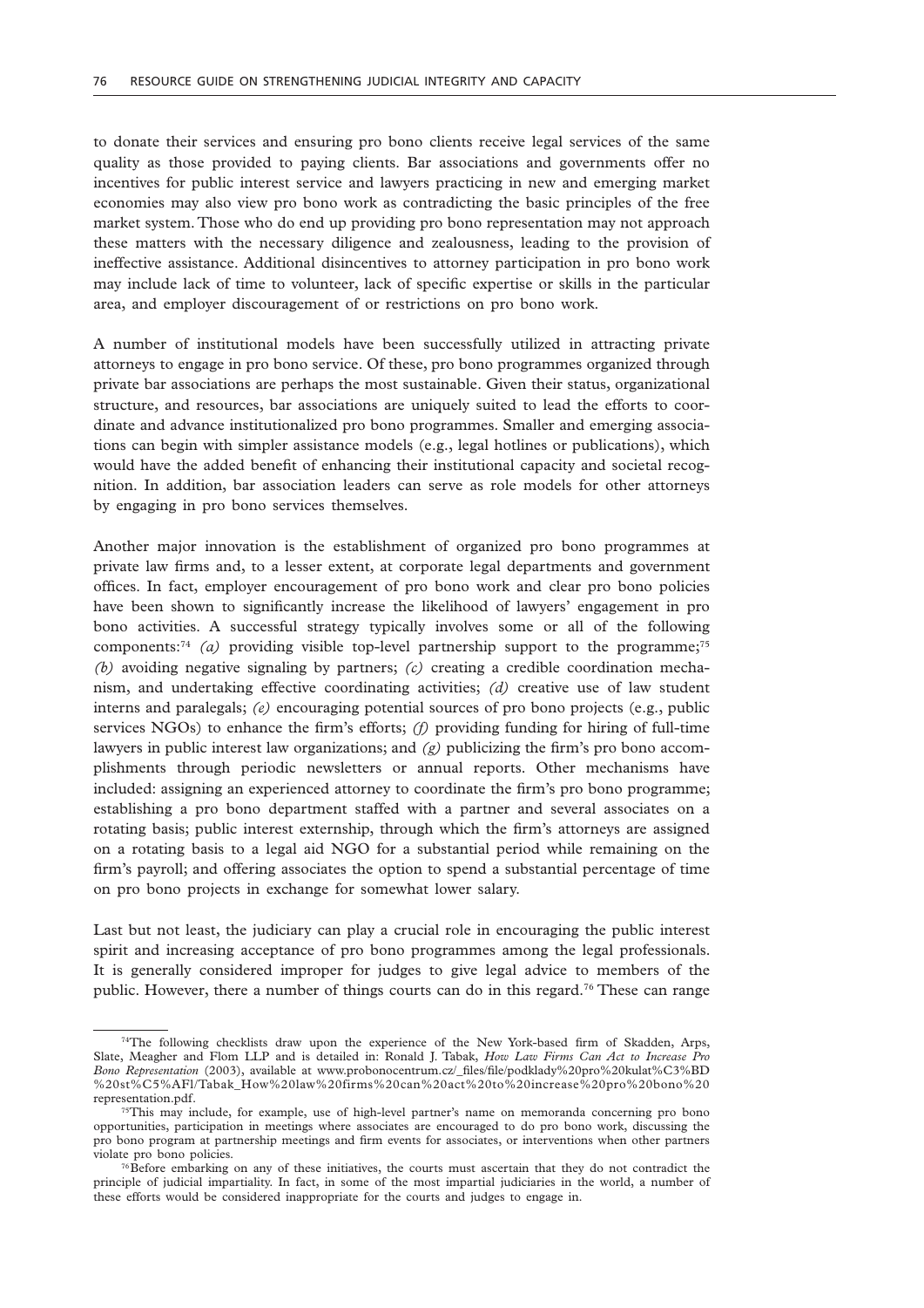to donate their services and ensuring pro bono clients receive legal services of the same quality as those provided to paying clients. Bar associations and governments offer no incentives for public interest service and lawyers practicing in new and emerging market economies may also view pro bono work as contradicting the basic principles of the free market system. Those who do end up providing pro bono representation may not approach these matters with the necessary diligence and zealousness, leading to the provision of ineffective assistance. Additional disincentives to attorney participation in pro bono work may include lack of time to volunteer, lack of specific expertise or skills in the particular area, and employer discouragement of or restrictions on pro bono work.

A number of institutional models have been successfully utilized in attracting private attorneys to engage in pro bono service. Of these, pro bono programmes organized through private bar associations are perhaps the most sustainable. Given their status, organizational structure, and resources, bar associations are uniquely suited to lead the efforts to coordinate and advance institutionalized pro bono programmes. Smaller and emerging associations can begin with simpler assistance models (e.g., legal hotlines or publications), which would have the added benefit of enhancing their institutional capacity and societal recognition. In addition, bar association leaders can serve as role models for other attorneys by engaging in pro bono services themselves.

Another major innovation is the establishment of organized pro bono programmes at private law firms and, to a lesser extent, at corporate legal departments and government offices. In fact, employer encouragement of pro bono work and clear pro bono policies have been shown to significantly increase the likelihood of lawyers' engagement in pro bono activities. A successful strategy typically involves some or all of the following components:[74] *(a)* providing visible top-level partnership support to the programme;[75] *(b)* avoiding negative signaling by partners; *(c)* creating a credible coordination mechanism, and undertaking effective coordinating activities; *(d)* creative use of law student interns and paralegals; *(e)* encouraging potential sources of pro bono projects (e.g., public services NGOs) to enhance the firm's efforts; *(f)* providing funding for hiring of full-time lawyers in public interest law organizations; and *(g)* publicizing the firm's pro bono accomplishments through periodic newsletters or annual reports. Other mechanisms have included: assigning an experienced attorney to coordinate the firm's pro bono programme; establishing a pro bono department staffed with a partner and several associates on a rotating basis; public interest externship, through which the firm's attorneys are assigned on a rotating basis to a legal aid NGO for a substantial period while remaining on the firm's payroll; and offering associates the option to spend a substantial percentage of time on pro bono projects in exchange for somewhat lower salary.

Last but not least, the judiciary can play a crucial role in encouraging the public interest spirit and increasing acceptance of pro bono programmes among the legal professionals. It is generally considered improper for judges to give legal advice to members of the public. However, there a number of things courts can do in this regard.[76] These can range

---

[74]The following checklists draw upon the experience of the New York-based firm of Skadden, Arps, Slate, Meagher and Flom LLP and is detailed in: Ronald J. Tabak, *How Law Firms Can Act to Increase Pro Bono Representation* (2003), available at www.probonocentrum.cz/_files/file/podklady%20pro%20kulat%C3%BD%20st%C5%AFl/Tabak_How%20law%20firms%20can%20act%20to%20increase%20pro%20bono%20representation.pdf.

[75]This may include, for example, use of high-level partner's name on memoranda concerning pro bono opportunities, participation in meetings where associates are encouraged to do pro bono work, discussing the pro bono program at partnership meetings and firm events for associates, or interventions when other partners violate pro bono policies.

[76]Before embarking on any of these initiatives, the courts must ascertain that they do not contradict the principle of judicial impartiality. In fact, in some of the most impartial judiciaries in the world, a number of these efforts would be considered inappropriate for the courts and judges to engage in.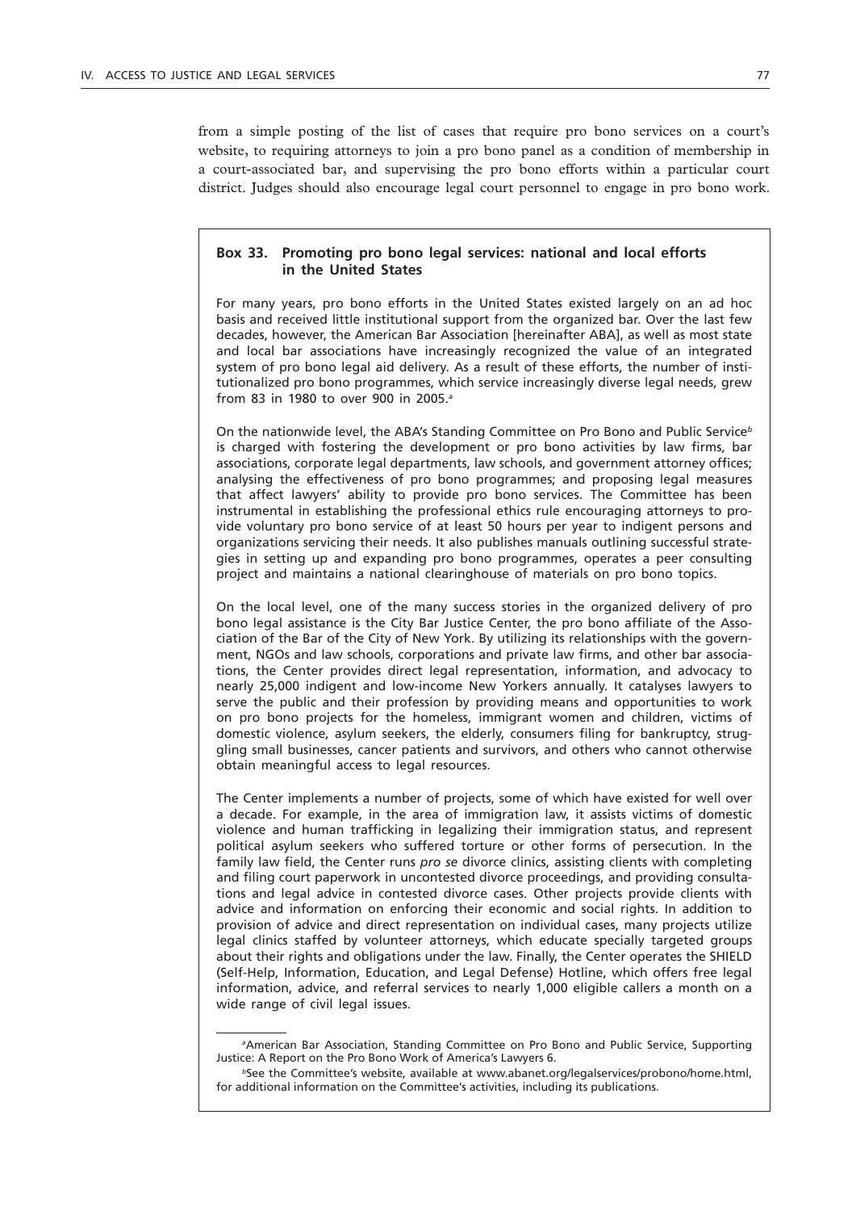from a simple posting of the list of cases that require pro bono services on a court's website, to requiring attorneys to join a pro bono panel as a condition of membership in a court-associated bar, and supervising the pro bono efforts within a particular court district. Judges should also encourage legal court personnel to engage in pro bono work.

**Box 33. Promoting pro bono legal services: national and local efforts in the United States**

For many years, pro bono efforts in the United States existed largely on an ad hoc basis and received little institutional support from the organized bar. Over the last few decades, however, the American Bar Association [hereinafter ABA], as well as most state and local bar associations have increasingly recognized the value of an integrated system of pro bono legal aid delivery. As a result of these efforts, the number of institutionalized pro bono programmes, which service increasingly diverse legal needs, grew from 83 in 1980 to over 900 in 2005.[a]

On the nationwide level, the ABA's Standing Committee on Pro Bono and Public Service[b] is charged with fostering the development or pro bono activities by law firms, bar associations, corporate legal departments, law schools, and government attorney offices; analysing the effectiveness of pro bono programmes; and proposing legal measures that affect lawyers' ability to provide pro bono services. The Committee has been instrumental in establishing the professional ethics rule encouraging attorneys to provide voluntary pro bono service of at least 50 hours per year to indigent persons and organizations servicing their needs. It also publishes manuals outlining successful strategies in setting up and expanding pro bono programmes, operates a peer consulting project and maintains a national clearinghouse of materials on pro bono topics.

On the local level, one of the many success stories in the organized delivery of pro bono legal assistance is the City Bar Justice Center, the pro bono affiliate of the Association of the Bar of the City of New York. By utilizing its relationships with the government, NGOs and law schools, corporations and private law firms, and other bar associations, the Center provides direct legal representation, information, and advocacy to nearly 25,000 indigent and low-income New Yorkers annually. It catalyses lawyers to serve the public and their profession by providing means and opportunities to work on pro bono projects for the homeless, immigrant women and children, victims of domestic violence, asylum seekers, the elderly, consumers filing for bankruptcy, struggling small businesses, cancer patients and survivors, and others who cannot otherwise obtain meaningful access to legal resources.

The Center implements a number of projects, some of which have existed for well over a decade. For example, in the area of immigration law, it assists victims of domestic violence and human trafficking in legalizing their immigration status, and represent political asylum seekers who suffered torture or other forms of persecution. In the family law field, the Center runs *pro se* divorce clinics, assisting clients with completing and filing court paperwork in uncontested divorce proceedings, and providing consultations and legal advice in contested divorce cases. Other projects provide clients with advice and information on enforcing their economic and social rights. In addition to provision of advice and direct representation on individual cases, many projects utilize legal clinics staffed by volunteer attorneys, which educate specially targeted groups about their rights and obligations under the law. Finally, the Center operates the SHIELD (Self-Help, Information, Education, and Legal Defense) Hotline, which offers free legal information, advice, and referral services to nearly 1,000 eligible callers a month on a wide range of civil legal issues.

---

[a]American Bar Association, Standing Committee on Pro Bono and Public Service, Supporting Justice: A Report on the Pro Bono Work of America's Lawyers 6.

[b]See the Committee's website, available at www.abanet.org/legalservices/probono/home.html, for additional information on the Committee's activities, including its publications.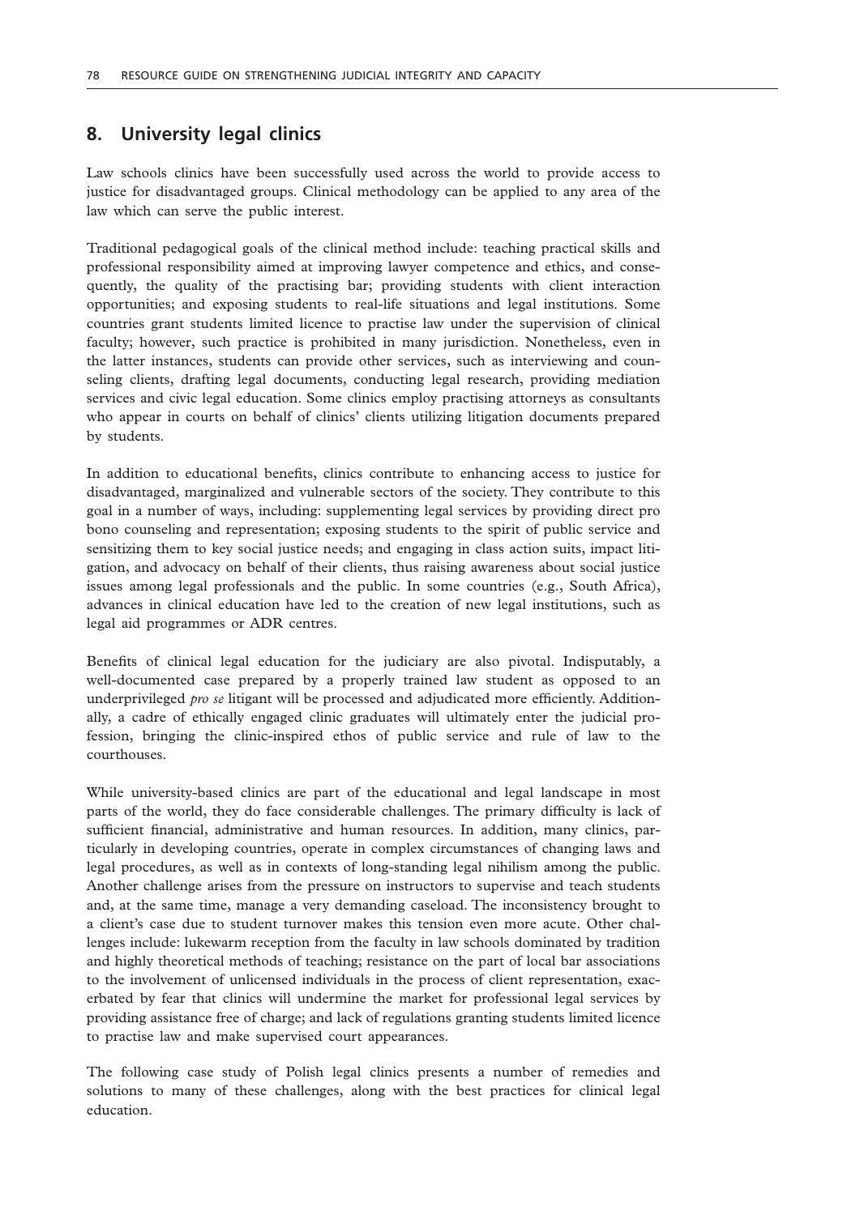## 8. University legal clinics

Law schools clinics have been successfully used across the world to provide access to justice for disadvantaged groups. Clinical methodology can be applied to any area of the law which can serve the public interest.

Traditional pedagogical goals of the clinical method include: teaching practical skills and professional responsibility aimed at improving lawyer competence and ethics, and consequently, the quality of the practising bar; providing students with client interaction opportunities; and exposing students to real-life situations and legal institutions. Some countries grant students limited licence to practise law under the supervision of clinical faculty; however, such practice is prohibited in many jurisdiction. Nonetheless, even in the latter instances, students can provide other services, such as interviewing and counseling clients, drafting legal documents, conducting legal research, providing mediation services and civic legal education. Some clinics employ practising attorneys as consultants who appear in courts on behalf of clinics' clients utilizing litigation documents prepared by students.

In addition to educational benefits, clinics contribute to enhancing access to justice for disadvantaged, marginalized and vulnerable sectors of the society. They contribute to this goal in a number of ways, including: supplementing legal services by providing direct pro bono counseling and representation; exposing students to the spirit of public service and sensitizing them to key social justice needs; and engaging in class action suits, impact litigation, and advocacy on behalf of their clients, thus raising awareness about social justice issues among legal professionals and the public. In some countries (e.g., South Africa), advances in clinical education have led to the creation of new legal institutions, such as legal aid programmes or ADR centres.

Benefits of clinical legal education for the judiciary are also pivotal. Indisputably, a well-documented case prepared by a properly trained law student as opposed to an underprivileged *pro se* litigant will be processed and adjudicated more efficiently. Additionally, a cadre of ethically engaged clinic graduates will ultimately enter the judicial profession, bringing the clinic-inspired ethos of public service and rule of law to the courthouses.

While university-based clinics are part of the educational and legal landscape in most parts of the world, they do face considerable challenges. The primary difficulty is lack of sufficient financial, administrative and human resources. In addition, many clinics, particularly in developing countries, operate in complex circumstances of changing laws and legal procedures, as well as in contexts of long-standing legal nihilism among the public. Another challenge arises from the pressure on instructors to supervise and teach students and, at the same time, manage a very demanding caseload. The inconsistency brought to a client's case due to student turnover makes this tension even more acute. Other challenges include: lukewarm reception from the faculty in law schools dominated by tradition and highly theoretical methods of teaching; resistance on the part of local bar associations to the involvement of unlicensed individuals in the process of client representation, exacerbated by fear that clinics will undermine the market for professional legal services by providing assistance free of charge; and lack of regulations granting students limited licence to practise law and make supervised court appearances.

The following case study of Polish legal clinics presents a number of remedies and solutions to many of these challenges, along with the best practices for clinical legal education.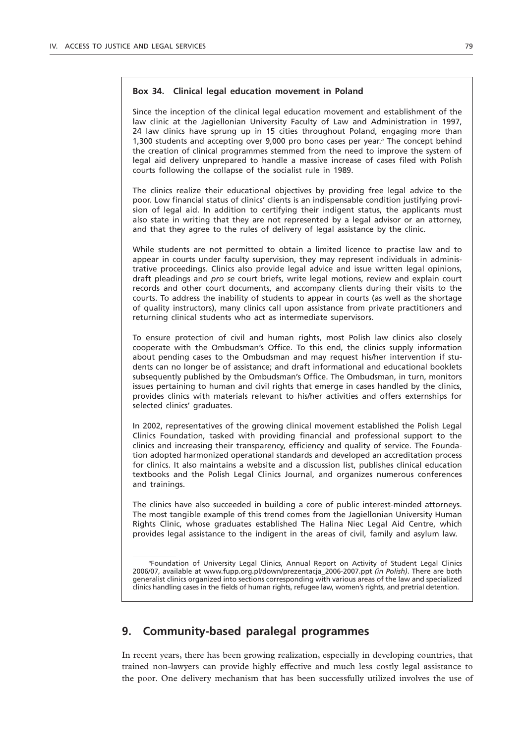**Box 34. Clinical legal education movement in Poland**

Since the inception of the clinical legal education movement and establishment of the law clinic at the Jagiellonian University Faculty of Law and Administration in 1997, 24 law clinics have sprung up in 15 cities throughout Poland, engaging more than 1,300 students and accepting over 9,000 pro bono cases per year.[a] The concept behind the creation of clinical programmes stemmed from the need to improve the system of legal aid delivery unprepared to handle a massive increase of cases filed with Polish courts following the collapse of the socialist rule in 1989.

The clinics realize their educational objectives by providing free legal advice to the poor. Low financial status of clinics' clients is an indispensable condition justifying provision of legal aid. In addition to certifying their indigent status, the applicants must also state in writing that they are not represented by a legal advisor or an attorney, and that they agree to the rules of delivery of legal assistance by the clinic.

While students are not permitted to obtain a limited licence to practise law and to appear in courts under faculty supervision, they may represent individuals in administrative proceedings. Clinics also provide legal advice and issue written legal opinions, draft pleadings and *pro se* court briefs, write legal motions, review and explain court records and other court documents, and accompany clients during their visits to the courts. To address the inability of students to appear in courts (as well as the shortage of quality instructors), many clinics call upon assistance from private practitioners and returning clinical students who act as intermediate supervisors.

To ensure protection of civil and human rights, most Polish law clinics also closely cooperate with the Ombudsman's Office. To this end, the clinics supply information about pending cases to the Ombudsman and may request his/her intervention if students can no longer be of assistance; and draft informational and educational booklets subsequently published by the Ombudsman's Office. The Ombudsman, in turn, monitors issues pertaining to human and civil rights that emerge in cases handled by the clinics, provides clinics with materials relevant to his/her activities and offers externships for selected clinics' graduates.

In 2002, representatives of the growing clinical movement established the Polish Legal Clinics Foundation, tasked with providing financial and professional support to the clinics and increasing their transparency, efficiency and quality of service. The Foundation adopted harmonized operational standards and developed an accreditation process for clinics. It also maintains a website and a discussion list, publishes clinical education textbooks and the Polish Legal Clinics Journal, and organizes numerous conferences and trainings.

The clinics have also succeeded in building a core of public interest-minded attorneys. The most tangible example of this trend comes from the Jagiellonian University Human Rights Clinic, whose graduates established The Halina Niec Legal Aid Centre, which provides legal assistance to the indigent in the areas of civil, family and asylum law.

[a]Foundation of University Legal Clinics, Annual Report on Activity of Student Legal Clinics 2006/07, available at www.fupp.org.pl/down/prezentacja_2006-2007.ppt *(in Polish)*. There are both generalist clinics organized into sections corresponding with various areas of the law and specialized clinics handling cases in the fields of human rights, refugee law, women's rights, and pretrial detention.

## 9. Community-based paralegal programmes

In recent years, there has been growing realization, especially in developing countries, that trained non-lawyers can provide highly effective and much less costly legal assistance to the poor. One delivery mechanism that has been successfully utilized involves the use of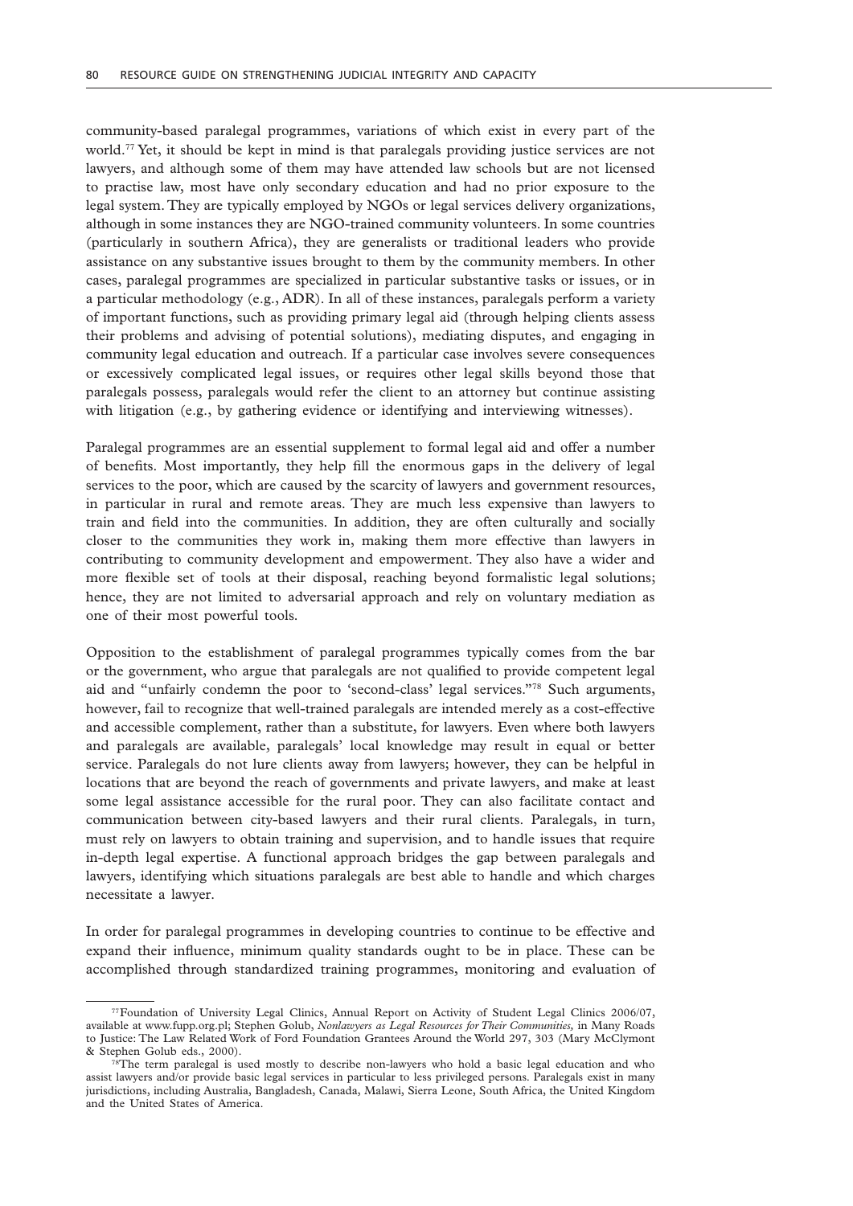community-based paralegal programmes, variations of which exist in every part of the world.[77] Yet, it should be kept in mind is that paralegals providing justice services are not lawyers, and although some of them may have attended law schools but are not licensed to practise law, most have only secondary education and had no prior exposure to the legal system. They are typically employed by NGOs or legal services delivery organizations, although in some instances they are NGO-trained community volunteers. In some countries (particularly in southern Africa), they are generalists or traditional leaders who provide assistance on any substantive issues brought to them by the community members. In other cases, paralegal programmes are specialized in particular substantive tasks or issues, or in a particular methodology (e.g., ADR). In all of these instances, paralegals perform a variety of important functions, such as providing primary legal aid (through helping clients assess their problems and advising of potential solutions), mediating disputes, and engaging in community legal education and outreach. If a particular case involves severe consequences or excessively complicated legal issues, or requires other legal skills beyond those that paralegals possess, paralegals would refer the client to an attorney but continue assisting with litigation (e.g., by gathering evidence or identifying and interviewing witnesses).

Paralegal programmes are an essential supplement to formal legal aid and offer a number of benefits. Most importantly, they help fill the enormous gaps in the delivery of legal services to the poor, which are caused by the scarcity of lawyers and government resources, in particular in rural and remote areas. They are much less expensive than lawyers to train and field into the communities. In addition, they are often culturally and socially closer to the communities they work in, making them more effective than lawyers in contributing to community development and empowerment. They also have a wider and more flexible set of tools at their disposal, reaching beyond formalistic legal solutions; hence, they are not limited to adversarial approach and rely on voluntary mediation as one of their most powerful tools.

Opposition to the establishment of paralegal programmes typically comes from the bar or the government, who argue that paralegals are not qualified to provide competent legal aid and "unfairly condemn the poor to 'second-class' legal services."[78] Such arguments, however, fail to recognize that well-trained paralegals are intended merely as a cost-effective and accessible complement, rather than a substitute, for lawyers. Even where both lawyers and paralegals are available, paralegals' local knowledge may result in equal or better service. Paralegals do not lure clients away from lawyers; however, they can be helpful in locations that are beyond the reach of governments and private lawyers, and make at least some legal assistance accessible for the rural poor. They can also facilitate contact and communication between city-based lawyers and their rural clients. Paralegals, in turn, must rely on lawyers to obtain training and supervision, and to handle issues that require in-depth legal expertise. A functional approach bridges the gap between paralegals and lawyers, identifying which situations paralegals are best able to handle and which charges necessitate a lawyer.

In order for paralegal programmes in developing countries to continue to be effective and expand their influence, minimum quality standards ought to be in place. These can be accomplished through standardized training programmes, monitoring and evaluation of

---

[77] Foundation of University Legal Clinics, Annual Report on Activity of Student Legal Clinics 2006/07, available at www.fupp.org.pl; Stephen Golub, *Nonlawyers as Legal Resources for Their Communities,* in Many Roads to Justice: The Law Related Work of Ford Foundation Grantees Around the World 297, 303 (Mary McClymont & Stephen Golub eds., 2000).

[78] The term paralegal is used mostly to describe non-lawyers who hold a basic legal education and who assist lawyers and/or provide basic legal services in particular to less privileged persons. Paralegals exist in many jurisdictions, including Australia, Bangladesh, Canada, Malawi, Sierra Leone, South Africa, the United Kingdom and the United States of America.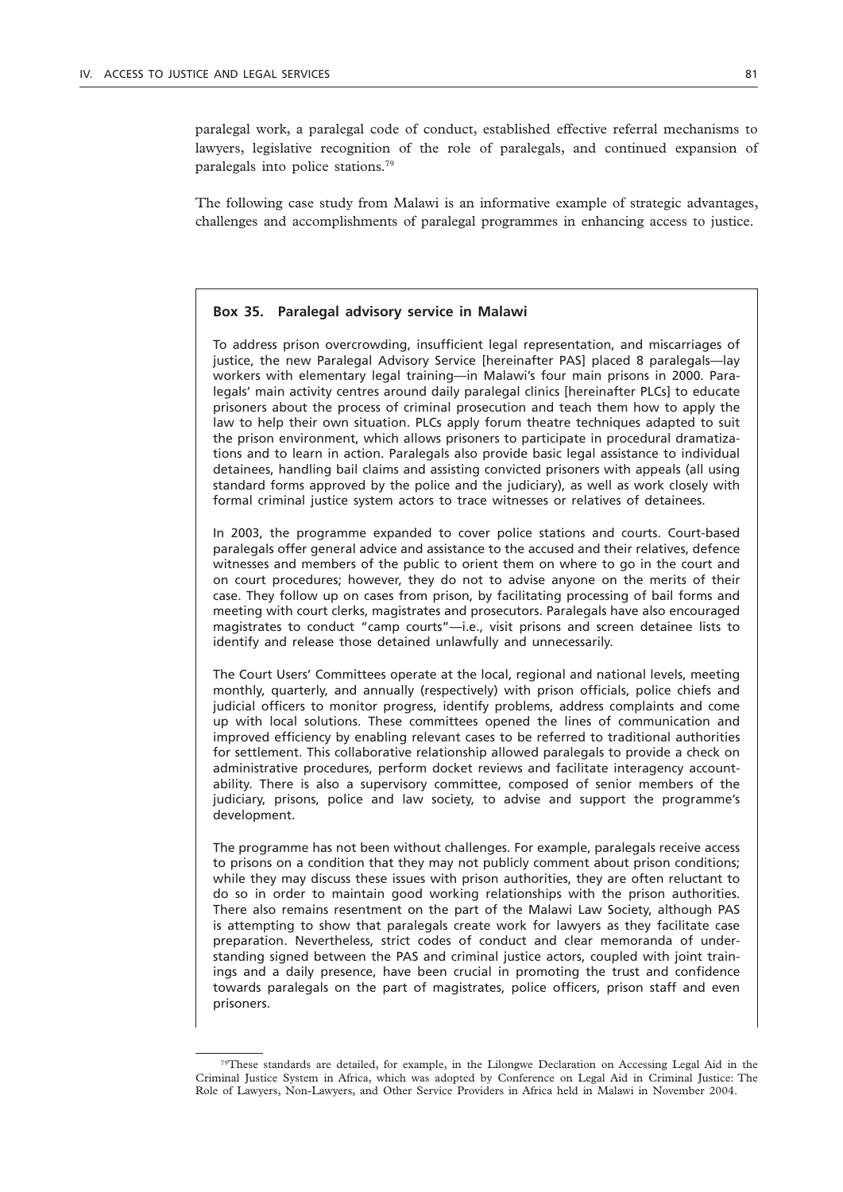paralegal work, a paralegal code of conduct, established effective referral mechanisms to lawyers, legislative recognition of the role of paralegals, and continued expansion of paralegals into police stations.[79]

The following case study from Malawi is an informative example of strategic advantages, challenges and accomplishments of paralegal programmes in enhancing access to justice.

**Box 35. Paralegal advisory service in Malawi**

To address prison overcrowding, insufficient legal representation, and miscarriages of justice, the new Paralegal Advisory Service [hereinafter PAS] placed 8 paralegals—lay workers with elementary legal training—in Malawi's four main prisons in 2000. Paralegals' main activity centres around daily paralegal clinics [hereinafter PLCs] to educate prisoners about the process of criminal prosecution and teach them how to apply the law to help their own situation. PLCs apply forum theatre techniques adapted to suit the prison environment, which allows prisoners to participate in procedural dramatizations and to learn in action. Paralegals also provide basic legal assistance to individual detainees, handling bail claims and assisting convicted prisoners with appeals (all using standard forms approved by the police and the judiciary), as well as work closely with formal criminal justice system actors to trace witnesses or relatives of detainees.

In 2003, the programme expanded to cover police stations and courts. Court-based paralegals offer general advice and assistance to the accused and their relatives, defence witnesses and members of the public to orient them on where to go in the court and on court procedures; however, they do not to advise anyone on the merits of their case. They follow up on cases from prison, by facilitating processing of bail forms and meeting with court clerks, magistrates and prosecutors. Paralegals have also encouraged magistrates to conduct "camp courts"—i.e., visit prisons and screen detainee lists to identify and release those detained unlawfully and unnecessarily.

The Court Users' Committees operate at the local, regional and national levels, meeting monthly, quarterly, and annually (respectively) with prison officials, police chiefs and judicial officers to monitor progress, identify problems, address complaints and come up with local solutions. These committees opened the lines of communication and improved efficiency by enabling relevant cases to be referred to traditional authorities for settlement. This collaborative relationship allowed paralegals to provide a check on administrative procedures, perform docket reviews and facilitate interagency accountability. There is also a supervisory committee, composed of senior members of the judiciary, prisons, police and law society, to advise and support the programme's development.

The programme has not been without challenges. For example, paralegals receive access to prisons on a condition that they may not publicly comment about prison conditions; while they may discuss these issues with prison authorities, they are often reluctant to do so in order to maintain good working relationships with the prison authorities. There also remains resentment on the part of the Malawi Law Society, although PAS is attempting to show that paralegals create work for lawyers as they facilitate case preparation. Nevertheless, strict codes of conduct and clear memoranda of understanding signed between the PAS and criminal justice actors, coupled with joint trainings and a daily presence, have been crucial in promoting the trust and confidence towards paralegals on the part of magistrates, police officers, prison staff and even prisoners.

---

[79]These standards are detailed, for example, in the Lilongwe Declaration on Accessing Legal Aid in the Criminal Justice System in Africa, which was adopted by Conference on Legal Aid in Criminal Justice: The Role of Lawyers, Non-Lawyers, and Other Service Providers in Africa held in Malawi in November 2004.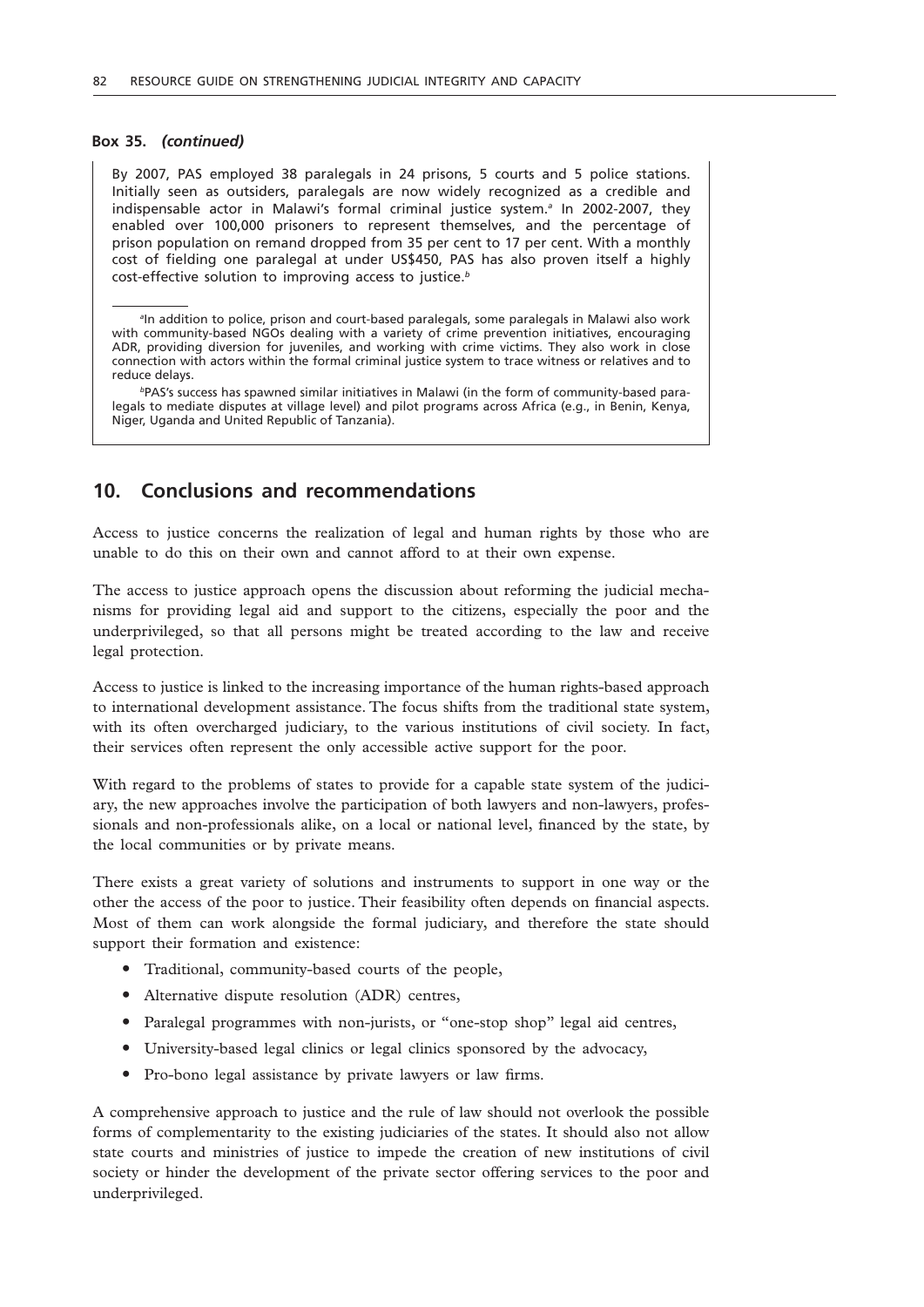**Box 35.** ***(continued)***

By 2007, PAS employed 38 paralegals in 24 prisons, 5 courts and 5 police stations. Initially seen as outsiders, paralegals are now widely recognized as a credible and indispensable actor in Malawi's formal criminal justice system.[a] In 2002-2007, they enabled over 100,000 prisoners to represent themselves, and the percentage of prison population on remand dropped from 35 per cent to 17 per cent. With a monthly cost of fielding one paralegal at under US$450, PAS has also proven itself a highly cost-effective solution to improving access to justice.[b]

[a]In addition to police, prison and court-based paralegals, some paralegals in Malawi also work with community-based NGOs dealing with a variety of crime prevention initiatives, encouraging ADR, providing diversion for juveniles, and working with crime victims. They also work in close connection with actors within the formal criminal justice system to trace witness or relatives and to reduce delays.

[b]PAS's success has spawned similar initiatives in Malawi (in the form of community-based paralegals to mediate disputes at village level) and pilot programs across Africa (e.g., in Benin, Kenya, Niger, Uganda and United Republic of Tanzania).

## 10. Conclusions and recommendations

Access to justice concerns the realization of legal and human rights by those who are unable to do this on their own and cannot afford to at their own expense.

The access to justice approach opens the discussion about reforming the judicial mechanisms for providing legal aid and support to the citizens, especially the poor and the underprivileged, so that all persons might be treated according to the law and receive legal protection.

Access to justice is linked to the increasing importance of the human rights-based approach to international development assistance. The focus shifts from the traditional state system, with its often overcharged judiciary, to the various institutions of civil society. In fact, their services often represent the only accessible active support for the poor.

With regard to the problems of states to provide for a capable state system of the judiciary, the new approaches involve the participation of both lawyers and non-lawyers, professionals and non-professionals alike, on a local or national level, financed by the state, by the local communities or by private means.

There exists a great variety of solutions and instruments to support in one way or the other the access of the poor to justice. Their feasibility often depends on financial aspects. Most of them can work alongside the formal judiciary, and therefore the state should support their formation and existence:

- Traditional, community-based courts of the people,
- Alternative dispute resolution (ADR) centres,
- Paralegal programmes with non-jurists, or "one-stop shop" legal aid centres,
- University-based legal clinics or legal clinics sponsored by the advocacy,
- Pro-bono legal assistance by private lawyers or law firms.

A comprehensive approach to justice and the rule of law should not overlook the possible forms of complementarity to the existing judiciaries of the states. It should also not allow state courts and ministries of justice to impede the creation of new institutions of civil society or hinder the development of the private sector offering services to the poor and underprivileged.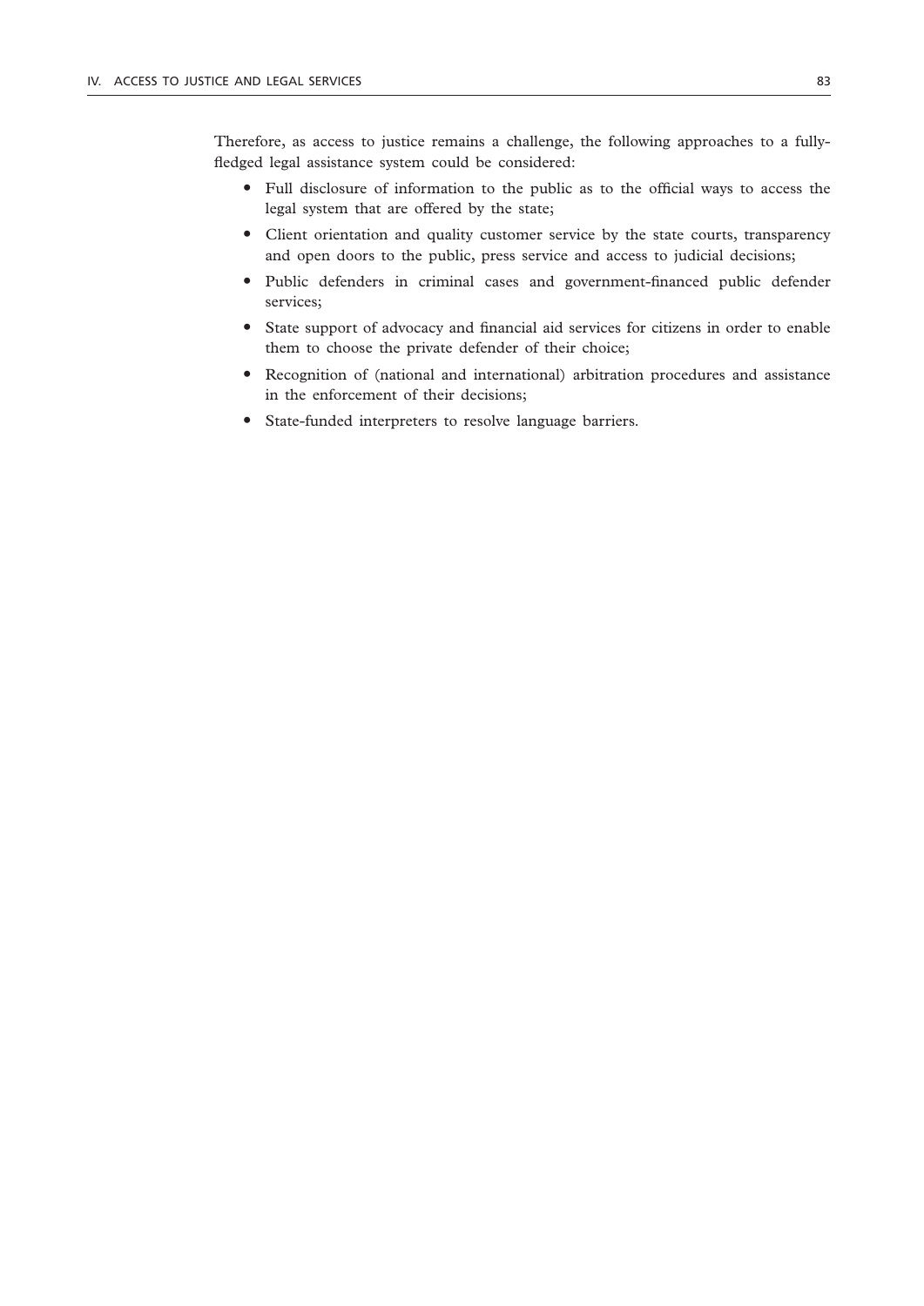Therefore, as access to justice remains a challenge, the following approaches to a fully-fledged legal assistance system could be considered:

- Full disclosure of information to the public as to the official ways to access the legal system that are offered by the state;
- Client orientation and quality customer service by the state courts, transparency and open doors to the public, press service and access to judicial decisions;
- Public defenders in criminal cases and government-financed public defender services;
- State support of advocacy and financial aid services for citizens in order to enable them to choose the private defender of their choice;
- Recognition of (national and international) arbitration procedures and assistance in the enforcement of their decisions;
- State-funded interpreters to resolve language barriers.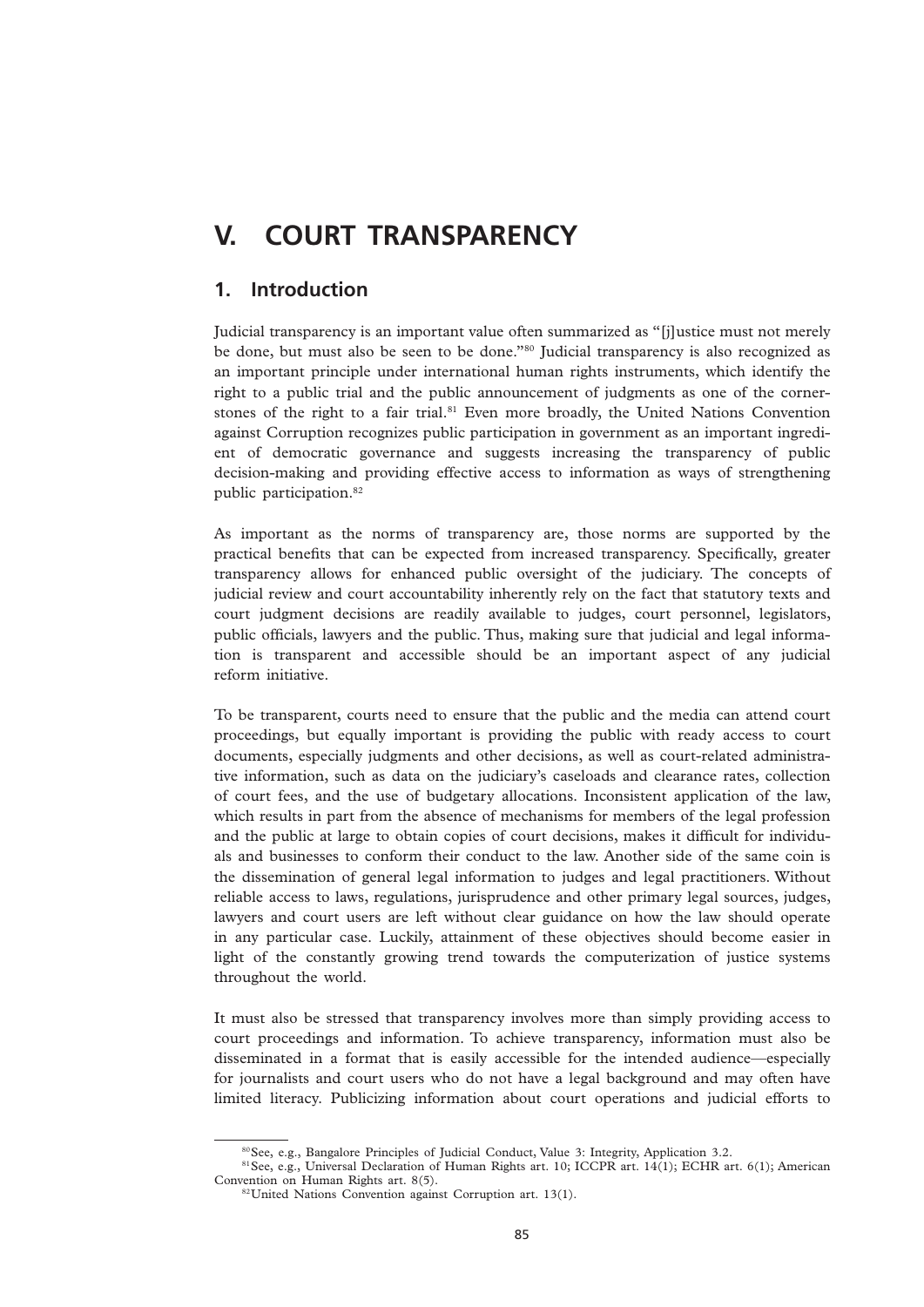# V. COURT TRANSPARENCY

## 1. Introduction

Judicial transparency is an important value often summarized as "[j]ustice must not merely be done, but must also be seen to be done."[80] Judicial transparency is also recognized as an important principle under international human rights instruments, which identify the right to a public trial and the public announcement of judgments as one of the cornerstones of the right to a fair trial.[81] Even more broadly, the United Nations Convention against Corruption recognizes public participation in government as an important ingredient of democratic governance and suggests increasing the transparency of public decision-making and providing effective access to information as ways of strengthening public participation.[82]

As important as the norms of transparency are, those norms are supported by the practical benefits that can be expected from increased transparency. Specifically, greater transparency allows for enhanced public oversight of the judiciary. The concepts of judicial review and court accountability inherently rely on the fact that statutory texts and court judgment decisions are readily available to judges, court personnel, legislators, public officials, lawyers and the public. Thus, making sure that judicial and legal information is transparent and accessible should be an important aspect of any judicial reform initiative.

To be transparent, courts need to ensure that the public and the media can attend court proceedings, but equally important is providing the public with ready access to court documents, especially judgments and other decisions, as well as court-related administrative information, such as data on the judiciary's caseloads and clearance rates, collection of court fees, and the use of budgetary allocations. Inconsistent application of the law, which results in part from the absence of mechanisms for members of the legal profession and the public at large to obtain copies of court decisions, makes it difficult for individuals and businesses to conform their conduct to the law. Another side of the same coin is the dissemination of general legal information to judges and legal practitioners. Without reliable access to laws, regulations, jurisprudence and other primary legal sources, judges, lawyers and court users are left without clear guidance on how the law should operate in any particular case. Luckily, attainment of these objectives should become easier in light of the constantly growing trend towards the computerization of justice systems throughout the world.

It must also be stressed that transparency involves more than simply providing access to court proceedings and information. To achieve transparency, information must also be disseminated in a format that is easily accessible for the intended audience—especially for journalists and court users who do not have a legal background and may often have limited literacy. Publicizing information about court operations and judicial efforts to

---

[80] See, e.g., Bangalore Principles of Judicial Conduct, Value 3: Integrity, Application 3.2.

[81] See, e.g., Universal Declaration of Human Rights art. 10; ICCPR art. 14(1); ECHR art. 6(1); American Convention on Human Rights art. 8(5).

[82] United Nations Convention against Corruption art. 13(1).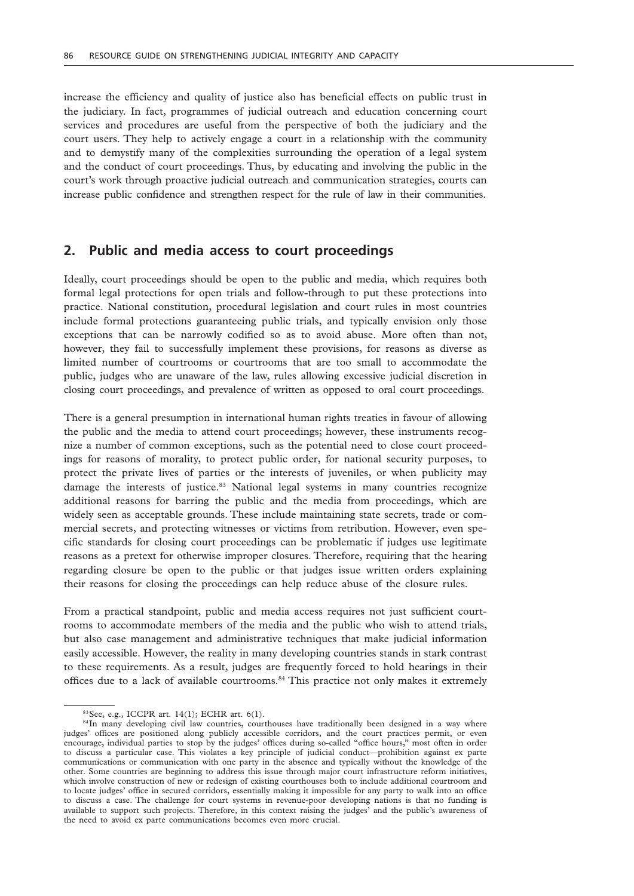increase the efficiency and quality of justice also has beneficial effects on public trust in the judiciary. In fact, programmes of judicial outreach and education concerning court services and procedures are useful from the perspective of both the judiciary and the court users. They help to actively engage a court in a relationship with the community and to demystify many of the complexities surrounding the operation of a legal system and the conduct of court proceedings. Thus, by educating and involving the public in the court's work through proactive judicial outreach and communication strategies, courts can increase public confidence and strengthen respect for the rule of law in their communities.

## 2. Public and media access to court proceedings

Ideally, court proceedings should be open to the public and media, which requires both formal legal protections for open trials and follow-through to put these protections into practice. National constitution, procedural legislation and court rules in most countries include formal protections guaranteeing public trials, and typically envision only those exceptions that can be narrowly codified so as to avoid abuse. More often than not, however, they fail to successfully implement these provisions, for reasons as diverse as limited number of courtrooms or courtrooms that are too small to accommodate the public, judges who are unaware of the law, rules allowing excessive judicial discretion in closing court proceedings, and prevalence of written as opposed to oral court proceedings.

There is a general presumption in international human rights treaties in favour of allowing the public and the media to attend court proceedings; however, these instruments recognize a number of common exceptions, such as the potential need to close court proceedings for reasons of morality, to protect public order, for national security purposes, to protect the private lives of parties or the interests of juveniles, or when publicity may damage the interests of justice.[83] National legal systems in many countries recognize additional reasons for barring the public and the media from proceedings, which are widely seen as acceptable grounds. These include maintaining state secrets, trade or commercial secrets, and protecting witnesses or victims from retribution. However, even specific standards for closing court proceedings can be problematic if judges use legitimate reasons as a pretext for otherwise improper closures. Therefore, requiring that the hearing regarding closure be open to the public or that judges issue written orders explaining their reasons for closing the proceedings can help reduce abuse of the closure rules.

From a practical standpoint, public and media access requires not just sufficient courtrooms to accommodate members of the media and the public who wish to attend trials, but also case management and administrative techniques that make judicial information easily accessible. However, the reality in many developing countries stands in stark contrast to these requirements. As a result, judges are frequently forced to hold hearings in their offices due to a lack of available courtrooms.[84] This practice not only makes it extremely

---

[83] See, e.g., ICCPR art. 14(1); ECHR art. 6(1).

[84] In many developing civil law countries, courthouses have traditionally been designed in a way where judges' offices are positioned along publicly accessible corridors, and the court practices permit, or even encourage, individual parties to stop by the judges' offices during so-called "office hours," most often in order to discuss a particular case. This violates a key principle of judicial conduct—prohibition against ex parte communications or communication with one party in the absence and typically without the knowledge of the other. Some countries are beginning to address this issue through major court infrastructure reform initiatives, which involve construction of new or redesign of existing courthouses both to include additional courtroom and to locate judges' office in secured corridors, essentially making it impossible for any party to walk into an office to discuss a case. The challenge for court systems in revenue-poor developing nations is that no funding is available to support such projects. Therefore, in this context raising the judges' and the public's awareness of the need to avoid ex parte communications becomes even more crucial.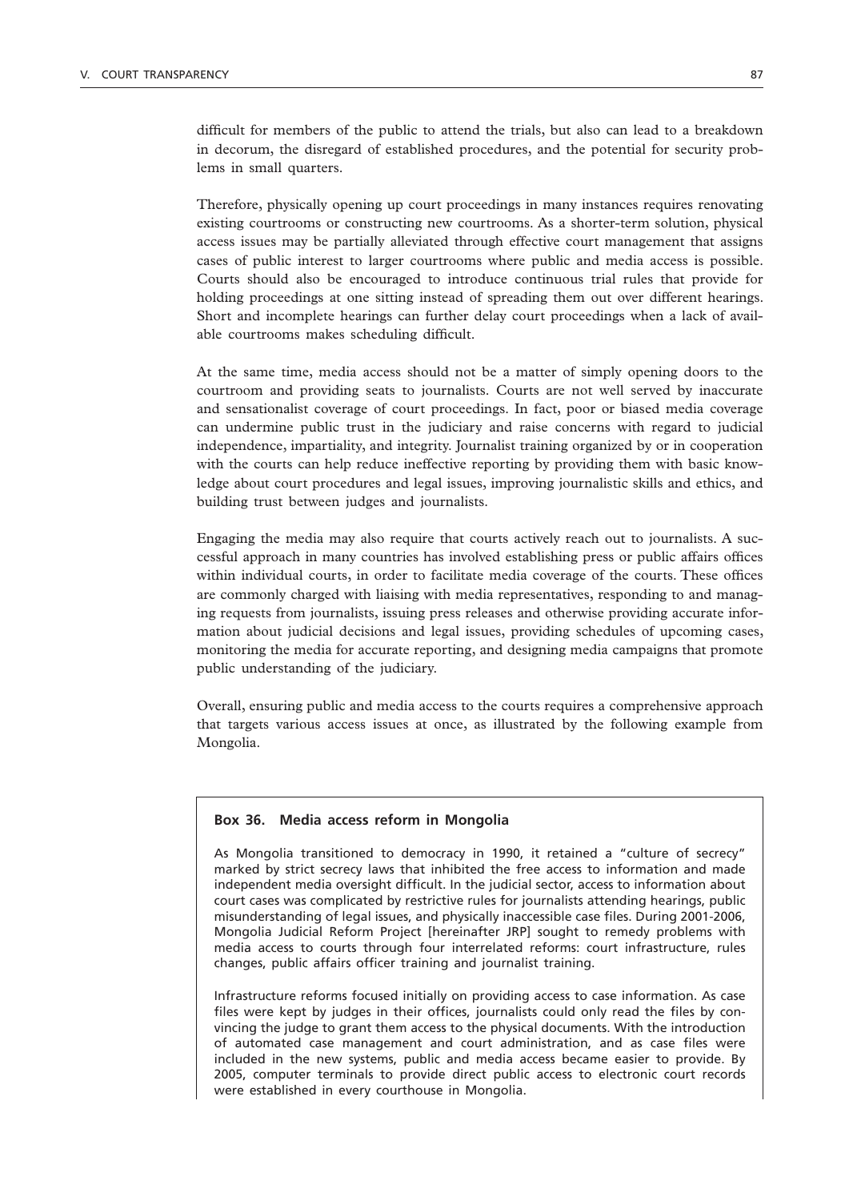difficult for members of the public to attend the trials, but also can lead to a breakdown in decorum, the disregard of established procedures, and the potential for security problems in small quarters.

Therefore, physically opening up court proceedings in many instances requires renovating existing courtrooms or constructing new courtrooms. As a shorter-term solution, physical access issues may be partially alleviated through effective court management that assigns cases of public interest to larger courtrooms where public and media access is possible. Courts should also be encouraged to introduce continuous trial rules that provide for holding proceedings at one sitting instead of spreading them out over different hearings. Short and incomplete hearings can further delay court proceedings when a lack of available courtrooms makes scheduling difficult.

At the same time, media access should not be a matter of simply opening doors to the courtroom and providing seats to journalists. Courts are not well served by inaccurate and sensationalist coverage of court proceedings. In fact, poor or biased media coverage can undermine public trust in the judiciary and raise concerns with regard to judicial independence, impartiality, and integrity. Journalist training organized by or in cooperation with the courts can help reduce ineffective reporting by providing them with basic knowledge about court procedures and legal issues, improving journalistic skills and ethics, and building trust between judges and journalists.

Engaging the media may also require that courts actively reach out to journalists. A successful approach in many countries has involved establishing press or public affairs offices within individual courts, in order to facilitate media coverage of the courts. These offices are commonly charged with liaising with media representatives, responding to and managing requests from journalists, issuing press releases and otherwise providing accurate information about judicial decisions and legal issues, providing schedules of upcoming cases, monitoring the media for accurate reporting, and designing media campaigns that promote public understanding of the judiciary.

Overall, ensuring public and media access to the courts requires a comprehensive approach that targets various access issues at once, as illustrated by the following example from Mongolia.

**Box 36. Media access reform in Mongolia**

As Mongolia transitioned to democracy in 1990, it retained a "culture of secrecy" marked by strict secrecy laws that inhibited the free access to information and made independent media oversight difficult. In the judicial sector, access to information about court cases was complicated by restrictive rules for journalists attending hearings, public misunderstanding of legal issues, and physically inaccessible case files. During 2001-2006, Mongolia Judicial Reform Project [hereinafter JRP] sought to remedy problems with media access to courts through four interrelated reforms: court infrastructure, rules changes, public affairs officer training and journalist training.

Infrastructure reforms focused initially on providing access to case information. As case files were kept by judges in their offices, journalists could only read the files by convincing the judge to grant them access to the physical documents. With the introduction of automated case management and court administration, and as case files were included in the new systems, public and media access became easier to provide. By 2005, computer terminals to provide direct public access to electronic court records were established in every courthouse in Mongolia.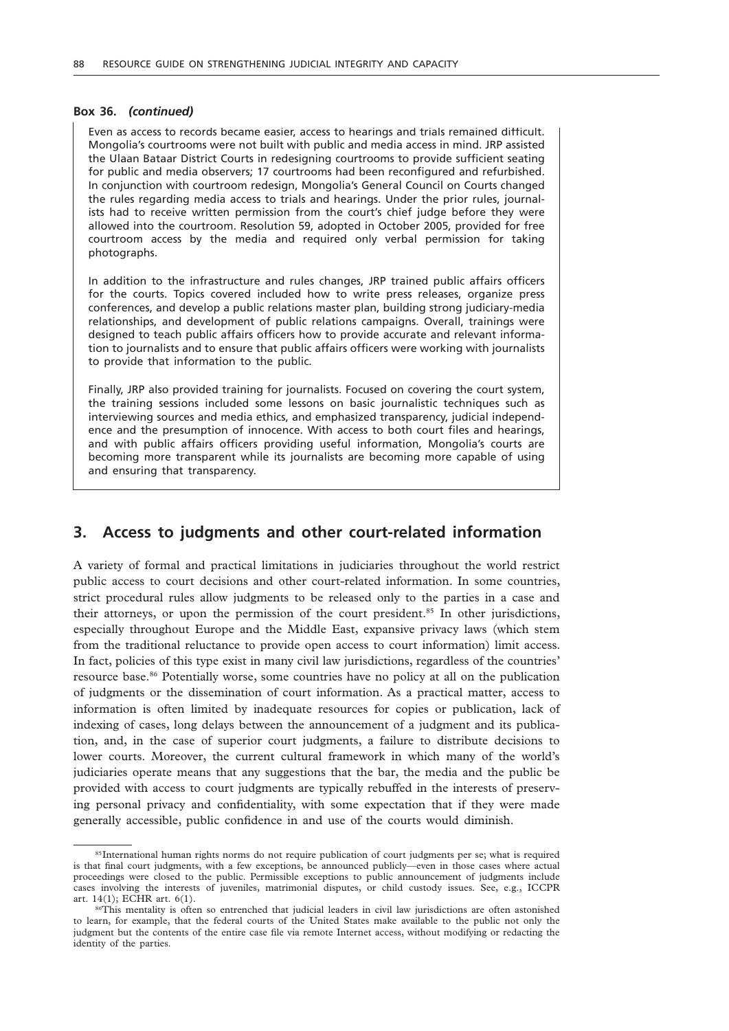**Box 36.** ***(continued)***

Even as access to records became easier, access to hearings and trials remained difficult. Mongolia's courtrooms were not built with public and media access in mind. JRP assisted the Ulaan Bataar District Courts in redesigning courtrooms to provide sufficient seating for public and media observers; 17 courtrooms had been reconfigured and refurbished. In conjunction with courtroom redesign, Mongolia's General Council on Courts changed the rules regarding media access to trials and hearings. Under the prior rules, journalists had to receive written permission from the court's chief judge before they were allowed into the courtroom. Resolution 59, adopted in October 2005, provided for free courtroom access by the media and required only verbal permission for taking photographs.

In addition to the infrastructure and rules changes, JRP trained public affairs officers for the courts. Topics covered included how to write press releases, organize press conferences, and develop a public relations master plan, building strong judiciary-media relationships, and development of public relations campaigns. Overall, trainings were designed to teach public affairs officers how to provide accurate and relevant information to journalists and to ensure that public affairs officers were working with journalists to provide that information to the public.

Finally, JRP also provided training for journalists. Focused on covering the court system, the training sessions included some lessons on basic journalistic techniques such as interviewing sources and media ethics, and emphasized transparency, judicial independence and the presumption of innocence. With access to both court files and hearings, and with public affairs officers providing useful information, Mongolia's courts are becoming more transparent while its journalists are becoming more capable of using and ensuring that transparency.

## 3. Access to judgments and other court-related information

A variety of formal and practical limitations in judiciaries throughout the world restrict public access to court decisions and other court-related information. In some countries, strict procedural rules allow judgments to be released only to the parties in a case and their attorneys, or upon the permission of the court president.[85] In other jurisdictions, especially throughout Europe and the Middle East, expansive privacy laws (which stem from the traditional reluctance to provide open access to court information) limit access. In fact, policies of this type exist in many civil law jurisdictions, regardless of the countries' resource base.[86] Potentially worse, some countries have no policy at all on the publication of judgments or the dissemination of court information. As a practical matter, access to information is often limited by inadequate resources for copies or publication, lack of indexing of cases, long delays between the announcement of a judgment and its publication, and, in the case of superior court judgments, a failure to distribute decisions to lower courts. Moreover, the current cultural framework in which many of the world's judiciaries operate means that any suggestions that the bar, the media and the public be provided with access to court judgments are typically rebuffed in the interests of preserving personal privacy and confidentiality, with some expectation that if they were made generally accessible, public confidence in and use of the courts would diminish.

---

[85] International human rights norms do not require publication of court judgments per se; what is required is that final court judgments, with a few exceptions, be announced publicly—even in those cases where actual proceedings were closed to the public. Permissible exceptions to public announcement of judgments include cases involving the interests of juveniles, matrimonial disputes, or child custody issues. See, e.g., ICCPR art. 14(1); ECHR art. 6(1).

[86] This mentality is often so entrenched that judicial leaders in civil law jurisdictions are often astonished to learn, for example, that the federal courts of the United States make available to the public not only the judgment but the contents of the entire case file via remote Internet access, without modifying or redacting the identity of the parties.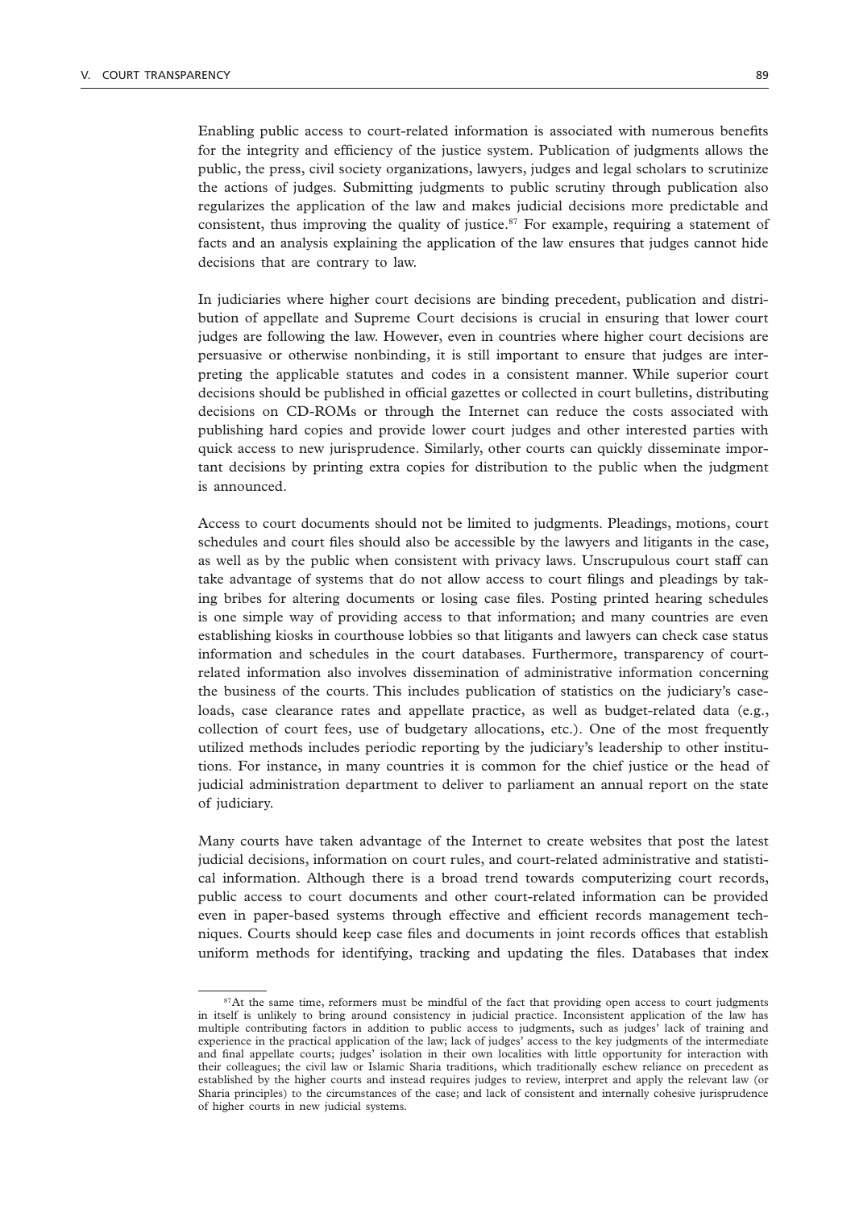Enabling public access to court-related information is associated with numerous benefits for the integrity and efficiency of the justice system. Publication of judgments allows the public, the press, civil society organizations, lawyers, judges and legal scholars to scrutinize the actions of judges. Submitting judgments to public scrutiny through publication also regularizes the application of the law and makes judicial decisions more predictable and consistent, thus improving the quality of justice.[87] For example, requiring a statement of facts and an analysis explaining the application of the law ensures that judges cannot hide decisions that are contrary to law.

In judiciaries where higher court decisions are binding precedent, publication and distribution of appellate and Supreme Court decisions is crucial in ensuring that lower court judges are following the law. However, even in countries where higher court decisions are persuasive or otherwise nonbinding, it is still important to ensure that judges are interpreting the applicable statutes and codes in a consistent manner. While superior court decisions should be published in official gazettes or collected in court bulletins, distributing decisions on CD-ROMs or through the Internet can reduce the costs associated with publishing hard copies and provide lower court judges and other interested parties with quick access to new jurisprudence. Similarly, other courts can quickly disseminate important decisions by printing extra copies for distribution to the public when the judgment is announced.

Access to court documents should not be limited to judgments. Pleadings, motions, court schedules and court files should also be accessible by the lawyers and litigants in the case, as well as by the public when consistent with privacy laws. Unscrupulous court staff can take advantage of systems that do not allow access to court filings and pleadings by taking bribes for altering documents or losing case files. Posting printed hearing schedules is one simple way of providing access to that information; and many countries are even establishing kiosks in courthouse lobbies so that litigants and lawyers can check case status information and schedules in the court databases. Furthermore, transparency of court-related information also involves dissemination of administrative information concerning the business of the courts. This includes publication of statistics on the judiciary's caseloads, case clearance rates and appellate practice, as well as budget-related data (e.g., collection of court fees, use of budgetary allocations, etc.). One of the most frequently utilized methods includes periodic reporting by the judiciary's leadership to other institutions. For instance, in many countries it is common for the chief justice or the head of judicial administration department to deliver to parliament an annual report on the state of judiciary.

Many courts have taken advantage of the Internet to create websites that post the latest judicial decisions, information on court rules, and court-related administrative and statistical information. Although there is a broad trend towards computerizing court records, public access to court documents and other court-related information can be provided even in paper-based systems through effective and efficient records management techniques. Courts should keep case files and documents in joint records offices that establish uniform methods for identifying, tracking and updating the files. Databases that index

---

[87] At the same time, reformers must be mindful of the fact that providing open access to court judgments in itself is unlikely to bring around consistency in judicial practice. Inconsistent application of the law has multiple contributing factors in addition to public access to judgments, such as judges' lack of training and experience in the practical application of the law; lack of judges' access to the key judgments of the intermediate and final appellate courts; judges' isolation in their own localities with little opportunity for interaction with their colleagues; the civil law or Islamic Sharia traditions, which traditionally eschew reliance on precedent as established by the higher courts and instead requires judges to review, interpret and apply the relevant law (or Sharia principles) to the circumstances of the case; and lack of consistent and internally cohesive jurisprudence of higher courts in new judicial systems.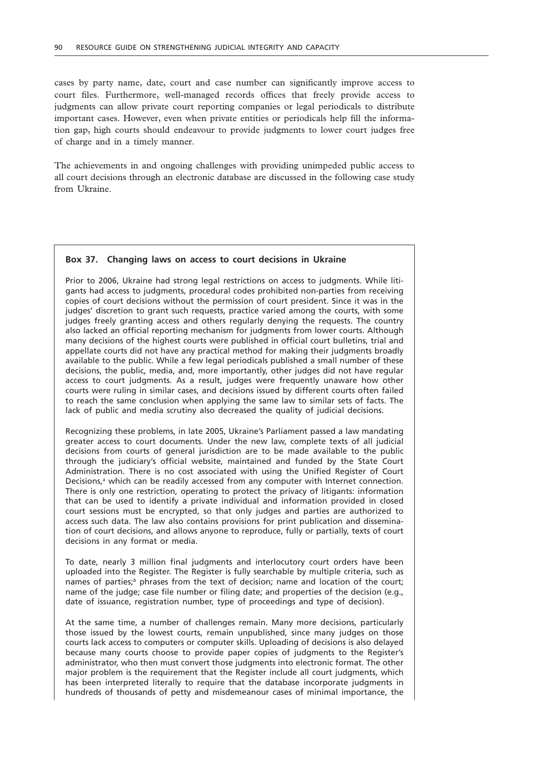cases by party name, date, court and case number can significantly improve access to court files. Furthermore, well-managed records offices that freely provide access to judgments can allow private court reporting companies or legal periodicals to distribute important cases. However, even when private entities or periodicals help fill the information gap, high courts should endeavour to provide judgments to lower court judges free of charge and in a timely manner.

The achievements in and ongoing challenges with providing unimpeded public access to all court decisions through an electronic database are discussed in the following case study from Ukraine.

**Box 37. Changing laws on access to court decisions in Ukraine**

Prior to 2006, Ukraine had strong legal restrictions on access to judgments. While litigants had access to judgments, procedural codes prohibited non-parties from receiving copies of court decisions without the permission of court president. Since it was in the judges' discretion to grant such requests, practice varied among the courts, with some judges freely granting access and others regularly denying the requests. The country also lacked an official reporting mechanism for judgments from lower courts. Although many decisions of the highest courts were published in official court bulletins, trial and appellate courts did not have any practical method for making their judgments broadly available to the public. While a few legal periodicals published a small number of these decisions, the public, media, and, more importantly, other judges did not have regular access to court judgments. As a result, judges were frequently unaware how other courts were ruling in similar cases, and decisions issued by different courts often failed to reach the same conclusion when applying the same law to similar sets of facts. The lack of public and media scrutiny also decreased the quality of judicial decisions.

Recognizing these problems, in late 2005, Ukraine's Parliament passed a law mandating greater access to court documents. Under the new law, complete texts of all judicial decisions from courts of general jurisdiction are to be made available to the public through the judiciary's official website, maintained and funded by the State Court Administration. There is no cost associated with using the Unified Register of Court Decisions,[a] which can be readily accessed from any computer with Internet connection. There is only one restriction, operating to protect the privacy of litigants: information that can be used to identify a private individual and information provided in closed court sessions must be encrypted, so that only judges and parties are authorized to access such data. The law also contains provisions for print publication and dissemination of court decisions, and allows anyone to reproduce, fully or partially, texts of court decisions in any format or media.

To date, nearly 3 million final judgments and interlocutory court orders have been uploaded into the Register. The Register is fully searchable by multiple criteria, such as names of parties;[b] phrases from the text of decision; name and location of the court; name of the judge; case file number or filing date; and properties of the decision (e.g., date of issuance, registration number, type of proceedings and type of decision).

At the same time, a number of challenges remain. Many more decisions, particularly those issued by the lowest courts, remain unpublished, since many judges on those courts lack access to computers or computer skills. Uploading of decisions is also delayed because many courts choose to provide paper copies of judgments to the Register's administrator, who then must convert those judgments into electronic format. The other major problem is the requirement that the Register include all court judgments, which has been interpreted literally to require that the database incorporate judgments in hundreds of thousands of petty and misdemeanour cases of minimal importance, the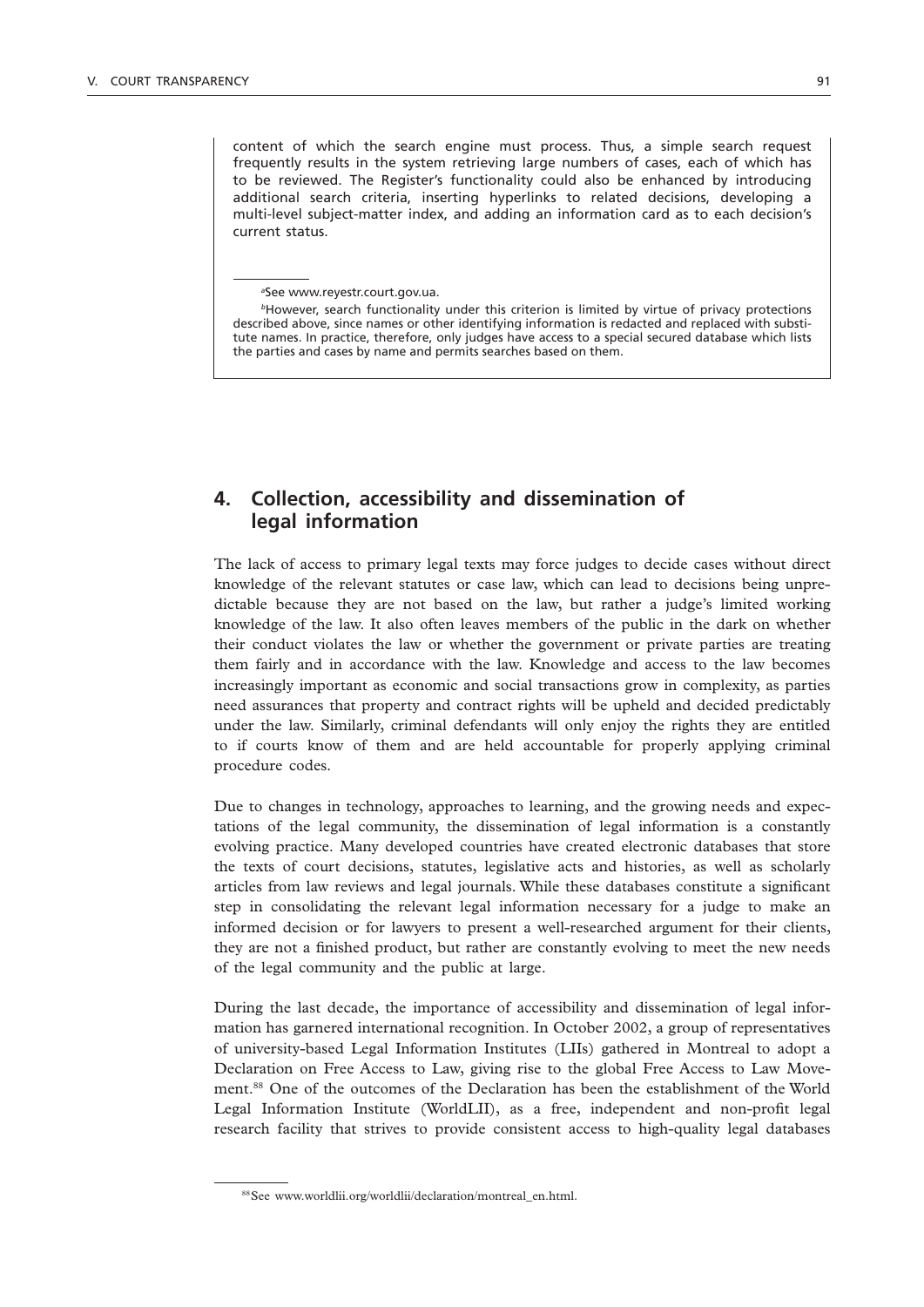content of which the search engine must process. Thus, a simple search request frequently results in the system retrieving large numbers of cases, each of which has to be reviewed. The Register's functionality could also be enhanced by introducing additional search criteria, inserting hyperlinks to related decisions, developing a multi-level subject-matter index, and adding an information card as to each decision's current status.

[a]See www.reyestr.court.gov.ua.

[b]However, search functionality under this criterion is limited by virtue of privacy protections described above, since names or other identifying information is redacted and replaced with substitute names. In practice, therefore, only judges have access to a special secured database which lists the parties and cases by name and permits searches based on them.

## 4. Collection, accessibility and dissemination of legal information

The lack of access to primary legal texts may force judges to decide cases without direct knowledge of the relevant statutes or case law, which can lead to decisions being unpredictable because they are not based on the law, but rather a judge's limited working knowledge of the law. It also often leaves members of the public in the dark on whether their conduct violates the law or whether the government or private parties are treating them fairly and in accordance with the law. Knowledge and access to the law becomes increasingly important as economic and social transactions grow in complexity, as parties need assurances that property and contract rights will be upheld and decided predictably under the law. Similarly, criminal defendants will only enjoy the rights they are entitled to if courts know of them and are held accountable for properly applying criminal procedure codes.

Due to changes in technology, approaches to learning, and the growing needs and expectations of the legal community, the dissemination of legal information is a constantly evolving practice. Many developed countries have created electronic databases that store the texts of court decisions, statutes, legislative acts and histories, as well as scholarly articles from law reviews and legal journals. While these databases constitute a significant step in consolidating the relevant legal information necessary for a judge to make an informed decision or for lawyers to present a well-researched argument for their clients, they are not a finished product, but rather are constantly evolving to meet the new needs of the legal community and the public at large.

During the last decade, the importance of accessibility and dissemination of legal information has garnered international recognition. In October 2002, a group of representatives of university-based Legal Information Institutes (LIIs) gathered in Montreal to adopt a Declaration on Free Access to Law, giving rise to the global Free Access to Law Movement.[88] One of the outcomes of the Declaration has been the establishment of the World Legal Information Institute (WorldLII), as a free, independent and non-profit legal research facility that strives to provide consistent access to high-quality legal databases

[88]See www.worldlii.org/worldlii/declaration/montreal_en.html.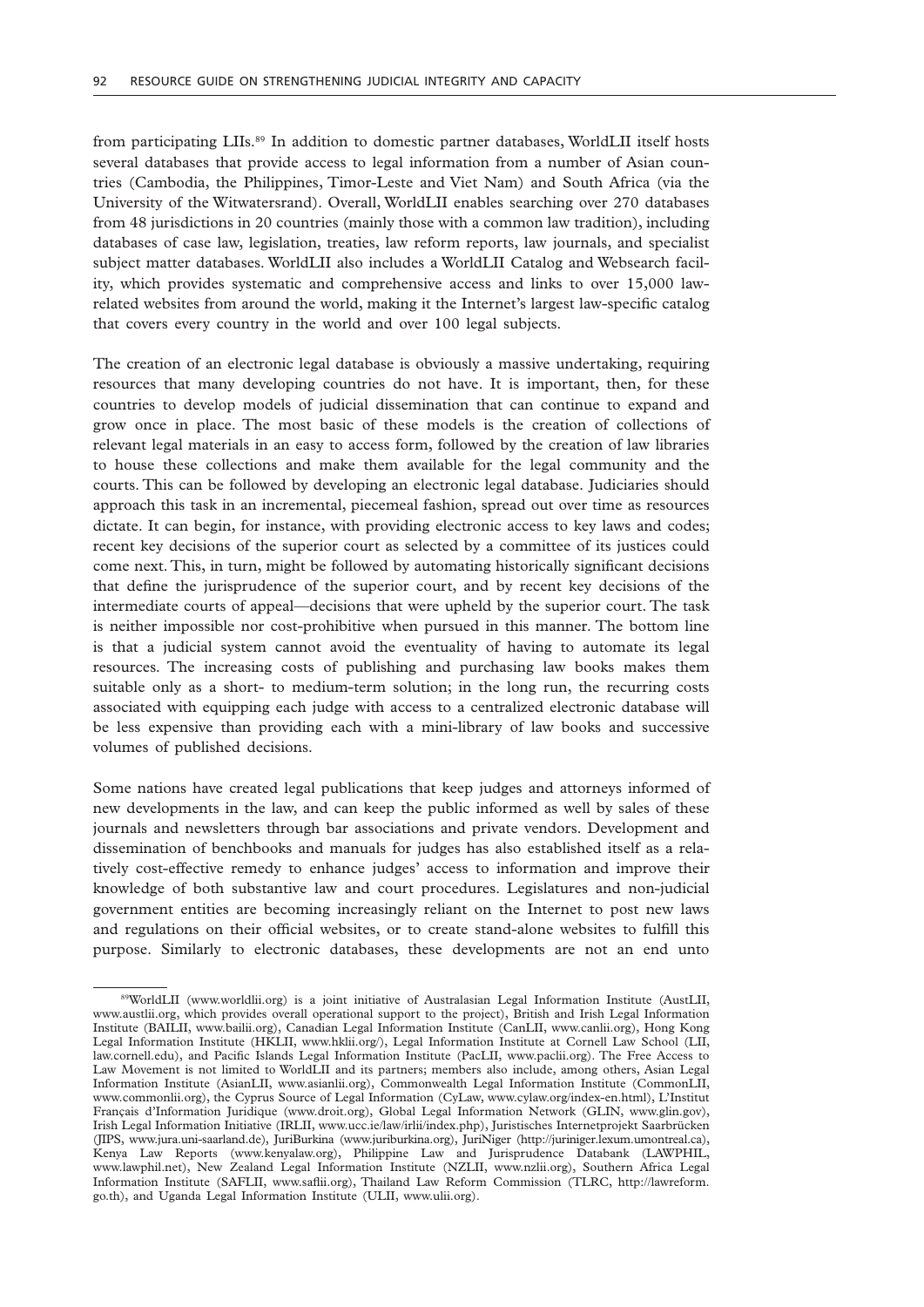from participating LIIs.[89] In addition to domestic partner databases, WorldLII itself hosts several databases that provide access to legal information from a number of Asian countries (Cambodia, the Philippines, Timor-Leste and Viet Nam) and South Africa (via the University of the Witwatersrand). Overall, WorldLII enables searching over 270 databases from 48 jurisdictions in 20 countries (mainly those with a common law tradition), including databases of case law, legislation, treaties, law reform reports, law journals, and specialist subject matter databases. WorldLII also includes a WorldLII Catalog and Websearch facility, which provides systematic and comprehensive access and links to over 15,000 law-related websites from around the world, making it the Internet's largest law-specific catalog that covers every country in the world and over 100 legal subjects.

The creation of an electronic legal database is obviously a massive undertaking, requiring resources that many developing countries do not have. It is important, then, for these countries to develop models of judicial dissemination that can continue to expand and grow once in place. The most basic of these models is the creation of collections of relevant legal materials in an easy to access form, followed by the creation of law libraries to house these collections and make them available for the legal community and the courts. This can be followed by developing an electronic legal database. Judiciaries should approach this task in an incremental, piecemeal fashion, spread out over time as resources dictate. It can begin, for instance, with providing electronic access to key laws and codes; recent key decisions of the superior court as selected by a committee of its justices could come next. This, in turn, might be followed by automating historically significant decisions that define the jurisprudence of the superior court, and by recent key decisions of the intermediate courts of appeal—decisions that were upheld by the superior court. The task is neither impossible nor cost-prohibitive when pursued in this manner. The bottom line is that a judicial system cannot avoid the eventuality of having to automate its legal resources. The increasing costs of publishing and purchasing law books makes them suitable only as a short- to medium-term solution; in the long run, the recurring costs associated with equipping each judge with access to a centralized electronic database will be less expensive than providing each with a mini-library of law books and successive volumes of published decisions.

Some nations have created legal publications that keep judges and attorneys informed of new developments in the law, and can keep the public informed as well by sales of these journals and newsletters through bar associations and private vendors. Development and dissemination of benchbooks and manuals for judges has also established itself as a relatively cost-effective remedy to enhance judges' access to information and improve their knowledge of both substantive law and court procedures. Legislatures and non-judicial government entities are becoming increasingly reliant on the Internet to post new laws and regulations on their official websites, or to create stand-alone websites to fulfill this purpose. Similarly to electronic databases, these developments are not an end unto

---

[89] WorldLII (www.worldlii.org) is a joint initiative of Australasian Legal Information Institute (AustLII, www.austlii.org, which provides overall operational support to the project), British and Irish Legal Information Institute (BAILII, www.bailii.org), Canadian Legal Information Institute (CanLII, www.canlii.org), Hong Kong Legal Information Institute (HKLII, www.hklii.org/), Legal Information Institute at Cornell Law School (LII, law.cornell.edu), and Pacific Islands Legal Information Institute (PacLII, www.paclii.org). The Free Access to Law Movement is not limited to WorldLII and its partners; members also include, among others, Asian Legal Information Institute (AsianLII, www.asianlii.org), Commonwealth Legal Information Institute (CommonLII, www.commonlii.org), the Cyprus Source of Legal Information (CyLaw, www.cylaw.org/index-en.html), L'Institut Français d'Information Juridique (www.droit.org), Global Legal Information Network (GLIN, www.glin.gov), Irish Legal Information Initiative (IRLII, www.ucc.ie/law/irlii/index.php), Juristisches Internetprojekt Saarbrücken (JIPS, www.jura.uni-saarland.de), JuriBurkina (www.juriburkina.org), JuriNiger (http://juriniger.lexum.umontreal.ca), Kenya Law Reports (www.kenyalaw.org), Philippine Law and Jurisprudence Databank (LAWPHIL, www.lawphil.net), New Zealand Legal Information Institute (NZLII, www.nzlii.org), Southern Africa Legal Information Institute (SAFLII, www.saflii.org), Thailand Law Reform Commission (TLRC, http://lawreform.go.th), and Uganda Legal Information Institute (ULII, www.ulii.org).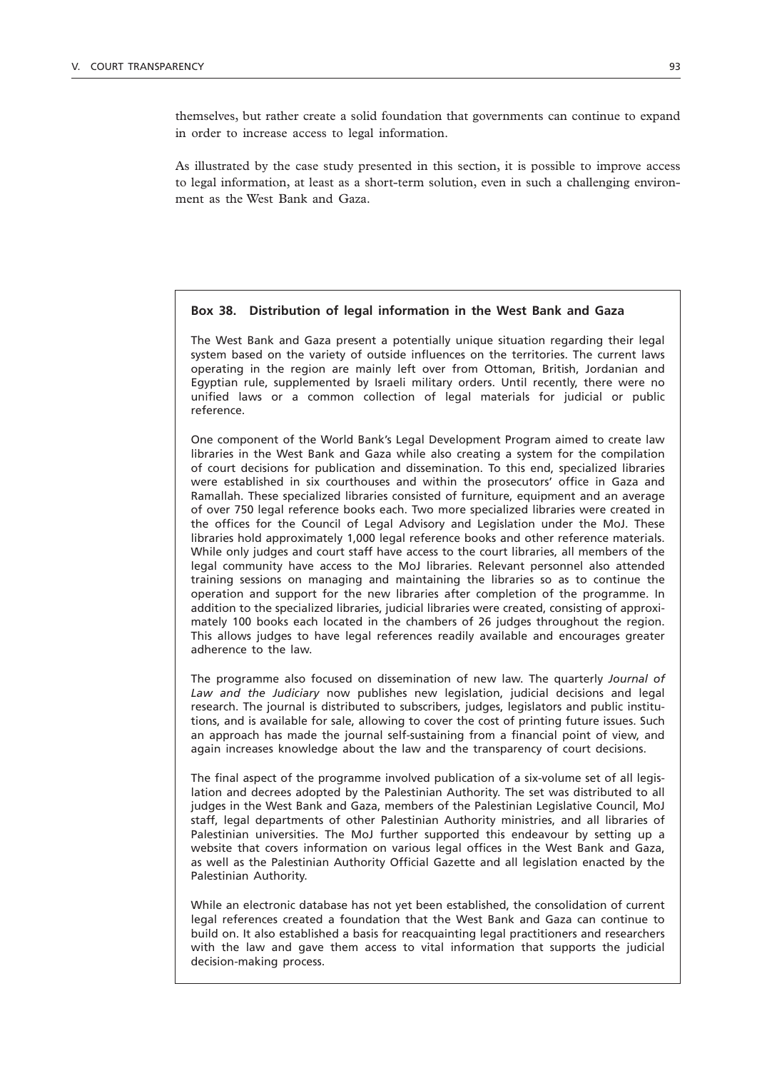themselves, but rather create a solid foundation that governments can continue to expand in order to increase access to legal information.

As illustrated by the case study presented in this section, it is possible to improve access to legal information, at least as a short-term solution, even in such a challenging environment as the West Bank and Gaza.

**Box 38. Distribution of legal information in the West Bank and Gaza**

The West Bank and Gaza present a potentially unique situation regarding their legal system based on the variety of outside influences on the territories. The current laws operating in the region are mainly left over from Ottoman, British, Jordanian and Egyptian rule, supplemented by Israeli military orders. Until recently, there were no unified laws or a common collection of legal materials for judicial or public reference.

One component of the World Bank's Legal Development Program aimed to create law libraries in the West Bank and Gaza while also creating a system for the compilation of court decisions for publication and dissemination. To this end, specialized libraries were established in six courthouses and within the prosecutors' office in Gaza and Ramallah. These specialized libraries consisted of furniture, equipment and an average of over 750 legal reference books each. Two more specialized libraries were created in the offices for the Council of Legal Advisory and Legislation under the MoJ. These libraries hold approximately 1,000 legal reference books and other reference materials. While only judges and court staff have access to the court libraries, all members of the legal community have access to the MoJ libraries. Relevant personnel also attended training sessions on managing and maintaining the libraries so as to continue the operation and support for the new libraries after completion of the programme. In addition to the specialized libraries, judicial libraries were created, consisting of approximately 100 books each located in the chambers of 26 judges throughout the region. This allows judges to have legal references readily available and encourages greater adherence to the law.

The programme also focused on dissemination of new law. The quarterly *Journal of Law and the Judiciary* now publishes new legislation, judicial decisions and legal research. The journal is distributed to subscribers, judges, legislators and public institutions, and is available for sale, allowing to cover the cost of printing future issues. Such an approach has made the journal self-sustaining from a financial point of view, and again increases knowledge about the law and the transparency of court decisions.

The final aspect of the programme involved publication of a six-volume set of all legislation and decrees adopted by the Palestinian Authority. The set was distributed to all judges in the West Bank and Gaza, members of the Palestinian Legislative Council, MoJ staff, legal departments of other Palestinian Authority ministries, and all libraries of Palestinian universities. The MoJ further supported this endeavour by setting up a website that covers information on various legal offices in the West Bank and Gaza, as well as the Palestinian Authority Official Gazette and all legislation enacted by the Palestinian Authority.

While an electronic database has not yet been established, the consolidation of current legal references created a foundation that the West Bank and Gaza can continue to build on. It also established a basis for reacquainting legal practitioners and researchers with the law and gave them access to vital information that supports the judicial decision-making process.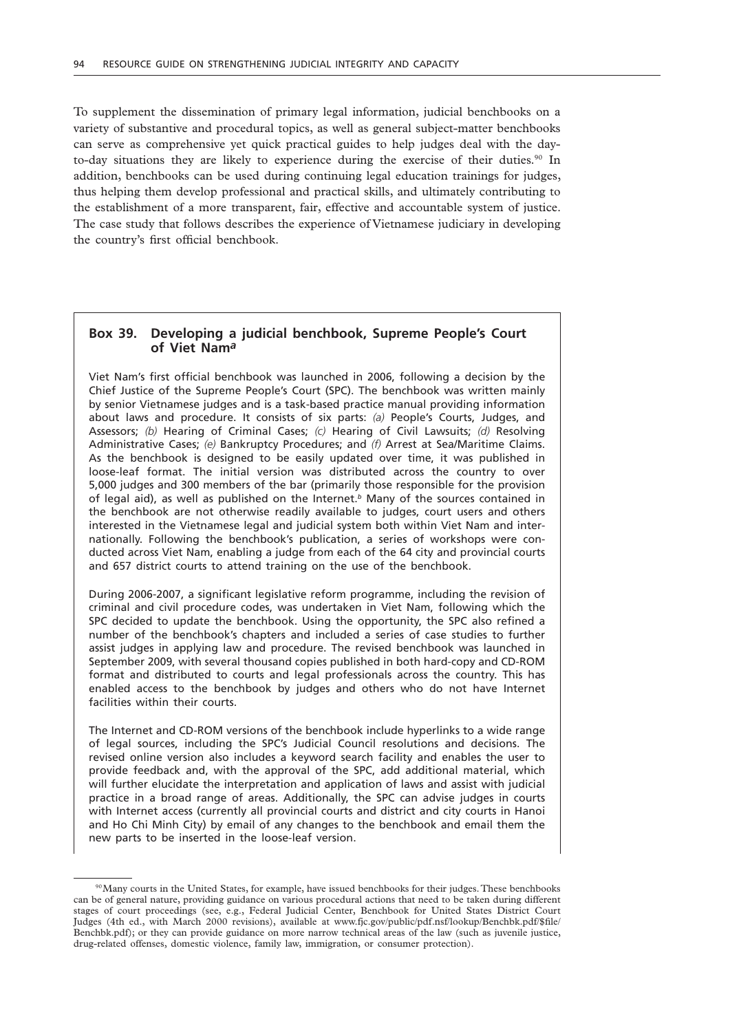To supplement the dissemination of primary legal information, judicial benchbooks on a variety of substantive and procedural topics, as well as general subject-matter benchbooks can serve as comprehensive yet quick practical guides to help judges deal with the day-to-day situations they are likely to experience during the exercise of their duties.[90] In addition, benchbooks can be used during continuing legal education trainings for judges, thus helping them develop professional and practical skills, and ultimately contributing to the establishment of a more transparent, fair, effective and accountable system of justice. The case study that follows describes the experience of Vietnamese judiciary in developing the country's first official benchbook.

### Box 39. Developing a judicial benchbook, Supreme People's Court of Viet Nam[a]

Viet Nam's first official benchbook was launched in 2006, following a decision by the Chief Justice of the Supreme People's Court (SPC). The benchbook was written mainly by senior Vietnamese judges and is a task-based practice manual providing information about laws and procedure. It consists of six parts: *(a)* People's Courts, Judges, and Assessors; *(b)* Hearing of Criminal Cases; *(c)* Hearing of Civil Lawsuits; *(d)* Resolving Administrative Cases; *(e)* Bankruptcy Procedures; and *(f)* Arrest at Sea/Maritime Claims. As the benchbook is designed to be easily updated over time, it was published in loose-leaf format. The initial version was distributed across the country to over 5,000 judges and 300 members of the bar (primarily those responsible for the provision of legal aid), as well as published on the Internet.[b] Many of the sources contained in the benchbook are not otherwise readily available to judges, court users and others interested in the Vietnamese legal and judicial system both within Viet Nam and internationally. Following the benchbook's publication, a series of workshops were conducted across Viet Nam, enabling a judge from each of the 64 city and provincial courts and 657 district courts to attend training on the use of the benchbook.

During 2006-2007, a significant legislative reform programme, including the revision of criminal and civil procedure codes, was undertaken in Viet Nam, following which the SPC decided to update the benchbook. Using the opportunity, the SPC also refined a number of the benchbook's chapters and included a series of case studies to further assist judges in applying law and procedure. The revised benchbook was launched in September 2009, with several thousand copies published in both hard-copy and CD-ROM format and distributed to courts and legal professionals across the country. This has enabled access to the benchbook by judges and others who do not have Internet facilities within their courts.

The Internet and CD-ROM versions of the benchbook include hyperlinks to a wide range of legal sources, including the SPC's Judicial Council resolutions and decisions. The revised online version also includes a keyword search facility and enables the user to provide feedback and, with the approval of the SPC, add additional material, which will further elucidate the interpretation and application of laws and assist with judicial practice in a broad range of areas. Additionally, the SPC can advise judges in courts with Internet access (currently all provincial courts and district and city courts in Hanoi and Ho Chi Minh City) by email of any changes to the benchbook and email them the new parts to be inserted in the loose-leaf version.

---

[90] Many courts in the United States, for example, have issued benchbooks for their judges. These benchbooks can be of general nature, providing guidance on various procedural actions that need to be taken during different stages of court proceedings (see, e.g., Federal Judicial Center, Benchbook for United States District Court Judges (4th ed., with March 2000 revisions), available at www.fjc.gov/public/pdf.nsf/lookup/Benchbk.pdf/$file/Benchbk.pdf); or they can provide guidance on more narrow technical areas of the law (such as juvenile justice, drug-related offenses, domestic violence, family law, immigration, or consumer protection).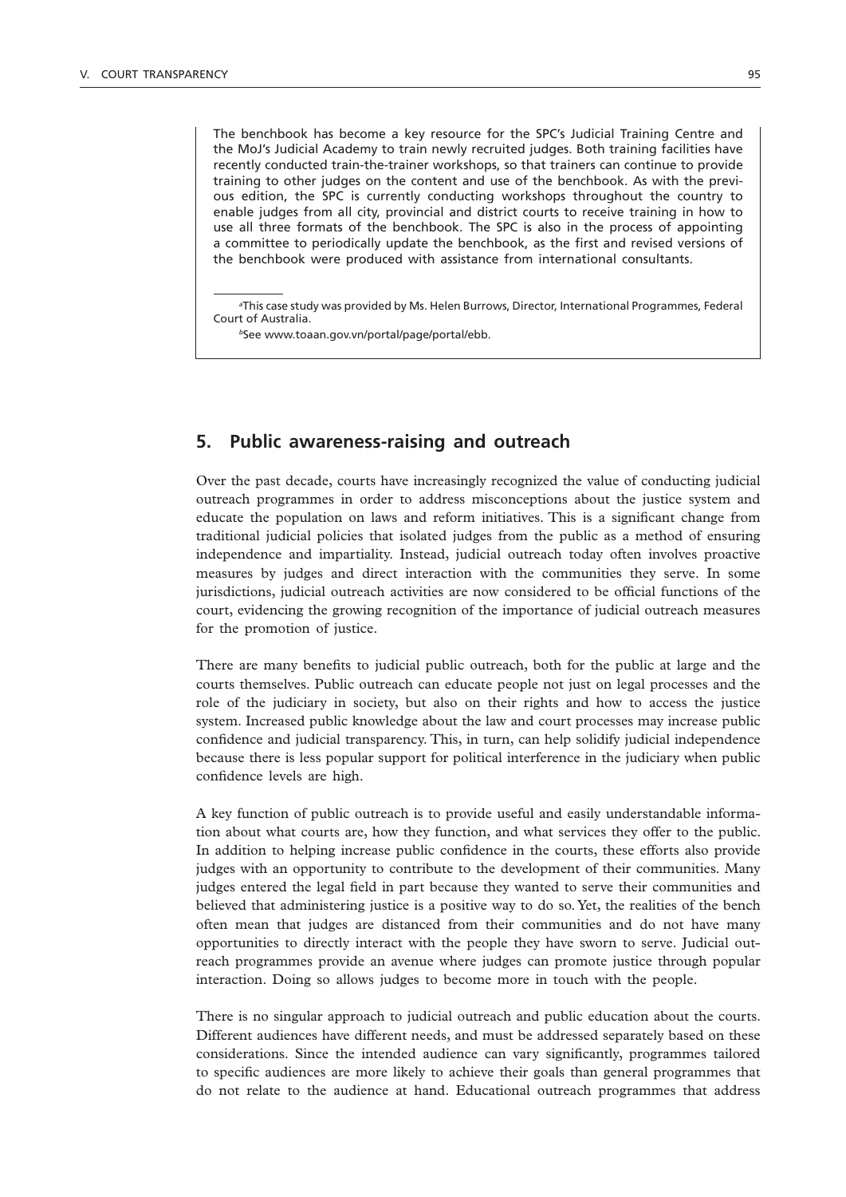The benchbook has become a key resource for the SPC's Judicial Training Centre and the MoJ's Judicial Academy to train newly recruited judges. Both training facilities have recently conducted train-the-trainer workshops, so that trainers can continue to provide training to other judges on the content and use of the benchbook. As with the previous edition, the SPC is currently conducting workshops throughout the country to enable judges from all city, provincial and district courts to receive training in how to use all three formats of the benchbook. The SPC is also in the process of appointing a committee to periodically update the benchbook, as the first and revised versions of the benchbook were produced with assistance from international consultants.

[a]This case study was provided by Ms. Helen Burrows, Director, International Programmes, Federal Court of Australia.

[b]See www.toaan.gov.vn/portal/page/portal/ebb.

## 5. Public awareness-raising and outreach

Over the past decade, courts have increasingly recognized the value of conducting judicial outreach programmes in order to address misconceptions about the justice system and educate the population on laws and reform initiatives. This is a significant change from traditional judicial policies that isolated judges from the public as a method of ensuring independence and impartiality. Instead, judicial outreach today often involves proactive measures by judges and direct interaction with the communities they serve. In some jurisdictions, judicial outreach activities are now considered to be official functions of the court, evidencing the growing recognition of the importance of judicial outreach measures for the promotion of justice.

There are many benefits to judicial public outreach, both for the public at large and the courts themselves. Public outreach can educate people not just on legal processes and the role of the judiciary in society, but also on their rights and how to access the justice system. Increased public knowledge about the law and court processes may increase public confidence and judicial transparency. This, in turn, can help solidify judicial independence because there is less popular support for political interference in the judiciary when public confidence levels are high.

A key function of public outreach is to provide useful and easily understandable information about what courts are, how they function, and what services they offer to the public. In addition to helping increase public confidence in the courts, these efforts also provide judges with an opportunity to contribute to the development of their communities. Many judges entered the legal field in part because they wanted to serve their communities and believed that administering justice is a positive way to do so. Yet, the realities of the bench often mean that judges are distanced from their communities and do not have many opportunities to directly interact with the people they have sworn to serve. Judicial outreach programmes provide an avenue where judges can promote justice through popular interaction. Doing so allows judges to become more in touch with the people.

There is no singular approach to judicial outreach and public education about the courts. Different audiences have different needs, and must be addressed separately based on these considerations. Since the intended audience can vary significantly, programmes tailored to specific audiences are more likely to achieve their goals than general programmes that do not relate to the audience at hand. Educational outreach programmes that address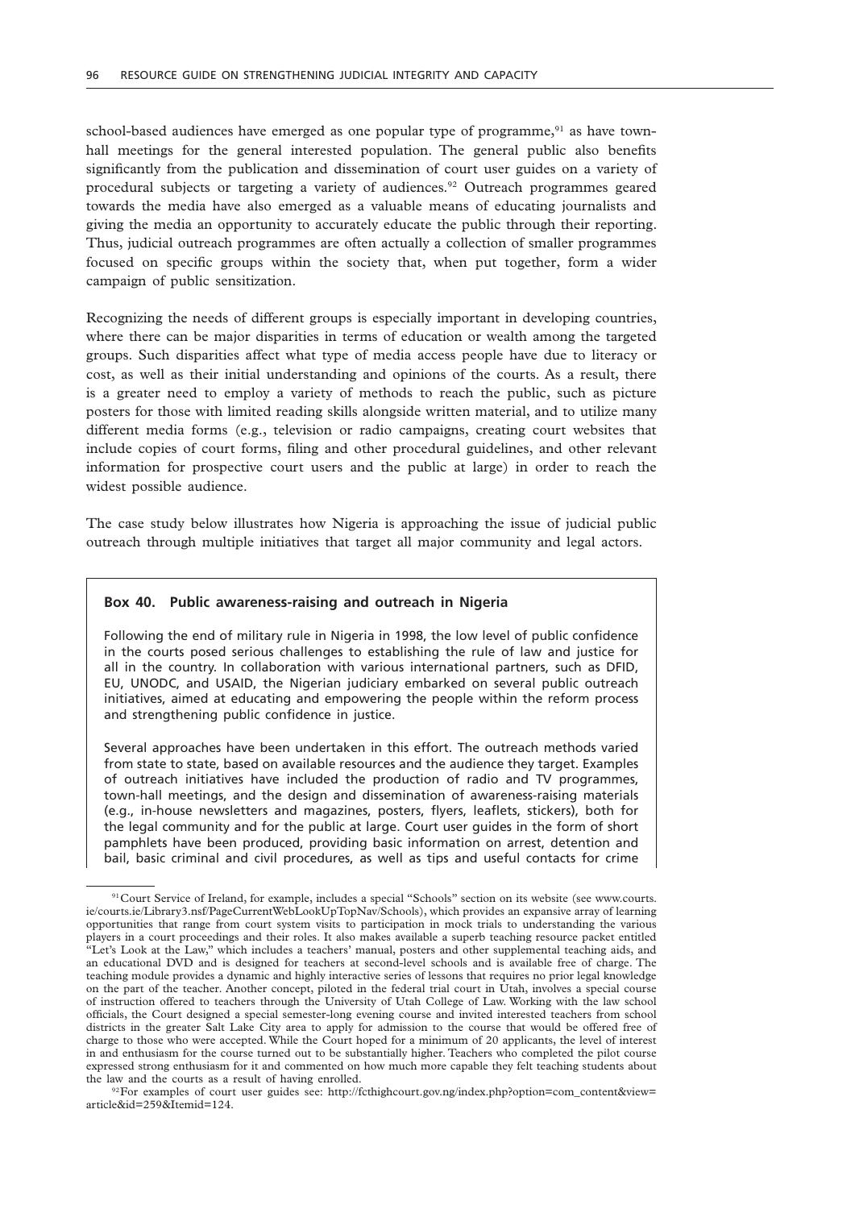school-based audiences have emerged as one popular type of programme,[91] as have town-hall meetings for the general interested population. The general public also benefits significantly from the publication and dissemination of court user guides on a variety of procedural subjects or targeting a variety of audiences.[92] Outreach programmes geared towards the media have also emerged as a valuable means of educating journalists and giving the media an opportunity to accurately educate the public through their reporting. Thus, judicial outreach programmes are often actually a collection of smaller programmes focused on specific groups within the society that, when put together, form a wider campaign of public sensitization.

Recognizing the needs of different groups is especially important in developing countries, where there can be major disparities in terms of education or wealth among the targeted groups. Such disparities affect what type of media access people have due to literacy or cost, as well as their initial understanding and opinions of the courts. As a result, there is a greater need to employ a variety of methods to reach the public, such as picture posters for those with limited reading skills alongside written material, and to utilize many different media forms (e.g., television or radio campaigns, creating court websites that include copies of court forms, filing and other procedural guidelines, and other relevant information for prospective court users and the public at large) in order to reach the widest possible audience.

The case study below illustrates how Nigeria is approaching the issue of judicial public outreach through multiple initiatives that target all major community and legal actors.

**Box 40. Public awareness-raising and outreach in Nigeria**

Following the end of military rule in Nigeria in 1998, the low level of public confidence in the courts posed serious challenges to establishing the rule of law and justice for all in the country. In collaboration with various international partners, such as DFID, EU, UNODC, and USAID, the Nigerian judiciary embarked on several public outreach initiatives, aimed at educating and empowering the people within the reform process and strengthening public confidence in justice.

Several approaches have been undertaken in this effort. The outreach methods varied from state to state, based on available resources and the audience they target. Examples of outreach initiatives have included the production of radio and TV programmes, town-hall meetings, and the design and dissemination of awareness-raising materials (e.g., in-house newsletters and magazines, posters, flyers, leaflets, stickers), both for the legal community and for the public at large. Court user guides in the form of short pamphlets have been produced, providing basic information on arrest, detention and bail, basic criminal and civil procedures, as well as tips and useful contacts for crime

---

[91] Court Service of Ireland, for example, includes a special "Schools" section on its website (see www.courts.ie/courts.ie/Library3.nsf/PageCurrentWebLookUpTopNav/Schools), which provides an expansive array of learning opportunities that range from court system visits to participation in mock trials to understanding the various players in a court proceedings and their roles. It also makes available a superb teaching resource packet entitled "Let's Look at the Law," which includes a teachers' manual, posters and other supplemental teaching aids, and an educational DVD and is designed for teachers at second-level schools and is available free of charge. The teaching module provides a dynamic and highly interactive series of lessons that requires no prior legal knowledge on the part of the teacher. Another concept, piloted in the federal trial court in Utah, involves a special course of instruction offered to teachers through the University of Utah College of Law. Working with the law school officials, the Court designed a special semester-long evening course and invited interested teachers from school districts in the greater Salt Lake City area to apply for admission to the course that would be offered free of charge to those who were accepted. While the Court hoped for a minimum of 20 applicants, the level of interest in and enthusiasm for the course turned out to be substantially higher. Teachers who completed the pilot course expressed strong enthusiasm for it and commented on how much more capable they felt teaching students about the law and the courts as a result of having enrolled.

[92] For examples of court user guides see: http://fcthighcourt.gov.ng/index.php?option=com_content&view=article&id=259&Itemid=124.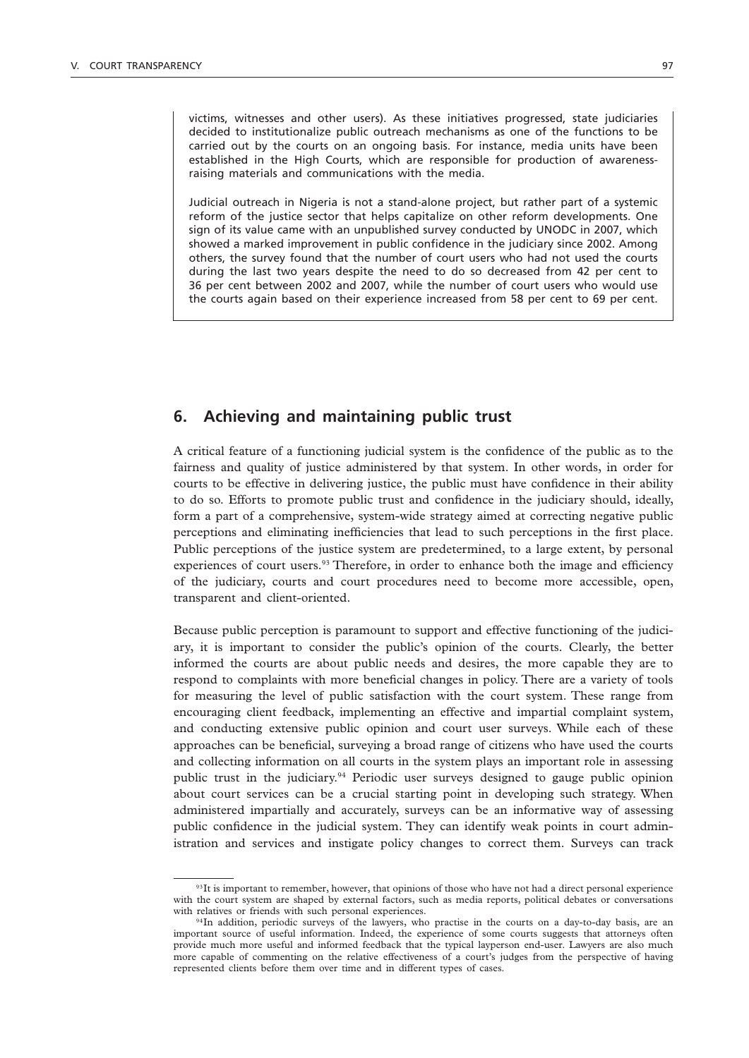victims, witnesses and other users). As these initiatives progressed, state judiciaries decided to institutionalize public outreach mechanisms as one of the functions to be carried out by the courts on an ongoing basis. For instance, media units have been established in the High Courts, which are responsible for production of awareness-raising materials and communications with the media.

Judicial outreach in Nigeria is not a stand-alone project, but rather part of a systemic reform of the justice sector that helps capitalize on other reform developments. One sign of its value came with an unpublished survey conducted by UNODC in 2007, which showed a marked improvement in public confidence in the judiciary since 2002. Among others, the survey found that the number of court users who had not used the courts during the last two years despite the need to do so decreased from 42 per cent to 36 per cent between 2002 and 2007, while the number of court users who would use the courts again based on their experience increased from 58 per cent to 69 per cent.

## 6. Achieving and maintaining public trust

A critical feature of a functioning judicial system is the confidence of the public as to the fairness and quality of justice administered by that system. In other words, in order for courts to be effective in delivering justice, the public must have confidence in their ability to do so. Efforts to promote public trust and confidence in the judiciary should, ideally, form a part of a comprehensive, system-wide strategy aimed at correcting negative public perceptions and eliminating inefficiencies that lead to such perceptions in the first place. Public perceptions of the justice system are predetermined, to a large extent, by personal experiences of court users.[93] Therefore, in order to enhance both the image and efficiency of the judiciary, courts and court procedures need to become more accessible, open, transparent and client-oriented.

Because public perception is paramount to support and effective functioning of the judiciary, it is important to consider the public's opinion of the courts. Clearly, the better informed the courts are about public needs and desires, the more capable they are to respond to complaints with more beneficial changes in policy. There are a variety of tools for measuring the level of public satisfaction with the court system. These range from encouraging client feedback, implementing an effective and impartial complaint system, and conducting extensive public opinion and court user surveys. While each of these approaches can be beneficial, surveying a broad range of citizens who have used the courts and collecting information on all courts in the system plays an important role in assessing public trust in the judiciary.[94] Periodic user surveys designed to gauge public opinion about court services can be a crucial starting point in developing such strategy. When administered impartially and accurately, surveys can be an informative way of assessing public confidence in the judicial system. They can identify weak points in court administration and services and instigate policy changes to correct them. Surveys can track

---

[93] It is important to remember, however, that opinions of those who have not had a direct personal experience with the court system are shaped by external factors, such as media reports, political debates or conversations with relatives or friends with such personal experiences.

[94] In addition, periodic surveys of the lawyers, who practise in the courts on a day-to-day basis, are an important source of useful information. Indeed, the experience of some courts suggests that attorneys often provide much more useful and informed feedback that the typical layperson end-user. Lawyers are also much more capable of commenting on the relative effectiveness of a court's judges from the perspective of having represented clients before them over time and in different types of cases.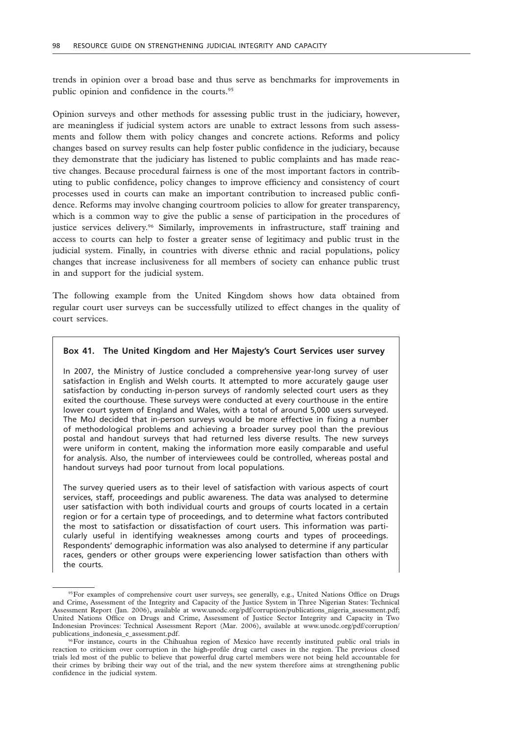trends in opinion over a broad base and thus serve as benchmarks for improvements in public opinion and confidence in the courts.[95]

Opinion surveys and other methods for assessing public trust in the judiciary, however, are meaningless if judicial system actors are unable to extract lessons from such assessments and follow them with policy changes and concrete actions. Reforms and policy changes based on survey results can help foster public confidence in the judiciary, because they demonstrate that the judiciary has listened to public complaints and has made reactive changes. Because procedural fairness is one of the most important factors in contributing to public confidence, policy changes to improve efficiency and consistency of court processes used in courts can make an important contribution to increased public confidence. Reforms may involve changing courtroom policies to allow for greater transparency, which is a common way to give the public a sense of participation in the procedures of justice services delivery.[96] Similarly, improvements in infrastructure, staff training and access to courts can help to foster a greater sense of legitimacy and public trust in the judicial system. Finally, in countries with diverse ethnic and racial populations, policy changes that increase inclusiveness for all members of society can enhance public trust in and support for the judicial system.

The following example from the United Kingdom shows how data obtained from regular court user surveys can be successfully utilized to effect changes in the quality of court services.

**Box 41. The United Kingdom and Her Majesty's Court Services user survey**

In 2007, the Ministry of Justice concluded a comprehensive year-long survey of user satisfaction in English and Welsh courts. It attempted to more accurately gauge user satisfaction by conducting in-person surveys of randomly selected court users as they exited the courthouse. These surveys were conducted at every courthouse in the entire lower court system of England and Wales, with a total of around 5,000 users surveyed. The MoJ decided that in-person surveys would be more effective in fixing a number of methodological problems and achieving a broader survey pool than the previous postal and handout surveys that had returned less diverse results. The new surveys were uniform in content, making the information more easily comparable and useful for analysis. Also, the number of interviewees could be controlled, whereas postal and handout surveys had poor turnout from local populations.

The survey queried users as to their level of satisfaction with various aspects of court services, staff, proceedings and public awareness. The data was analysed to determine user satisfaction with both individual courts and groups of courts located in a certain region or for a certain type of proceedings, and to determine what factors contributed the most to satisfaction or dissatisfaction of court users. This information was particularly useful in identifying weaknesses among courts and types of proceedings. Respondents' demographic information was also analysed to determine if any particular races, genders or other groups were experiencing lower satisfaction than others with the courts.

---

[95] For examples of comprehensive court user surveys, see generally, e.g., United Nations Office on Drugs and Crime, Assessment of the Integrity and Capacity of the Justice System in Three Nigerian States: Technical Assessment Report (Jan. 2006), available at www.unodc.org/pdf/corruption/publications_nigeria_assessment.pdf; United Nations Office on Drugs and Crime, Assessment of Justice Sector Integrity and Capacity in Two Indonesian Provinces: Technical Assessment Report (Mar. 2006), available at www.unodc.org/pdf/corruption/publications_indonesia_e_assessment.pdf.

[96] For instance, courts in the Chihuahua region of Mexico have recently instituted public oral trials in reaction to criticism over corruption in the high-profile drug cartel cases in the region. The previous closed trials led most of the public to believe that powerful drug cartel members were not being held accountable for their crimes by bribing their way out of the trial, and the new system therefore aims at strengthening public confidence in the judicial system.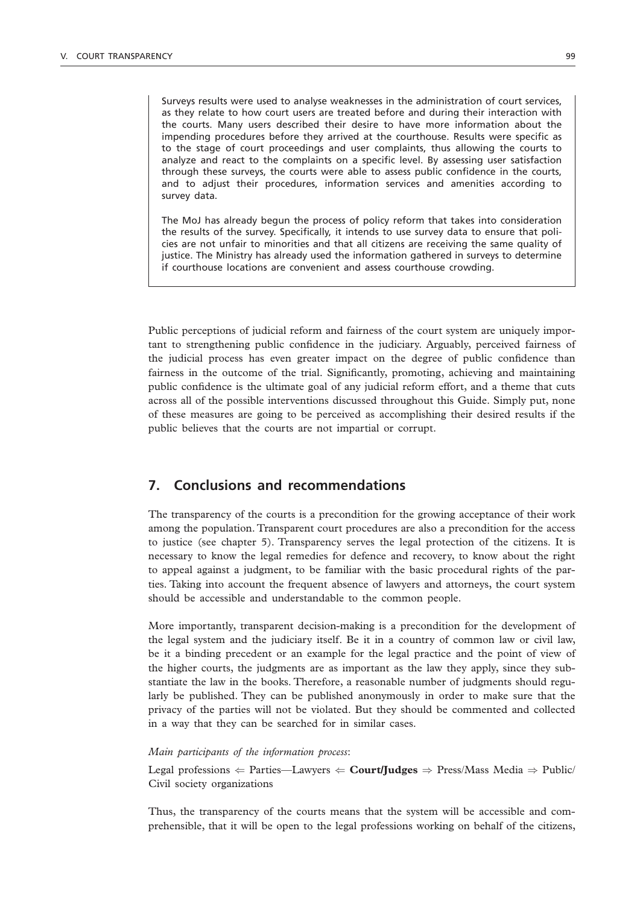Surveys results were used to analyse weaknesses in the administration of court services, as they relate to how court users are treated before and during their interaction with the courts. Many users described their desire to have more information about the impending procedures before they arrived at the courthouse. Results were specific as to the stage of court proceedings and user complaints, thus allowing the courts to analyze and react to the complaints on a specific level. By assessing user satisfaction through these surveys, the courts were able to assess public confidence in the courts, and to adjust their procedures, information services and amenities according to survey data.

The MoJ has already begun the process of policy reform that takes into consideration the results of the survey. Specifically, it intends to use survey data to ensure that policies are not unfair to minorities and that all citizens are receiving the same quality of justice. The Ministry has already used the information gathered in surveys to determine if courthouse locations are convenient and assess courthouse crowding.

Public perceptions of judicial reform and fairness of the court system are uniquely important to strengthening public confidence in the judiciary. Arguably, perceived fairness of the judicial process has even greater impact on the degree of public confidence than fairness in the outcome of the trial. Significantly, promoting, achieving and maintaining public confidence is the ultimate goal of any judicial reform effort, and a theme that cuts across all of the possible interventions discussed throughout this Guide. Simply put, none of these measures are going to be perceived as accomplishing their desired results if the public believes that the courts are not impartial or corrupt.

## 7. Conclusions and recommendations

The transparency of the courts is a precondition for the growing acceptance of their work among the population. Transparent court procedures are also a precondition for the access to justice (see chapter 5). Transparency serves the legal protection of the citizens. It is necessary to know the legal remedies for defence and recovery, to know about the right to appeal against a judgment, to be familiar with the basic procedural rights of the parties. Taking into account the frequent absence of lawyers and attorneys, the court system should be accessible and understandable to the common people.

More importantly, transparent decision-making is a precondition for the development of the legal system and the judiciary itself. Be it in a country of common law or civil law, be it a binding precedent or an example for the legal practice and the point of view of the higher courts, the judgments are as important as the law they apply, since they substantiate the law in the books. Therefore, a reasonable number of judgments should regularly be published. They can be published anonymously in order to make sure that the privacy of the parties will not be violated. But they should be commented and collected in a way that they can be searched for in similar cases.

*Main participants of the information process*:

Legal professions ⇐ Parties—Lawyers ⇐ **Court/Judges** ⇒ Press/Mass Media ⇒ Public/Civil society organizations

Thus, the transparency of the courts means that the system will be accessible and comprehensible, that it will be open to the legal professions working on behalf of the citizens,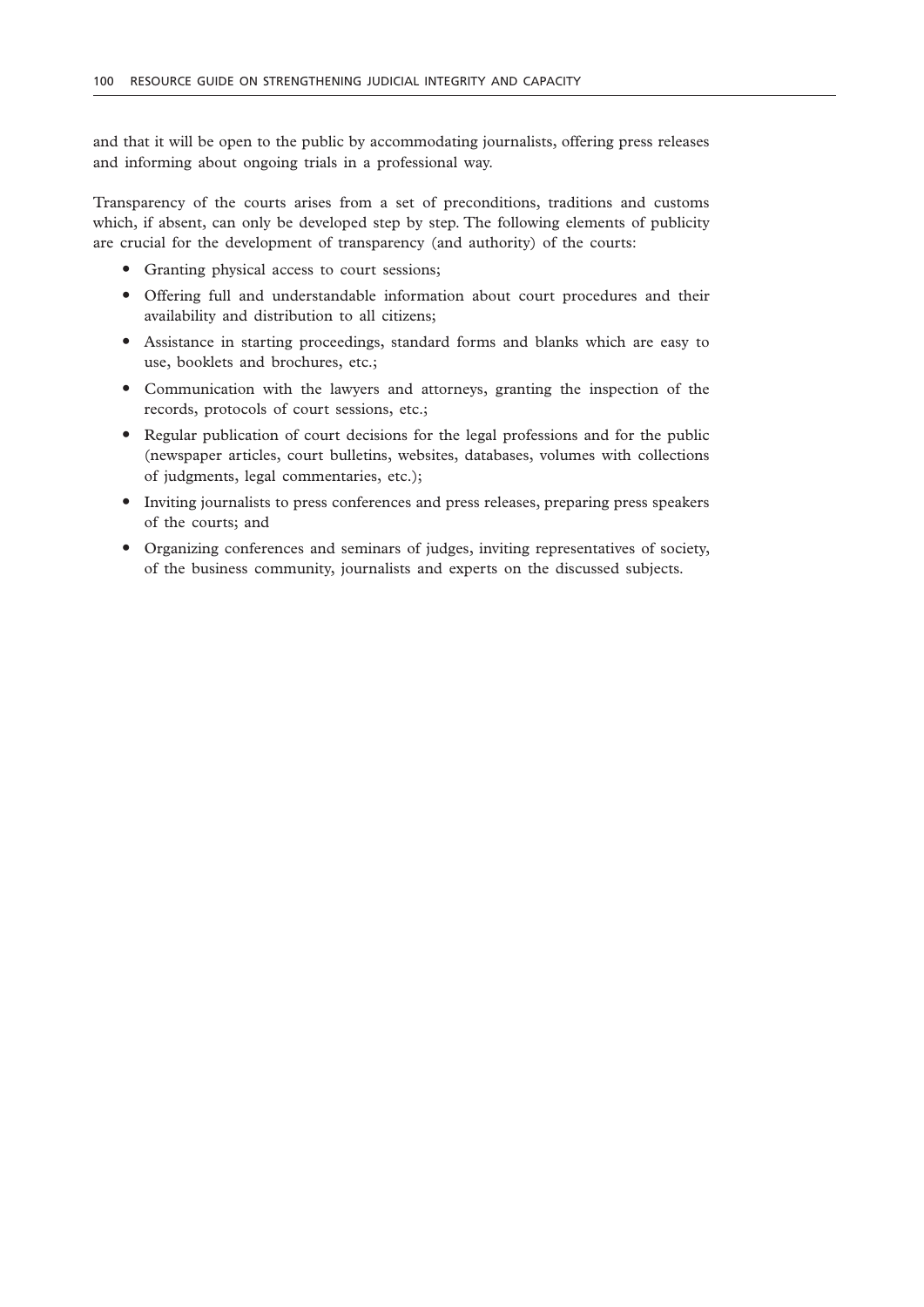and that it will be open to the public by accommodating journalists, offering press releases and informing about ongoing trials in a professional way.

Transparency of the courts arises from a set of preconditions, traditions and customs which, if absent, can only be developed step by step. The following elements of publicity are crucial for the development of transparency (and authority) of the courts:

- Granting physical access to court sessions;
- Offering full and understandable information about court procedures and their availability and distribution to all citizens;
- Assistance in starting proceedings, standard forms and blanks which are easy to use, booklets and brochures, etc.;
- Communication with the lawyers and attorneys, granting the inspection of the records, protocols of court sessions, etc.;
- Regular publication of court decisions for the legal professions and for the public (newspaper articles, court bulletins, websites, databases, volumes with collections of judgments, legal commentaries, etc.);
- Inviting journalists to press conferences and press releases, preparing press speakers of the courts; and
- Organizing conferences and seminars of judges, inviting representatives of society, of the business community, journalists and experts on the discussed subjects.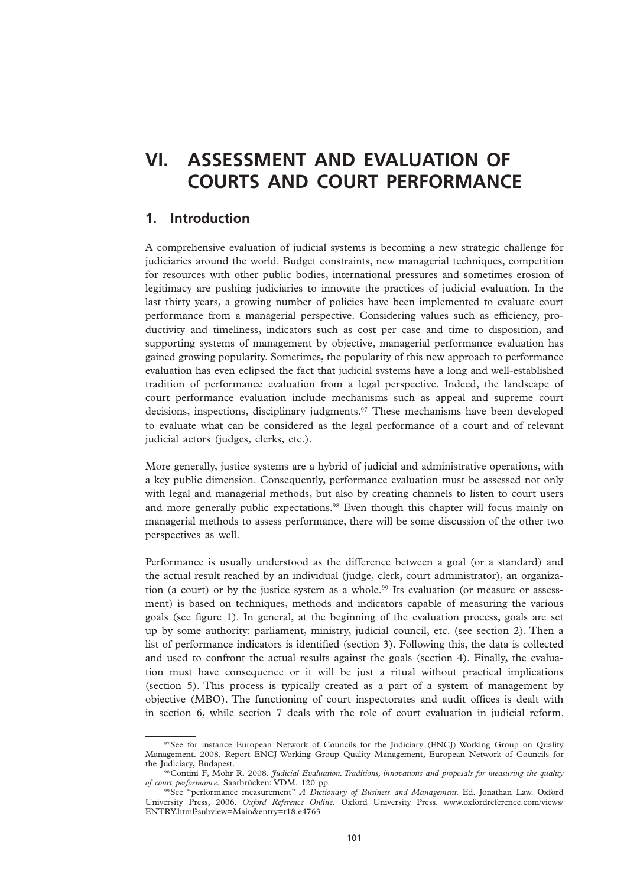# VI. ASSESSMENT AND EVALUATION OF COURTS AND COURT PERFORMANCE

## 1. Introduction

A comprehensive evaluation of judicial systems is becoming a new strategic challenge for judiciaries around the world. Budget constraints, new managerial techniques, competition for resources with other public bodies, international pressures and sometimes erosion of legitimacy are pushing judiciaries to innovate the practices of judicial evaluation. In the last thirty years, a growing number of policies have been implemented to evaluate court performance from a managerial perspective. Considering values such as efficiency, productivity and timeliness, indicators such as cost per case and time to disposition, and supporting systems of management by objective, managerial performance evaluation has gained growing popularity. Sometimes, the popularity of this new approach to performance evaluation has even eclipsed the fact that judicial systems have a long and well-established tradition of performance evaluation from a legal perspective. Indeed, the landscape of court performance evaluation include mechanisms such as appeal and supreme court decisions, inspections, disciplinary judgments.[97] These mechanisms have been developed to evaluate what can be considered as the legal performance of a court and of relevant judicial actors (judges, clerks, etc.).

More generally, justice systems are a hybrid of judicial and administrative operations, with a key public dimension. Consequently, performance evaluation must be assessed not only with legal and managerial methods, but also by creating channels to listen to court users and more generally public expectations.[98] Even though this chapter will focus mainly on managerial methods to assess performance, there will be some discussion of the other two perspectives as well.

Performance is usually understood as the difference between a goal (or a standard) and the actual result reached by an individual (judge, clerk, court administrator), an organization (a court) or by the justice system as a whole.[99] Its evaluation (or measure or assessment) is based on techniques, methods and indicators capable of measuring the various goals (see figure 1). In general, at the beginning of the evaluation process, goals are set up by some authority: parliament, ministry, judicial council, etc. (see section 2). Then a list of performance indicators is identified (section 3). Following this, the data is collected and used to confront the actual results against the goals (section 4). Finally, the evaluation must have consequence or it will be just a ritual without practical implications (section 5). This process is typically created as a part of a system of management by objective (MBO). The functioning of court inspectorates and audit offices is dealt with in section 6, while section 7 deals with the role of court evaluation in judicial reform.

---

[97] See for instance European Network of Councils for the Judiciary (ENCJ) Working Group on Quality Management. 2008. Report ENCJ Working Group Quality Management, European Network of Councils for the Judiciary, Budapest.

[98] Contini F, Mohr R. 2008. *Judicial Evaluation. Traditions, innovations and proposals for measuring the quality of court performance*. Saarbrücken: VDM. 120 pp.

[99] See "performance measurement" *A Dictionary of Business and Management.* Ed. Jonathan Law. Oxford University Press, 2006. *Oxford Reference Online*. Oxford University Press. www.oxfordreference.com/views/ENTRY.html?subview=Main&entry=t18.e4763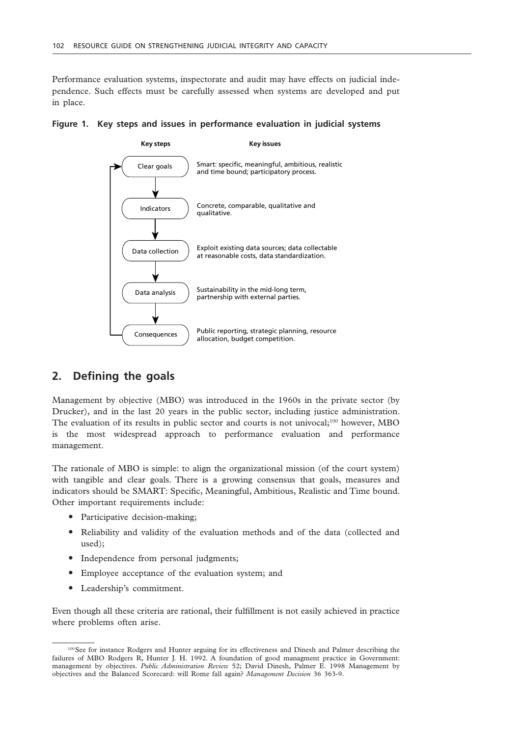Performance evaluation systems, inspectorate and audit may have effects on judicial independence. Such effects must be carefully assessed when systems are developed and put in place.

**Figure 1. Key steps and issues in performance evaluation in judicial systems**

| Key steps | Key issues |
|---|---|
| Clear goals | Smart: specific, meaningful, ambitious, realistic and time bound; participatory process. |
| Indicators | Concrete, comparable, qualitative and qualitative. |
| Data collection | Exploit existing data sources; data collectable at reasonable costs, data standardization. |
| Data analysis | Sustainability in the mid-long term, partnership with external parties. |
| Consequences | Public reporting, strategic planning, resource allocation, budget competition. |

## 2. Defining the goals

Management by objective (MBO) was introduced in the 1960s in the private sector (by Drucker), and in the last 20 years in the public sector, including justice administration. The evaluation of its results in public sector and courts is not univocal;[100] however, MBO is the most widespread approach to performance evaluation and performance management.

The rationale of MBO is simple: to align the organizational mission (of the court system) with tangible and clear goals. There is a growing consensus that goals, measures and indicators should be SMART: Specific, Meaningful, Ambitious, Realistic and Time bound. Other important requirements include:

- Participative decision-making;
- Reliability and validity of the evaluation methods and of the data (collected and used);
- Independence from personal judgments;
- Employee acceptance of the evaluation system; and
- Leadership's commitment.

Even though all these criteria are rational, their fulfillment is not easily achieved in practice where problems often arise.

[100] See for instance Rodgers and Hunter arguing for its effectiveness and Dinesh and Palmer describing the failures of MBO Rodgers R, Hunter J. H. 1992. A foundation of good managment practice in Government: management by objectives. *Public Administration Review* 52; David Dinesh, Palmer E. 1998 Management by objectives and the Balanced Scorecard: will Rome fall again? *Management Decision* 36 363-9.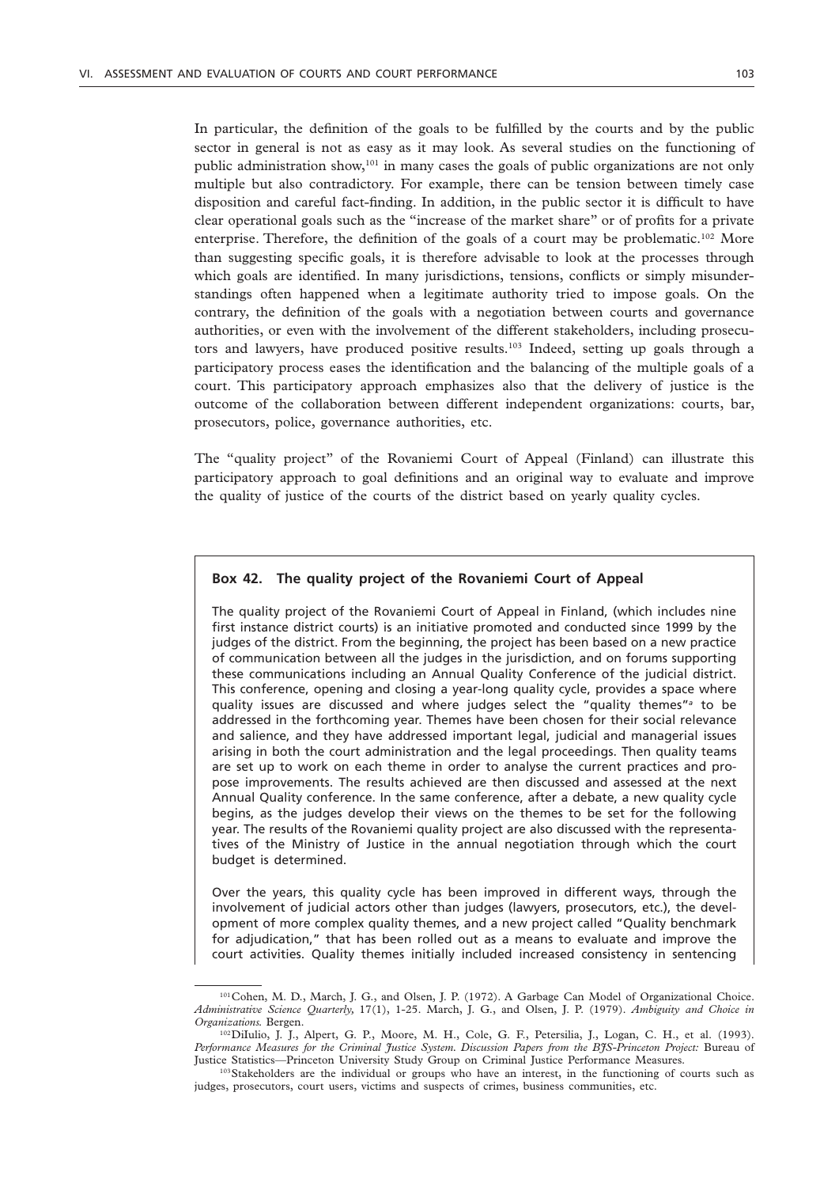In particular, the definition of the goals to be fulfilled by the courts and by the public sector in general is not as easy as it may look. As several studies on the functioning of public administration show,[101] in many cases the goals of public organizations are not only multiple but also contradictory. For example, there can be tension between timely case disposition and careful fact-finding. In addition, in the public sector it is difficult to have clear operational goals such as the "increase of the market share" or of profits for a private enterprise. Therefore, the definition of the goals of a court may be problematic.[102] More than suggesting specific goals, it is therefore advisable to look at the processes through which goals are identified. In many jurisdictions, tensions, conflicts or simply misunderstandings often happened when a legitimate authority tried to impose goals. On the contrary, the definition of the goals with a negotiation between courts and governance authorities, or even with the involvement of the different stakeholders, including prosecutors and lawyers, have produced positive results.[103] Indeed, setting up goals through a participatory process eases the identification and the balancing of the multiple goals of a court. This participatory approach emphasizes also that the delivery of justice is the outcome of the collaboration between different independent organizations: courts, bar, prosecutors, police, governance authorities, etc.

The "quality project" of the Rovaniemi Court of Appeal (Finland) can illustrate this participatory approach to goal definitions and an original way to evaluate and improve the quality of justice of the courts of the district based on yearly quality cycles.

**Box 42. The quality project of the Rovaniemi Court of Appeal**

The quality project of the Rovaniemi Court of Appeal in Finland, (which includes nine first instance district courts) is an initiative promoted and conducted since 1999 by the judges of the district. From the beginning, the project has been based on a new practice of communication between all the judges in the jurisdiction, and on forums supporting these communications including an Annual Quality Conference of the judicial district. This conference, opening and closing a year-long quality cycle, provides a space where quality issues are discussed and where judges select the "quality themes"[a] to be addressed in the forthcoming year. Themes have been chosen for their social relevance and salience, and they have addressed important legal, judicial and managerial issues arising in both the court administration and the legal proceedings. Then quality teams are set up to work on each theme in order to analyse the current practices and propose improvements. The results achieved are then discussed and assessed at the next Annual Quality conference. In the same conference, after a debate, a new quality cycle begins, as the judges develop their views on the themes to be set for the following year. The results of the Rovaniemi quality project are also discussed with the representatives of the Ministry of Justice in the annual negotiation through which the court budget is determined.

Over the years, this quality cycle has been improved in different ways, through the involvement of judicial actors other than judges (lawyers, prosecutors, etc.), the development of more complex quality themes, and a new project called "Quality benchmark for adjudication," that has been rolled out as a means to evaluate and improve the court activities. Quality themes initially included increased consistency in sentencing

---

[101] Cohen, M. D., March, J. G., and Olsen, J. P. (1972). A Garbage Can Model of Organizational Choice. *Administrative Science Quarterly,* 17(1), 1-25. March, J. G., and Olsen, J. P. (1979). *Ambiguity and Choice in Organizations.* Bergen.

[102] DiIulio, J. J., Alpert, G. P., Moore, M. H., Cole, G. F., Petersilia, J., Logan, C. H., et al. (1993). *Performance Measures for the Criminal Justice System. Discussion Papers from the BJS-Princeton Project:* Bureau of Justice Statistics—Princeton University Study Group on Criminal Justice Performance Measures.

[103] Stakeholders are the individual or groups who have an interest, in the functioning of courts such as judges, prosecutors, court users, victims and suspects of crimes, business communities, etc.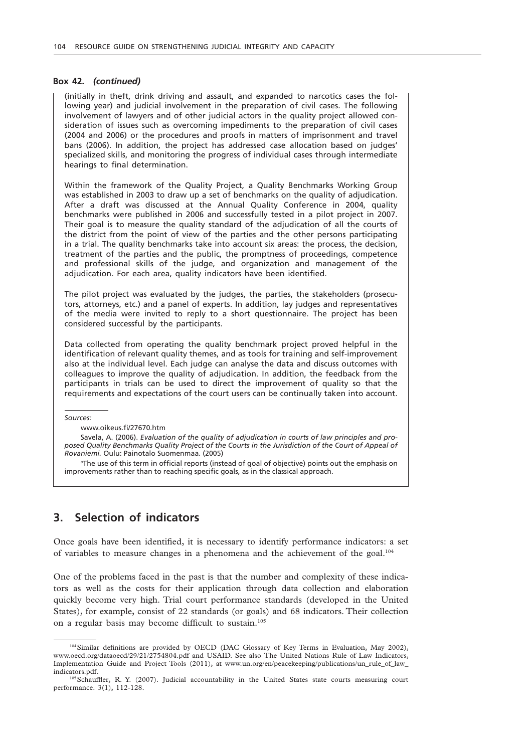**Box 42.** ***(continued)***

(initially in theft, drink driving and assault, and expanded to narcotics cases the following year) and judicial involvement in the preparation of civil cases. The following involvement of lawyers and of other judicial actors in the quality project allowed consideration of issues such as overcoming impediments to the preparation of civil cases (2004 and 2006) or the procedures and proofs in matters of imprisonment and travel bans (2006). In addition, the project has addressed case allocation based on judges' specialized skills, and monitoring the progress of individual cases through intermediate hearings to final determination.

Within the framework of the Quality Project, a Quality Benchmarks Working Group was established in 2003 to draw up a set of benchmarks on the quality of adjudication. After a draft was discussed at the Annual Quality Conference in 2004, quality benchmarks were published in 2006 and successfully tested in a pilot project in 2007. Their goal is to measure the quality standard of the adjudication of all the courts of the district from the point of view of the parties and the other persons participating in a trial. The quality benchmarks take into account six areas: the process, the decision, treatment of the parties and the public, the promptness of proceedings, competence and professional skills of the judge, and organization and management of the adjudication. For each area, quality indicators have been identified.

The pilot project was evaluated by the judges, the parties, the stakeholders (prosecutors, attorneys, etc.) and a panel of experts. In addition, lay judges and representatives of the media were invited to reply to a short questionnaire. The project has been considered successful by the participants.

Data collected from operating the quality benchmark project proved helpful in the identification of relevant quality themes, and as tools for training and self-improvement also at the individual level. Each judge can analyse the data and discuss outcomes with colleagues to improve the quality of adjudication. In addition, the feedback from the participants in trials can be used to direct the improvement of quality so that the requirements and expectations of the court users can be continually taken into account.

*Sources:*

www.oikeus.fi/27670.htm

Savela, A. (2006). *Evaluation of the quality of adjudication in courts of law principles and proposed Quality Benchmarks Quality Project of the Courts in the Jurisdiction of the Court of Appeal of Rovaniemi.* Oulu: Painotalo Suomenmaa. (2005)

[a]The use of this term in official reports (instead of goal of objective) points out the emphasis on improvements rather than to reaching specific goals, as in the classical approach.

## 3. Selection of indicators

Once goals have been identified, it is necessary to identify performance indicators: a set of variables to measure changes in a phenomena and the achievement of the goal.[104]

One of the problems faced in the past is that the number and complexity of these indicators as well as the costs for their application through data collection and elaboration quickly become very high. Trial court performance standards (developed in the United States), for example, consist of 22 standards (or goals) and 68 indicators. Their collection on a regular basis may become difficult to sustain.[105]

[104]Similar definitions are provided by OECD (DAC Glossary of Key Terms in Evaluation, May 2002), www.oecd.org/dataoecd/29/21/2754804.pdf and USAID. See also The United Nations Rule of Law Indicators, Implementation Guide and Project Tools (2011), at www.un.org/en/peacekeeping/publications/un_rule_of_law_indicators.pdf.

[105]Schauffler, R. Y. (2007). Judicial accountability in the United States state courts measuring court performance. 3(1), 112-128.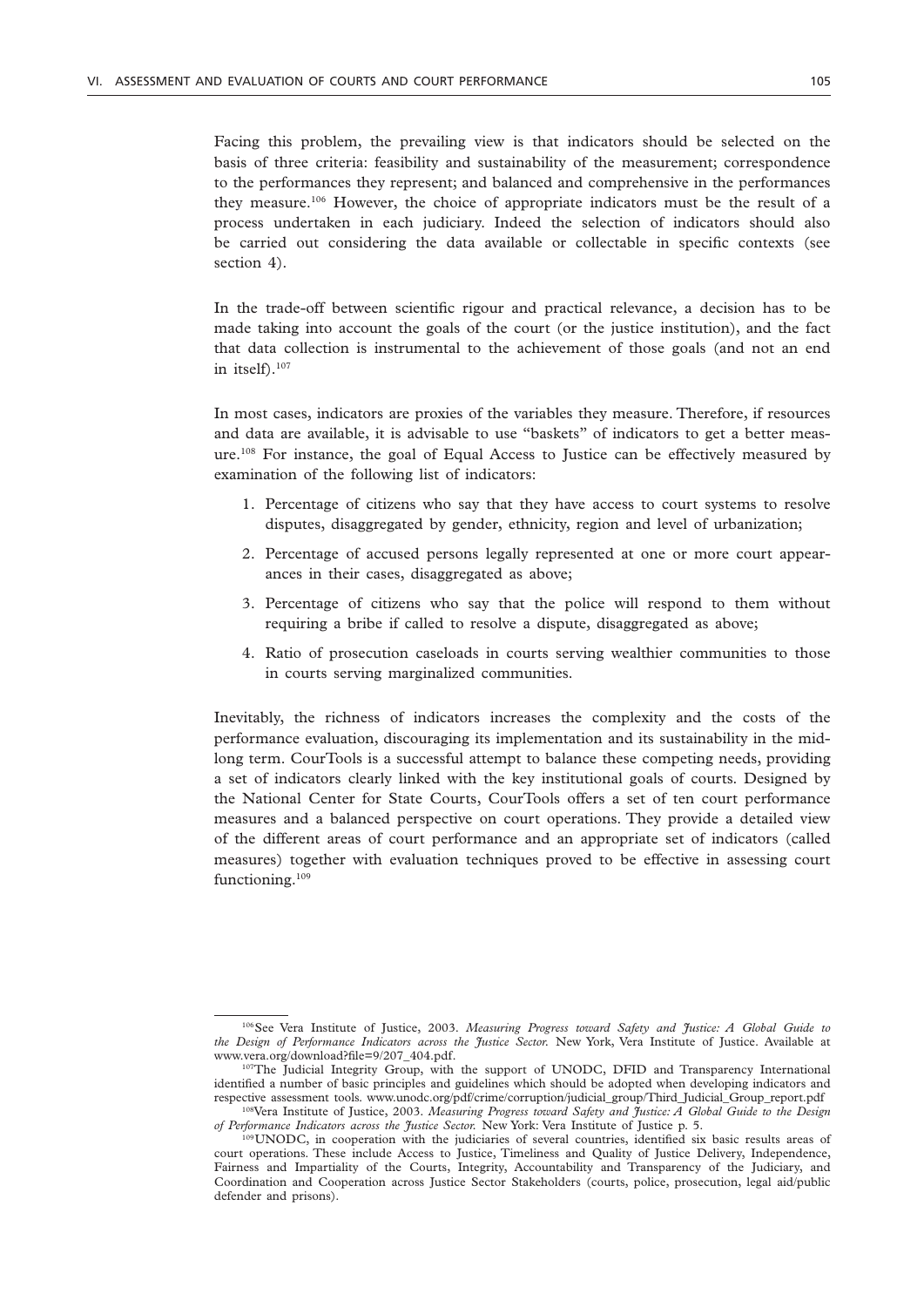Facing this problem, the prevailing view is that indicators should be selected on the basis of three criteria: feasibility and sustainability of the measurement; correspondence to the performances they represent; and balanced and comprehensive in the performances they measure.[106] However, the choice of appropriate indicators must be the result of a process undertaken in each judiciary. Indeed the selection of indicators should also be carried out considering the data available or collectable in specific contexts (see section 4).

In the trade-off between scientific rigour and practical relevance, a decision has to be made taking into account the goals of the court (or the justice institution), and the fact that data collection is instrumental to the achievement of those goals (and not an end in itself).[107]

In most cases, indicators are proxies of the variables they measure. Therefore, if resources and data are available, it is advisable to use "baskets" of indicators to get a better measure.[108] For instance, the goal of Equal Access to Justice can be effectively measured by examination of the following list of indicators:

1. Percentage of citizens who say that they have access to court systems to resolve disputes, disaggregated by gender, ethnicity, region and level of urbanization;
2. Percentage of accused persons legally represented at one or more court appearances in their cases, disaggregated as above;
3. Percentage of citizens who say that the police will respond to them without requiring a bribe if called to resolve a dispute, disaggregated as above;
4. Ratio of prosecution caseloads in courts serving wealthier communities to those in courts serving marginalized communities.

Inevitably, the richness of indicators increases the complexity and the costs of the performance evaluation, discouraging its implementation and its sustainability in the mid-long term. CourTools is a successful attempt to balance these competing needs, providing a set of indicators clearly linked with the key institutional goals of courts. Designed by the National Center for State Courts, CourTools offers a set of ten court performance measures and a balanced perspective on court operations. They provide a detailed view of the different areas of court performance and an appropriate set of indicators (called measures) together with evaluation techniques proved to be effective in assessing court functioning.[109]

---

[106] See Vera Institute of Justice, 2003. *Measuring Progress toward Safety and Justice: A Global Guide to the Design of Performance Indicators across the Justice Sector.* New York, Vera Institute of Justice. Available at www.vera.org/download?file=9/207_404.pdf.

[107] The Judicial Integrity Group, with the support of UNODC, DFID and Transparency International identified a number of basic principles and guidelines which should be adopted when developing indicators and respective assessment tools. www.unodc.org/pdf/crime/corruption/judicial_group/Third_Judicial_Group_report.pdf

[108] Vera Institute of Justice, 2003. *Measuring Progress toward Safety and Justice: A Global Guide to the Design of Performance Indicators across the Justice Sector.* New York: Vera Institute of Justice p. 5.

[109] UNODC, in cooperation with the judiciaries of several countries, identified six basic results areas of court operations. These include Access to Justice, Timeliness and Quality of Justice Delivery, Independence, Fairness and Impartiality of the Courts, Integrity, Accountability and Transparency of the Judiciary, and Coordination and Cooperation across Justice Sector Stakeholders (courts, police, prosecution, legal aid/public defender and prisons).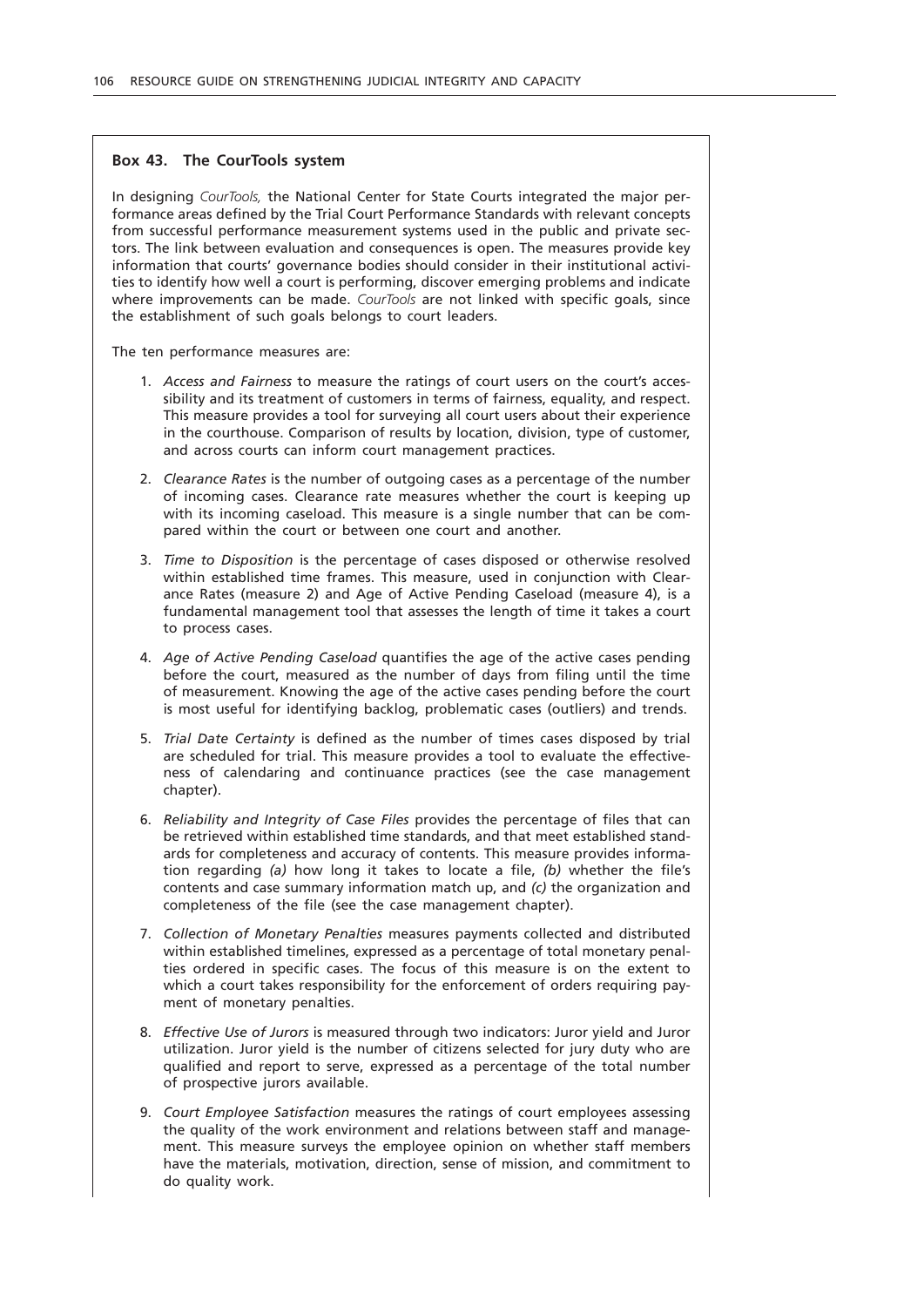**Box 43. The CourTools system**

In designing *CourTools,* the National Center for State Courts integrated the major performance areas defined by the Trial Court Performance Standards with relevant concepts from successful performance measurement systems used in the public and private sectors. The link between evaluation and consequences is open. The measures provide key information that courts' governance bodies should consider in their institutional activities to identify how well a court is performing, discover emerging problems and indicate where improvements can be made. *CourTools* are not linked with specific goals, since the establishment of such goals belongs to court leaders.

The ten performance measures are:

1. *Access and Fairness* to measure the ratings of court users on the court's accessibility and its treatment of customers in terms of fairness, equality, and respect. This measure provides a tool for surveying all court users about their experience in the courthouse. Comparison of results by location, division, type of customer, and across courts can inform court management practices.

2. *Clearance Rates* is the number of outgoing cases as a percentage of the number of incoming cases. Clearance rate measures whether the court is keeping up with its incoming caseload. This measure is a single number that can be compared within the court or between one court and another.

3. *Time to Disposition* is the percentage of cases disposed or otherwise resolved within established time frames. This measure, used in conjunction with Clearance Rates (measure 2) and Age of Active Pending Caseload (measure 4), is a fundamental management tool that assesses the length of time it takes a court to process cases.

4. *Age of Active Pending Caseload* quantifies the age of the active cases pending before the court, measured as the number of days from filing until the time of measurement. Knowing the age of the active cases pending before the court is most useful for identifying backlog, problematic cases (outliers) and trends.

5. *Trial Date Certainty* is defined as the number of times cases disposed by trial are scheduled for trial. This measure provides a tool to evaluate the effectiveness of calendaring and continuance practices (see the case management chapter).

6. *Reliability and Integrity of Case Files* provides the percentage of files that can be retrieved within established time standards, and that meet established standards for completeness and accuracy of contents. This measure provides information regarding *(a)* how long it takes to locate a file, *(b)* whether the file's contents and case summary information match up, and *(c)* the organization and completeness of the file (see the case management chapter).

7. *Collection of Monetary Penalties* measures payments collected and distributed within established timelines, expressed as a percentage of total monetary penalties ordered in specific cases. The focus of this measure is on the extent to which a court takes responsibility for the enforcement of orders requiring payment of monetary penalties.

8. *Effective Use of Jurors* is measured through two indicators: Juror yield and Juror utilization. Juror yield is the number of citizens selected for jury duty who are qualified and report to serve, expressed as a percentage of the total number of prospective jurors available.

9. *Court Employee Satisfaction* measures the ratings of court employees assessing the quality of the work environment and relations between staff and management. This measure surveys the employee opinion on whether staff members have the materials, motivation, direction, sense of mission, and commitment to do quality work.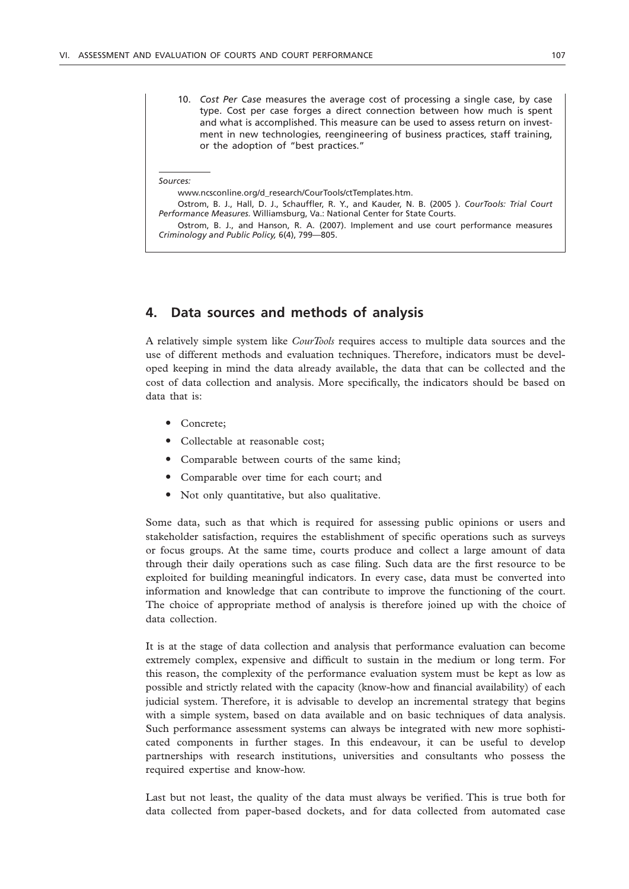10. *Cost Per Case* measures the average cost of processing a single case, by case type. Cost per case forges a direct connection between how much is spent and what is accomplished. This measure can be used to assess return on investment in new technologies, reengineering of business practices, staff training, or the adoption of "best practices."

*Sources:*

www.ncsconline.org/d_research/CourTools/ctTemplates.htm.

Ostrom, B. J., Hall, D. J., Schauffler, R. Y., and Kauder, N. B. (2005 ). *CourTools: Trial Court Performance Measures.* Williamsburg, Va.: National Center for State Courts.

Ostrom, B. J., and Hanson, R. A. (2007). Implement and use court performance measures *Criminology and Public Policy,* 6(4), 799—805.

## 4. Data sources and methods of analysis

A relatively simple system like *CourTools* requires access to multiple data sources and the use of different methods and evaluation techniques. Therefore, indicators must be developed keeping in mind the data already available, the data that can be collected and the cost of data collection and analysis. More specifically, the indicators should be based on data that is:

- Concrete;
- Collectable at reasonable cost;
- Comparable between courts of the same kind;
- Comparable over time for each court; and
- Not only quantitative, but also qualitative.

Some data, such as that which is required for assessing public opinions or users and stakeholder satisfaction, requires the establishment of specific operations such as surveys or focus groups. At the same time, courts produce and collect a large amount of data through their daily operations such as case filing. Such data are the first resource to be exploited for building meaningful indicators. In every case, data must be converted into information and knowledge that can contribute to improve the functioning of the court. The choice of appropriate method of analysis is therefore joined up with the choice of data collection.

It is at the stage of data collection and analysis that performance evaluation can become extremely complex, expensive and difficult to sustain in the medium or long term. For this reason, the complexity of the performance evaluation system must be kept as low as possible and strictly related with the capacity (know-how and financial availability) of each judicial system. Therefore, it is advisable to develop an incremental strategy that begins with a simple system, based on data available and on basic techniques of data analysis. Such performance assessment systems can always be integrated with new more sophisticated components in further stages. In this endeavour, it can be useful to develop partnerships with research institutions, universities and consultants who possess the required expertise and know-how.

Last but not least, the quality of the data must always be verified. This is true both for data collected from paper-based dockets, and for data collected from automated case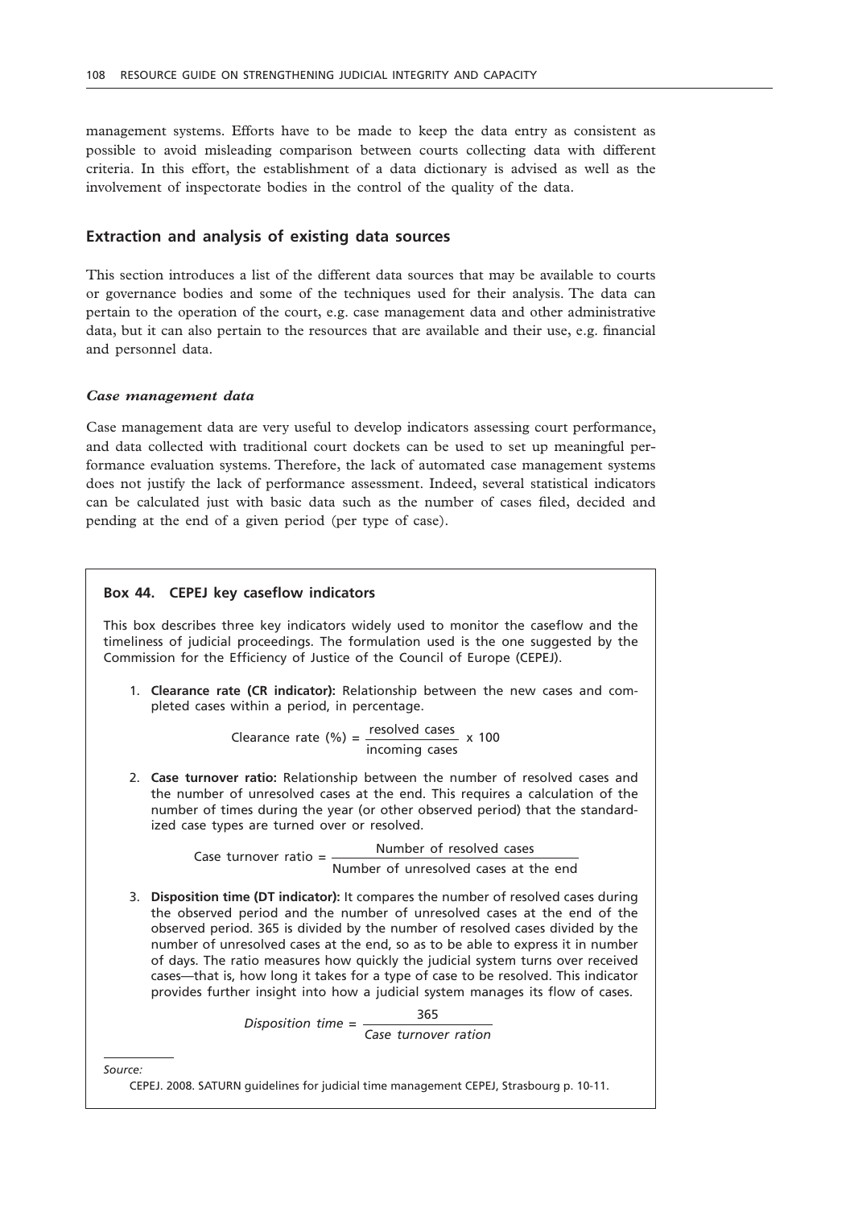management systems. Efforts have to be made to keep the data entry as consistent as possible to avoid misleading comparison between courts collecting data with different criteria. In this effort, the establishment of a data dictionary is advised as well as the involvement of inspectorate bodies in the control of the quality of the data.

## Extraction and analysis of existing data sources

This section introduces a list of the different data sources that may be available to courts or governance bodies and some of the techniques used for their analysis. The data can pertain to the operation of the court, e.g. case management data and other administrative data, but it can also pertain to the resources that are available and their use, e.g. financial and personnel data.

### *Case management data*

Case management data are very useful to develop indicators assessing court performance, and data collected with traditional court dockets can be used to set up meaningful performance evaluation systems. Therefore, the lack of automated case management systems does not justify the lack of performance assessment. Indeed, several statistical indicators can be calculated just with basic data such as the number of cases filed, decided and pending at the end of a given period (per type of case).

**Box 44. CEPEJ key caseflow indicators**

This box describes three key indicators widely used to monitor the caseflow and the timeliness of judicial proceedings. The formulation used is the one suggested by the Commission for the Efficiency of Justice of the Council of Europe (CEPEJ).

1. **Clearance rate (CR indicator):** Relationship between the new cases and completed cases within a period, in percentage.

$$\text{Clearance rate (\%)} = \frac{\text{resolved cases}}{\text{incoming cases}} \times 100$$

2. **Case turnover ratio:** Relationship between the number of resolved cases and the number of unresolved cases at the end. This requires a calculation of the number of times during the year (or other observed period) that the standardized case types are turned over or resolved.

$$\text{Case turnover ratio} = \frac{\text{Number of resolved cases}}{\text{Number of unresolved cases at the end}}$$

3. **Disposition time (DT indicator):** It compares the number of resolved cases during the observed period and the number of unresolved cases at the end of the observed period. 365 is divided by the number of resolved cases divided by the number of unresolved cases at the end, so as to be able to express it in number of days. The ratio measures how quickly the judicial system turns over received cases—that is, how long it takes for a type of case to be resolved. This indicator provides further insight into how a judicial system manages its flow of cases.

$$\textit{Disposition time} = \frac{365}{\textit{Case turnover ration}}$$

*Source:*

CEPEJ. 2008. SATURN guidelines for judicial time management CEPEJ, Strasbourg p. 10-11.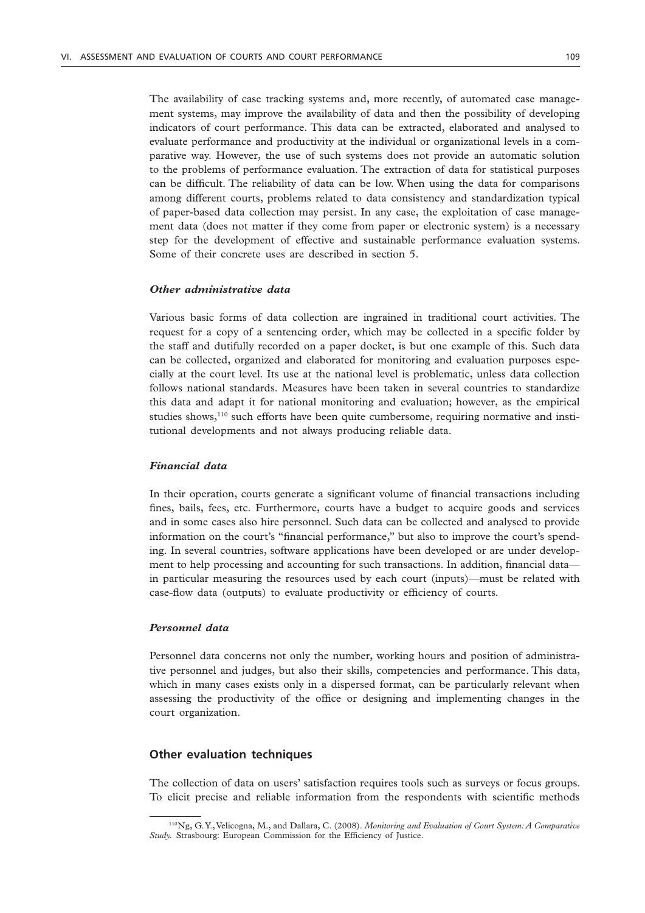The availability of case tracking systems and, more recently, of automated case management systems, may improve the availability of data and then the possibility of developing indicators of court performance. This data can be extracted, elaborated and analysed to evaluate performance and productivity at the individual or organizational levels in a comparative way. However, the use of such systems does not provide an automatic solution to the problems of performance evaluation. The extraction of data for statistical purposes can be difficult. The reliability of data can be low. When using the data for comparisons among different courts, problems related to data consistency and standardization typical of paper-based data collection may persist. In any case, the exploitation of case management data (does not matter if they come from paper or electronic system) is a necessary step for the development of effective and sustainable performance evaluation systems. Some of their concrete uses are described in section 5.

#### *Other administrative data*

Various basic forms of data collection are ingrained in traditional court activities. The request for a copy of a sentencing order, which may be collected in a specific folder by the staff and dutifully recorded on a paper docket, is but one example of this. Such data can be collected, organized and elaborated for monitoring and evaluation purposes especially at the court level. Its use at the national level is problematic, unless data collection follows national standards. Measures have been taken in several countries to standardize this data and adapt it for national monitoring and evaluation; however, as the empirical studies shows,[110] such efforts have been quite cumbersome, requiring normative and institutional developments and not always producing reliable data.

#### *Financial data*

In their operation, courts generate a significant volume of financial transactions including fines, bails, fees, etc. Furthermore, courts have a budget to acquire goods and services and in some cases also hire personnel. Such data can be collected and analysed to provide information on the court's "financial performance," but also to improve the court's spending. In several countries, software applications have been developed or are under development to help processing and accounting for such transactions. In addition, financial data—in particular measuring the resources used by each court (inputs)—must be related with case-flow data (outputs) to evaluate productivity or efficiency of courts.

#### *Personnel data*

Personnel data concerns not only the number, working hours and position of administrative personnel and judges, but also their skills, competencies and performance. This data, which in many cases exists only in a dispersed format, can be particularly relevant when assessing the productivity of the office or designing and implementing changes in the court organization.

### Other evaluation techniques

The collection of data on users' satisfaction requires tools such as surveys or focus groups. To elicit precise and reliable information from the respondents with scientific methods

---

[110] Ng, G. Y., Velicogna, M., and Dallara, C. (2008). *Monitoring and Evaluation of Court System: A Comparative Study.* Strasbourg: European Commission for the Efficiency of Justice.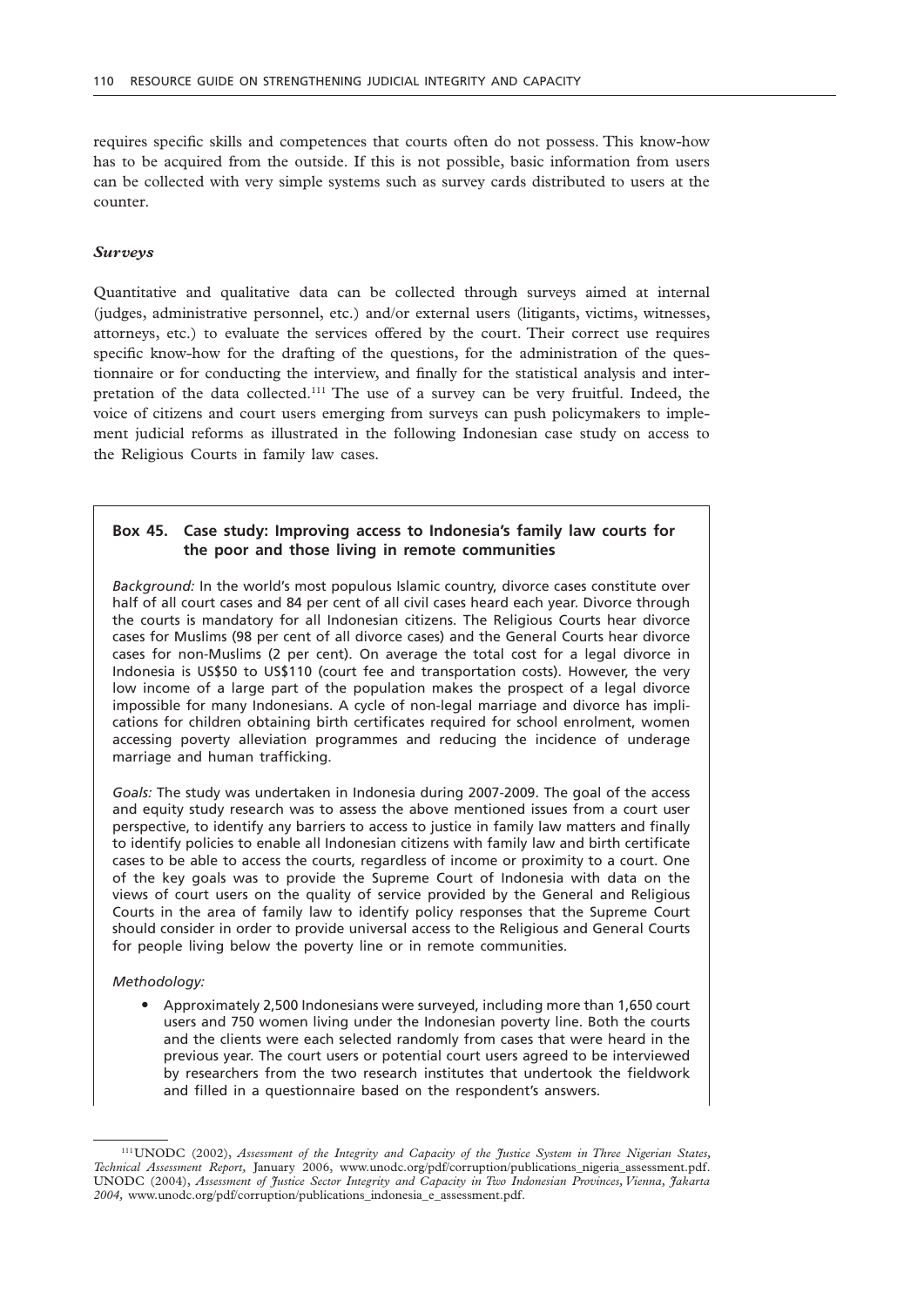requires specific skills and competences that courts often do not possess. This know-how has to be acquired from the outside. If this is not possible, basic information from users can be collected with very simple systems such as survey cards distributed to users at the counter.

### *Surveys*

Quantitative and qualitative data can be collected through surveys aimed at internal (judges, administrative personnel, etc.) and/or external users (litigants, victims, witnesses, attorneys, etc.) to evaluate the services offered by the court. Their correct use requires specific know-how for the drafting of the questions, for the administration of the questionnaire or for conducting the interview, and finally for the statistical analysis and interpretation of the data collected.[111] The use of a survey can be very fruitful. Indeed, the voice of citizens and court users emerging from surveys can push policymakers to implement judicial reforms as illustrated in the following Indonesian case study on access to the Religious Courts in family law cases.

> **Box 45. Case study: Improving access to Indonesia's family law courts for the poor and those living in remote communities**
>
> *Background:* In the world's most populous Islamic country, divorce cases constitute over half of all court cases and 84 per cent of all civil cases heard each year. Divorce through the courts is mandatory for all Indonesian citizens. The Religious Courts hear divorce cases for Muslims (98 per cent of all divorce cases) and the General Courts hear divorce cases for non-Muslims (2 per cent). On average the total cost for a legal divorce in Indonesia is US$50 to US$110 (court fee and transportation costs). However, the very low income of a large part of the population makes the prospect of a legal divorce impossible for many Indonesians. A cycle of non-legal marriage and divorce has implications for children obtaining birth certificates required for school enrolment, women accessing poverty alleviation programmes and reducing the incidence of underage marriage and human trafficking.
>
> *Goals:* The study was undertaken in Indonesia during 2007-2009. The goal of the access and equity study research was to assess the above mentioned issues from a court user perspective, to identify any barriers to access to justice in family law matters and finally to identify policies to enable all Indonesian citizens with family law and birth certificate cases to be able to access the courts, regardless of income or proximity to a court. One of the key goals was to provide the Supreme Court of Indonesia with data on the views of court users on the quality of service provided by the General and Religious Courts in the area of family law to identify policy responses that the Supreme Court should consider in order to provide universal access to the Religious and General Courts for people living below the poverty line or in remote communities.
>
> *Methodology:*
>
> - Approximately 2,500 Indonesians were surveyed, including more than 1,650 court users and 750 women living under the Indonesian poverty line. Both the courts and the clients were each selected randomly from cases that were heard in the previous year. The court users or potential court users agreed to be interviewed by researchers from the two research institutes that undertook the fieldwork and filled in a questionnaire based on the respondent's answers.

[111] UNODC (2002), *Assessment of the Integrity and Capacity of the Justice System in Three Nigerian States, Technical Assessment Report,* January 2006, www.unodc.org/pdf/corruption/publications_nigeria_assessment.pdf. UNODC (2004), *Assessment of Justice Sector Integrity and Capacity in Two Indonesian Provinces, Vienna, Jakarta 2004,* www.unodc.org/pdf/corruption/publications_indonesia_e_assessment.pdf.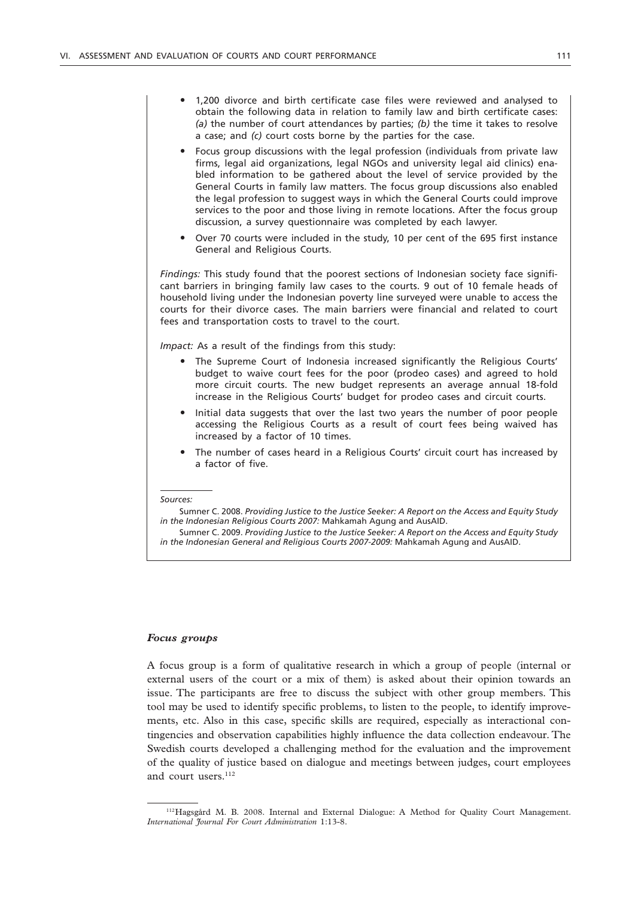- 1,200 divorce and birth certificate case files were reviewed and analysed to obtain the following data in relation to family law and birth certificate cases: *(a)* the number of court attendances by parties; *(b)* the time it takes to resolve a case; and *(c)* court costs borne by the parties for the case.
- Focus group discussions with the legal profession (individuals from private law firms, legal aid organizations, legal NGOs and university legal aid clinics) enabled information to be gathered about the level of service provided by the General Courts in family law matters. The focus group discussions also enabled the legal profession to suggest ways in which the General Courts could improve services to the poor and those living in remote locations. After the focus group discussion, a survey questionnaire was completed by each lawyer.
- Over 70 courts were included in the study, 10 per cent of the 695 first instance General and Religious Courts.

*Findings:* This study found that the poorest sections of Indonesian society face significant barriers in bringing family law cases to the courts. 9 out of 10 female heads of household living under the Indonesian poverty line surveyed were unable to access the courts for their divorce cases. The main barriers were financial and related to court fees and transportation costs to travel to the court.

*Impact:* As a result of the findings from this study:

- The Supreme Court of Indonesia increased significantly the Religious Courts' budget to waive court fees for the poor (prodeo cases) and agreed to hold more circuit courts. The new budget represents an average annual 18-fold increase in the Religious Courts' budget for prodeo cases and circuit courts.
- Initial data suggests that over the last two years the number of poor people accessing the Religious Courts as a result of court fees being waived has increased by a factor of 10 times.
- The number of cases heard in a Religious Courts' circuit court has increased by a factor of five.

*Sources:*

Sumner C. 2008. *Providing Justice to the Justice Seeker: A Report on the Access and Equity Study in the Indonesian Religious Courts 2007:* Mahkamah Agung and AusAID.

Sumner C. 2009. *Providing Justice to the Justice Seeker: A Report on the Access and Equity Study in the Indonesian General and Religious Courts 2007-2009:* Mahkamah Agung and AusAID.

### *Focus groups*

A focus group is a form of qualitative research in which a group of people (internal or external users of the court or a mix of them) is asked about their opinion towards an issue. The participants are free to discuss the subject with other group members. This tool may be used to identify specific problems, to listen to the people, to identify improvements, etc. Also in this case, specific skills are required, especially as interactional contingencies and observation capabilities highly influence the data collection endeavour. The Swedish courts developed a challenging method for the evaluation and the improvement of the quality of justice based on dialogue and meetings between judges, court employees and court users.[112]

[112] Hagsgård M. B. 2008. Internal and External Dialogue: A Method for Quality Court Management. *International Journal For Court Administration* 1:13-8.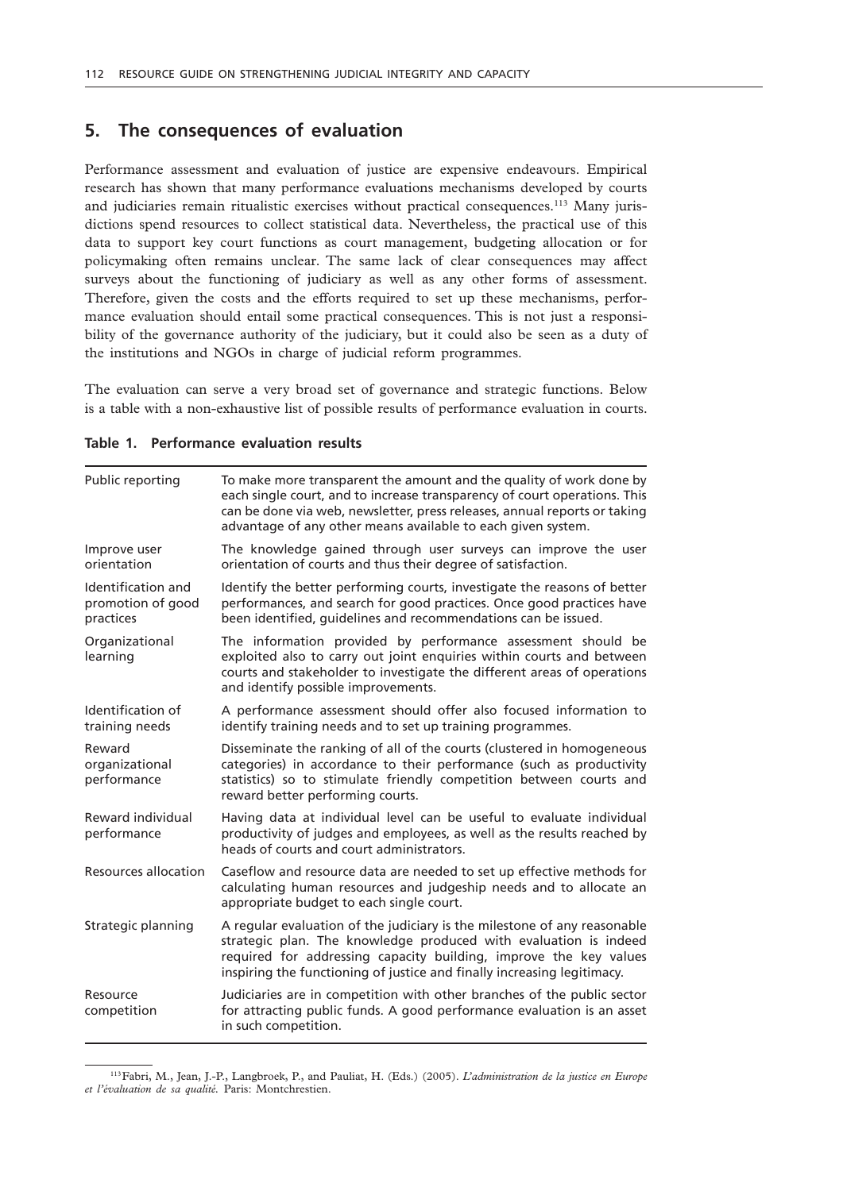## 5. The consequences of evaluation

Performance assessment and evaluation of justice are expensive endeavours. Empirical research has shown that many performance evaluations mechanisms developed by courts and judiciaries remain ritualistic exercises without practical consequences.[113] Many jurisdictions spend resources to collect statistical data. Nevertheless, the practical use of this data to support key court functions as court management, budgeting allocation or for policymaking often remains unclear. The same lack of clear consequences may affect surveys about the functioning of judiciary as well as any other forms of assessment. Therefore, given the costs and the efforts required to set up these mechanisms, performance evaluation should entail some practical consequences. This is not just a responsibility of the governance authority of the judiciary, but it could also be seen as a duty of the institutions and NGOs in charge of judicial reform programmes.

The evaluation can serve a very broad set of governance and strategic functions. Below is a table with a non-exhaustive list of possible results of performance evaluation in courts.

**Table 1. Performance evaluation results**

| | |
|---|---|
| Public reporting | To make more transparent the amount and the quality of work done by each single court, and to increase transparency of court operations. This can be done via web, newsletter, press releases, annual reports or taking advantage of any other means available to each given system. |
| Improve user orientation | The knowledge gained through user surveys can improve the user orientation of courts and thus their degree of satisfaction. |
| Identification and promotion of good practices | Identify the better performing courts, investigate the reasons of better performances, and search for good practices. Once good practices have been identified, guidelines and recommendations can be issued. |
| Organizational learning | The information provided by performance assessment should be exploited also to carry out joint enquiries within courts and between courts and stakeholder to investigate the different areas of operations and identify possible improvements. |
| Identification of training needs | A performance assessment should offer also focused information to identify training needs and to set up training programmes. |
| Reward organizational performance | Disseminate the ranking of all of the courts (clustered in homogeneous categories) in accordance to their performance (such as productivity statistics) so to stimulate friendly competition between courts and reward better performing courts. |
| Reward individual performance | Having data at individual level can be useful to evaluate individual productivity of judges and employees, as well as the results reached by heads of courts and court administrators. |
| Resources allocation | Caseflow and resource data are needed to set up effective methods for calculating human resources and judgeship needs and to allocate an appropriate budget to each single court. |
| Strategic planning | A regular evaluation of the judiciary is the milestone of any reasonable strategic plan. The knowledge produced with evaluation is indeed required for addressing capacity building, improve the key values inspiring the functioning of justice and finally increasing legitimacy. |
| Resource competition | Judiciaries are in competition with other branches of the public sector for attracting public funds. A good performance evaluation is an asset in such competition. |

[113] Fabri, M., Jean, J.-P., Langbroek, P., and Pauliat, H. (Eds.) (2005). *L'administration de la justice en Europe et l'évaluation de sa qualité.* Paris: Montchrestien.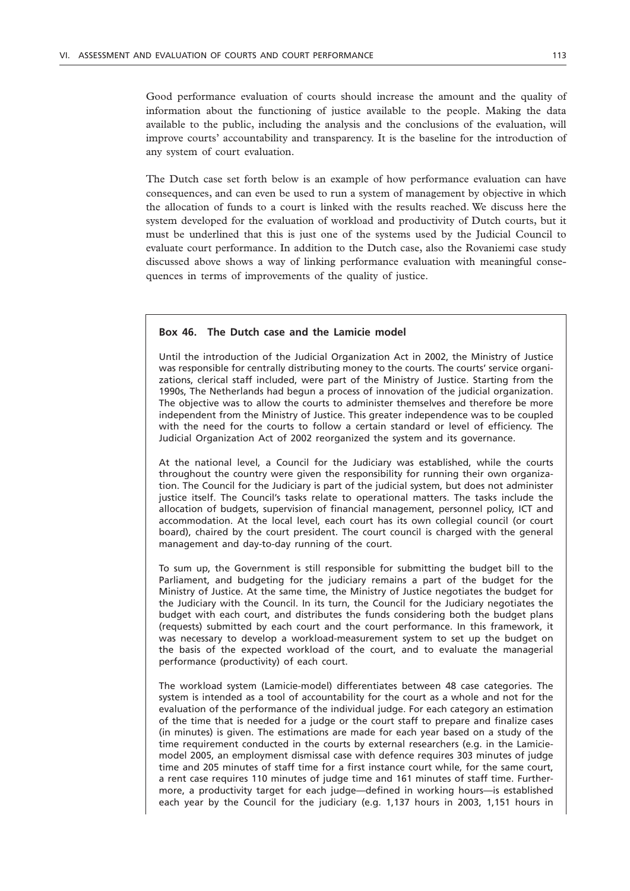Good performance evaluation of courts should increase the amount and the quality of information about the functioning of justice available to the people. Making the data available to the public, including the analysis and the conclusions of the evaluation, will improve courts' accountability and transparency. It is the baseline for the introduction of any system of court evaluation.

The Dutch case set forth below is an example of how performance evaluation can have consequences, and can even be used to run a system of management by objective in which the allocation of funds to a court is linked with the results reached. We discuss here the system developed for the evaluation of workload and productivity of Dutch courts, but it must be underlined that this is just one of the systems used by the Judicial Council to evaluate court performance. In addition to the Dutch case, also the Rovaniemi case study discussed above shows a way of linking performance evaluation with meaningful consequences in terms of improvements of the quality of justice.

**Box 46. The Dutch case and the Lamicie model**

Until the introduction of the Judicial Organization Act in 2002, the Ministry of Justice was responsible for centrally distributing money to the courts. The courts' service organizations, clerical staff included, were part of the Ministry of Justice. Starting from the 1990s, The Netherlands had begun a process of innovation of the judicial organization. The objective was to allow the courts to administer themselves and therefore be more independent from the Ministry of Justice. This greater independence was to be coupled with the need for the courts to follow a certain standard or level of efficiency. The Judicial Organization Act of 2002 reorganized the system and its governance.

At the national level, a Council for the Judiciary was established, while the courts throughout the country were given the responsibility for running their own organization. The Council for the Judiciary is part of the judicial system, but does not administer justice itself. The Council's tasks relate to operational matters. The tasks include the allocation of budgets, supervision of financial management, personnel policy, ICT and accommodation. At the local level, each court has its own collegial council (or court board), chaired by the court president. The court council is charged with the general management and day-to-day running of the court.

To sum up, the Government is still responsible for submitting the budget bill to the Parliament, and budgeting for the judiciary remains a part of the budget for the Ministry of Justice. At the same time, the Ministry of Justice negotiates the budget for the Judiciary with the Council. In its turn, the Council for the Judiciary negotiates the budget with each court, and distributes the funds considering both the budget plans (requests) submitted by each court and the court performance. In this framework, it was necessary to develop a workload-measurement system to set up the budget on the basis of the expected workload of the court, and to evaluate the managerial performance (productivity) of each court.

The workload system (Lamicie-model) differentiates between 48 case categories. The system is intended as a tool of accountability for the court as a whole and not for the evaluation of the performance of the individual judge. For each category an estimation of the time that is needed for a judge or the court staff to prepare and finalize cases (in minutes) is given. The estimations are made for each year based on a study of the time requirement conducted in the courts by external researchers (e.g. in the Lamicie-model 2005, an employment dismissal case with defence requires 303 minutes of judge time and 205 minutes of staff time for a first instance court while, for the same court, a rent case requires 110 minutes of judge time and 161 minutes of staff time. Furthermore, a productivity target for each judge—defined in working hours—is established each year by the Council for the judiciary (e.g. 1,137 hours in 2003, 1,151 hours in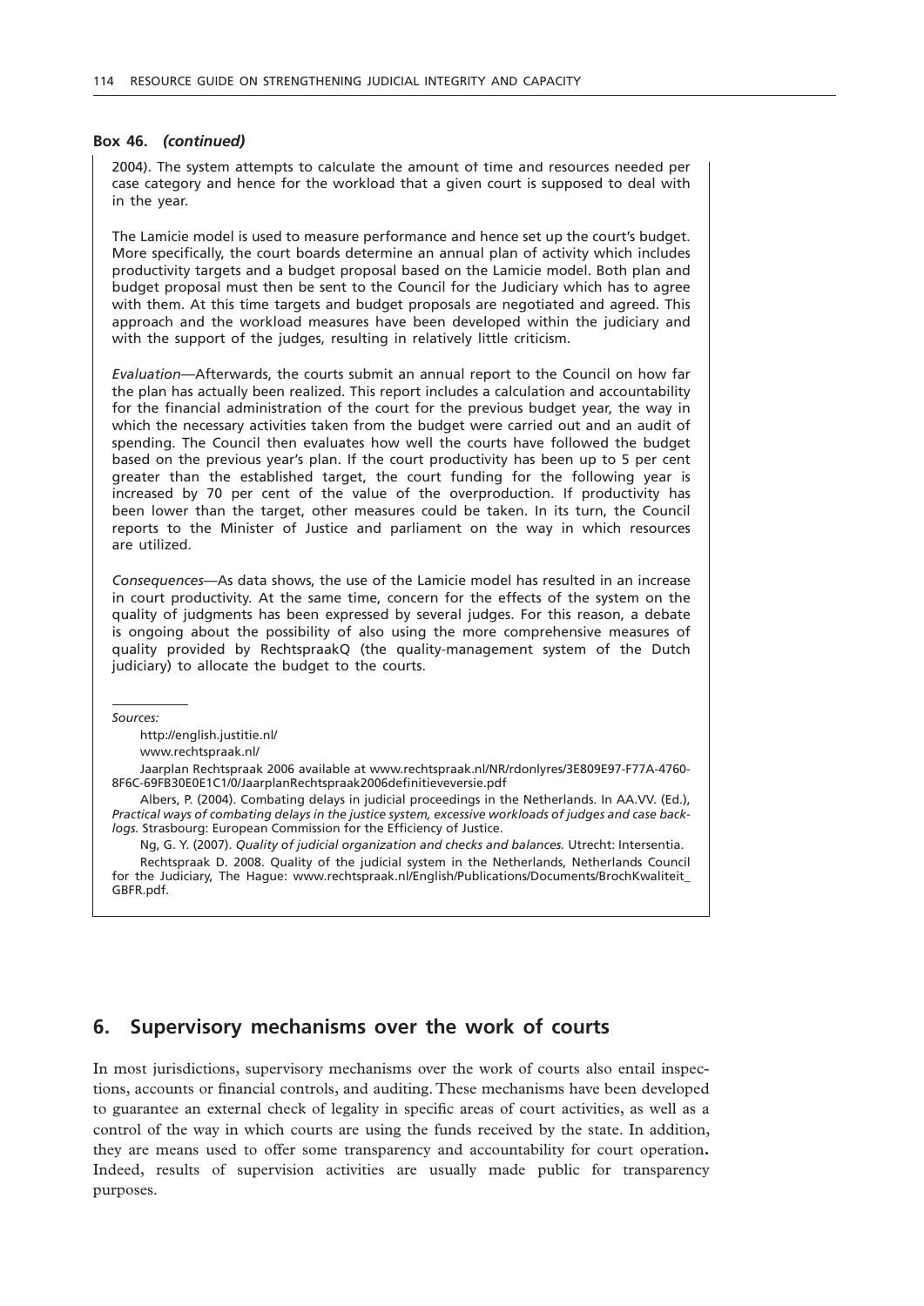**Box 46. *(continued)***

2004). The system attempts to calculate the amount of time and resources needed per case category and hence for the workload that a given court is supposed to deal with in the year.

The Lamicie model is used to measure performance and hence set up the court's budget. More specifically, the court boards determine an annual plan of activity which includes productivity targets and a budget proposal based on the Lamicie model. Both plan and budget proposal must then be sent to the Council for the Judiciary which has to agree with them. At this time targets and budget proposals are negotiated and agreed. This approach and the workload measures have been developed within the judiciary and with the support of the judges, resulting in relatively little criticism.

*Evaluation*—Afterwards, the courts submit an annual report to the Council on how far the plan has actually been realized. This report includes a calculation and accountability for the financial administration of the court for the previous budget year, the way in which the necessary activities taken from the budget were carried out and an audit of spending. The Council then evaluates how well the courts have followed the budget based on the previous year's plan. If the court productivity has been up to 5 per cent greater than the established target, the court funding for the following year is increased by 70 per cent of the value of the overproduction. If productivity has been lower than the target, other measures could be taken. In its turn, the Council reports to the Minister of Justice and parliament on the way in which resources are utilized.

*Consequences*—As data shows, the use of the Lamicie model has resulted in an increase in court productivity. At the same time, concern for the effects of the system on the quality of judgments has been expressed by several judges. For this reason, a debate is ongoing about the possibility of also using the more comprehensive measures of quality provided by RechtspraakQ (the quality-management system of the Dutch judiciary) to allocate the budget to the courts.

*Sources:*

http://english.justitie.nl/

www.rechtspraak.nl/

Jaarplan Rechtspraak 2006 available at www.rechtspraak.nl/NR/rdonlyres/3E809E97-F77A-4760-8F6C-69FB30E0E1C1/0/JaarplanRechtspraak2006definitieveversie.pdf

Albers, P. (2004). Combating delays in judicial proceedings in the Netherlands. In AA.VV. (Ed.), *Practical ways of combating delays in the justice system, excessive workloads of judges and case backlogs.* Strasbourg: European Commission for the Efficiency of Justice.

Ng, G. Y. (2007). *Quality of judicial organization and checks and balances.* Utrecht: Intersentia.

Rechtspraak D. 2008. Quality of the judicial system in the Netherlands, Netherlands Council for the Judiciary, The Hague: www.rechtspraak.nl/English/Publications/Documents/BrochKwaliteit_GBFR.pdf.

## 6. Supervisory mechanisms over the work of courts

In most jurisdictions, supervisory mechanisms over the work of courts also entail inspections, accounts or financial controls, and auditing. These mechanisms have been developed to guarantee an external check of legality in specific areas of court activities, as well as a control of the way in which courts are using the funds received by the state. In addition, they are means used to offer some transparency and accountability for court operation**.** Indeed, results of supervision activities are usually made public for transparency purposes.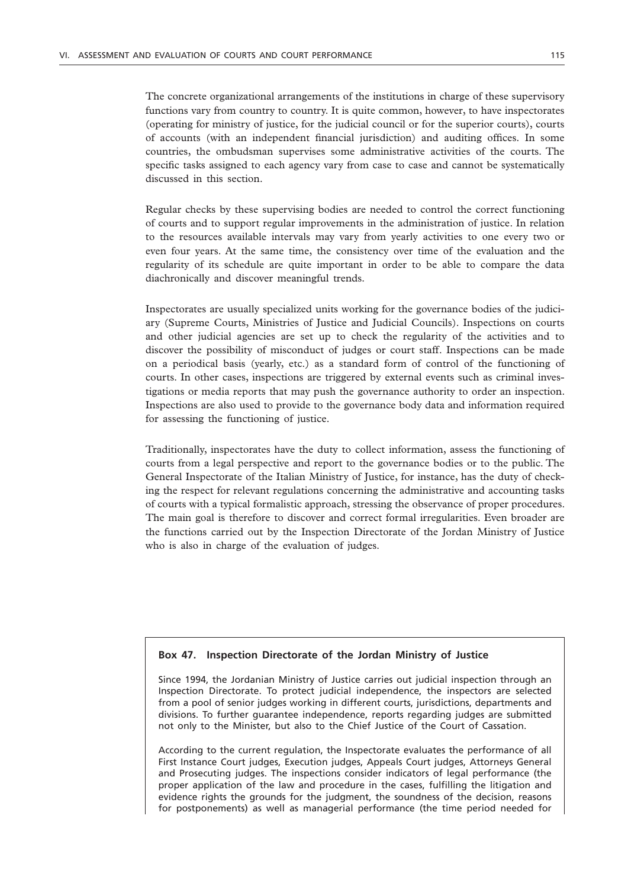The concrete organizational arrangements of the institutions in charge of these supervisory functions vary from country to country. It is quite common, however, to have inspectorates (operating for ministry of justice, for the judicial council or for the superior courts), courts of accounts (with an independent financial jurisdiction) and auditing offices. In some countries, the ombudsman supervises some administrative activities of the courts. The specific tasks assigned to each agency vary from case to case and cannot be systematically discussed in this section.

Regular checks by these supervising bodies are needed to control the correct functioning of courts and to support regular improvements in the administration of justice. In relation to the resources available intervals may vary from yearly activities to one every two or even four years. At the same time, the consistency over time of the evaluation and the regularity of its schedule are quite important in order to be able to compare the data diachronically and discover meaningful trends.

Inspectorates are usually specialized units working for the governance bodies of the judiciary (Supreme Courts, Ministries of Justice and Judicial Councils). Inspections on courts and other judicial agencies are set up to check the regularity of the activities and to discover the possibility of misconduct of judges or court staff. Inspections can be made on a periodical basis (yearly, etc.) as a standard form of control of the functioning of courts. In other cases, inspections are triggered by external events such as criminal investigations or media reports that may push the governance authority to order an inspection. Inspections are also used to provide to the governance body data and information required for assessing the functioning of justice.

Traditionally, inspectorates have the duty to collect information, assess the functioning of courts from a legal perspective and report to the governance bodies or to the public. The General Inspectorate of the Italian Ministry of Justice, for instance, has the duty of checking the respect for relevant regulations concerning the administrative and accounting tasks of courts with a typical formalistic approach, stressing the observance of proper procedures. The main goal is therefore to discover and correct formal irregularities. Even broader are the functions carried out by the Inspection Directorate of the Jordan Ministry of Justice who is also in charge of the evaluation of judges.

**Box 47. Inspection Directorate of the Jordan Ministry of Justice**

Since 1994, the Jordanian Ministry of Justice carries out judicial inspection through an Inspection Directorate. To protect judicial independence, the inspectors are selected from a pool of senior judges working in different courts, jurisdictions, departments and divisions. To further guarantee independence, reports regarding judges are submitted not only to the Minister, but also to the Chief Justice of the Court of Cassation.

According to the current regulation, the Inspectorate evaluates the performance of all First Instance Court judges, Execution judges, Appeals Court judges, Attorneys General and Prosecuting judges. The inspections consider indicators of legal performance (the proper application of the law and procedure in the cases, fulfilling the litigation and evidence rights the grounds for the judgment, the soundness of the decision, reasons for postponements) as well as managerial performance (the time period needed for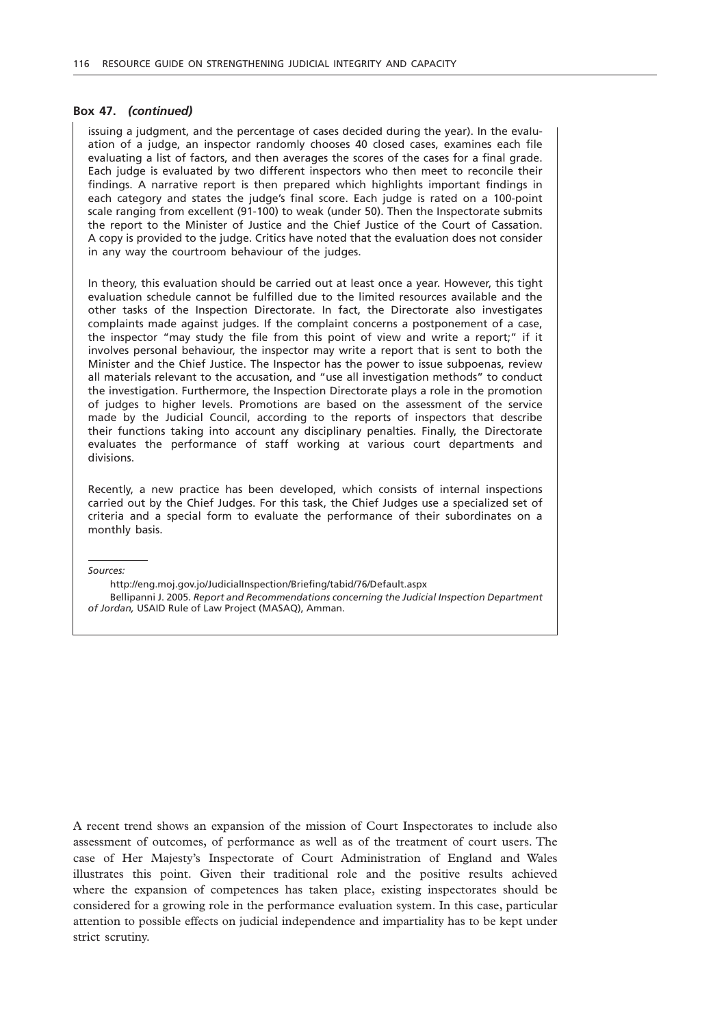**Box 47. *(continued)***

issuing a judgment, and the percentage of cases decided during the year). In the evaluation of a judge, an inspector randomly chooses 40 closed cases, examines each file evaluating a list of factors, and then averages the scores of the cases for a final grade. Each judge is evaluated by two different inspectors who then meet to reconcile their findings. A narrative report is then prepared which highlights important findings in each category and states the judge's final score. Each judge is rated on a 100-point scale ranging from excellent (91-100) to weak (under 50). Then the Inspectorate submits the report to the Minister of Justice and the Chief Justice of the Court of Cassation. A copy is provided to the judge. Critics have noted that the evaluation does not consider in any way the courtroom behaviour of the judges.

In theory, this evaluation should be carried out at least once a year. However, this tight evaluation schedule cannot be fulfilled due to the limited resources available and the other tasks of the Inspection Directorate. In fact, the Directorate also investigates complaints made against judges. If the complaint concerns a postponement of a case, the inspector "may study the file from this point of view and write a report;" if it involves personal behaviour, the inspector may write a report that is sent to both the Minister and the Chief Justice. The Inspector has the power to issue subpoenas, review all materials relevant to the accusation, and "use all investigation methods" to conduct the investigation. Furthermore, the Inspection Directorate plays a role in the promotion of judges to higher levels. Promotions are based on the assessment of the service made by the Judicial Council, according to the reports of inspectors that describe their functions taking into account any disciplinary penalties. Finally, the Directorate evaluates the performance of staff working at various court departments and divisions.

Recently, a new practice has been developed, which consists of internal inspections carried out by the Chief Judges. For this task, the Chief Judges use a specialized set of criteria and a special form to evaluate the performance of their subordinates on a monthly basis.

*Sources:*

http://eng.moj.gov.jo/JudicialInspection/Briefing/tabid/76/Default.aspx

Bellipanni J. 2005. *Report and Recommendations concerning the Judicial Inspection Department of Jordan,* USAID Rule of Law Project (MASAQ), Amman.

A recent trend shows an expansion of the mission of Court Inspectorates to include also assessment of outcomes, of performance as well as of the treatment of court users. The case of Her Majesty's Inspectorate of Court Administration of England and Wales illustrates this point. Given their traditional role and the positive results achieved where the expansion of competences has taken place, existing inspectorates should be considered for a growing role in the performance evaluation system. In this case, particular attention to possible effects on judicial independence and impartiality has to be kept under strict scrutiny.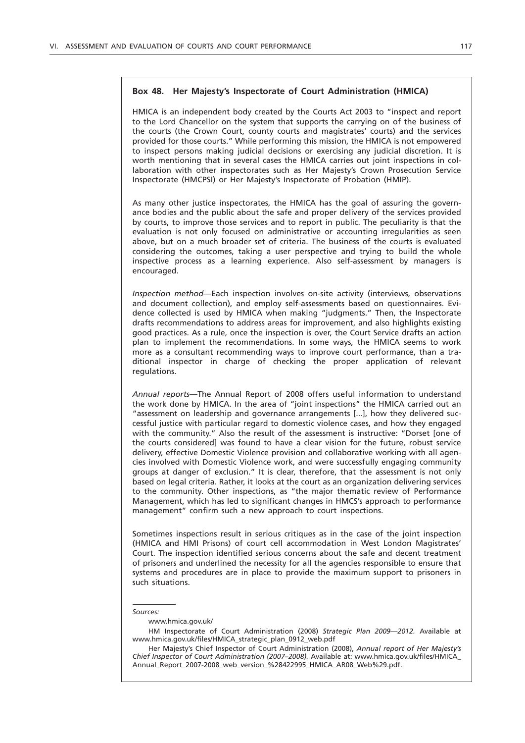### Box 48. Her Majesty's Inspectorate of Court Administration (HMICA)

HMICA is an independent body created by the Courts Act 2003 to "inspect and report to the Lord Chancellor on the system that supports the carrying on of the business of the courts (the Crown Court, county courts and magistrates' courts) and the services provided for those courts." While performing this mission, the HMICA is not empowered to inspect persons making judicial decisions or exercising any judicial discretion. It is worth mentioning that in several cases the HMICA carries out joint inspections in collaboration with other inspectorates such as Her Majesty's Crown Prosecution Service Inspectorate (HMCPSI) or Her Majesty's Inspectorate of Probation (HMIP).

As many other justice inspectorates, the HMICA has the goal of assuring the governance bodies and the public about the safe and proper delivery of the services provided by courts, to improve those services and to report in public. The peculiarity is that the evaluation is not only focused on administrative or accounting irregularities as seen above, but on a much broader set of criteria. The business of the courts is evaluated considering the outcomes, taking a user perspective and trying to build the whole inspective process as a learning experience. Also self-assessment by managers is encouraged.

*Inspection method*—Each inspection involves on-site activity (interviews, observations and document collection), and employ self-assessments based on questionnaires. Evidence collected is used by HMICA when making "judgments." Then, the Inspectorate drafts recommendations to address areas for improvement, and also highlights existing good practices. As a rule, once the inspection is over, the Court Service drafts an action plan to implement the recommendations. In some ways, the HMICA seems to work more as a consultant recommending ways to improve court performance, than a traditional inspector in charge of checking the proper application of relevant regulations.

*Annual reports*—The Annual Report of 2008 offers useful information to understand the work done by HMICA. In the area of "joint inspections" the HMICA carried out an "assessment on leadership and governance arrangements [...], how they delivered successful justice with particular regard to domestic violence cases, and how they engaged with the community." Also the result of the assessment is instructive: "Dorset [one of the courts considered] was found to have a clear vision for the future, robust service delivery, effective Domestic Violence provision and collaborative working with all agencies involved with Domestic Violence work, and were successfully engaging community groups at danger of exclusion." It is clear, therefore, that the assessment is not only based on legal criteria. Rather, it looks at the court as an organization delivering services to the community. Other inspections, as "the major thematic review of Performance Management, which has led to significant changes in HMCS's approach to performance management" confirm such a new approach to court inspections.

Sometimes inspections result in serious critiques as in the case of the joint inspection (HMICA and HMI Prisons) of court cell accommodation in West London Magistrates' Court. The inspection identified serious concerns about the safe and decent treatment of prisoners and underlined the necessity for all the agencies responsible to ensure that systems and procedures are in place to provide the maximum support to prisoners in such situations.

---

*Sources:*

www.hmica.gov.uk/

HM Inspectorate of Court Administration (2008) *Strategic Plan 2009—2012.* Available at www.hmica.gov.uk/files/HMICA_strategic_plan_0912_web.pdf

Her Majesty's Chief Inspector of Court Administration (2008), *Annual report of Her Majesty's Chief Inspector of Court Administration (2007–2008).* Available at: www.hmica.gov.uk/files/HMICA_Annual_Report_2007-2008_web_version_%28422995_HMICA_AR08_Web%29.pdf.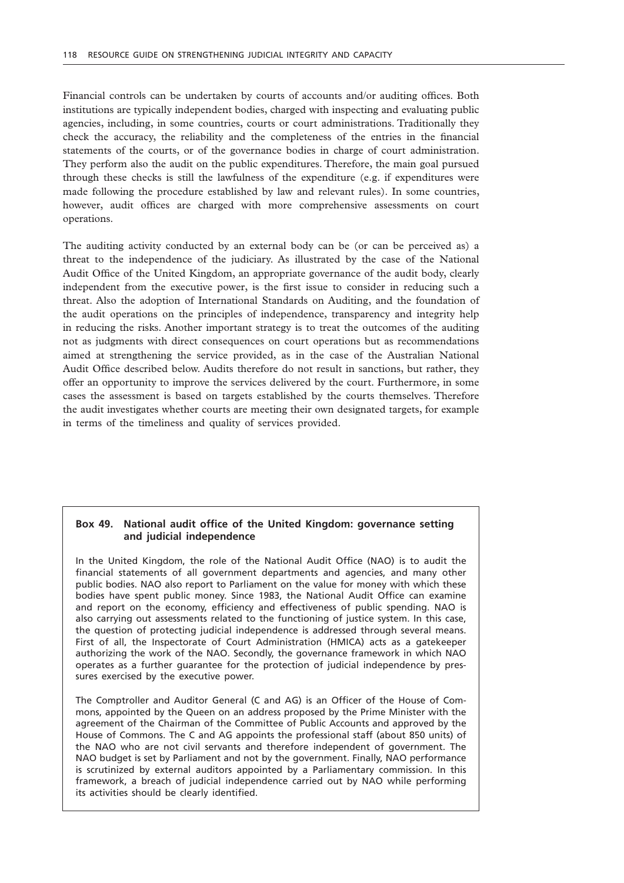Financial controls can be undertaken by courts of accounts and/or auditing offices. Both institutions are typically independent bodies, charged with inspecting and evaluating public agencies, including, in some countries, courts or court administrations. Traditionally they check the accuracy, the reliability and the completeness of the entries in the financial statements of the courts, or of the governance bodies in charge of court administration. They perform also the audit on the public expenditures. Therefore, the main goal pursued through these checks is still the lawfulness of the expenditure (e.g. if expenditures were made following the procedure established by law and relevant rules). In some countries, however, audit offices are charged with more comprehensive assessments on court operations.

The auditing activity conducted by an external body can be (or can be perceived as) a threat to the independence of the judiciary. As illustrated by the case of the National Audit Office of the United Kingdom, an appropriate governance of the audit body, clearly independent from the executive power, is the first issue to consider in reducing such a threat. Also the adoption of International Standards on Auditing, and the foundation of the audit operations on the principles of independence, transparency and integrity help in reducing the risks. Another important strategy is to treat the outcomes of the auditing not as judgments with direct consequences on court operations but as recommendations aimed at strengthening the service provided, as in the case of the Australian National Audit Office described below. Audits therefore do not result in sanctions, but rather, they offer an opportunity to improve the services delivered by the court. Furthermore, in some cases the assessment is based on targets established by the courts themselves. Therefore the audit investigates whether courts are meeting their own designated targets, for example in terms of the timeliness and quality of services provided.

**Box 49. National audit office of the United Kingdom: governance setting and judicial independence**

In the United Kingdom, the role of the National Audit Office (NAO) is to audit the financial statements of all government departments and agencies, and many other public bodies. NAO also report to Parliament on the value for money with which these bodies have spent public money. Since 1983, the National Audit Office can examine and report on the economy, efficiency and effectiveness of public spending. NAO is also carrying out assessments related to the functioning of justice system. In this case, the question of protecting judicial independence is addressed through several means. First of all, the Inspectorate of Court Administration (HMICA) acts as a gatekeeper authorizing the work of the NAO. Secondly, the governance framework in which NAO operates as a further guarantee for the protection of judicial independence by pressures exercised by the executive power.

The Comptroller and Auditor General (C and AG) is an Officer of the House of Commons, appointed by the Queen on an address proposed by the Prime Minister with the agreement of the Chairman of the Committee of Public Accounts and approved by the House of Commons. The C and AG appoints the professional staff (about 850 units) of the NAO who are not civil servants and therefore independent of government. The NAO budget is set by Parliament and not by the government. Finally, NAO performance is scrutinized by external auditors appointed by a Parliamentary commission. In this framework, a breach of judicial independence carried out by NAO while performing its activities should be clearly identified.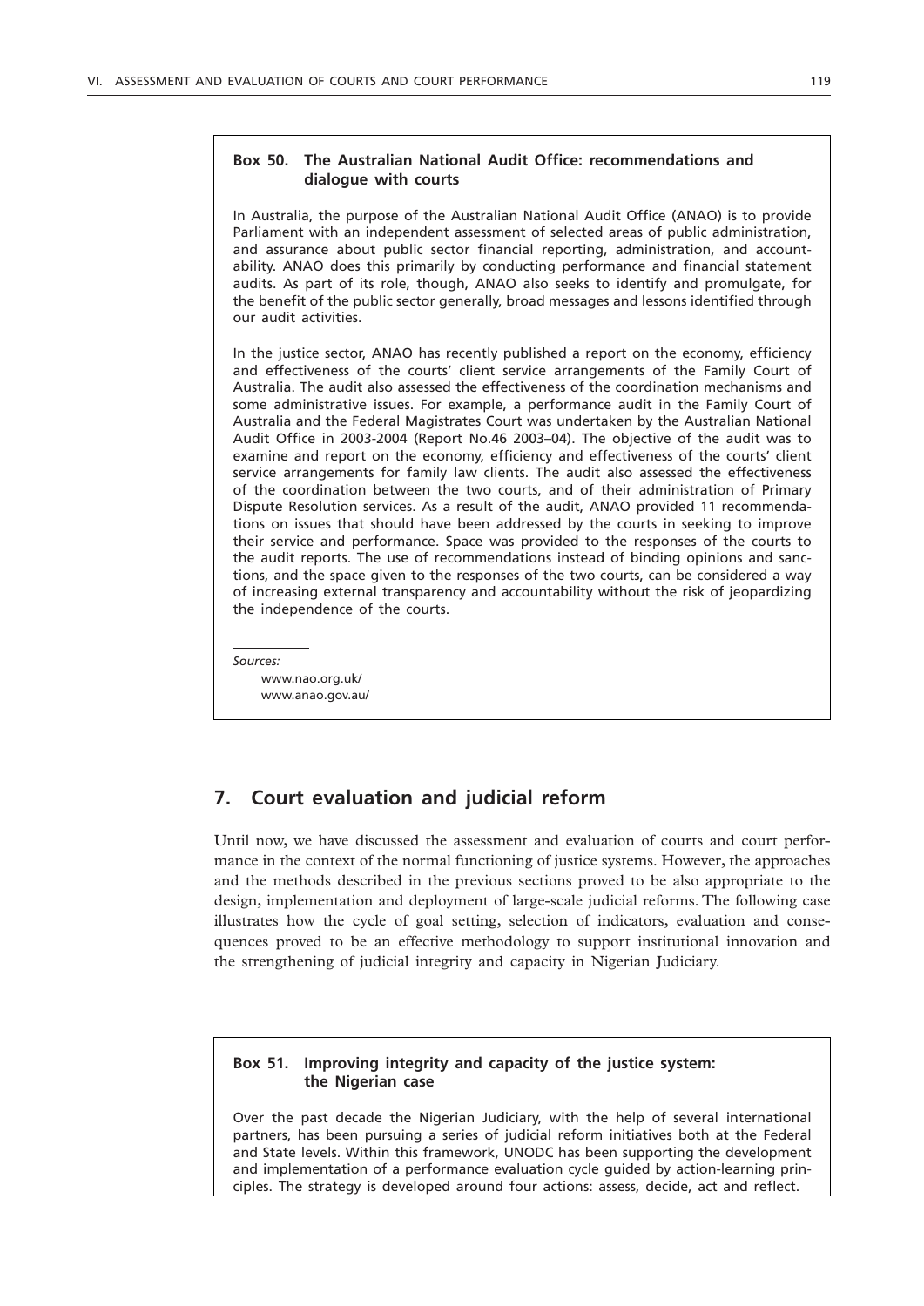**Box 50. The Australian National Audit Office: recommendations and dialogue with courts**

In Australia, the purpose of the Australian National Audit Office (ANAO) is to provide Parliament with an independent assessment of selected areas of public administration, and assurance about public sector financial reporting, administration, and accountability. ANAO does this primarily by conducting performance and financial statement audits. As part of its role, though, ANAO also seeks to identify and promulgate, for the benefit of the public sector generally, broad messages and lessons identified through our audit activities.

In the justice sector, ANAO has recently published a report on the economy, efficiency and effectiveness of the courts' client service arrangements of the Family Court of Australia. The audit also assessed the effectiveness of the coordination mechanisms and some administrative issues. For example, a performance audit in the Family Court of Australia and the Federal Magistrates Court was undertaken by the Australian National Audit Office in 2003-2004 (Report No.46 2003–04). The objective of the audit was to examine and report on the economy, efficiency and effectiveness of the courts' client service arrangements for family law clients. The audit also assessed the effectiveness of the coordination between the two courts, and of their administration of Primary Dispute Resolution services. As a result of the audit, ANAO provided 11 recommendations on issues that should have been addressed by the courts in seeking to improve their service and performance. Space was provided to the responses of the courts to the audit reports. The use of recommendations instead of binding opinions and sanctions, and the space given to the responses of the two courts, can be considered a way of increasing external transparency and accountability without the risk of jeopardizing the independence of the courts.

*Sources:*

www.nao.org.uk/
www.anao.gov.au/

## 7. Court evaluation and judicial reform

Until now, we have discussed the assessment and evaluation of courts and court performance in the context of the normal functioning of justice systems. However, the approaches and the methods described in the previous sections proved to be also appropriate to the design, implementation and deployment of large-scale judicial reforms. The following case illustrates how the cycle of goal setting, selection of indicators, evaluation and consequences proved to be an effective methodology to support institutional innovation and the strengthening of judicial integrity and capacity in Nigerian Judiciary.

**Box 51. Improving integrity and capacity of the justice system: the Nigerian case**

Over the past decade the Nigerian Judiciary, with the help of several international partners, has been pursuing a series of judicial reform initiatives both at the Federal and State levels. Within this framework, UNODC has been supporting the development and implementation of a performance evaluation cycle guided by action-learning principles. The strategy is developed around four actions: assess, decide, act and reflect.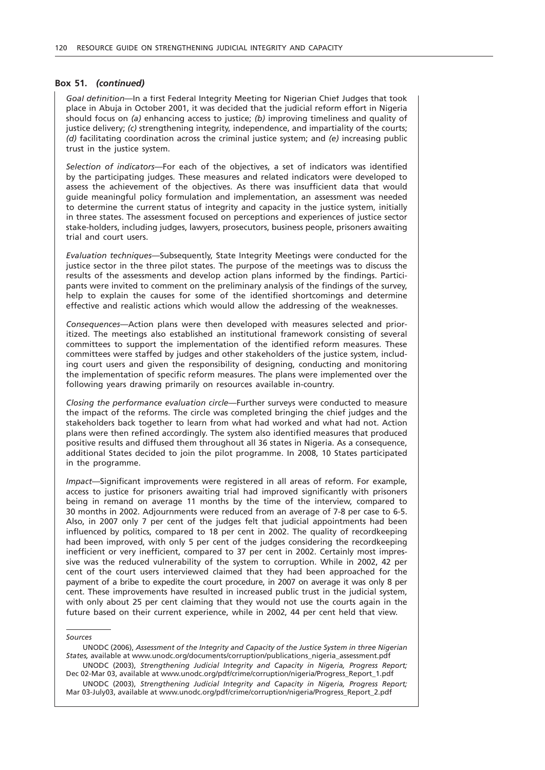**Box 51. *(continued)***

*Goal definition*—In a first Federal Integrity Meeting for Nigerian Chief Judges that took place in Abuja in October 2001, it was decided that the judicial reform effort in Nigeria should focus on *(a)* enhancing access to justice; *(b)* improving timeliness and quality of justice delivery; *(c)* strengthening integrity, independence, and impartiality of the courts; *(d)* facilitating coordination across the criminal justice system; and *(e)* increasing public trust in the justice system.

*Selection of indicators*—For each of the objectives, a set of indicators was identified by the participating judges. These measures and related indicators were developed to assess the achievement of the objectives. As there was insufficient data that would guide meaningful policy formulation and implementation, an assessment was needed to determine the current status of integrity and capacity in the justice system, initially in three states. The assessment focused on perceptions and experiences of justice sector stake-holders, including judges, lawyers, prosecutors, business people, prisoners awaiting trial and court users.

*Evaluation techniques*—Subsequently, State Integrity Meetings were conducted for the justice sector in the three pilot states. The purpose of the meetings was to discuss the results of the assessments and develop action plans informed by the findings. Participants were invited to comment on the preliminary analysis of the findings of the survey, help to explain the causes for some of the identified shortcomings and determine effective and realistic actions which would allow the addressing of the weaknesses.

*Consequences*—Action plans were then developed with measures selected and prioritized. The meetings also established an institutional framework consisting of several committees to support the implementation of the identified reform measures. These committees were staffed by judges and other stakeholders of the justice system, including court users and given the responsibility of designing, conducting and monitoring the implementation of specific reform measures. The plans were implemented over the following years drawing primarily on resources available in-country.

*Closing the performance evaluation circle*—Further surveys were conducted to measure the impact of the reforms. The circle was completed bringing the chief judges and the stakeholders back together to learn from what had worked and what had not. Action plans were then refined accordingly. The system also identified measures that produced positive results and diffused them throughout all 36 states in Nigeria. As a consequence, additional States decided to join the pilot programme. In 2008, 10 States participated in the programme.

*Impact*—Significant improvements were registered in all areas of reform. For example, access to justice for prisoners awaiting trial had improved significantly with prisoners being in remand on average 11 months by the time of the interview, compared to 30 months in 2002. Adjournments were reduced from an average of 7-8 per case to 6-5. Also, in 2007 only 7 per cent of the judges felt that judicial appointments had been influenced by politics, compared to 18 per cent in 2002. The quality of recordkeeping had been improved, with only 5 per cent of the judges considering the recordkeeping inefficient or very inefficient, compared to 37 per cent in 2002. Certainly most impressive was the reduced vulnerability of the system to corruption. While in 2002, 42 per cent of the court users interviewed claimed that they had been approached for the payment of a bribe to expedite the court procedure, in 2007 on average it was only 8 per cent. These improvements have resulted in increased public trust in the judicial system, with only about 25 per cent claiming that they would not use the courts again in the future based on their current experience, while in 2002, 44 per cent held that view.

*Sources*

UNODC (2006), *Assessment of the Integrity and Capacity of the Justice System in three Nigerian States,* available at www.unodc.org/documents/corruption/publications_nigeria_assessment.pdf

UNODC (2003), *Strengthening Judicial Integrity and Capacity in Nigeria, Progress Report;* Dec 02-Mar 03, available at www.unodc.org/pdf/crime/corruption/nigeria/Progress_Report_1.pdf

UNODC (2003), *Strengthening Judicial Integrity and Capacity in Nigeria, Progress Report;* Mar 03-July03, available at www.unodc.org/pdf/crime/corruption/nigeria/Progress_Report_2.pdf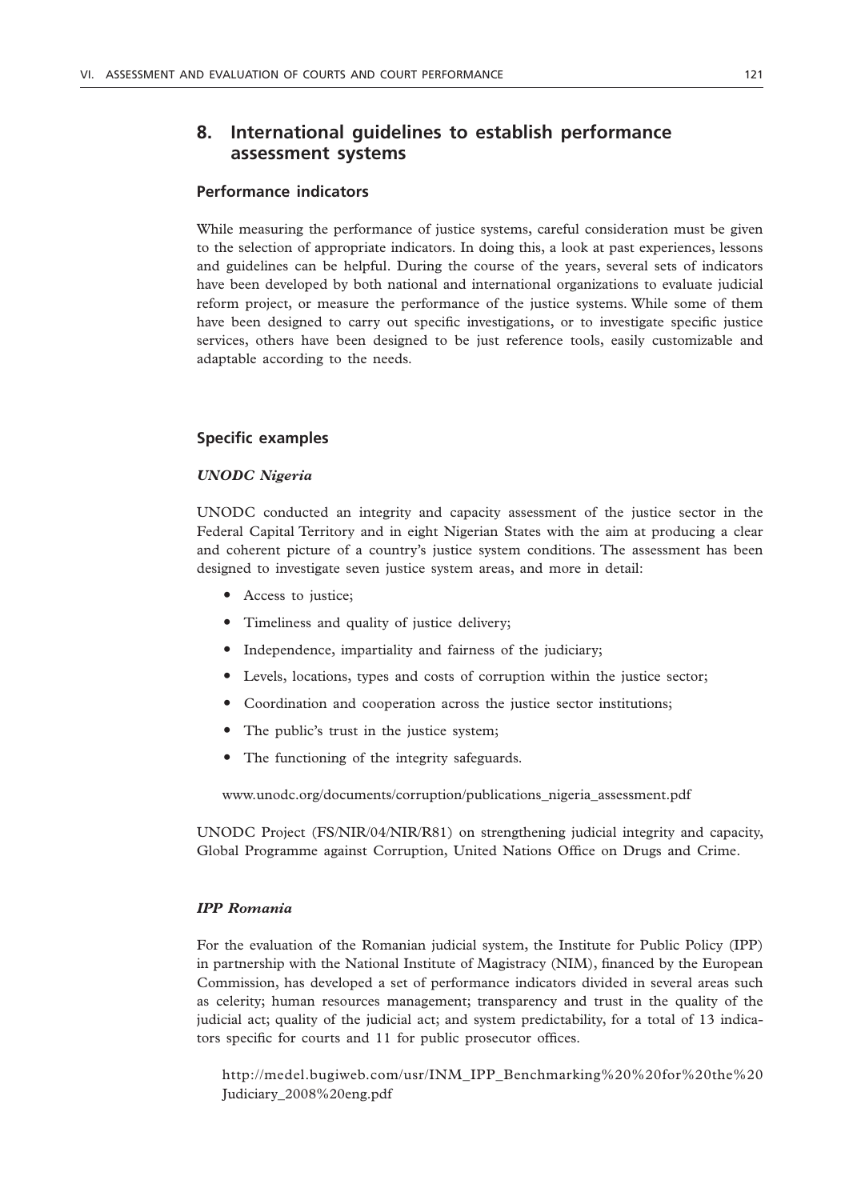## 8. International guidelines to establish performance assessment systems

### Performance indicators

While measuring the performance of justice systems, careful consideration must be given to the selection of appropriate indicators. In doing this, a look at past experiences, lessons and guidelines can be helpful. During the course of the years, several sets of indicators have been developed by both national and international organizations to evaluate judicial reform project, or measure the performance of the justice systems. While some of them have been designed to carry out specific investigations, or to investigate specific justice services, others have been designed to be just reference tools, easily customizable and adaptable according to the needs.

### Specific examples

#### *UNODC Nigeria*

UNODC conducted an integrity and capacity assessment of the justice sector in the Federal Capital Territory and in eight Nigerian States with the aim at producing a clear and coherent picture of a country's justice system conditions. The assessment has been designed to investigate seven justice system areas, and more in detail:

- Access to justice;
- Timeliness and quality of justice delivery;
- Independence, impartiality and fairness of the judiciary;
- Levels, locations, types and costs of corruption within the justice sector;
- Coordination and cooperation across the justice sector institutions;
- The public's trust in the justice system;
- The functioning of the integrity safeguards.

www.unodc.org/documents/corruption/publications_nigeria_assessment.pdf

UNODC Project (FS/NIR/04/NIR/R81) on strengthening judicial integrity and capacity, Global Programme against Corruption, United Nations Office on Drugs and Crime.

#### *IPP Romania*

For the evaluation of the Romanian judicial system, the Institute for Public Policy (IPP) in partnership with the National Institute of Magistracy (NIM), financed by the European Commission, has developed a set of performance indicators divided in several areas such as celerity; human resources management; transparency and trust in the quality of the judicial act; quality of the judicial act; and system predictability, for a total of 13 indicators specific for courts and 11 for public prosecutor offices.

http://medel.bugiweb.com/usr/INM_IPP_Benchmarking%20%20for%20the%20Judiciary_2008%20eng.pdf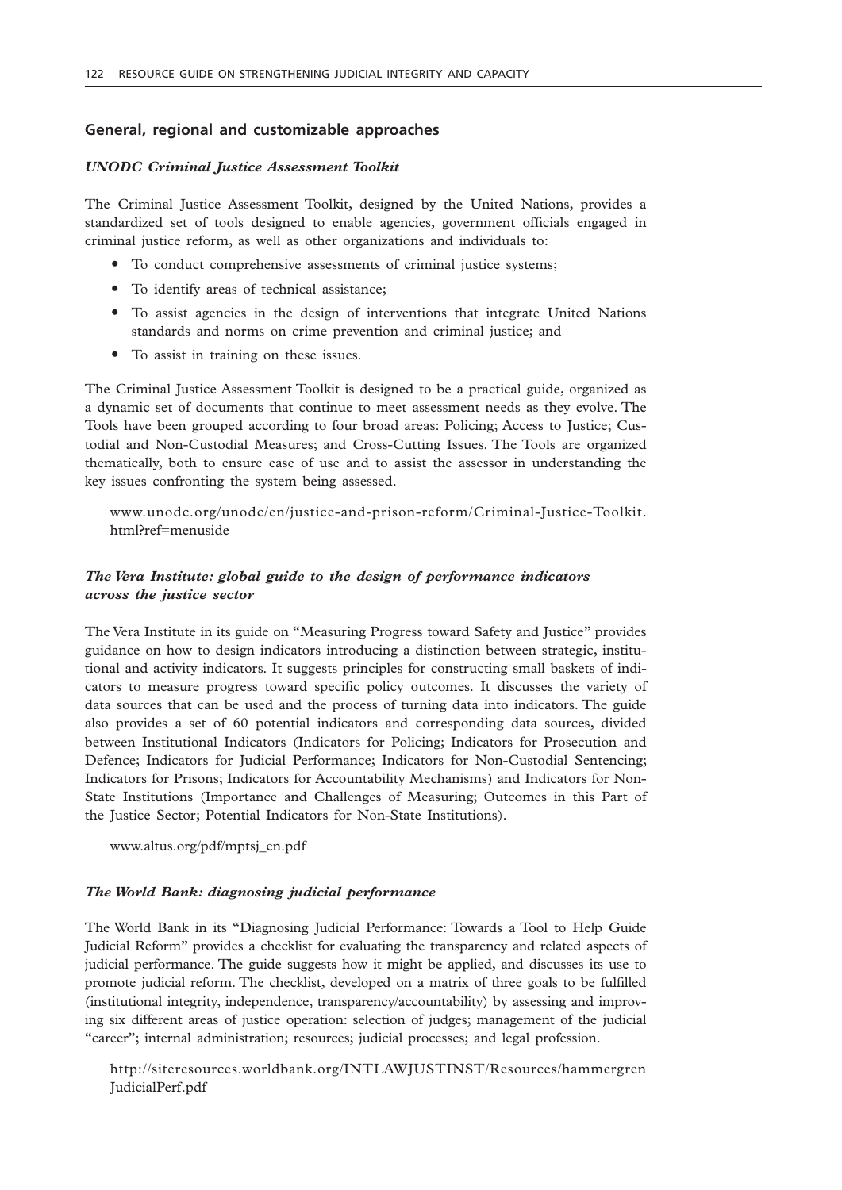## General, regional and customizable approaches

### *UNODC Criminal Justice Assessment Toolkit*

The Criminal Justice Assessment Toolkit, designed by the United Nations, provides a standardized set of tools designed to enable agencies, government officials engaged in criminal justice reform, as well as other organizations and individuals to:

- To conduct comprehensive assessments of criminal justice systems;
- To identify areas of technical assistance;
- To assist agencies in the design of interventions that integrate United Nations standards and norms on crime prevention and criminal justice; and
- To assist in training on these issues.

The Criminal Justice Assessment Toolkit is designed to be a practical guide, organized as a dynamic set of documents that continue to meet assessment needs as they evolve. The Tools have been grouped according to four broad areas: Policing; Access to Justice; Custodial and Non-Custodial Measures; and Cross-Cutting Issues. The Tools are organized thematically, both to ensure ease of use and to assist the assessor in understanding the key issues confronting the system being assessed.

> www.unodc.org/unodc/en/justice-and-prison-reform/Criminal-Justice-Toolkit.html?ref=menuside

### *The Vera Institute: global guide to the design of performance indicators across the justice sector*

The Vera Institute in its guide on "Measuring Progress toward Safety and Justice" provides guidance on how to design indicators introducing a distinction between strategic, institutional and activity indicators. It suggests principles for constructing small baskets of indicators to measure progress toward specific policy outcomes. It discusses the variety of data sources that can be used and the process of turning data into indicators. The guide also provides a set of 60 potential indicators and corresponding data sources, divided between Institutional Indicators (Indicators for Policing; Indicators for Prosecution and Defence; Indicators for Judicial Performance; Indicators for Non-Custodial Sentencing; Indicators for Prisons; Indicators for Accountability Mechanisms) and Indicators for Non-State Institutions (Importance and Challenges of Measuring; Outcomes in this Part of the Justice Sector; Potential Indicators for Non-State Institutions).

> www.altus.org/pdf/mptsj_en.pdf

### *The World Bank: diagnosing judicial performance*

The World Bank in its "Diagnosing Judicial Performance: Towards a Tool to Help Guide Judicial Reform" provides a checklist for evaluating the transparency and related aspects of judicial performance. The guide suggests how it might be applied, and discusses its use to promote judicial reform. The checklist, developed on a matrix of three goals to be fulfilled (institutional integrity, independence, transparency/accountability) by assessing and improving six different areas of justice operation: selection of judges; management of the judicial "career"; internal administration; resources; judicial processes; and legal profession.

> http://siteresources.worldbank.org/INTLAWJUSTINST/Resources/hammergrenJudicialPerf.pdf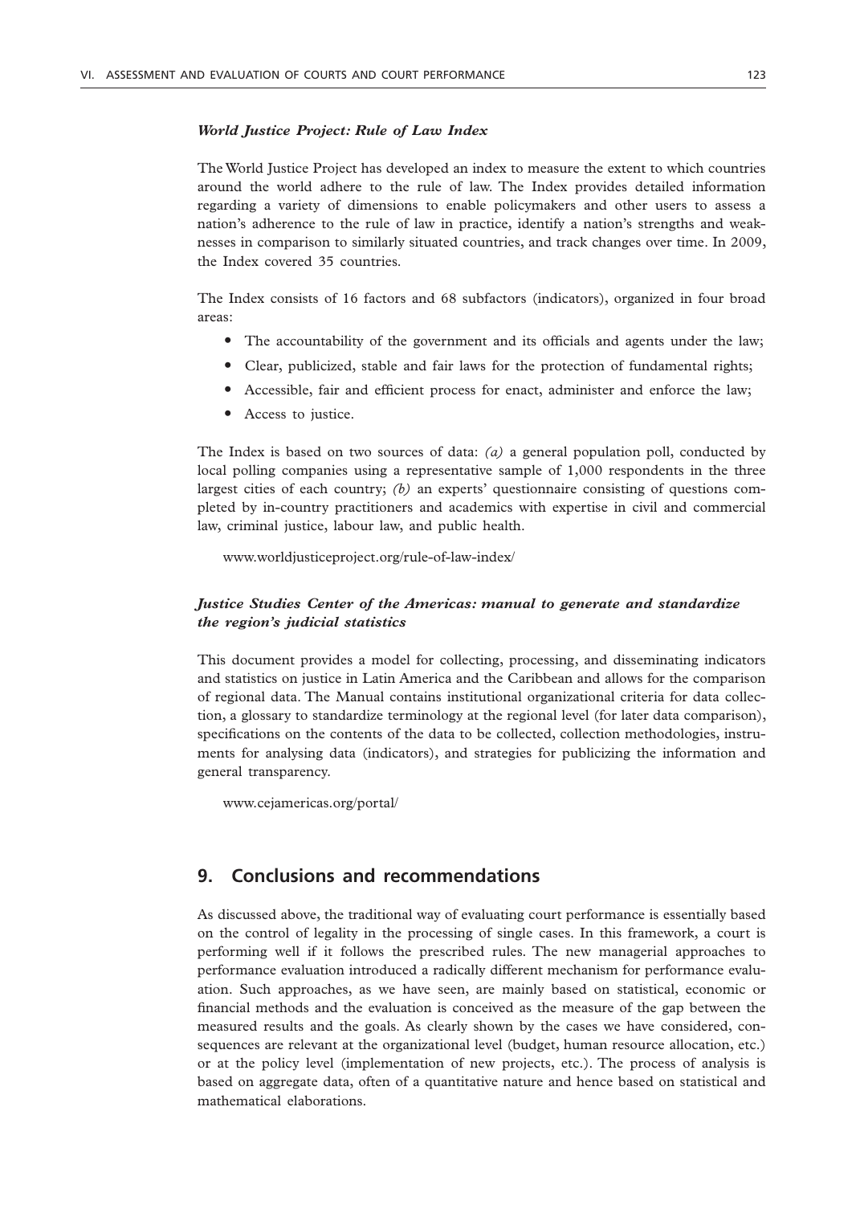***World Justice Project: Rule of Law Index***

The World Justice Project has developed an index to measure the extent to which countries around the world adhere to the rule of law. The Index provides detailed information regarding a variety of dimensions to enable policymakers and other users to assess a nation's adherence to the rule of law in practice, identify a nation's strengths and weaknesses in comparison to similarly situated countries, and track changes over time. In 2009, the Index covered 35 countries.

The Index consists of 16 factors and 68 subfactors (indicators), organized in four broad areas:

- The accountability of the government and its officials and agents under the law;
- Clear, publicized, stable and fair laws for the protection of fundamental rights;
- Accessible, fair and efficient process for enact, administer and enforce the law;
- Access to justice.

The Index is based on two sources of data: *(a)* a general population poll, conducted by local polling companies using a representative sample of 1,000 respondents in the three largest cities of each country; *(b)* an experts' questionnaire consisting of questions completed by in-country practitioners and academics with expertise in civil and commercial law, criminal justice, labour law, and public health.

www.worldjusticeproject.org/rule-of-law-index/

***Justice Studies Center of the Americas: manual to generate and standardize the region's judicial statistics***

This document provides a model for collecting, processing, and disseminating indicators and statistics on justice in Latin America and the Caribbean and allows for the comparison of regional data. The Manual contains institutional organizational criteria for data collection, a glossary to standardize terminology at the regional level (for later data comparison), specifications on the contents of the data to be collected, collection methodologies, instruments for analysing data (indicators), and strategies for publicizing the information and general transparency.

www.cejamericas.org/portal/

## 9. Conclusions and recommendations

As discussed above, the traditional way of evaluating court performance is essentially based on the control of legality in the processing of single cases. In this framework, a court is performing well if it follows the prescribed rules. The new managerial approaches to performance evaluation introduced a radically different mechanism for performance evaluation. Such approaches, as we have seen, are mainly based on statistical, economic or financial methods and the evaluation is conceived as the measure of the gap between the measured results and the goals. As clearly shown by the cases we have considered, consequences are relevant at the organizational level (budget, human resource allocation, etc.) or at the policy level (implementation of new projects, etc.). The process of analysis is based on aggregate data, often of a quantitative nature and hence based on statistical and mathematical elaborations.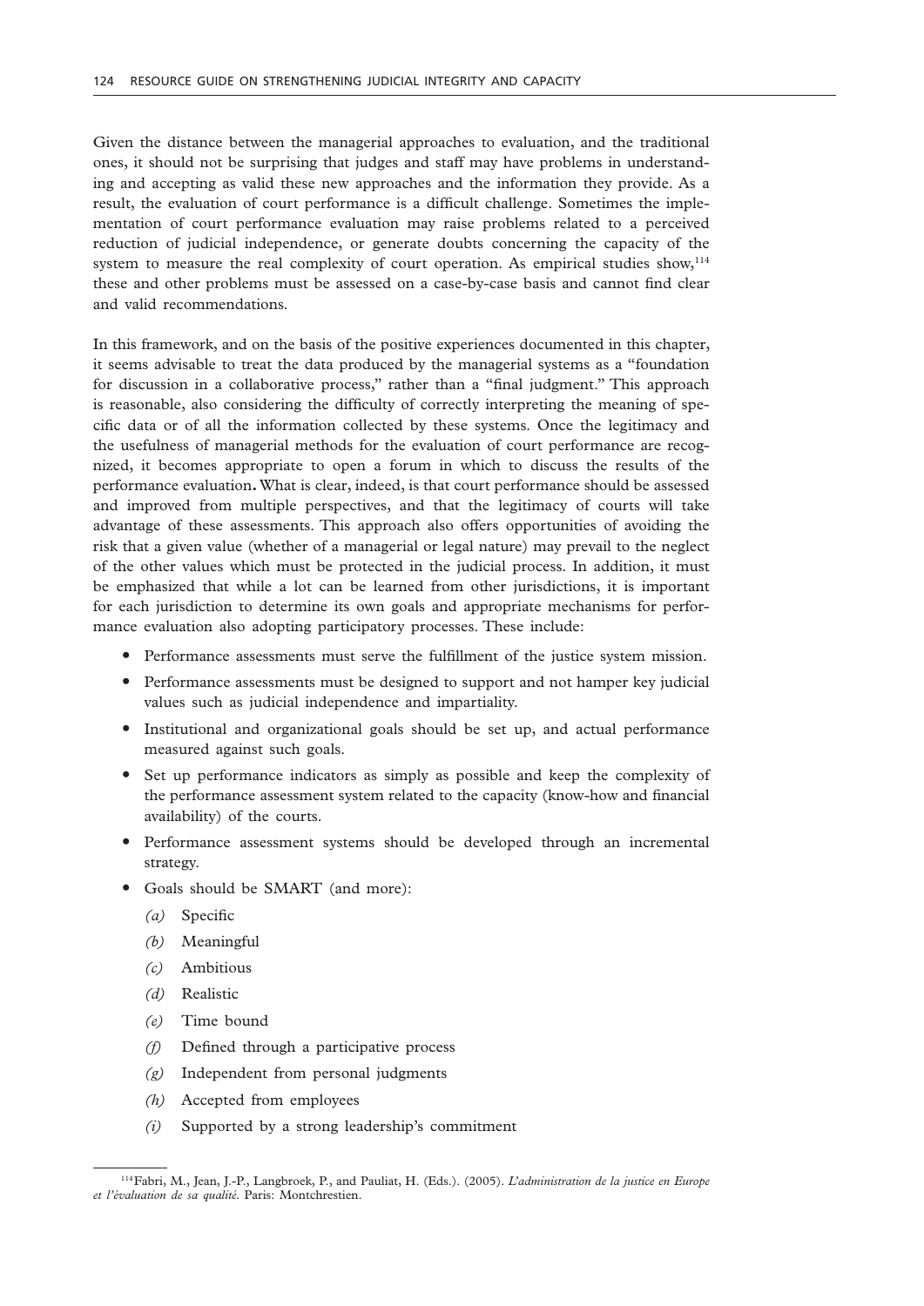Given the distance between the managerial approaches to evaluation, and the traditional ones, it should not be surprising that judges and staff may have problems in understanding and accepting as valid these new approaches and the information they provide. As a result, the evaluation of court performance is a difficult challenge. Sometimes the implementation of court performance evaluation may raise problems related to a perceived reduction of judicial independence, or generate doubts concerning the capacity of the system to measure the real complexity of court operation. As empirical studies show,[114] these and other problems must be assessed on a case-by-case basis and cannot find clear and valid recommendations.

In this framework, and on the basis of the positive experiences documented in this chapter, it seems advisable to treat the data produced by the managerial systems as a "foundation for discussion in a collaborative process," rather than a "final judgment." This approach is reasonable, also considering the difficulty of correctly interpreting the meaning of specific data or of all the information collected by these systems. Once the legitimacy and the usefulness of managerial methods for the evaluation of court performance are recognized, it becomes appropriate to open a forum in which to discuss the results of the performance evaluation**.** What is clear, indeed, is that court performance should be assessed and improved from multiple perspectives, and that the legitimacy of courts will take advantage of these assessments. This approach also offers opportunities of avoiding the risk that a given value (whether of a managerial or legal nature) may prevail to the neglect of the other values which must be protected in the judicial process. In addition, it must be emphasized that while a lot can be learned from other jurisdictions, it is important for each jurisdiction to determine its own goals and appropriate mechanisms for performance evaluation also adopting participatory processes. These include:

- Performance assessments must serve the fulfillment of the justice system mission.
- Performance assessments must be designed to support and not hamper key judicial values such as judicial independence and impartiality.
- Institutional and organizational goals should be set up, and actual performance measured against such goals.
- Set up performance indicators as simply as possible and keep the complexity of the performance assessment system related to the capacity (know-how and financial availability) of the courts.
- Performance assessment systems should be developed through an incremental strategy.
- Goals should be SMART (and more):
  - *(a)* Specific
  - *(b)* Meaningful
  - *(c)* Ambitious
  - *(d)* Realistic
  - *(e)* Time bound
  - *(f)* Defined through a participative process
  - *(g)* Independent from personal judgments
  - *(h)* Accepted from employees
  - *(i)* Supported by a strong leadership's commitment

---

[114] Fabri, M., Jean, J.-P., Langbroek, P., and Pauliat, H. (Eds.). (2005). *L'administration de la justice en Europe et l'évaluation de sa qualité.* Paris: Montchrestien.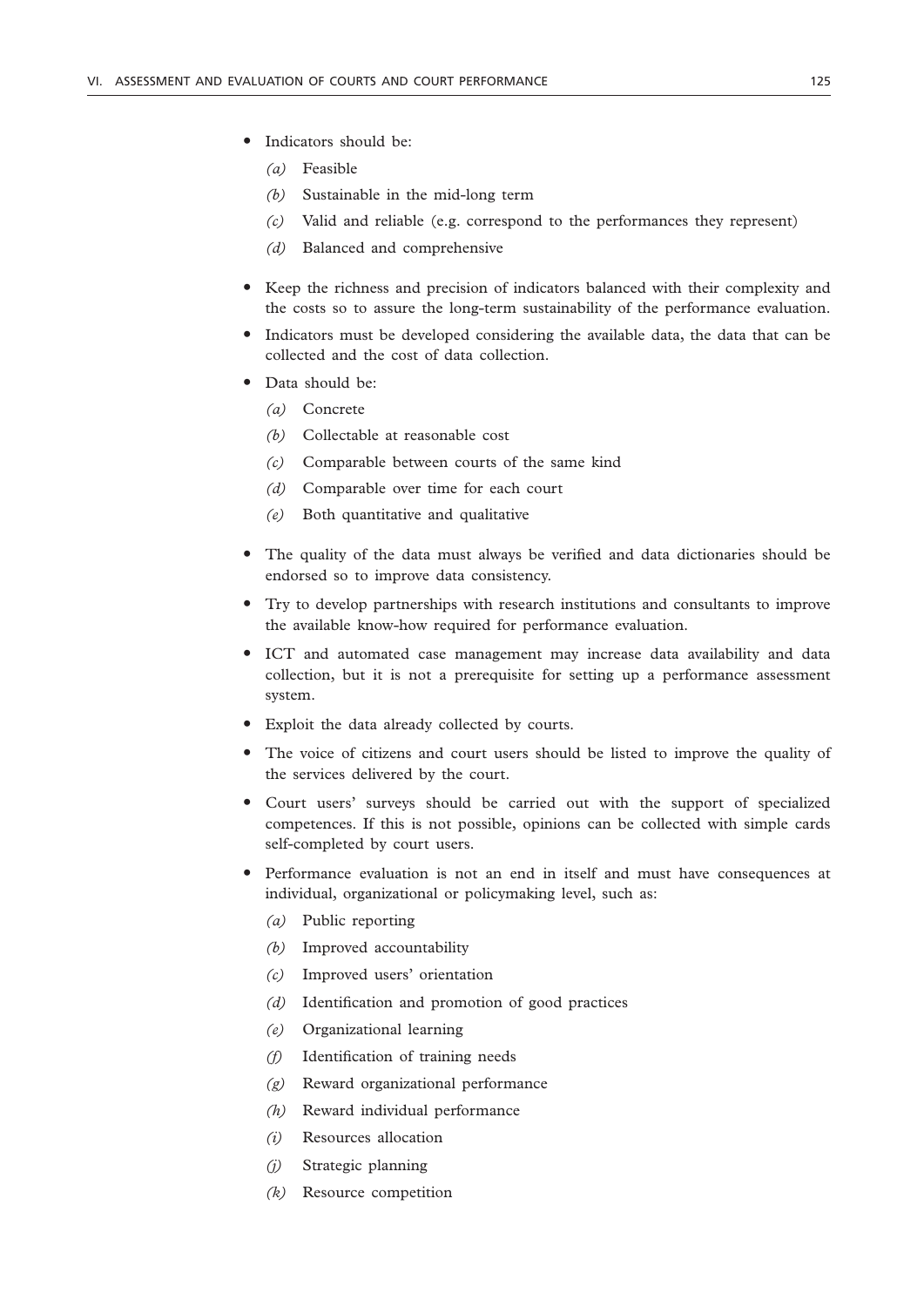- Indicators should be:
  - *(a)* Feasible
  - *(b)* Sustainable in the mid-long term
  - *(c)* Valid and reliable (e.g. correspond to the performances they represent)
  - *(d)* Balanced and comprehensive
- Keep the richness and precision of indicators balanced with their complexity and the costs so to assure the long-term sustainability of the performance evaluation.
- Indicators must be developed considering the available data, the data that can be collected and the cost of data collection.
- Data should be:
  - *(a)* Concrete
  - *(b)* Collectable at reasonable cost
  - *(c)* Comparable between courts of the same kind
  - *(d)* Comparable over time for each court
  - *(e)* Both quantitative and qualitative
- The quality of the data must always be verified and data dictionaries should be endorsed so to improve data consistency.
- Try to develop partnerships with research institutions and consultants to improve the available know-how required for performance evaluation.
- ICT and automated case management may increase data availability and data collection, but it is not a prerequisite for setting up a performance assessment system.
- Exploit the data already collected by courts.
- The voice of citizens and court users should be listed to improve the quality of the services delivered by the court.
- Court users' surveys should be carried out with the support of specialized competences. If this is not possible, opinions can be collected with simple cards self-completed by court users.
- Performance evaluation is not an end in itself and must have consequences at individual, organizational or policymaking level, such as:
  - *(a)* Public reporting
  - *(b)* Improved accountability
  - *(c)* Improved users' orientation
  - *(d)* Identification and promotion of good practices
  - *(e)* Organizational learning
  - *(f)* Identification of training needs
  - *(g)* Reward organizational performance
  - *(h)* Reward individual performance
  - *(i)* Resources allocation
  - *(j)* Strategic planning
  - *(k)* Resource competition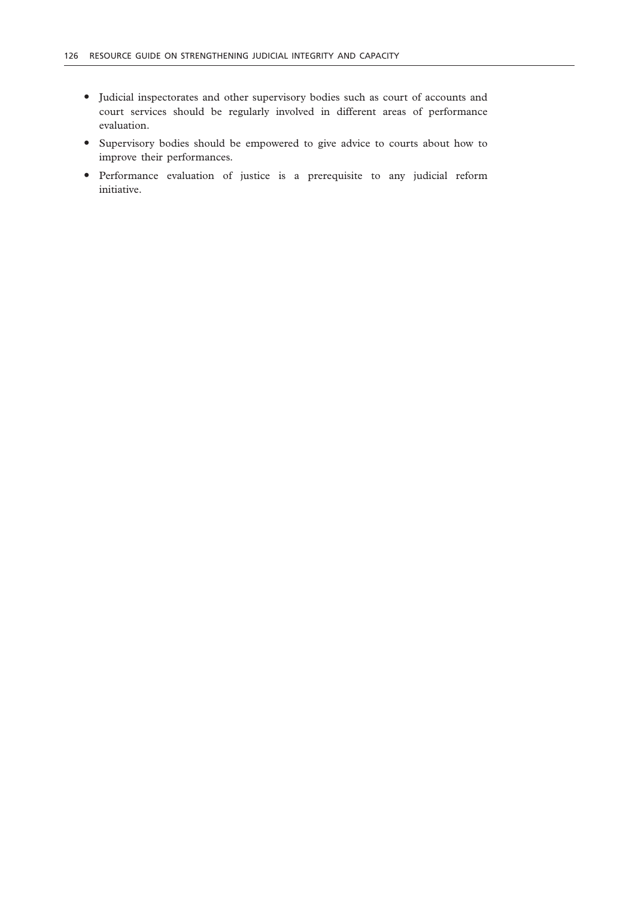- Judicial inspectorates and other supervisory bodies such as court of accounts and court services should be regularly involved in different areas of performance evaluation.
- Supervisory bodies should be empowered to give advice to courts about how to improve their performances.
- Performance evaluation of justice is a prerequisite to any judicial reform initiative.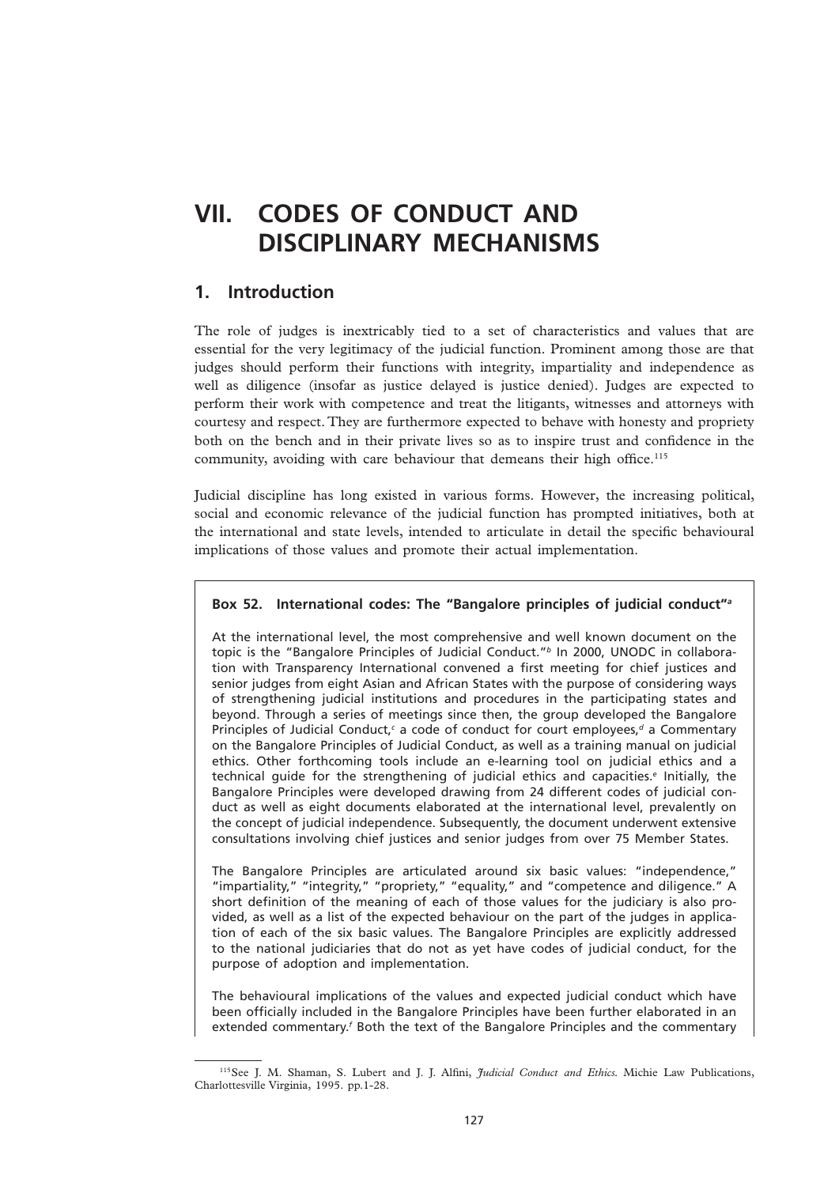# VII. CODES OF CONDUCT AND DISCIPLINARY MECHANISMS

## 1. Introduction

The role of judges is inextricably tied to a set of characteristics and values that are essential for the very legitimacy of the judicial function. Prominent among those are that judges should perform their functions with integrity, impartiality and independence as well as diligence (insofar as justice delayed is justice denied). Judges are expected to perform their work with competence and treat the litigants, witnesses and attorneys with courtesy and respect. They are furthermore expected to behave with honesty and propriety both on the bench and in their private lives so as to inspire trust and confidence in the community, avoiding with care behaviour that demeans their high office.[115]

Judicial discipline has long existed in various forms. However, the increasing political, social and economic relevance of the judicial function has prompted initiatives, both at the international and state levels, intended to articulate in detail the specific behavioural implications of those values and promote their actual implementation.

**Box 52. International codes: The "Bangalore principles of judicial conduct"[a]**

At the international level, the most comprehensive and well known document on the topic is the "Bangalore Principles of Judicial Conduct."[b] In 2000, UNODC in collaboration with Transparency International convened a first meeting for chief justices and senior judges from eight Asian and African States with the purpose of considering ways of strengthening judicial institutions and procedures in the participating states and beyond. Through a series of meetings since then, the group developed the Bangalore Principles of Judicial Conduct,[c] a code of conduct for court employees,[d] a Commentary on the Bangalore Principles of Judicial Conduct, as well as a training manual on judicial ethics. Other forthcoming tools include an e-learning tool on judicial ethics and a technical guide for the strengthening of judicial ethics and capacities.[e] Initially, the Bangalore Principles were developed drawing from 24 different codes of judicial conduct as well as eight documents elaborated at the international level, prevalently on the concept of judicial independence. Subsequently, the document underwent extensive consultations involving chief justices and senior judges from over 75 Member States.

The Bangalore Principles are articulated around six basic values: "independence," "impartiality," "integrity," "propriety," "equality," and "competence and diligence." A short definition of the meaning of each of those values for the judiciary is also provided, as well as a list of the expected behaviour on the part of the judges in application of each of the six basic values. The Bangalore Principles are explicitly addressed to the national judiciaries that do not as yet have codes of judicial conduct, for the purpose of adoption and implementation.

The behavioural implications of the values and expected judicial conduct which have been officially included in the Bangalore Principles have been further elaborated in an extended commentary.[f] Both the text of the Bangalore Principles and the commentary

---

[115] See J. M. Shaman, S. Lubert and J. J. Alfini, *Judicial Conduct and Ethics*. Michie Law Publications, Charlottesville Virginia, 1995. pp.1-28.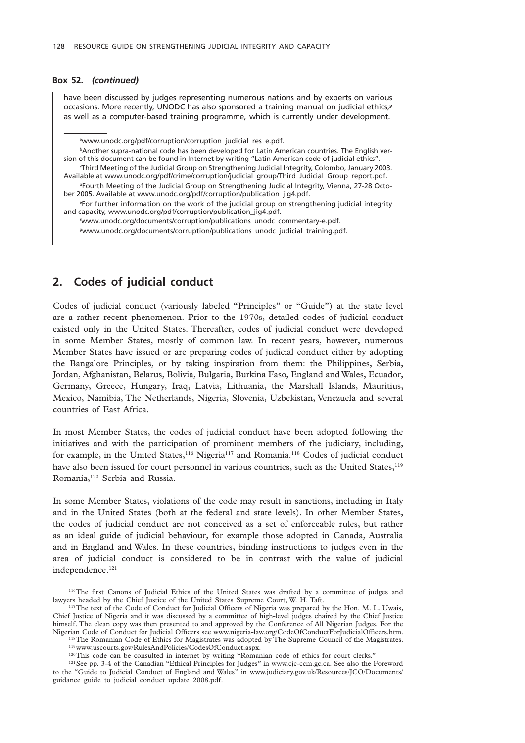**Box 52.** ***(continued)***

have been discussed by judges representing numerous nations and by experts on various occasions. More recently, UNODC has also sponsored a training manual on judicial ethics,[g] as well as a computer-based training programme, which is currently under development.

[a]www.unodc.org/pdf/corruption/corruption_judicial_res_e.pdf.

[b]Another supra-national code has been developed for Latin American countries. The English version of this document can be found in Internet by writing "Latin American code of judicial ethics".

[c]Third Meeting of the Judicial Group on Strengthening Judicial Integrity, Colombo, January 2003. Available at www.unodc.org/pdf/crime/corruption/judicial_group/Third_Judicial_Group_report.pdf.

[d]Fourth Meeting of the Judicial Group on Strengthening Judicial Integrity, Vienna, 27-28 October 2005. Available at www.unodc.org/pdf/corruption/publication_jig4.pdf.

[e]For further information on the work of the judicial group on strengthening judicial integrity and capacity, www.unodc.org/pdf/corruption/publication_jig4.pdf.

[f]www.unodc.org/documents/corruption/publications_unodc_commentary-e.pdf.

[g]www.unodc.org/documents/corruption/publications_unodc_judicial_training.pdf.

## 2. Codes of judicial conduct

Codes of judicial conduct (variously labeled "Principles" or "Guide") at the state level are a rather recent phenomenon. Prior to the 1970s, detailed codes of judicial conduct existed only in the United States. Thereafter, codes of judicial conduct were developed in some Member States, mostly of common law. In recent years, however, numerous Member States have issued or are preparing codes of judicial conduct either by adopting the Bangalore Principles, or by taking inspiration from them: the Philippines, Serbia, Jordan, Afghanistan, Belarus, Bolivia, Bulgaria, Burkina Faso, England and Wales, Ecuador, Germany, Greece, Hungary, Iraq, Latvia, Lithuania, the Marshall Islands, Mauritius, Mexico, Namibia, The Netherlands, Nigeria, Slovenia, Uzbekistan, Venezuela and several countries of East Africa.

In most Member States, the codes of judicial conduct have been adopted following the initiatives and with the participation of prominent members of the judiciary, including, for example, in the United States,[116] Nigeria[117] and Romania.[118] Codes of judicial conduct have also been issued for court personnel in various countries, such as the United States,[119] Romania,[120] Serbia and Russia.

In some Member States, violations of the code may result in sanctions, including in Italy and in the United States (both at the federal and state levels). In other Member States, the codes of judicial conduct are not conceived as a set of enforceable rules, but rather as an ideal guide of judicial behaviour, for example those adopted in Canada, Australia and in England and Wales. In these countries, binding instructions to judges even in the area of judicial conduct is considered to be in contrast with the value of judicial independence.[121]

[116]The first Canons of Judicial Ethics of the United States was drafted by a committee of judges and lawyers headed by the Chief Justice of the United States Supreme Court, W. H. Taft.

[117]The text of the Code of Conduct for Judicial Officers of Nigeria was prepared by the Hon. M. L. Uwais, Chief Justice of Nigeria and it was discussed by a committee of high-level judges chaired by the Chief Justice himself. The clean copy was then presented to and approved by the Conference of All Nigerian Judges. For the Nigerian Code of Conduct for Judicial Officers see www.nigeria-law.org/CodeOfConductForJudicialOfficers.htm.

[118]The Romanian Code of Ethics for Magistrates was adopted by The Supreme Council of the Magistrates.

[119]www.uscourts.gov/RulesAndPolicies/CodesOfConduct.aspx.

[120]This code can be consulted in internet by writing "Romanian code of ethics for court clerks."

[121]See pp. 3-4 of the Canadian "Ethical Principles for Judges" in www.cjc-ccm.gc.ca. See also the Foreword to the "Guide to Judicial Conduct of England and Wales" in www.judiciary.gov.uk/Resources/JCO/Documents/guidance_guide_to_judicial_conduct_update_2008.pdf.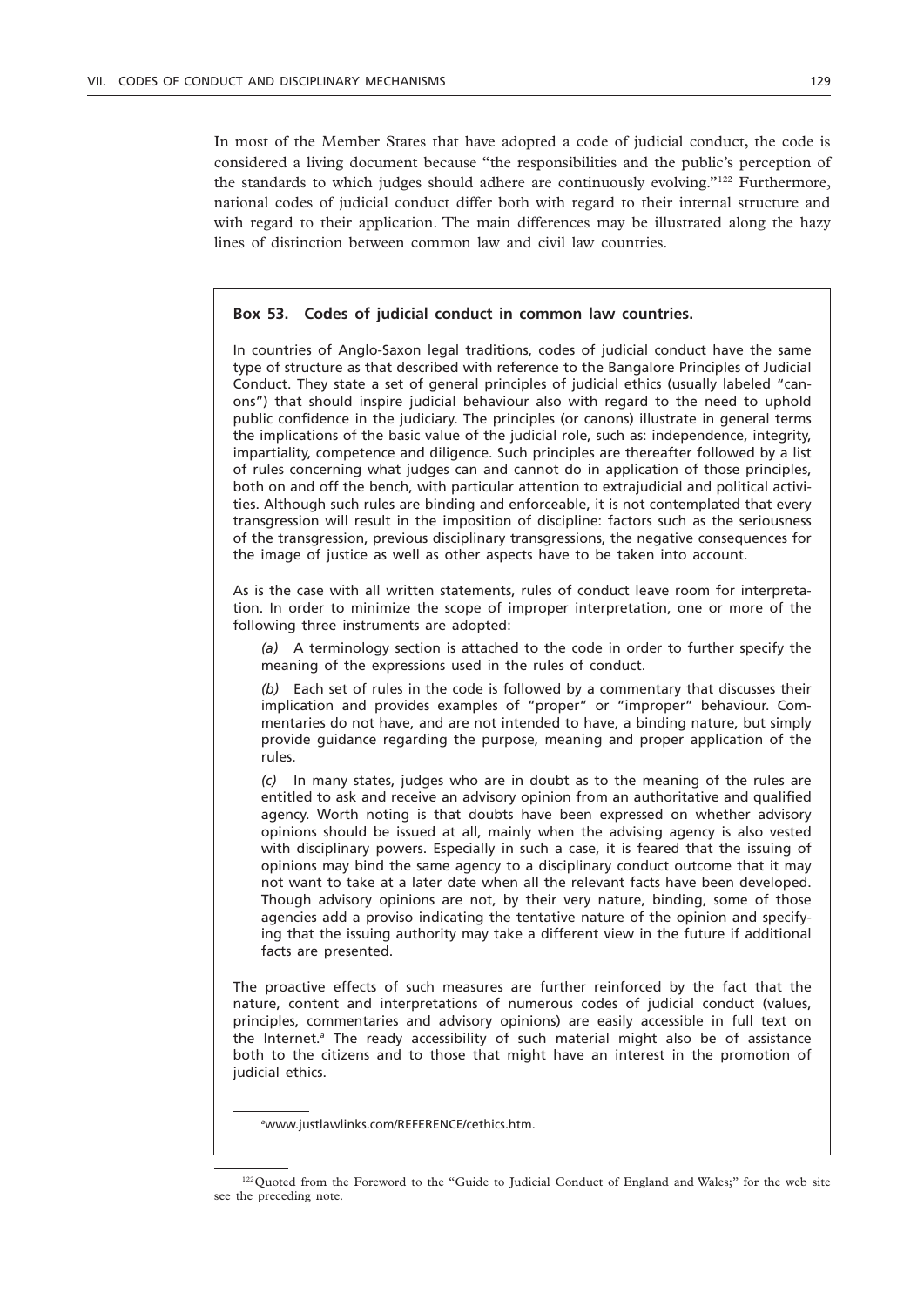In most of the Member States that have adopted a code of judicial conduct, the code is considered a living document because "the responsibilities and the public's perception of the standards to which judges should adhere are continuously evolving."[122] Furthermore, national codes of judicial conduct differ both with regard to their internal structure and with regard to their application. The main differences may be illustrated along the hazy lines of distinction between common law and civil law countries.

**Box 53. Codes of judicial conduct in common law countries.**

In countries of Anglo-Saxon legal traditions, codes of judicial conduct have the same type of structure as that described with reference to the Bangalore Principles of Judicial Conduct. They state a set of general principles of judicial ethics (usually labeled "canons") that should inspire judicial behaviour also with regard to the need to uphold public confidence in the judiciary. The principles (or canons) illustrate in general terms the implications of the basic value of the judicial role, such as: independence, integrity, impartiality, competence and diligence. Such principles are thereafter followed by a list of rules concerning what judges can and cannot do in application of those principles, both on and off the bench, with particular attention to extrajudicial and political activities. Although such rules are binding and enforceable, it is not contemplated that every transgression will result in the imposition of discipline: factors such as the seriousness of the transgression, previous disciplinary transgressions, the negative consequences for the image of justice as well as other aspects have to be taken into account.

As is the case with all written statements, rules of conduct leave room for interpretation. In order to minimize the scope of improper interpretation, one or more of the following three instruments are adopted:

*(a)* A terminology section is attached to the code in order to further specify the meaning of the expressions used in the rules of conduct.

*(b)* Each set of rules in the code is followed by a commentary that discusses their implication and provides examples of "proper" or "improper" behaviour. Commentaries do not have, and are not intended to have, a binding nature, but simply provide guidance regarding the purpose, meaning and proper application of the rules.

*(c)* In many states, judges who are in doubt as to the meaning of the rules are entitled to ask and receive an advisory opinion from an authoritative and qualified agency. Worth noting is that doubts have been expressed on whether advisory opinions should be issued at all, mainly when the advising agency is also vested with disciplinary powers. Especially in such a case, it is feared that the issuing of opinions may bind the same agency to a disciplinary conduct outcome that it may not want to take at a later date when all the relevant facts have been developed. Though advisory opinions are not, by their very nature, binding, some of those agencies add a proviso indicating the tentative nature of the opinion and specifying that the issuing authority may take a different view in the future if additional facts are presented.

The proactive effects of such measures are further reinforced by the fact that the nature, content and interpretations of numerous codes of judicial conduct (values, principles, commentaries and advisory opinions) are easily accessible in full text on the Internet.[a] The ready accessibility of such material might also be of assistance both to the citizens and to those that might have an interest in the promotion of judicial ethics.

[a] www.justlawlinks.com/REFERENCE/cethics.htm.

[122] Quoted from the Foreword to the "Guide to Judicial Conduct of England and Wales;" for the web site see the preceding note.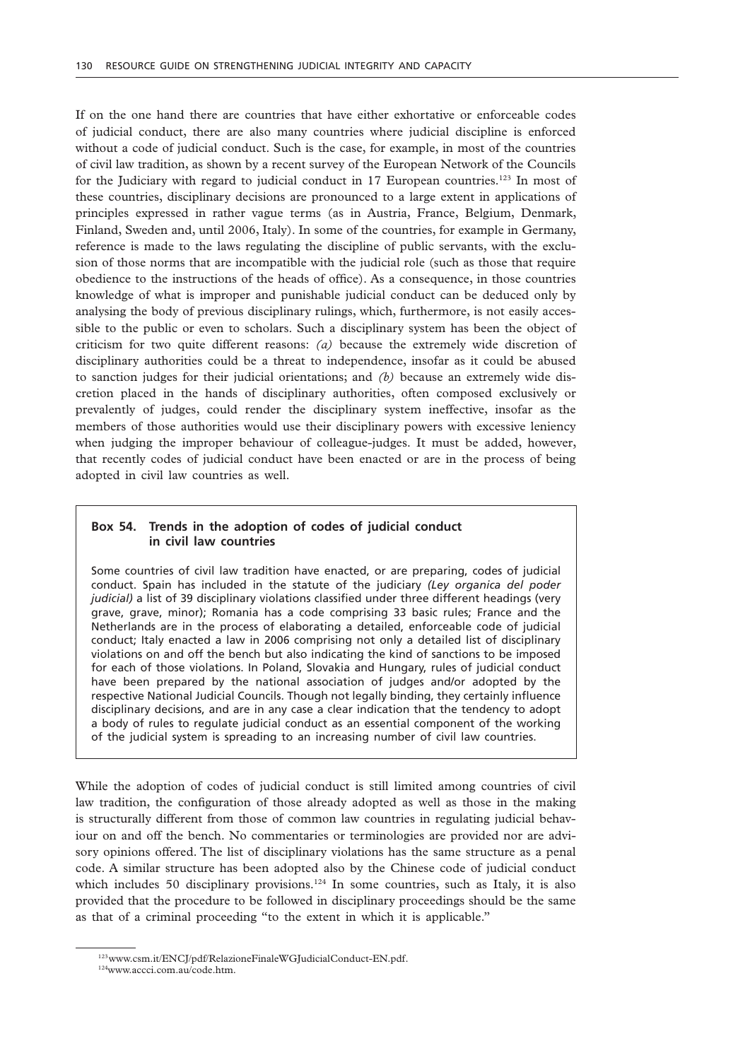If on the one hand there are countries that have either exhortative or enforceable codes of judicial conduct, there are also many countries where judicial discipline is enforced without a code of judicial conduct. Such is the case, for example, in most of the countries of civil law tradition, as shown by a recent survey of the European Network of the Councils for the Judiciary with regard to judicial conduct in 17 European countries.[123] In most of these countries, disciplinary decisions are pronounced to a large extent in applications of principles expressed in rather vague terms (as in Austria, France, Belgium, Denmark, Finland, Sweden and, until 2006, Italy). In some of the countries, for example in Germany, reference is made to the laws regulating the discipline of public servants, with the exclusion of those norms that are incompatible with the judicial role (such as those that require obedience to the instructions of the heads of office). As a consequence, in those countries knowledge of what is improper and punishable judicial conduct can be deduced only by analysing the body of previous disciplinary rulings, which, furthermore, is not easily accessible to the public or even to scholars. Such a disciplinary system has been the object of criticism for two quite different reasons: *(a)* because the extremely wide discretion of disciplinary authorities could be a threat to independence, insofar as it could be abused to sanction judges for their judicial orientations; and *(b)* because an extremely wide discretion placed in the hands of disciplinary authorities, often composed exclusively or prevalently of judges, could render the disciplinary system ineffective, insofar as the members of those authorities would use their disciplinary powers with excessive leniency when judging the improper behaviour of colleague-judges. It must be added, however, that recently codes of judicial conduct have been enacted or are in the process of being adopted in civil law countries as well.

**Box 54. Trends in the adoption of codes of judicial conduct in civil law countries**

Some countries of civil law tradition have enacted, or are preparing, codes of judicial conduct. Spain has included in the statute of the judiciary *(Ley organica del poder judicial)* a list of 39 disciplinary violations classified under three different headings (very grave, grave, minor); Romania has a code comprising 33 basic rules; France and the Netherlands are in the process of elaborating a detailed, enforceable code of judicial conduct; Italy enacted a law in 2006 comprising not only a detailed list of disciplinary violations on and off the bench but also indicating the kind of sanctions to be imposed for each of those violations. In Poland, Slovakia and Hungary, rules of judicial conduct have been prepared by the national association of judges and/or adopted by the respective National Judicial Councils. Though not legally binding, they certainly influence disciplinary decisions, and are in any case a clear indication that the tendency to adopt a body of rules to regulate judicial conduct as an essential component of the working of the judicial system is spreading to an increasing number of civil law countries.

While the adoption of codes of judicial conduct is still limited among countries of civil law tradition, the configuration of those already adopted as well as those in the making is structurally different from those of common law countries in regulating judicial behaviour on and off the bench. No commentaries or terminologies are provided nor are advisory opinions offered. The list of disciplinary violations has the same structure as a penal code. A similar structure has been adopted also by the Chinese code of judicial conduct which includes 50 disciplinary provisions.[124] In some countries, such as Italy, it is also provided that the procedure to be followed in disciplinary proceedings should be the same as that of a criminal proceeding "to the extent in which it is applicable."

[123] www.csm.it/ENCJ/pdf/RelazioneFinaleWGJudicialConduct-EN.pdf.

[124] www.accci.com.au/code.htm.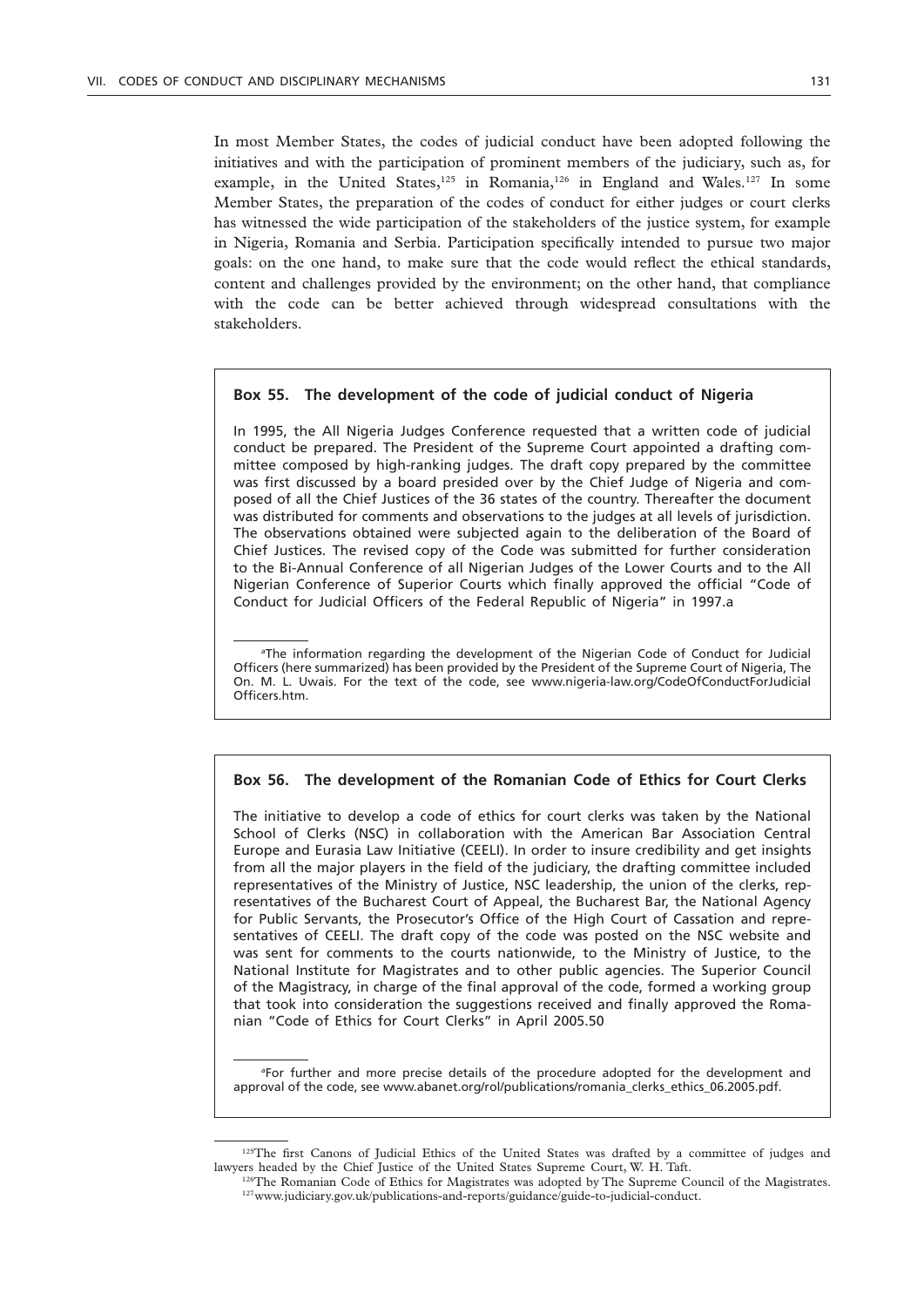In most Member States, the codes of judicial conduct have been adopted following the initiatives and with the participation of prominent members of the judiciary, such as, for example, in the United States,[125] in Romania,[126] in England and Wales.[127] In some Member States, the preparation of the codes of conduct for either judges or court clerks has witnessed the wide participation of the stakeholders of the justice system, for example in Nigeria, Romania and Serbia. Participation specifically intended to pursue two major goals: on the one hand, to make sure that the code would reflect the ethical standards, content and challenges provided by the environment; on the other hand, that compliance with the code can be better achieved through widespread consultations with the stakeholders.

**Box 55. The development of the code of judicial conduct of Nigeria**

In 1995, the All Nigeria Judges Conference requested that a written code of judicial conduct be prepared. The President of the Supreme Court appointed a drafting committee composed by high-ranking judges. The draft copy prepared by the committee was first discussed by a board presided over by the Chief Judge of Nigeria and composed of all the Chief Justices of the 36 states of the country. Thereafter the document was distributed for comments and observations to the judges at all levels of jurisdiction. The observations obtained were subjected again to the deliberation of the Board of Chief Justices. The revised copy of the Code was submitted for further consideration to the Bi-Annual Conference of all Nigerian Judges of the Lower Courts and to the All Nigerian Conference of Superior Courts which finally approved the official "Code of Conduct for Judicial Officers of the Federal Republic of Nigeria" in 1997.a

[a]The information regarding the development of the Nigerian Code of Conduct for Judicial Officers (here summarized) has been provided by the President of the Supreme Court of Nigeria, The On. M. L. Uwais. For the text of the code, see www.nigeria-law.org/CodeOfConductForJudicialOfficers.htm.

**Box 56. The development of the Romanian Code of Ethics for Court Clerks**

The initiative to develop a code of ethics for court clerks was taken by the National School of Clerks (NSC) in collaboration with the American Bar Association Central Europe and Eurasia Law Initiative (CEELI). In order to insure credibility and get insights from all the major players in the field of the judiciary, the drafting committee included representatives of the Ministry of Justice, NSC leadership, the union of the clerks, representatives of the Bucharest Court of Appeal, the Bucharest Bar, the National Agency for Public Servants, the Prosecutor's Office of the High Court of Cassation and representatives of CEELI. The draft copy of the code was posted on the NSC website and was sent for comments to the courts nationwide, to the Ministry of Justice, to the National Institute for Magistrates and to other public agencies. The Superior Council of the Magistracy, in charge of the final approval of the code, formed a working group that took into consideration the suggestions received and finally approved the Romanian "Code of Ethics for Court Clerks" in April 2005.50

[a]For further and more precise details of the procedure adopted for the development and approval of the code, see www.abanet.org/rol/publications/romania_clerks_ethics_06.2005.pdf.

[125]The first Canons of Judicial Ethics of the United States was drafted by a committee of judges and lawyers headed by the Chief Justice of the United States Supreme Court, W. H. Taft.

[126]The Romanian Code of Ethics for Magistrates was adopted by The Supreme Council of the Magistrates.

[127]www.judiciary.gov.uk/publications-and-reports/guidance/guide-to-judicial-conduct.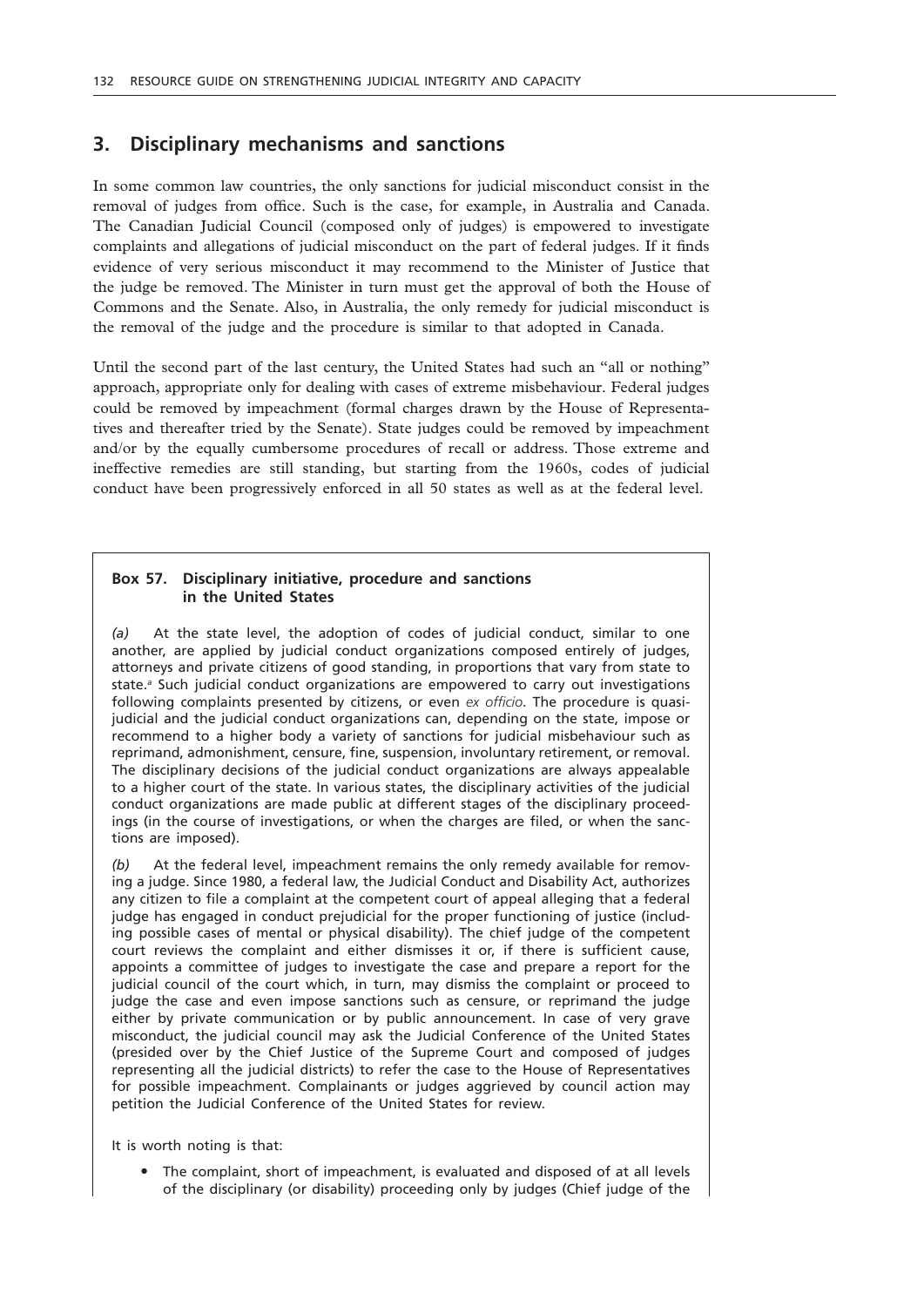## 3. Disciplinary mechanisms and sanctions

In some common law countries, the only sanctions for judicial misconduct consist in the removal of judges from office. Such is the case, for example, in Australia and Canada. The Canadian Judicial Council (composed only of judges) is empowered to investigate complaints and allegations of judicial misconduct on the part of federal judges. If it finds evidence of very serious misconduct it may recommend to the Minister of Justice that the judge be removed. The Minister in turn must get the approval of both the House of Commons and the Senate. Also, in Australia, the only remedy for judicial misconduct is the removal of the judge and the procedure is similar to that adopted in Canada.

Until the second part of the last century, the United States had such an "all or nothing" approach, appropriate only for dealing with cases of extreme misbehaviour. Federal judges could be removed by impeachment (formal charges drawn by the House of Representatives and thereafter tried by the Senate). State judges could be removed by impeachment and/or by the equally cumbersome procedures of recall or address. Those extreme and ineffective remedies are still standing, but starting from the 1960s, codes of judicial conduct have been progressively enforced in all 50 states as well as at the federal level.

**Box 57. Disciplinary initiative, procedure and sanctions in the United States**

*(a)* At the state level, the adoption of codes of judicial conduct, similar to one another, are applied by judicial conduct organizations composed entirely of judges, attorneys and private citizens of good standing, in proportions that vary from state to state.[a] Such judicial conduct organizations are empowered to carry out investigations following complaints presented by citizens, or even *ex officio*. The procedure is quasi-judicial and the judicial conduct organizations can, depending on the state, impose or recommend to a higher body a variety of sanctions for judicial misbehaviour such as reprimand, admonishment, censure, fine, suspension, involuntary retirement, or removal. The disciplinary decisions of the judicial conduct organizations are always appealable to a higher court of the state. In various states, the disciplinary activities of the judicial conduct organizations are made public at different stages of the disciplinary proceedings (in the course of investigations, or when the charges are filed, or when the sanctions are imposed).

*(b)* At the federal level, impeachment remains the only remedy available for removing a judge. Since 1980, a federal law, the Judicial Conduct and Disability Act, authorizes any citizen to file a complaint at the competent court of appeal alleging that a federal judge has engaged in conduct prejudicial for the proper functioning of justice (including possible cases of mental or physical disability). The chief judge of the competent court reviews the complaint and either dismisses it or, if there is sufficient cause, appoints a committee of judges to investigate the case and prepare a report for the judicial council of the court which, in turn, may dismiss the complaint or proceed to judge the case and even impose sanctions such as censure, or reprimand the judge either by private communication or by public announcement. In case of very grave misconduct, the judicial council may ask the Judicial Conference of the United States (presided over by the Chief Justice of the Supreme Court and composed of judges representing all the judicial districts) to refer the case to the House of Representatives for possible impeachment. Complainants or judges aggrieved by council action may petition the Judicial Conference of the United States for review.

It is worth noting is that:

- The complaint, short of impeachment, is evaluated and disposed of at all levels of the disciplinary (or disability) proceeding only by judges (Chief judge of the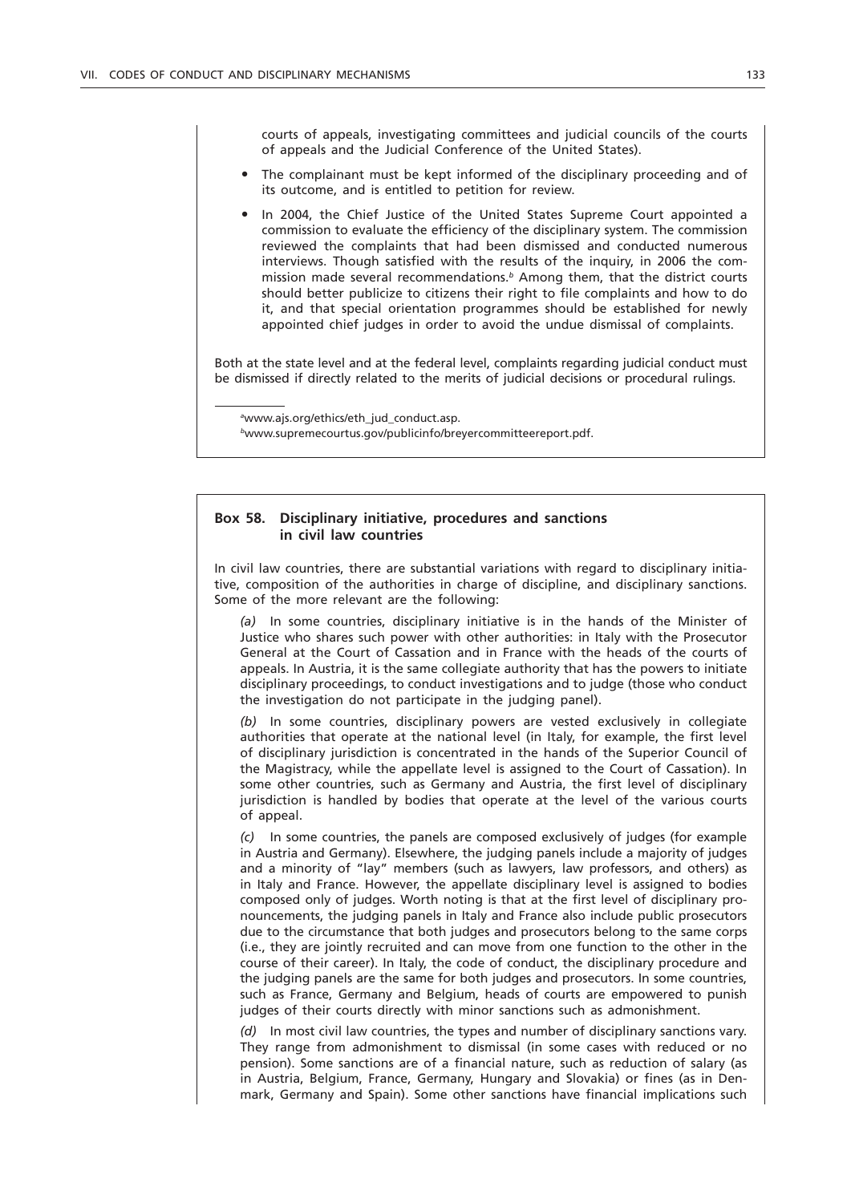courts of appeals, investigating committees and judicial councils of the courts of appeals and the Judicial Conference of the United States).

- The complainant must be kept informed of the disciplinary proceeding and of its outcome, and is entitled to petition for review.
- In 2004, the Chief Justice of the United States Supreme Court appointed a commission to evaluate the efficiency of the disciplinary system. The commission reviewed the complaints that had been dismissed and conducted numerous interviews. Though satisfied with the results of the inquiry, in 2006 the commission made several recommendations.[b] Among them, that the district courts should better publicize to citizens their right to file complaints and how to do it, and that special orientation programmes should be established for newly appointed chief judges in order to avoid the undue dismissal of complaints.

Both at the state level and at the federal level, complaints regarding judicial conduct must be dismissed if directly related to the merits of judicial decisions or procedural rulings.

[a]www.ajs.org/ethics/eth_jud_conduct.asp.
[b]www.supremecourtus.gov/publicinfo/breyercommitteereport.pdf.

### Box 58. Disciplinary initiative, procedures and sanctions in civil law countries

In civil law countries, there are substantial variations with regard to disciplinary initiative, composition of the authorities in charge of discipline, and disciplinary sanctions. Some of the more relevant are the following:

*(a)* In some countries, disciplinary initiative is in the hands of the Minister of Justice who shares such power with other authorities: in Italy with the Prosecutor General at the Court of Cassation and in France with the heads of the courts of appeals. In Austria, it is the same collegiate authority that has the powers to initiate disciplinary proceedings, to conduct investigations and to judge (those who conduct the investigation do not participate in the judging panel).

*(b)* In some countries, disciplinary powers are vested exclusively in collegiate authorities that operate at the national level (in Italy, for example, the first level of disciplinary jurisdiction is concentrated in the hands of the Superior Council of the Magistracy, while the appellate level is assigned to the Court of Cassation). In some other countries, such as Germany and Austria, the first level of disciplinary jurisdiction is handled by bodies that operate at the level of the various courts of appeal.

*(c)* In some countries, the panels are composed exclusively of judges (for example in Austria and Germany). Elsewhere, the judging panels include a majority of judges and a minority of "lay" members (such as lawyers, law professors, and others) as in Italy and France. However, the appellate disciplinary level is assigned to bodies composed only of judges. Worth noting is that at the first level of disciplinary pronouncements, the judging panels in Italy and France also include public prosecutors due to the circumstance that both judges and prosecutors belong to the same corps (i.e., they are jointly recruited and can move from one function to the other in the course of their career). In Italy, the code of conduct, the disciplinary procedure and the judging panels are the same for both judges and prosecutors. In some countries, such as France, Germany and Belgium, heads of courts are empowered to punish judges of their courts directly with minor sanctions such as admonishment.

*(d)* In most civil law countries, the types and number of disciplinary sanctions vary. They range from admonishment to dismissal (in some cases with reduced or no pension). Some sanctions are of a financial nature, such as reduction of salary (as in Austria, Belgium, France, Germany, Hungary and Slovakia) or fines (as in Denmark, Germany and Spain). Some other sanctions have financial implications such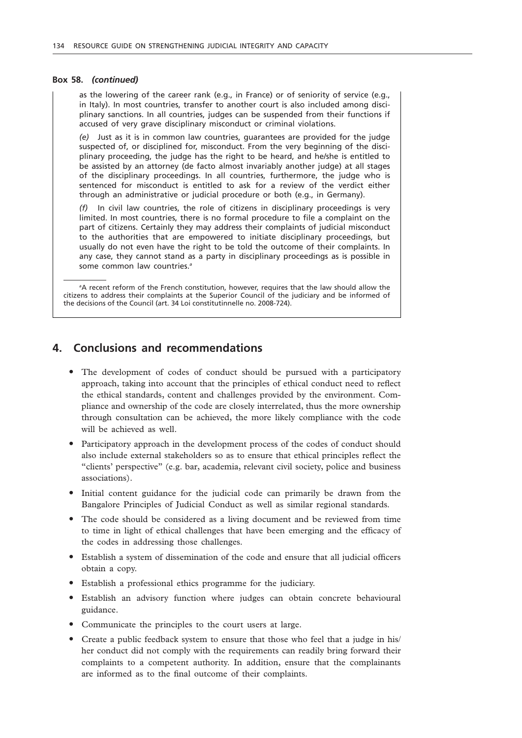**Box 58.** ***(continued)***

as the lowering of the career rank (e.g., in France) or of seniority of service (e.g., in Italy). In most countries, transfer to another court is also included among disciplinary sanctions. In all countries, judges can be suspended from their functions if accused of very grave disciplinary misconduct or criminal violations.

*(e)* Just as it is in common law countries, guarantees are provided for the judge suspected of, or disciplined for, misconduct. From the very beginning of the disciplinary proceeding, the judge has the right to be heard, and he/she is entitled to be assisted by an attorney (de facto almost invariably another judge) at all stages of the disciplinary proceedings. In all countries, furthermore, the judge who is sentenced for misconduct is entitled to ask for a review of the verdict either through an administrative or judicial procedure or both (e.g., in Germany).

*(f)* In civil law countries, the role of citizens in disciplinary proceedings is very limited. In most countries, there is no formal procedure to file a complaint on the part of citizens. Certainly they may address their complaints of judicial misconduct to the authorities that are empowered to initiate disciplinary proceedings, but usually do not even have the right to be told the outcome of their complaints. In any case, they cannot stand as a party in disciplinary proceedings as is possible in some common law countries.[a]

[a]A recent reform of the French constitution, however, requires that the law should allow the citizens to address their complaints at the Superior Council of the judiciary and be informed of the decisions of the Council (art. 34 Loi constitutinnelle no. 2008-724).

## 4. Conclusions and recommendations

- The development of codes of conduct should be pursued with a participatory approach, taking into account that the principles of ethical conduct need to reflect the ethical standards, content and challenges provided by the environment. Compliance and ownership of the code are closely interrelated, thus the more ownership through consultation can be achieved, the more likely compliance with the code will be achieved as well.
- Participatory approach in the development process of the codes of conduct should also include external stakeholders so as to ensure that ethical principles reflect the "clients' perspective" (e.g. bar, academia, relevant civil society, police and business associations).
- Initial content guidance for the judicial code can primarily be drawn from the Bangalore Principles of Judicial Conduct as well as similar regional standards.
- The code should be considered as a living document and be reviewed from time to time in light of ethical challenges that have been emerging and the efficacy of the codes in addressing those challenges.
- Establish a system of dissemination of the code and ensure that all judicial officers obtain a copy.
- Establish a professional ethics programme for the judiciary.
- Establish an advisory function where judges can obtain concrete behavioural guidance.
- Communicate the principles to the court users at large.
- Create a public feedback system to ensure that those who feel that a judge in his/her conduct did not comply with the requirements can readily bring forward their complaints to a competent authority. In addition, ensure that the complainants are informed as to the final outcome of their complaints.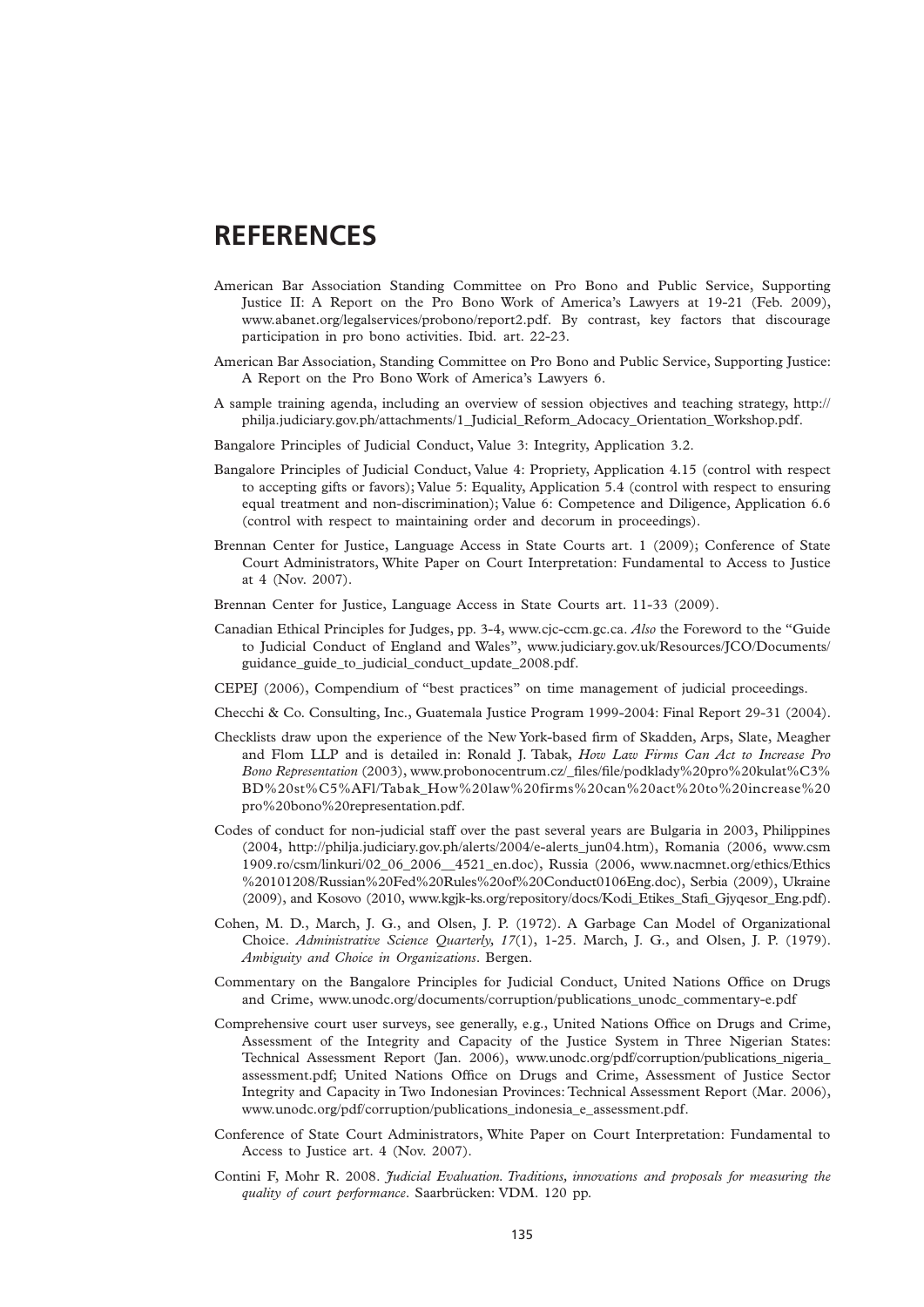# REFERENCES

American Bar Association Standing Committee on Pro Bono and Public Service, Supporting Justice II: A Report on the Pro Bono Work of America's Lawyers at 19-21 (Feb. 2009), www.abanet.org/legalservices/probono/report2.pdf. By contrast, key factors that discourage participation in pro bono activities. Ibid. art. 22-23.

American Bar Association, Standing Committee on Pro Bono and Public Service, Supporting Justice: A Report on the Pro Bono Work of America's Lawyers 6.

A sample training agenda, including an overview of session objectives and teaching strategy, http://philja.judiciary.gov.ph/attachments/1_Judicial_Reform_Adocacy_Orientation_Workshop.pdf.

Bangalore Principles of Judicial Conduct, Value 3: Integrity, Application 3.2.

Bangalore Principles of Judicial Conduct, Value 4: Propriety, Application 4.15 (control with respect to accepting gifts or favors); Value 5: Equality, Application 5.4 (control with respect to ensuring equal treatment and non-discrimination); Value 6: Competence and Diligence, Application 6.6 (control with respect to maintaining order and decorum in proceedings).

Brennan Center for Justice, Language Access in State Courts art. 1 (2009); Conference of State Court Administrators, White Paper on Court Interpretation: Fundamental to Access to Justice at 4 (Nov. 2007).

Brennan Center for Justice, Language Access in State Courts art. 11-33 (2009).

Canadian Ethical Principles for Judges, pp. 3-4, www.cjc-ccm.gc.ca. *Also* the Foreword to the "Guide to Judicial Conduct of England and Wales", www.judiciary.gov.uk/Resources/JCO/Documents/guidance_guide_to_judicial_conduct_update_2008.pdf.

CEPEJ (2006), Compendium of "best practices" on time management of judicial proceedings.

Checchi & Co. Consulting, Inc., Guatemala Justice Program 1999-2004: Final Report 29-31 (2004).

Checklists draw upon the experience of the New York-based firm of Skadden, Arps, Slate, Meagher and Flom LLP and is detailed in: Ronald J. Tabak, *How Law Firms Can Act to Increase Pro Bono Representation* (2003), www.probonocentrum.cz/_files/file/podklady%20pro%20kulat%C3%BD%20st%C5%AFl/Tabak_How%20law%20firms%20can%20act%20to%20increase%20pro%20bono%20representation.pdf.

Codes of conduct for non-judicial staff over the past several years are Bulgaria in 2003, Philippines (2004, http://philja.judiciary.gov.ph/alerts/2004/e-alerts_jun04.htm), Romania (2006, www.csm1909.ro/csm/linkuri/02_06_2006__4521_en.doc), Russia (2006, www.nacmnet.org/ethics/Ethics%20101208/Russian%20Fed%20Rules%20of%20Conduct0106Eng.doc), Serbia (2009), Ukraine (2009), and Kosovo (2010, www.kgjk-ks.org/repository/docs/Kodi_Etikes_Stafi_Gjyqesor_Eng.pdf).

Cohen, M. D., March, J. G., and Olsen, J. P. (1972). A Garbage Can Model of Organizational Choice. *Administrative Science Quarterly, 17*(1), 1-25. March, J. G., and Olsen, J. P. (1979). *Ambiguity and Choice in Organizations*. Bergen.

Commentary on the Bangalore Principles for Judicial Conduct, United Nations Office on Drugs and Crime, www.unodc.org/documents/corruption/publications_unodc_commentary-e.pdf

Comprehensive court user surveys, see generally, e.g., United Nations Office on Drugs and Crime, Assessment of the Integrity and Capacity of the Justice System in Three Nigerian States: Technical Assessment Report (Jan. 2006), www.unodc.org/pdf/corruption/publications_nigeria_assessment.pdf; United Nations Office on Drugs and Crime, Assessment of Justice Sector Integrity and Capacity in Two Indonesian Provinces: Technical Assessment Report (Mar. 2006), www.unodc.org/pdf/corruption/publications_indonesia_e_assessment.pdf.

Conference of State Court Administrators, White Paper on Court Interpretation: Fundamental to Access to Justice art. 4 (Nov. 2007).

Contini F, Mohr R. 2008. *Judicial Evaluation. Traditions, innovations and proposals for measuring the quality of court performance*. Saarbrücken: VDM. 120 pp.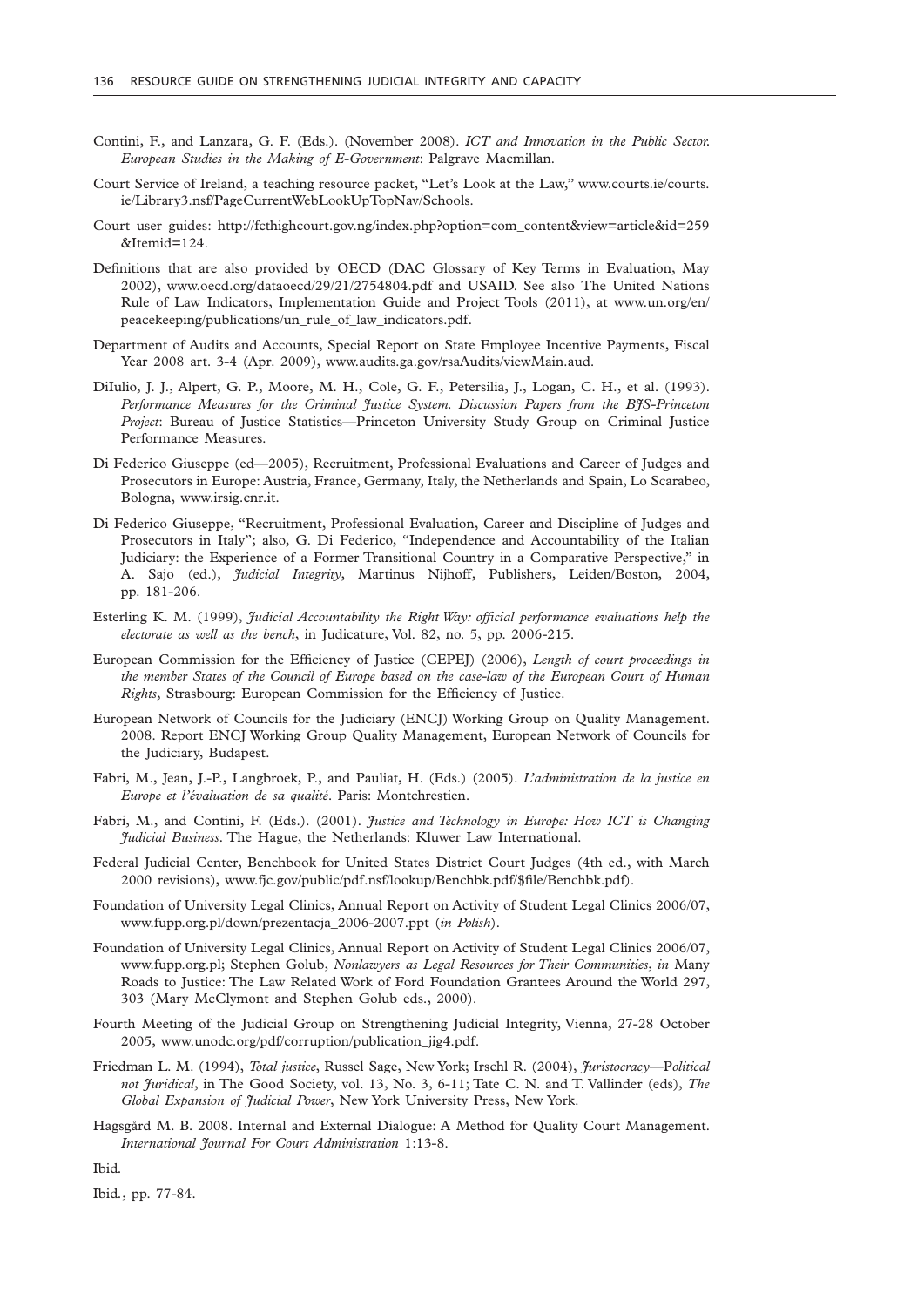Contini, F., and Lanzara, G. F. (Eds.). (November 2008). *ICT and Innovation in the Public Sector. European Studies in the Making of E-Government*: Palgrave Macmillan.

Court Service of Ireland, a teaching resource packet, "Let's Look at the Law," www.courts.ie/courts.ie/Library3.nsf/PageCurrentWebLookUpTopNav/Schools.

Court user guides: http://fcthighcourt.gov.ng/index.php?option=com_content&view=article&id=259&Itemid=124.

Definitions that are also provided by OECD (DAC Glossary of Key Terms in Evaluation, May 2002), www.oecd.org/dataoecd/29/21/2754804.pdf and USAID. See also The United Nations Rule of Law Indicators, Implementation Guide and Project Tools (2011), at www.un.org/en/peacekeeping/publications/un_rule_of_law_indicators.pdf.

Department of Audits and Accounts, Special Report on State Employee Incentive Payments, Fiscal Year 2008 art. 3-4 (Apr. 2009), www.audits.ga.gov/rsaAudits/viewMain.aud.

DiIulio, J. J., Alpert, G. P., Moore, M. H., Cole, G. F., Petersilia, J., Logan, C. H., et al. (1993). *Performance Measures for the Criminal Justice System. Discussion Papers from the BJS-Princeton Project*: Bureau of Justice Statistics—Princeton University Study Group on Criminal Justice Performance Measures.

Di Federico Giuseppe (ed—2005), Recruitment, Professional Evaluations and Career of Judges and Prosecutors in Europe: Austria, France, Germany, Italy, the Netherlands and Spain, Lo Scarabeo, Bologna, www.irsig.cnr.it.

Di Federico Giuseppe, "Recruitment, Professional Evaluation, Career and Discipline of Judges and Prosecutors in Italy"; also, G. Di Federico, "Independence and Accountability of the Italian Judiciary: the Experience of a Former Transitional Country in a Comparative Perspective," in A. Sajo (ed.), *Judicial Integrity*, Martinus Nijhoff, Publishers, Leiden/Boston, 2004, pp. 181-206.

Esterling K. M. (1999), *Judicial Accountability the Right Way: official performance evaluations help the electorate as well as the bench*, in Judicature, Vol. 82, no. 5, pp. 2006-215.

European Commission for the Efficiency of Justice (CEPEJ) (2006), *Length of court proceedings in the member States of the Council of Europe based on the case-law of the European Court of Human Rights*, Strasbourg: European Commission for the Efficiency of Justice.

European Network of Councils for the Judiciary (ENCJ) Working Group on Quality Management. 2008. Report ENCJ Working Group Quality Management, European Network of Councils for the Judiciary, Budapest.

Fabri, M., Jean, J.-P., Langbroek, P., and Pauliat, H. (Eds.) (2005). *L'administration de la justice en Europe et l'évaluation de sa qualité*. Paris: Montchrestien.

Fabri, M., and Contini, F. (Eds.). (2001). *Justice and Technology in Europe: How ICT is Changing Judicial Business*. The Hague, the Netherlands: Kluwer Law International.

Federal Judicial Center, Benchbook for United States District Court Judges (4th ed., with March 2000 revisions), www.fjc.gov/public/pdf.nsf/lookup/Benchbk.pdf/$file/Benchbk.pdf).

Foundation of University Legal Clinics, Annual Report on Activity of Student Legal Clinics 2006/07, www.fupp.org.pl/down/prezentacja_2006-2007.ppt (*in Polish*).

Foundation of University Legal Clinics, Annual Report on Activity of Student Legal Clinics 2006/07, www.fupp.org.pl; Stephen Golub, *Nonlawyers as Legal Resources for Their Communities*, *in* Many Roads to Justice: The Law Related Work of Ford Foundation Grantees Around the World 297, 303 (Mary McClymont and Stephen Golub eds., 2000).

Fourth Meeting of the Judicial Group on Strengthening Judicial Integrity, Vienna, 27-28 October 2005, www.unodc.org/pdf/corruption/publication_jig4.pdf.

Friedman L. M. (1994), *Total justice*, Russel Sage, New York; Irschl R. (2004), *Juristocracy—Political not Juridical*, in The Good Society, vol. 13, No. 3, 6-11; Tate C. N. and T. Vallinder (eds), *The Global Expansion of Judicial Power*, New York University Press, New York.

Hagsgård M. B. 2008. Internal and External Dialogue: A Method for Quality Court Management. *International Journal For Court Administration* 1:13-8.

Ibid.

Ibid., pp. 77-84.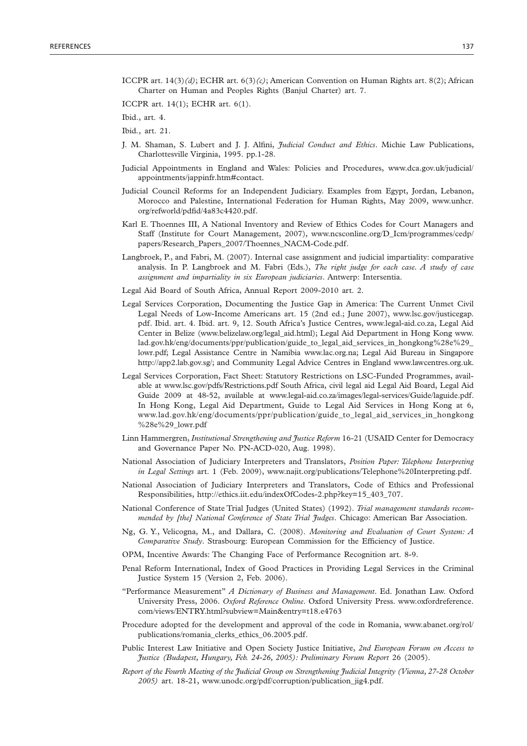ICCPR art. 14(3)*(d)*; ECHR art. 6(3)*(c)*; American Convention on Human Rights art. 8(2); African Charter on Human and Peoples Rights (Banjul Charter) art. 7.

ICCPR art. 14(1); ECHR art. 6(1).

Ibid., art. 4.

Ibid., art. 21.

J. M. Shaman, S. Lubert and J. J. Alfini, *Judicial Conduct and Ethics*. Michie Law Publications, Charlottesville Virginia, 1995. pp.1-28.

Judicial Appointments in England and Wales: Policies and Procedures, www.dca.gov.uk/judicial/appointments/jappinfr.htm#contact.

Judicial Council Reforms for an Independent Judiciary. Examples from Egypt, Jordan, Lebanon, Morocco and Palestine, International Federation for Human Rights, May 2009, www.unhcr.org/refworld/pdfid/4a83c4420.pdf.

Karl E. Thoennes III, A National Inventory and Review of Ethics Codes for Court Managers and Staff (Institute for Court Management, 2007), www.ncsconline.org/D_Icm/programmes/cedp/papers/Research_Papers_2007/Thoennes_NACM-Code.pdf.

Langbroek, P., and Fabri, M. (2007). Internal case assignment and judicial impartiality: comparative analysis. In P. Langbroek and M. Fabri (Eds.), *The right judge for each case. A study of case assignment and impartiality in six European judiciaries*. Antwerp: Intersentia.

Legal Aid Board of South Africa, Annual Report 2009-2010 art. 2.

Legal Services Corporation, Documenting the Justice Gap in America: The Current Unmet Civil Legal Needs of Low-Income Americans art. 15 (2nd ed.; June 2007), www.lsc.gov/justicegap.pdf. Ibid. art. 4. Ibid. art. 9, 12. South Africa's Justice Centres, www.legal-aid.co.za, Legal Aid Center in Belize (www.belizelaw.org/legal_aid.html); Legal Aid Department in Hong Kong www.lad.gov.hk/eng/documents/ppr/publication/guide_to_legal_aid_services_in_hongkong%28e%29_lowr.pdf; Legal Assistance Centre in Namibia www.lac.org.na; Legal Aid Bureau in Singapore http://app2.lab.gov.sg/; and Community Legal Advice Centres in England www.lawcentres.org.uk.

Legal Services Corporation, Fact Sheet: Statutory Restrictions on LSC-Funded Programmes, available at www.lsc.gov/pdfs/Restrictions.pdf South Africa, civil legal aid Legal Aid Board, Legal Aid Guide 2009 at 48-52, available at www.legal-aid.co.za/images/legal-services/Guide/laguide.pdf. In Hong Kong, Legal Aid Department, Guide to Legal Aid Services in Hong Kong at 6, www.lad.gov.hk/eng/documents/ppr/publication/guide_to_legal_aid_services_in_hongkong%28e%29_lowr.pdf

Linn Hammergren, *Institutional Strengthening and Justice Reform* 16-21 (USAID Center for Democracy and Governance Paper No. PN-ACD-020, Aug. 1998).

National Association of Judiciary Interpreters and Translators, *Position Paper: Telephone Interpreting in Legal Settings* art. 1 (Feb. 2009), www.najit.org/publications/Telephone%20Interpreting.pdf.

National Association of Judiciary Interpreters and Translators, Code of Ethics and Professional Responsibilities, http://ethics.iit.edu/indexOfCodes-2.php?key=15_403_707.

National Conference of State Trial Judges (United States) (1992). *Trial management standards recommended by [the] National Conference of State Trial Judges*. Chicago: American Bar Association.

Ng, G. Y., Velicogna, M., and Dallara, C. (2008). *Monitoring and Evaluation of Court System: A Comparative Study*. Strasbourg: European Commission for the Efficiency of Justice.

OPM, Incentive Awards: The Changing Face of Performance Recognition art. 8-9.

Penal Reform International, Index of Good Practices in Providing Legal Services in the Criminal Justice System 15 (Version 2, Feb. 2006).

"Performance Measurement" *A Dictionary of Business and Management*. Ed. Jonathan Law. Oxford University Press, 2006. *Oxford Reference Online*. Oxford University Press. www.oxfordreference.com/views/ENTRY.html?subview=Main&entry=t18.e4763

Procedure adopted for the development and approval of the code in Romania, www.abanet.org/rol/publications/romania_clerks_ethics_06.2005.pdf.

Public Interest Law Initiative and Open Society Justice Initiative, *2nd European Forum on Access to Justice (Budapest, Hungary, Feb. 24-26, 2005): Preliminary Forum Report* 26 (2005).

*Report of the Fourth Meeting of the Judicial Group on Strengthening Judicial Integrity (Vienna, 27-28 October 2005)* art. 18-21, www.unodc.org/pdf/corruption/publication_jig4.pdf.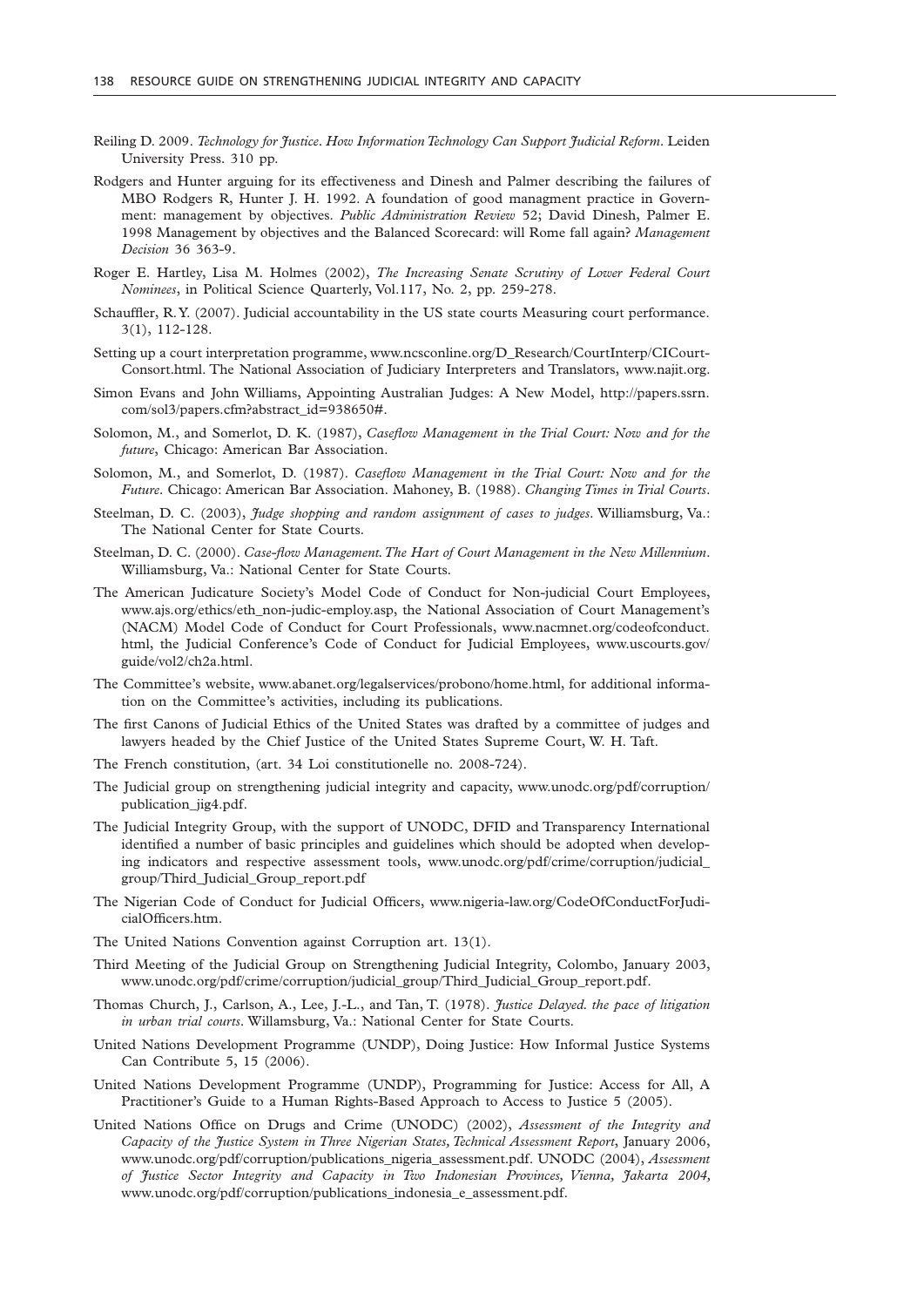Reiling D. 2009. *Technology for Justice. How Information Technology Can Support Judicial Reform*. Leiden University Press. 310 pp.

Rodgers and Hunter arguing for its effectiveness and Dinesh and Palmer describing the failures of MBO Rodgers R, Hunter J. H. 1992. A foundation of good managment practice in Government: management by objectives. *Public Administration Review* 52; David Dinesh, Palmer E. 1998 Management by objectives and the Balanced Scorecard: will Rome fall again? *Management Decision* 36 363-9.

Roger E. Hartley, Lisa M. Holmes (2002), *The Increasing Senate Scrutiny of Lower Federal Court Nominees*, in Political Science Quarterly, Vol.117, No. 2, pp. 259-278.

Schauffler, R.Y. (2007). Judicial accountability in the US state courts Measuring court performance. 3(1), 112-128.

Setting up a court interpretation programme, www.ncsconline.org/D_Research/CourtInterp/CICourt-Consort.html. The National Association of Judiciary Interpreters and Translators, www.najit.org.

Simon Evans and John Williams, Appointing Australian Judges: A New Model, http://papers.ssrn.com/sol3/papers.cfm?abstract_id=938650#.

Solomon, M., and Somerlot, D. K. (1987), *Caseflow Management in the Trial Court: Now and for the future*, Chicago: American Bar Association.

Solomon, M., and Somerlot, D. (1987). *Caseflow Management in the Trial Court: Now and for the Future*. Chicago: American Bar Association. Mahoney, B. (1988). *Changing Times in Trial Courts*.

Steelman, D. C. (2003), *Judge shopping and random assignment of cases to judges*. Williamsburg, Va.: The National Center for State Courts.

Steelman, D. C. (2000). *Case-flow Management. The Hart of Court Management in the New Millennium*. Williamsburg, Va.: National Center for State Courts.

The American Judicature Society's Model Code of Conduct for Non-judicial Court Employees, www.ajs.org/ethics/eth_non-judic-employ.asp, the National Association of Court Management's (NACM) Model Code of Conduct for Court Professionals, www.nacmnet.org/codeofconduct.html, the Judicial Conference's Code of Conduct for Judicial Employees, www.uscourts.gov/guide/vol2/ch2a.html.

The Committee's website, www.abanet.org/legalservices/probono/home.html, for additional information on the Committee's activities, including its publications.

The first Canons of Judicial Ethics of the United States was drafted by a committee of judges and lawyers headed by the Chief Justice of the United States Supreme Court, W. H. Taft.

The French constitution, (art. 34 Loi constitutionelle no. 2008-724).

The Judicial group on strengthening judicial integrity and capacity, www.unodc.org/pdf/corruption/publication_jig4.pdf.

The Judicial Integrity Group, with the support of UNODC, DFID and Transparency International identified a number of basic principles and guidelines which should be adopted when developing indicators and respective assessment tools, www.unodc.org/pdf/crime/corruption/judicial_group/Third_Judicial_Group_report.pdf

The Nigerian Code of Conduct for Judicial Officers, www.nigeria-law.org/CodeOfConductForJudicialOfficers.htm.

The United Nations Convention against Corruption art. 13(1).

Third Meeting of the Judicial Group on Strengthening Judicial Integrity, Colombo, January 2003, www.unodc.org/pdf/crime/corruption/judicial_group/Third_Judicial_Group_report.pdf.

Thomas Church, J., Carlson, A., Lee, J.-L., and Tan, T. (1978). *Justice Delayed. the pace of litigation in urban trial courts*. Willamsburg, Va.: National Center for State Courts.

United Nations Development Programme (UNDP), Doing Justice: How Informal Justice Systems Can Contribute 5, 15 (2006).

United Nations Development Programme (UNDP), Programming for Justice: Access for All, A Practitioner's Guide to a Human Rights-Based Approach to Access to Justice 5 (2005).

United Nations Office on Drugs and Crime (UNODC) (2002), *Assessment of the Integrity and Capacity of the Justice System in Three Nigerian States, Technical Assessment Report*, January 2006, www.unodc.org/pdf/corruption/publications_nigeria_assessment.pdf. UNODC (2004), *Assessment of Justice Sector Integrity and Capacity in Two Indonesian Provinces, Vienna, Jakarta 2004,* www.unodc.org/pdf/corruption/publications_indonesia_e_assessment.pdf.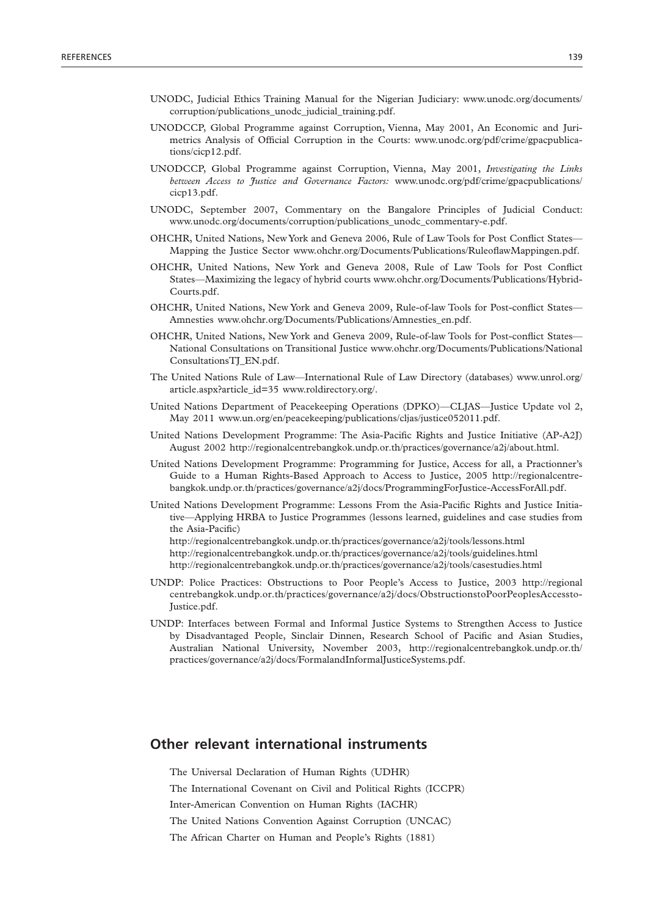UNODC, Judicial Ethics Training Manual for the Nigerian Judiciary: www.unodc.org/documents/corruption/publications_unodc_judicial_training.pdf.

UNODCCP, Global Programme against Corruption, Vienna, May 2001, An Economic and Jurimetrics Analysis of Official Corruption in the Courts: www.unodc.org/pdf/crime/gpacpublications/cicp12.pdf.

UNODCCP, Global Programme against Corruption, Vienna, May 2001, *Investigating the Links between Access to Justice and Governance Factors:* www.unodc.org/pdf/crime/gpacpublications/cicp13.pdf.

UNODC, September 2007, Commentary on the Bangalore Principles of Judicial Conduct: www.unodc.org/documents/corruption/publications_unodc_commentary-e.pdf.

OHCHR, United Nations, New York and Geneva 2006, Rule of Law Tools for Post Conflict States—Mapping the Justice Sector www.ohchr.org/Documents/Publications/RuleoflawMappingen.pdf.

OHCHR, United Nations, New York and Geneva 2008, Rule of Law Tools for Post Conflict States—Maximizing the legacy of hybrid courts www.ohchr.org/Documents/Publications/HybridCourts.pdf.

OHCHR, United Nations, New York and Geneva 2009, Rule-of-law Tools for Post-conflict States—Amnesties www.ohchr.org/Documents/Publications/Amnesties_en.pdf.

OHCHR, United Nations, New York and Geneva 2009, Rule-of-law Tools for Post-conflict States—National Consultations on Transitional Justice www.ohchr.org/Documents/Publications/NationalConsultationsTJ_EN.pdf.

The United Nations Rule of Law—International Rule of Law Directory (databases) www.unrol.org/article.aspx?article_id=35 www.roldirectory.org/.

United Nations Department of Peacekeeping Operations (DPKO)—CLJAS—Justice Update vol 2, May 2011 www.un.org/en/peacekeeping/publications/cljas/justice052011.pdf.

United Nations Development Programme: The Asia-Pacific Rights and Justice Initiative (AP-A2J) August 2002 http://regionalcentrebangkok.undp.or.th/practices/governance/a2j/about.html.

United Nations Development Programme: Programming for Justice, Access for all, a Practionner's Guide to a Human Rights-Based Approach to Access to Justice, 2005 http://regionalcentrebangkok.undp.or.th/practices/governance/a2j/docs/ProgrammingForJustice-AccessForAll.pdf.

United Nations Development Programme: Lessons From the Asia-Pacific Rights and Justice Initiative—Applying HRBA to Justice Programmes (lessons learned, guidelines and case studies from the Asia-Pacific)
http://regionalcentrebangkok.undp.or.th/practices/governance/a2j/tools/lessons.html
http://regionalcentrebangkok.undp.or.th/practices/governance/a2j/tools/guidelines.html
http://regionalcentrebangkok.undp.or.th/practices/governance/a2j/tools/casestudies.html

UNDP: Police Practices: Obstructions to Poor People's Access to Justice, 2003 http://regionalcentrebangkok.undp.or.th/practices/governance/a2j/docs/ObstructionstoPoorPeoplesAccessto-Justice.pdf.

UNDP: Interfaces between Formal and Informal Justice Systems to Strengthen Access to Justice by Disadvantaged People, Sinclair Dinnen, Research School of Pacific and Asian Studies, Australian National University, November 2003, http://regionalcentrebangkok.undp.or.th/practices/governance/a2j/docs/FormalandInformalJusticeSystems.pdf.

## Other relevant international instruments

The Universal Declaration of Human Rights (UDHR)

The International Covenant on Civil and Political Rights (ICCPR)

Inter-American Convention on Human Rights (IACHR)

The United Nations Convention Against Corruption (UNCAC)

The African Charter on Human and People's Rights (1881)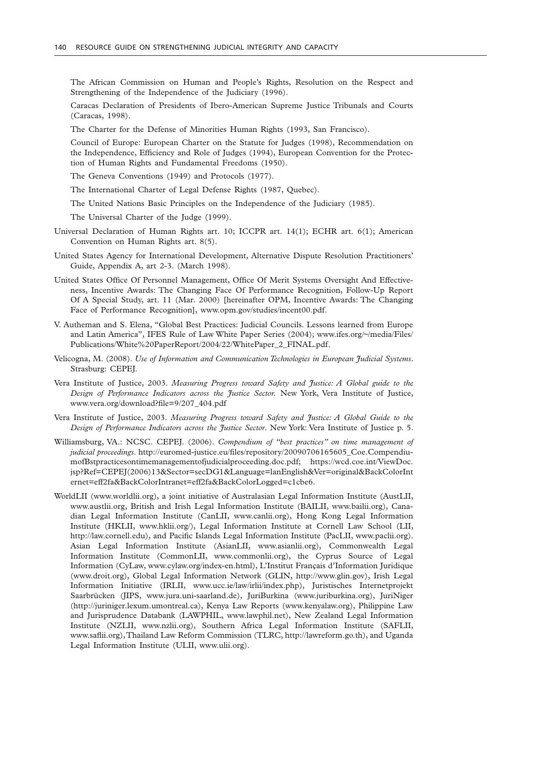The African Commission on Human and People's Rights, Resolution on the Respect and Strengthening of the Independence of the Judiciary (1996).

Caracas Declaration of Presidents of Ibero-American Supreme Justice Tribunals and Courts (Caracas, 1998).

The Charter for the Defense of Minorities Human Rights (1993, San Francisco).

Council of Europe: European Charter on the Statute for Judges (1998), Recommendation on the Independence, Efficiency and Role of Judges (1994), European Convention for the Protection of Human Rights and Fundamental Freedoms (1950).

The Geneva Conventions (1949) and Protocols (1977).

The International Charter of Legal Defense Rights (1987, Quebec).

The United Nations Basic Principles on the Independence of the Judiciary (1985).

The Universal Charter of the Judge (1999).

Universal Declaration of Human Rights art. 10; ICCPR art. 14(1); ECHR art. 6(1); American Convention on Human Rights art. 8(5).

United States Agency for International Development, Alternative Dispute Resolution Practitioners' Guide, Appendix A, art 2-3. (March 1998).

United States Office Of Personnel Management, Office Of Merit Systems Oversight And Effectiveness, Incentive Awards: The Changing Face Of Performance Recognition, Follow-Up Report Of A Special Study, art. 11 (Mar. 2000) [hereinafter OPM, Incentive Awards: The Changing Face of Performance Recognition], www.opm.gov/studies/incent00.pdf.

V. Autheman and S. Elena, "Global Best Practices: Judicial Councils. Lessons learned from Europe and Latin America", IFES Rule of Law White Paper Series (2004); www.ifes.org/~/media/Files/Publications/White%20PaperReport/2004/22/WhitePaper_2_FINAL.pdf.

Velicogna, M. (2008). *Use of Information and Communication Technologies in European Judicial Systems*. Strasburg: CEPEJ.

Vera Institute of Justice, 2003. *Measuring Progress toward Safety and Justice: A Global guide to the Design of Performance Indicators across the Justice Sector.* New York, Vera Institute of Justice, www.vera.org/download?file=9/207_404.pdf

Vera Institute of Justice, 2003. *Measuring Progress toward Safety and Justice: A Global Guide to the Design of Performance Indicators across the Justice Sector*. New York: Vera Institute of Justice p. 5.

Williamsburg, VA.: NCSC. CEPEJ. (2006). *Compendium of "best practices" on time management of judicial proceedings*. http://euromed-justice.eu/files/repository/20090706165605_Coe.CompendiumofBstpracticesontimemanagementofjudicialproceeding.doc.pdf; https://wcd.coe.int/ViewDoc.jsp?Ref=CEPEJ(2006)13&Sector=secDG1&Language=lanEnglish&Ver=original&BackColorInternet=eff2fa&BackColorIntranet=eff2fa&BackColorLogged=c1cbe6.

WorldLII (www.worldlii.org), a joint initiative of Australasian Legal Information Institute (AustLII, www.austlii.org, British and Irish Legal Information Institute (BAILII, www.bailii.org), Canadian Legal Information Institute (CanLII, www.canlii.org), Hong Kong Legal Information Institute (HKLII, www.hklii.org/), Legal Information Institute at Cornell Law School (LII, http://law.cornell.edu), and Pacific Islands Legal Information Institute (PacLII, www.paclii.org). Asian Legal Information Institute (AsianLII, www.asianlii.org), Commonwealth Legal Information Institute (CommonLII, www.commonlii.org), the Cyprus Source of Legal Information (CyLaw, www.cylaw.org/index-en.html), L'Institut Français d'Information Juridique (www.droit.org), Global Legal Information Network (GLIN, http://www.glin.gov), Irish Legal Information Initiative (IRLII, www.ucc.ie/law/irlii/index.php), Juristisches Internetprojekt Saarbrücken (JIPS, www.jura.uni-saarland.de), JuriBurkina (www.juriburkina.org), JuriNiger (http://juriniger.lexum.umontreal.ca), Kenya Law Reports (www.kenyalaw.org), Philippine Law and Jurisprudence Databank (LAWPHIL, www.lawphil.net), New Zealand Legal Information Institute (NZLII, www.nzlii.org), Southern Africa Legal Information Institute (SAFLII, www.saflii.org), Thailand Law Reform Commission (TLRC, http://lawreform.go.th), and Uganda Legal Information Institute (ULII, www.ulii.org).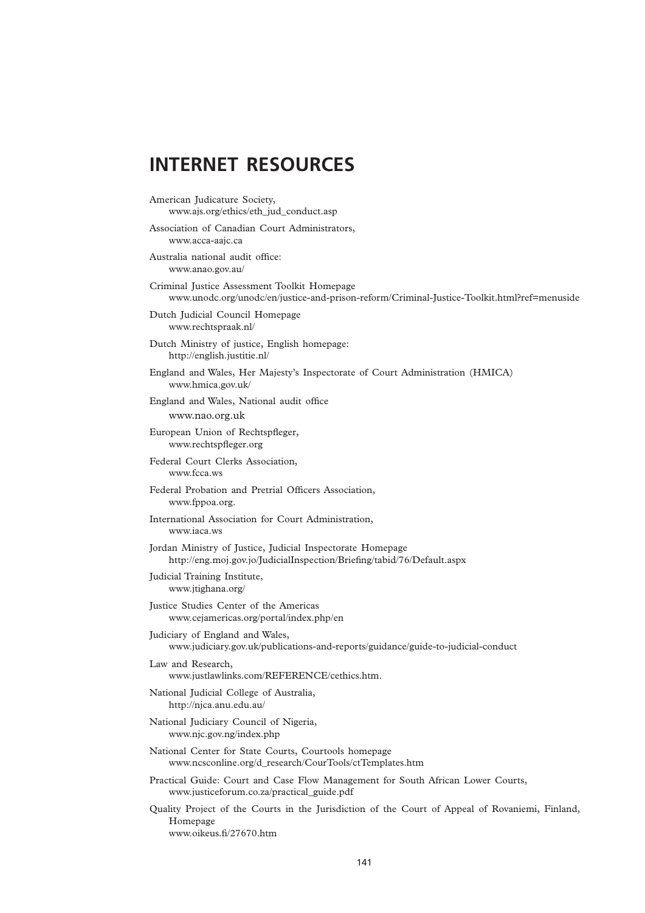# INTERNET RESOURCES

American Judicature Society,
www.ajs.org/ethics/eth_jud_conduct.asp

Association of Canadian Court Administrators,
www.acca-aajc.ca

Australia national audit office:
www.anao.gov.au/

Criminal Justice Assessment Toolkit Homepage
www.unodc.org/unodc/en/justice-and-prison-reform/Criminal-Justice-Toolkit.html?ref=menuside

Dutch Judicial Council Homepage
www.rechtspraak.nl/

Dutch Ministry of justice, English homepage:
http://english.justitie.nl/

England and Wales, Her Majesty's Inspectorate of Court Administration (HMICA)
www.hmica.gov.uk/

England and Wales, National audit office
www.nao.org.uk

European Union of Rechtspfleger,
www.rechtspfleger.org

Federal Court Clerks Association,
www.fcca.ws

Federal Probation and Pretrial Officers Association,
www.fppoa.org.

International Association for Court Administration,
www.iaca.ws

Jordan Ministry of Justice, Judicial Inspectorate Homepage
http://eng.moj.gov.jo/JudicialInspection/Briefing/tabid/76/Default.aspx

Judicial Training Institute,
www.jtighana.org/

Justice Studies Center of the Americas
www.cejamericas.org/portal/index.php/en

Judiciary of England and Wales,
www.judiciary.gov.uk/publications-and-reports/guidance/guide-to-judicial-conduct

Law and Research,
www.justlawlinks.com/REFERENCE/cethics.htm.

National Judicial College of Australia,
http://njca.anu.edu.au/

National Judiciary Council of Nigeria,
www.njc.gov.ng/index.php

National Center for State Courts, Courtools homepage
www.ncsconline.org/d_research/CourTools/ctTemplates.htm

Practical Guide: Court and Case Flow Management for South African Lower Courts,
www.justiceforum.co.za/practical_guide.pdf

Quality Project of the Courts in the Jurisdiction of the Court of Appeal of Rovaniemi, Finland, Homepage
www.oikeus.fi/27670.htm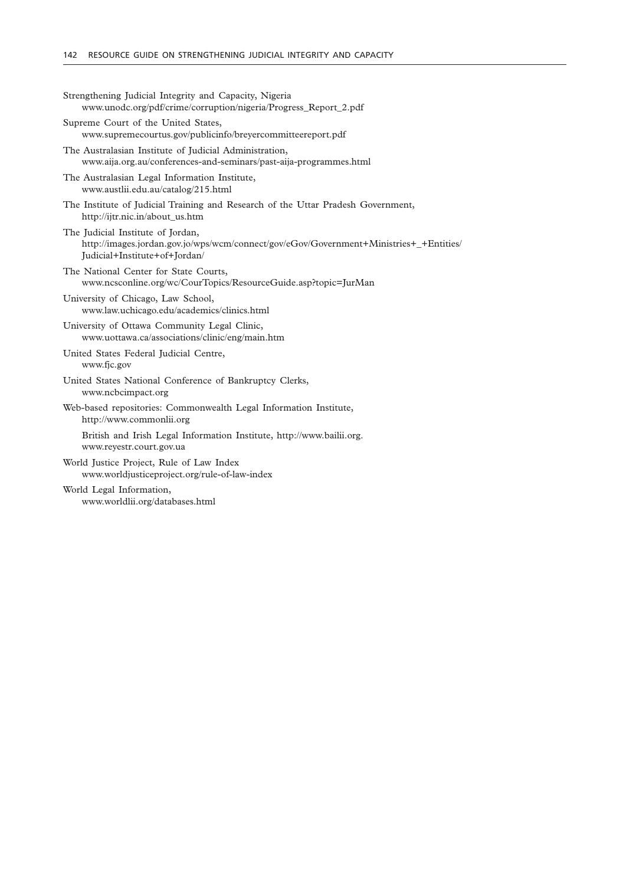Strengthening Judicial Integrity and Capacity, Nigeria
www.unodc.org/pdf/crime/corruption/nigeria/Progress_Report_2.pdf

Supreme Court of the United States,
www.supremecourtus.gov/publicinfo/breyercommitteereport.pdf

The Australasian Institute of Judicial Administration,
www.aija.org.au/conferences-and-seminars/past-aija-programmes.html

The Australasian Legal Information Institute,
www.austlii.edu.au/catalog/215.html

The Institute of Judicial Training and Research of the Uttar Pradesh Government,
http://ijtr.nic.in/about_us.htm

The Judicial Institute of Jordan,
http://images.jordan.gov.jo/wps/wcm/connect/gov/eGov/Government+Ministries+_+Entities/Judicial+Institute+of+Jordan/

The National Center for State Courts,
www.ncsconline.org/wc/CourTopics/ResourceGuide.asp?topic=JurMan

University of Chicago, Law School,
www.law.uchicago.edu/academics/clinics.html

University of Ottawa Community Legal Clinic,
www.uottawa.ca/associations/clinic/eng/main.htm

United States Federal Judicial Centre,
www.fjc.gov

United States National Conference of Bankruptcy Clerks,
www.ncbcimpact.org

Web-based repositories: Commonwealth Legal Information Institute,
http://www.commonlii.org

British and Irish Legal Information Institute, http://www.bailii.org.
www.reyestr.court.gov.ua

World Justice Project, Rule of Law Index
www.worldjusticeproject.org/rule-of-law-index

World Legal Information,
www.worldlii.org/databases.html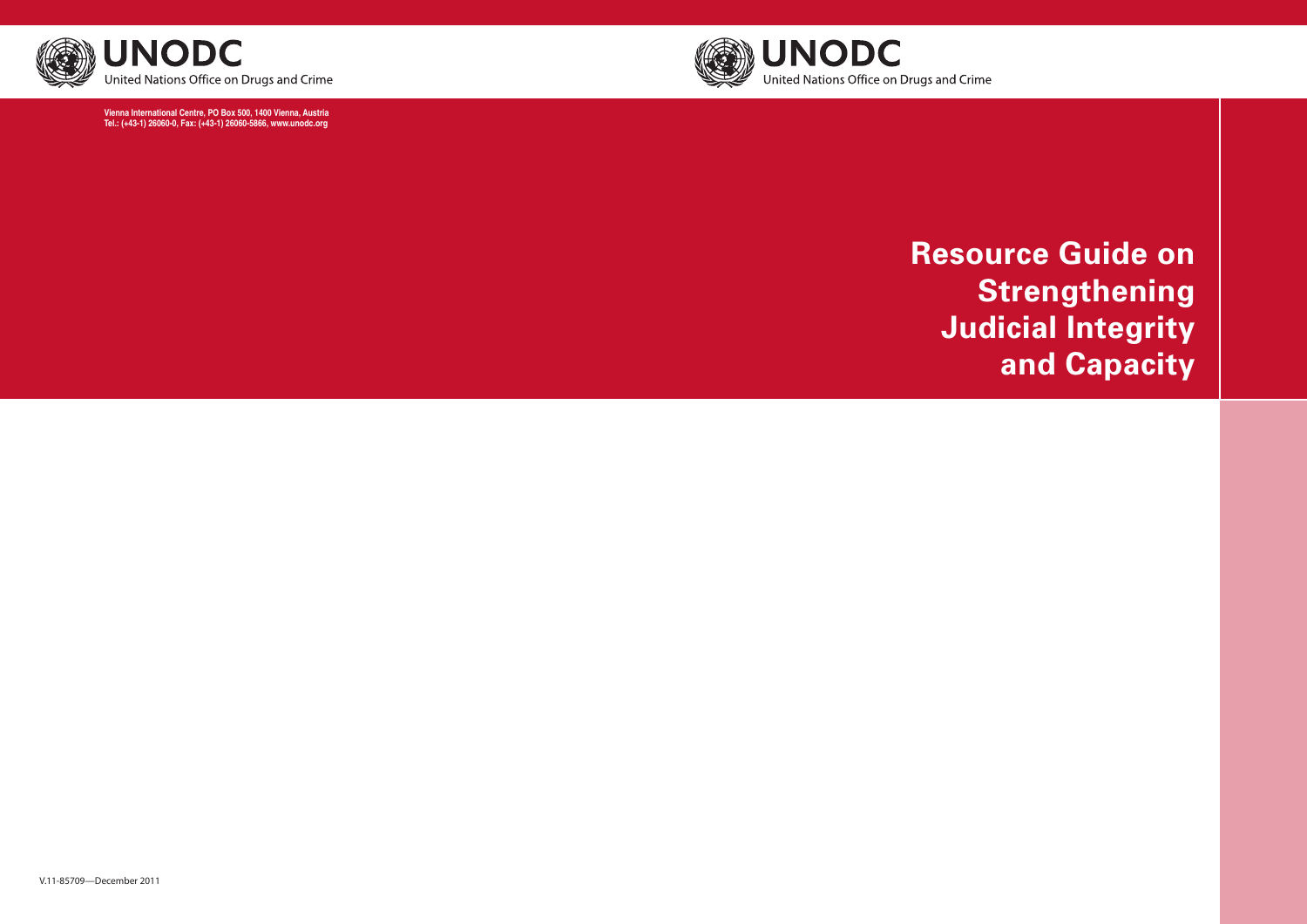UNODC
United Nations Office on Drugs and Crime

Vienna International Centre, PO Box 500, 1400 Vienna, Austria
Tel.: (+43-1) 26060-0, Fax: (+43-1) 26060-5866, www.unodc.org

UNODC
United Nations Office on Drugs and Crime

# Resource Guide on Strengthening Judicial Integrity and Capacity

V.11-85709—December 2011